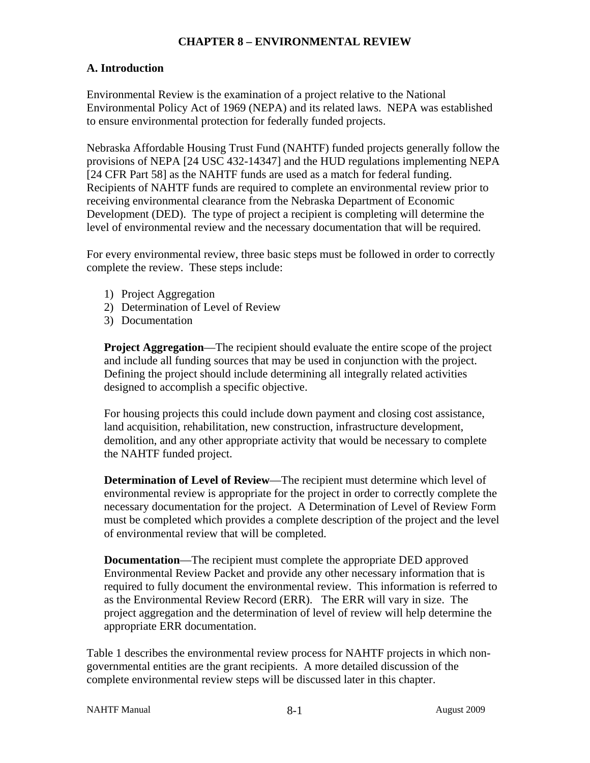# CHAPTER 8 – ENVIRONMENTAL REVIEW

## A. Introduction

Environmental Review is the examination of a project relative to the National Environmental Policy Act of 1969 (NEPA) and its related laws. NEPA was established to ensure environmental protection for federally funded projects.

Nebraska Affordable Housing Trust Fund (NAHTF) funded projects generally follow the provisions of NEPA [24 USC 432-14347] and the HUD regulations implementing NEPA [24 CFR Part 58] as the NAHTF funds are used as a match for federal funding. Recipients of NAHTF funds are required to complete an environmental review prior to receiving environmental clearance from the Nebraska Department of Economic Development (DED). The type of project a recipient is completing will determine the level of environmental review and the necessary documentation that will be required.

For every environmental review, three basic steps must be followed in order to correctly complete the review. These steps include:

1) Project Aggregation
2) Determination of Level of Review
3) Documentation

**Project Aggregation**—The recipient should evaluate the entire scope of the project and include all funding sources that may be used in conjunction with the project. Defining the project should include determining all integrally related activities designed to accomplish a specific objective.

For housing projects this could include down payment and closing cost assistance, land acquisition, rehabilitation, new construction, infrastructure development, demolition, and any other appropriate activity that would be necessary to complete the NAHTF funded project.

**Determination of Level of Review**—The recipient must determine which level of environmental review is appropriate for the project in order to correctly complete the necessary documentation for the project. A Determination of Level of Review Form must be completed which provides a complete description of the project and the level of environmental review that will be completed.

**Documentation**—The recipient must complete the appropriate DED approved Environmental Review Packet and provide any other necessary information that is required to fully document the environmental review. This information is referred to as the Environmental Review Record (ERR). The ERR will vary in size. The project aggregation and the determination of level of review will help determine the appropriate ERR documentation.

Table 1 describes the environmental review process for NAHTF projects in which non-governmental entities are the grant recipients. A more detailed discussion of the complete environmental review steps will be discussed later in this chapter.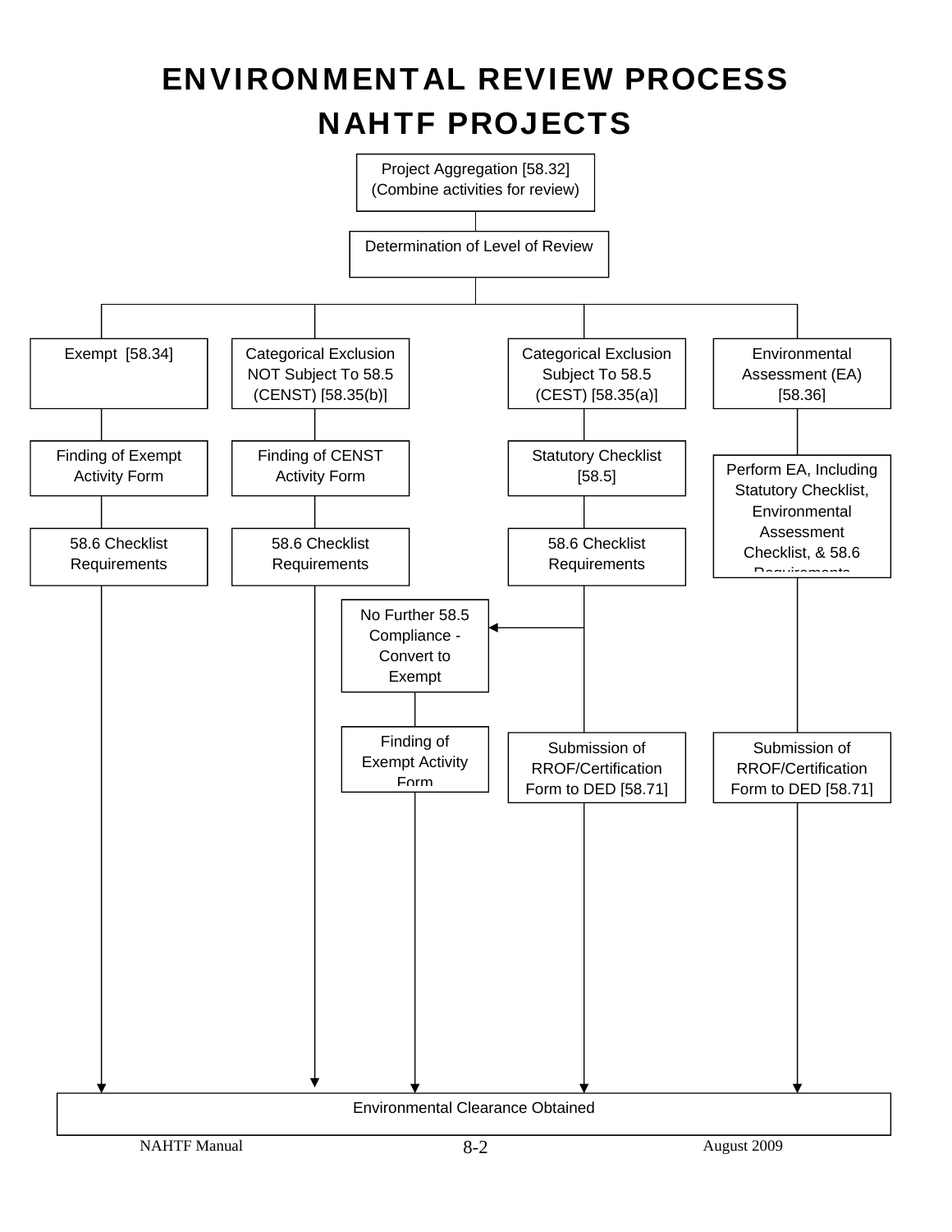# ENVIRONMENTAL REVIEW PROCESS
# NAHTF PROJECTS

Project Aggregation [58.32]
(Combine activities for review)

Determination of Level of Review

**Exempt [58.34]**
- Finding of Exempt Activity Form
- 58.6 Checklist Requirements
- → Environmental Clearance Obtained

**Categorical Exclusion NOT Subject To 58.5 (CENST) [58.35(b)]**
- Finding of CENST Activity Form
- 58.6 Checklist Requirements
- → Environmental Clearance Obtained

**Categorical Exclusion Subject To 58.5 (CEST) [58.35(a)]**
- Statutory Checklist [58.5]
- 58.6 Checklist Requirements
- → No Further 58.5 Compliance - Convert to Exempt
  - Finding of Exempt Activity Form
  - → Environmental Clearance Obtained
- Submission of RROF/Certification Form to DED [58.71]
- → Environmental Clearance Obtained

**Environmental Assessment (EA) [58.36]**
- Perform EA, Including Statutory Checklist, Environmental Assessment Checklist, & 58.6 Requirements
- Submission of RROF/Certification Form to DED [58.71]
- → Environmental Clearance Obtained

Environmental Clearance Obtained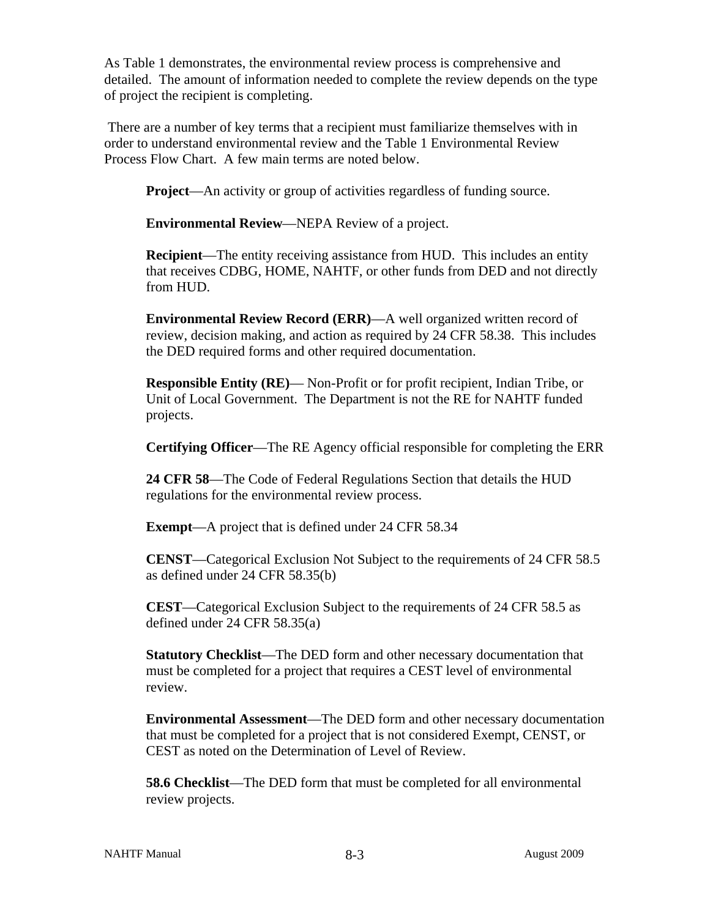As Table 1 demonstrates, the environmental review process is comprehensive and detailed. The amount of information needed to complete the review depends on the type of project the recipient is completing.

There are a number of key terms that a recipient must familiarize themselves with in order to understand environmental review and the Table 1 Environmental Review Process Flow Chart. A few main terms are noted below.

**Project**—An activity or group of activities regardless of funding source.

**Environmental Review**—NEPA Review of a project.

**Recipient**—The entity receiving assistance from HUD. This includes an entity that receives CDBG, HOME, NAHTF, or other funds from DED and not directly from HUD.

**Environmental Review Record (ERR)**—A well organized written record of review, decision making, and action as required by 24 CFR 58.38. This includes the DED required forms and other required documentation.

**Responsible Entity (RE)**— Non-Profit or for profit recipient, Indian Tribe, or Unit of Local Government. The Department is not the RE for NAHTF funded projects.

**Certifying Officer**—The RE Agency official responsible for completing the ERR

**24 CFR 58**—The Code of Federal Regulations Section that details the HUD regulations for the environmental review process.

**Exempt**—A project that is defined under 24 CFR 58.34

**CENST**—Categorical Exclusion Not Subject to the requirements of 24 CFR 58.5 as defined under 24 CFR 58.35(b)

**CEST**—Categorical Exclusion Subject to the requirements of 24 CFR 58.5 as defined under 24 CFR 58.35(a)

**Statutory Checklist**—The DED form and other necessary documentation that must be completed for a project that requires a CEST level of environmental review.

**Environmental Assessment**—The DED form and other necessary documentation that must be completed for a project that is not considered Exempt, CENST, or CEST as noted on the Determination of Level of Review.

**58.6 Checklist**—The DED form that must be completed for all environmental review projects.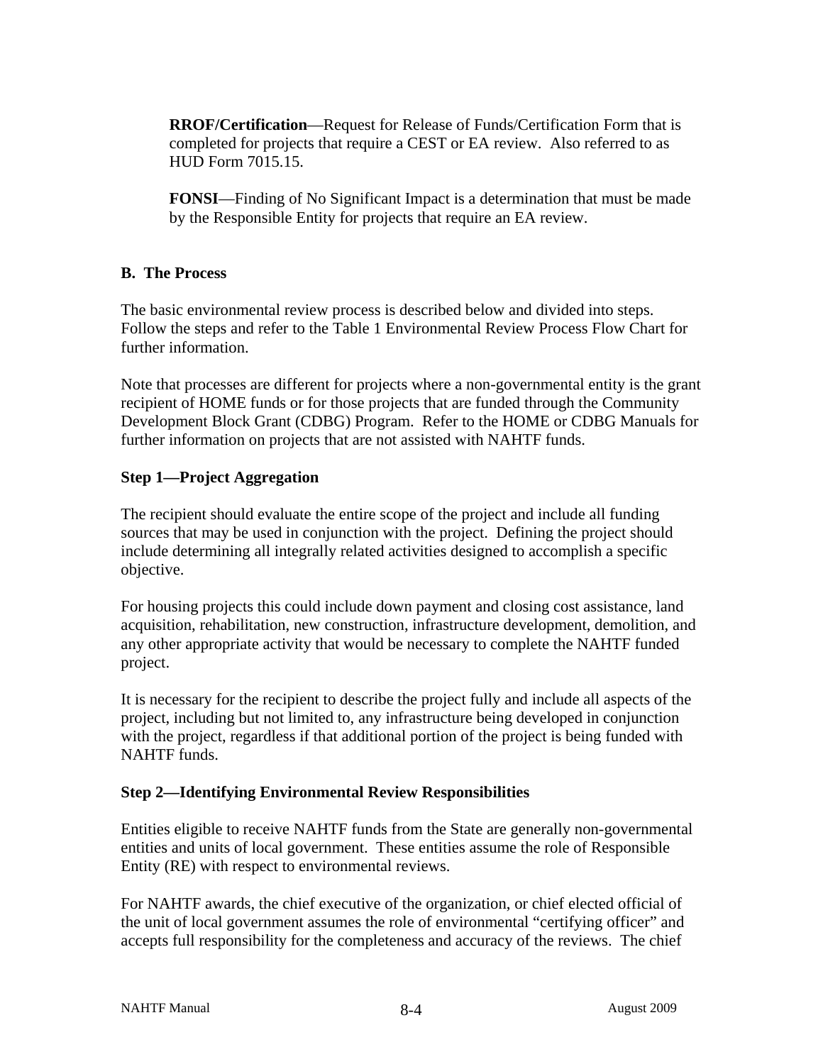**RROF/Certification**—Request for Release of Funds/Certification Form that is completed for projects that require a CEST or EA review. Also referred to as HUD Form 7015.15.

**FONSI**—Finding of No Significant Impact is a determination that must be made by the Responsible Entity for projects that require an EA review.

## B. The Process

The basic environmental review process is described below and divided into steps. Follow the steps and refer to the Table 1 Environmental Review Process Flow Chart for further information.

Note that processes are different for projects where a non-governmental entity is the grant recipient of HOME funds or for those projects that are funded through the Community Development Block Grant (CDBG) Program. Refer to the HOME or CDBG Manuals for further information on projects that are not assisted with NAHTF funds.

### Step 1—Project Aggregation

The recipient should evaluate the entire scope of the project and include all funding sources that may be used in conjunction with the project. Defining the project should include determining all integrally related activities designed to accomplish a specific objective.

For housing projects this could include down payment and closing cost assistance, land acquisition, rehabilitation, new construction, infrastructure development, demolition, and any other appropriate activity that would be necessary to complete the NAHTF funded project.

It is necessary for the recipient to describe the project fully and include all aspects of the project, including but not limited to, any infrastructure being developed in conjunction with the project, regardless if that additional portion of the project is being funded with NAHTF funds.

### Step 2—Identifying Environmental Review Responsibilities

Entities eligible to receive NAHTF funds from the State are generally non-governmental entities and units of local government. These entities assume the role of Responsible Entity (RE) with respect to environmental reviews.

For NAHTF awards, the chief executive of the organization, or chief elected official of the unit of local government assumes the role of environmental "certifying officer" and accepts full responsibility for the completeness and accuracy of the reviews. The chief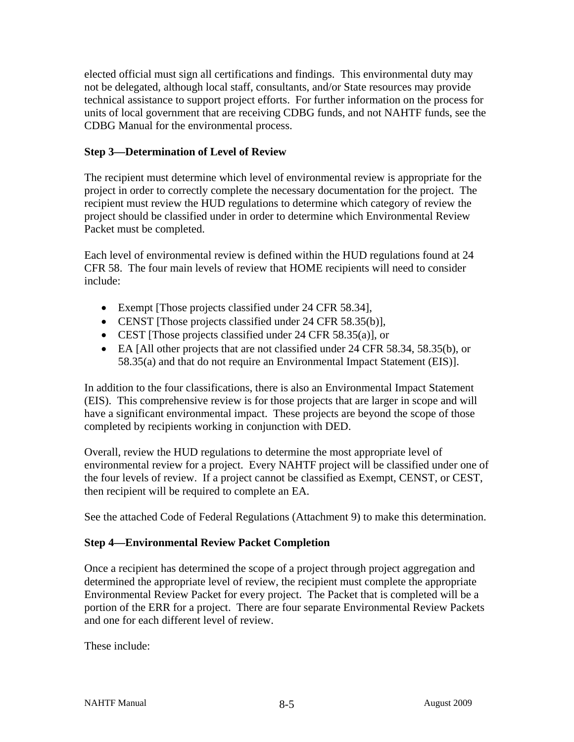elected official must sign all certifications and findings. This environmental duty may not be delegated, although local staff, consultants, and/or State resources may provide technical assistance to support project efforts. For further information on the process for units of local government that are receiving CDBG funds, and not NAHTF funds, see the CDBG Manual for the environmental process.

**Step 3—Determination of Level of Review**

The recipient must determine which level of environmental review is appropriate for the project in order to correctly complete the necessary documentation for the project. The recipient must review the HUD regulations to determine which category of review the project should be classified under in order to determine which Environmental Review Packet must be completed.

Each level of environmental review is defined within the HUD regulations found at 24 CFR 58. The four main levels of review that HOME recipients will need to consider include:

- Exempt [Those projects classified under 24 CFR 58.34],
- CENST [Those projects classified under 24 CFR 58.35(b)],
- CEST [Those projects classified under 24 CFR 58.35(a)], or
- EA [All other projects that are not classified under 24 CFR 58.34, 58.35(b), or 58.35(a) and that do not require an Environmental Impact Statement (EIS)].

In addition to the four classifications, there is also an Environmental Impact Statement (EIS). This comprehensive review is for those projects that are larger in scope and will have a significant environmental impact. These projects are beyond the scope of those completed by recipients working in conjunction with DED.

Overall, review the HUD regulations to determine the most appropriate level of environmental review for a project. Every NAHTF project will be classified under one of the four levels of review. If a project cannot be classified as Exempt, CENST, or CEST, then recipient will be required to complete an EA.

See the attached Code of Federal Regulations (Attachment 9) to make this determination.

**Step 4—Environmental Review Packet Completion**

Once a recipient has determined the scope of a project through project aggregation and determined the appropriate level of review, the recipient must complete the appropriate Environmental Review Packet for every project. The Packet that is completed will be a portion of the ERR for a project. There are four separate Environmental Review Packets and one for each different level of review.

These include: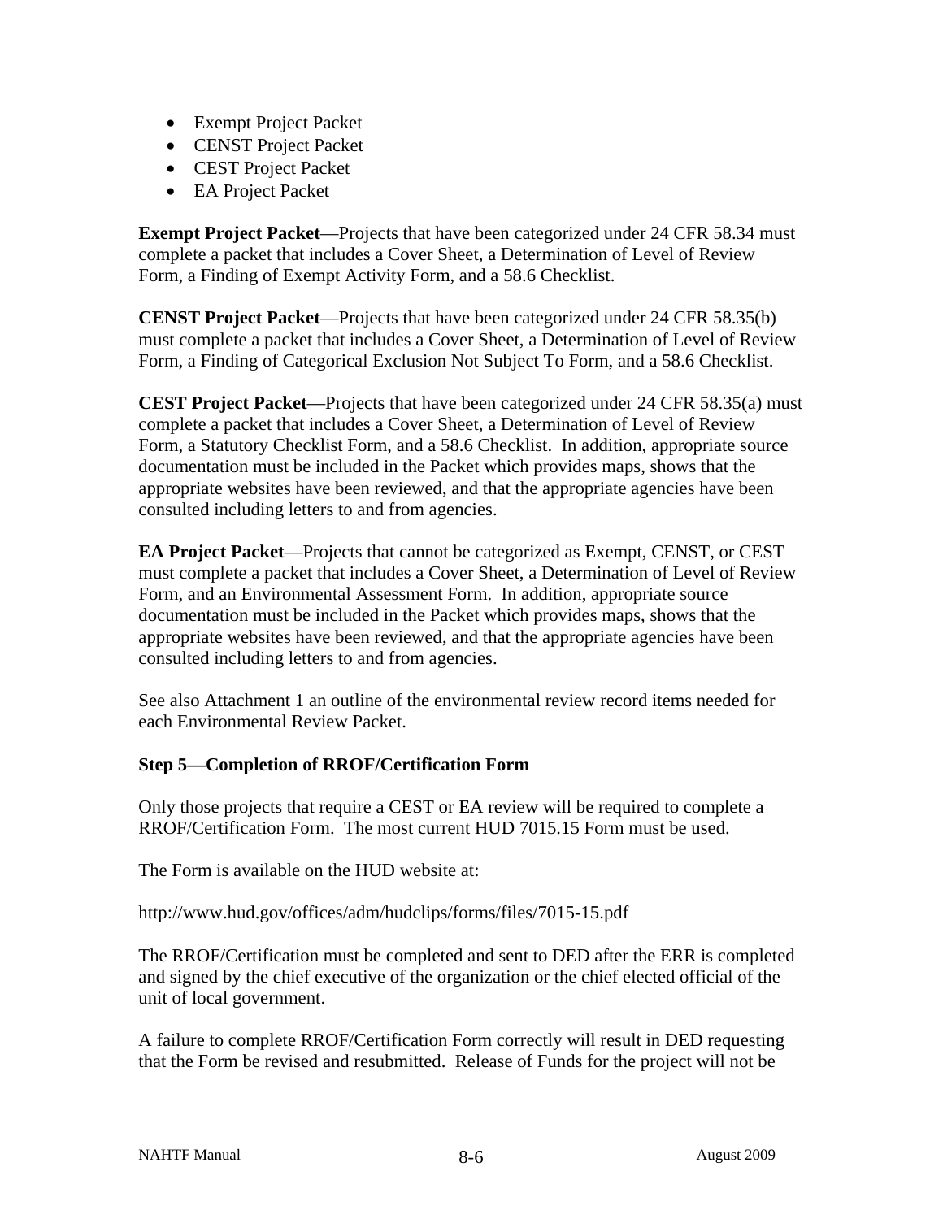- Exempt Project Packet
- CENST Project Packet
- CEST Project Packet
- EA Project Packet

**Exempt Project Packet**—Projects that have been categorized under 24 CFR 58.34 must complete a packet that includes a Cover Sheet, a Determination of Level of Review Form, a Finding of Exempt Activity Form, and a 58.6 Checklist.

**CENST Project Packet**—Projects that have been categorized under 24 CFR 58.35(b) must complete a packet that includes a Cover Sheet, a Determination of Level of Review Form, a Finding of Categorical Exclusion Not Subject To Form, and a 58.6 Checklist.

**CEST Project Packet**—Projects that have been categorized under 24 CFR 58.35(a) must complete a packet that includes a Cover Sheet, a Determination of Level of Review Form, a Statutory Checklist Form, and a 58.6 Checklist. In addition, appropriate source documentation must be included in the Packet which provides maps, shows that the appropriate websites have been reviewed, and that the appropriate agencies have been consulted including letters to and from agencies.

**EA Project Packet**—Projects that cannot be categorized as Exempt, CENST, or CEST must complete a packet that includes a Cover Sheet, a Determination of Level of Review Form, and an Environmental Assessment Form. In addition, appropriate source documentation must be included in the Packet which provides maps, shows that the appropriate websites have been reviewed, and that the appropriate agencies have been consulted including letters to and from agencies.

See also Attachment 1 an outline of the environmental review record items needed for each Environmental Review Packet.

**Step 5—Completion of RROF/Certification Form**

Only those projects that require a CEST or EA review will be required to complete a RROF/Certification Form. The most current HUD 7015.15 Form must be used.

The Form is available on the HUD website at:

http://www.hud.gov/offices/adm/hudclips/forms/files/7015-15.pdf

The RROF/Certification must be completed and sent to DED after the ERR is completed and signed by the chief executive of the organization or the chief elected official of the unit of local government.

A failure to complete RROF/Certification Form correctly will result in DED requesting that the Form be revised and resubmitted. Release of Funds for the project will not be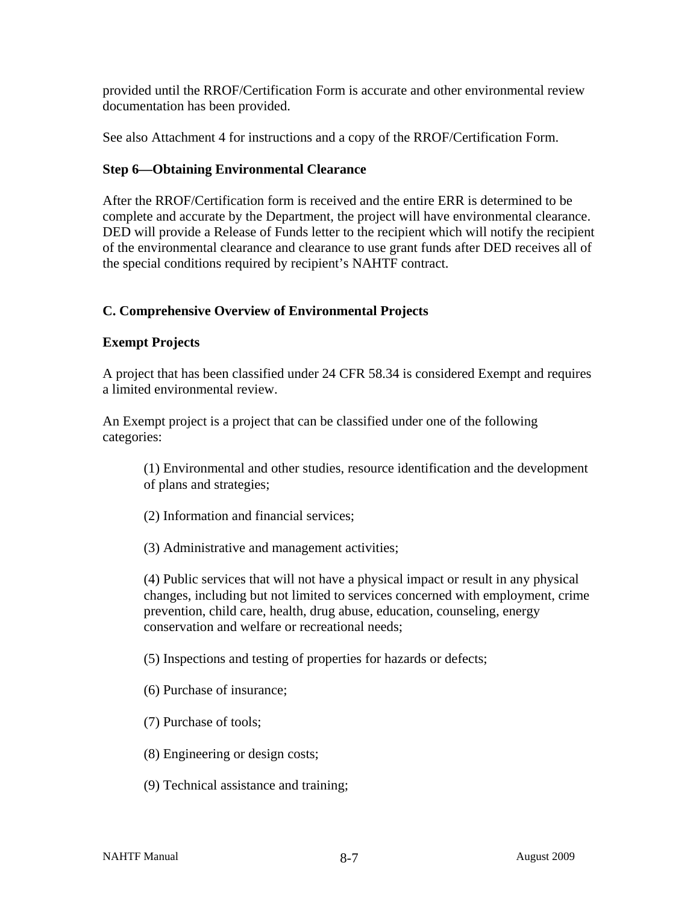provided until the RROF/Certification Form is accurate and other environmental review documentation has been provided.

See also Attachment 4 for instructions and a copy of the RROF/Certification Form.

### Step 6—Obtaining Environmental Clearance

After the RROF/Certification form is received and the entire ERR is determined to be complete and accurate by the Department, the project will have environmental clearance. DED will provide a Release of Funds letter to the recipient which will notify the recipient of the environmental clearance and clearance to use grant funds after DED receives all of the special conditions required by recipient's NAHTF contract.

## C. Comprehensive Overview of Environmental Projects

### Exempt Projects

A project that has been classified under 24 CFR 58.34 is considered Exempt and requires a limited environmental review.

An Exempt project is a project that can be classified under one of the following categories:

(1) Environmental and other studies, resource identification and the development of plans and strategies;

(2) Information and financial services;

(3) Administrative and management activities;

(4) Public services that will not have a physical impact or result in any physical changes, including but not limited to services concerned with employment, crime prevention, child care, health, drug abuse, education, counseling, energy conservation and welfare or recreational needs;

(5) Inspections and testing of properties for hazards or defects;

(6) Purchase of insurance;

(7) Purchase of tools;

(8) Engineering or design costs;

(9) Technical assistance and training;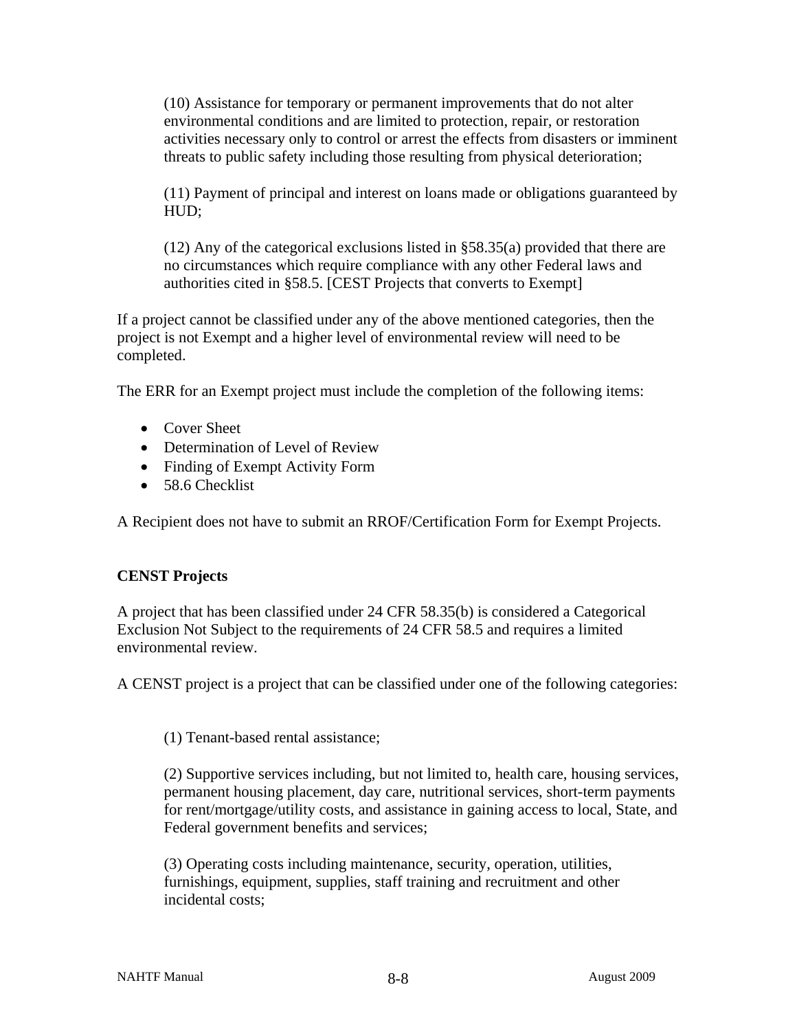(10) Assistance for temporary or permanent improvements that do not alter environmental conditions and are limited to protection, repair, or restoration activities necessary only to control or arrest the effects from disasters or imminent threats to public safety including those resulting from physical deterioration;

(11) Payment of principal and interest on loans made or obligations guaranteed by HUD;

(12) Any of the categorical exclusions listed in §58.35(a) provided that there are no circumstances which require compliance with any other Federal laws and authorities cited in §58.5. [CEST Projects that converts to Exempt]

If a project cannot be classified under any of the above mentioned categories, then the project is not Exempt and a higher level of environmental review will need to be completed.

The ERR for an Exempt project must include the completion of the following items:

- Cover Sheet
- Determination of Level of Review
- Finding of Exempt Activity Form
- 58.6 Checklist

A Recipient does not have to submit an RROF/Certification Form for Exempt Projects.

**CENST Projects**

A project that has been classified under 24 CFR 58.35(b) is considered a Categorical Exclusion Not Subject to the requirements of 24 CFR 58.5 and requires a limited environmental review.

A CENST project is a project that can be classified under one of the following categories:

(1) Tenant-based rental assistance;

(2) Supportive services including, but not limited to, health care, housing services, permanent housing placement, day care, nutritional services, short-term payments for rent/mortgage/utility costs, and assistance in gaining access to local, State, and Federal government benefits and services;

(3) Operating costs including maintenance, security, operation, utilities, furnishings, equipment, supplies, staff training and recruitment and other incidental costs;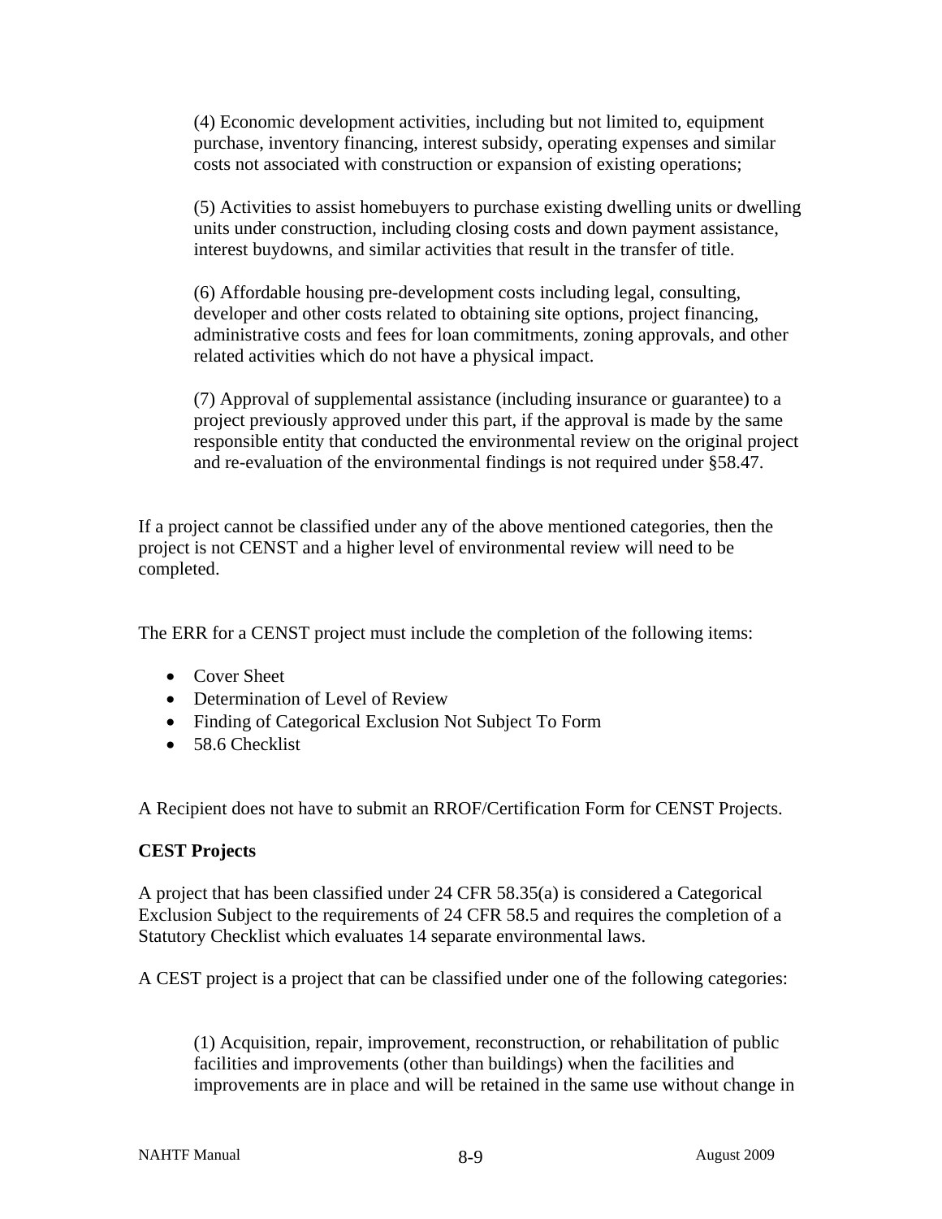> (4) Economic development activities, including but not limited to, equipment purchase, inventory financing, interest subsidy, operating expenses and similar costs not associated with construction or expansion of existing operations;
>
> (5) Activities to assist homebuyers to purchase existing dwelling units or dwelling units under construction, including closing costs and down payment assistance, interest buydowns, and similar activities that result in the transfer of title.
>
> (6) Affordable housing pre-development costs including legal, consulting, developer and other costs related to obtaining site options, project financing, administrative costs and fees for loan commitments, zoning approvals, and other related activities which do not have a physical impact.
>
> (7) Approval of supplemental assistance (including insurance or guarantee) to a project previously approved under this part, if the approval is made by the same responsible entity that conducted the environmental review on the original project and re-evaluation of the environmental findings is not required under §58.47.

If a project cannot be classified under any of the above mentioned categories, then the project is not CENST and a higher level of environmental review will need to be completed.

The ERR for a CENST project must include the completion of the following items:

- Cover Sheet
- Determination of Level of Review
- Finding of Categorical Exclusion Not Subject To Form
- 58.6 Checklist

A Recipient does not have to submit an RROF/Certification Form for CENST Projects.

**CEST Projects**

A project that has been classified under 24 CFR 58.35(a) is considered a Categorical Exclusion Subject to the requirements of 24 CFR 58.5 and requires the completion of a Statutory Checklist which evaluates 14 separate environmental laws.

A CEST project is a project that can be classified under one of the following categories:

> (1) Acquisition, repair, improvement, reconstruction, or rehabilitation of public facilities and improvements (other than buildings) when the facilities and improvements are in place and will be retained in the same use without change in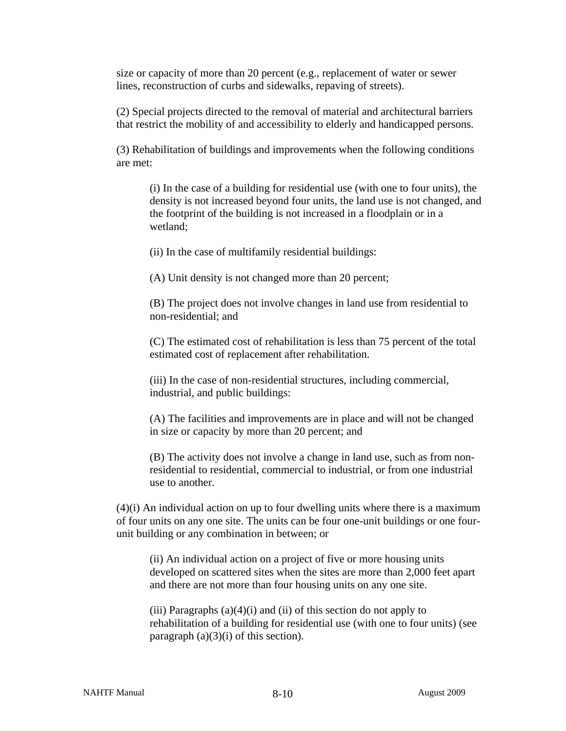size or capacity of more than 20 percent (e.g., replacement of water or sewer lines, reconstruction of curbs and sidewalks, repaving of streets).

(2) Special projects directed to the removal of material and architectural barriers that restrict the mobility of and accessibility to elderly and handicapped persons.

(3) Rehabilitation of buildings and improvements when the following conditions are met:

> (i) In the case of a building for residential use (with one to four units), the density is not increased beyond four units, the land use is not changed, and the footprint of the building is not increased in a floodplain or in a wetland;
>
> (ii) In the case of multifamily residential buildings:
>
> (A) Unit density is not changed more than 20 percent;
>
> (B) The project does not involve changes in land use from residential to non-residential; and
>
> (C) The estimated cost of rehabilitation is less than 75 percent of the total estimated cost of replacement after rehabilitation.
>
> (iii) In the case of non-residential structures, including commercial, industrial, and public buildings:
>
> (A) The facilities and improvements are in place and will not be changed in size or capacity by more than 20 percent; and
>
> (B) The activity does not involve a change in land use, such as from non-residential to residential, commercial to industrial, or from one industrial use to another.

(4)(i) An individual action on up to four dwelling units where there is a maximum of four units on any one site. The units can be four one-unit buildings or one four-unit building or any combination in between; or

> (ii) An individual action on a project of five or more housing units developed on scattered sites when the sites are more than 2,000 feet apart and there are not more than four housing units on any one site.
>
> (iii) Paragraphs (a)(4)(i) and (ii) of this section do not apply to rehabilitation of a building for residential use (with one to four units) (see paragraph (a)(3)(i) of this section).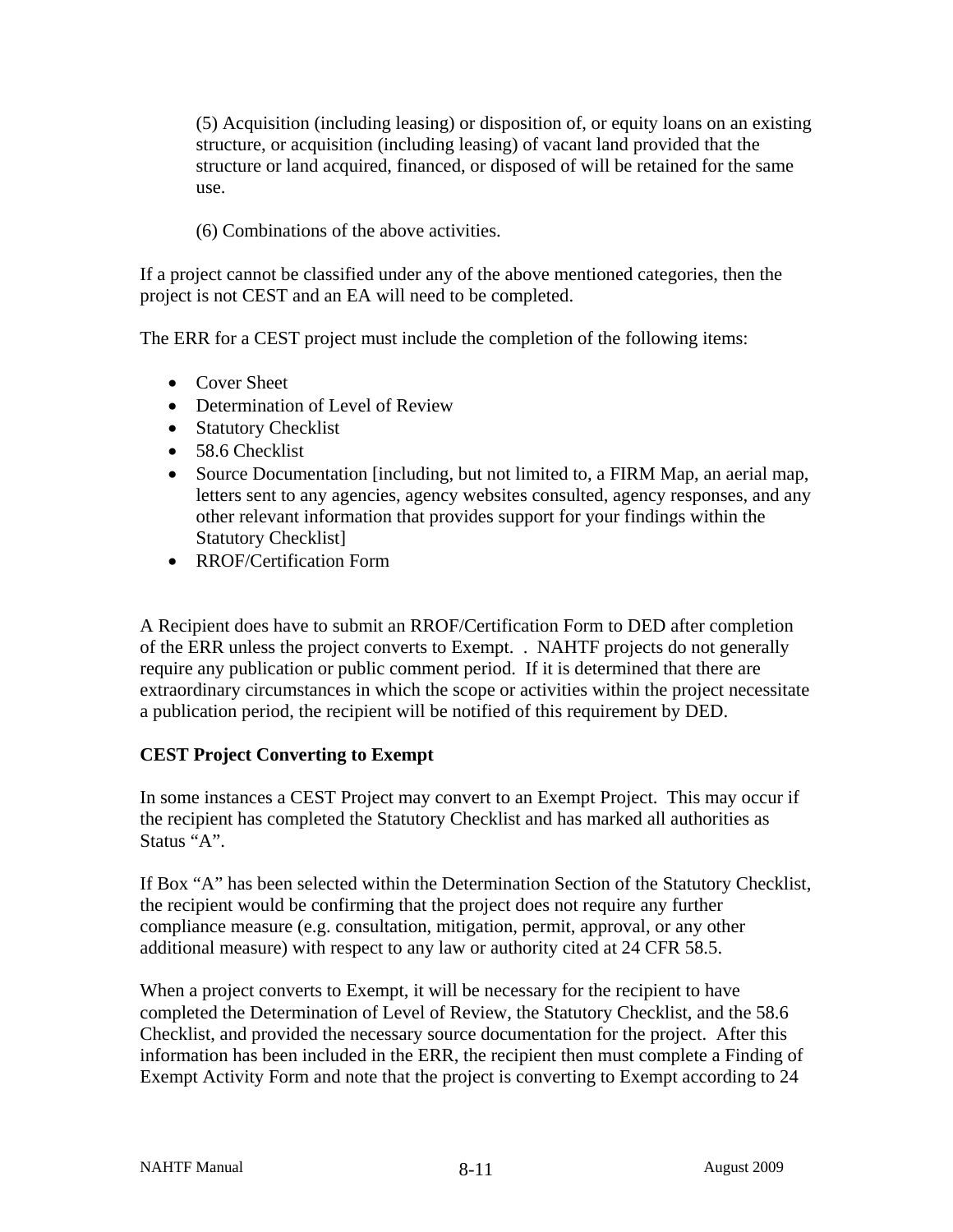(5) Acquisition (including leasing) or disposition of, or equity loans on an existing structure, or acquisition (including leasing) of vacant land provided that the structure or land acquired, financed, or disposed of will be retained for the same use.

(6) Combinations of the above activities.

If a project cannot be classified under any of the above mentioned categories, then the project is not CEST and an EA will need to be completed.

The ERR for a CEST project must include the completion of the following items:

- Cover Sheet
- Determination of Level of Review
- Statutory Checklist
- 58.6 Checklist
- Source Documentation [including, but not limited to, a FIRM Map, an aerial map, letters sent to any agencies, agency websites consulted, agency responses, and any other relevant information that provides support for your findings within the Statutory Checklist]
- RROF/Certification Form

A Recipient does have to submit an RROF/Certification Form to DED after completion of the ERR unless the project converts to Exempt. . NAHTF projects do not generally require any publication or public comment period. If it is determined that there are extraordinary circumstances in which the scope or activities within the project necessitate a publication period, the recipient will be notified of this requirement by DED.

**CEST Project Converting to Exempt**

In some instances a CEST Project may convert to an Exempt Project. This may occur if the recipient has completed the Statutory Checklist and has marked all authorities as Status "A".

If Box "A" has been selected within the Determination Section of the Statutory Checklist, the recipient would be confirming that the project does not require any further compliance measure (e.g. consultation, mitigation, permit, approval, or any other additional measure) with respect to any law or authority cited at 24 CFR 58.5.

When a project converts to Exempt, it will be necessary for the recipient to have completed the Determination of Level of Review, the Statutory Checklist, and the 58.6 Checklist, and provided the necessary source documentation for the project. After this information has been included in the ERR, the recipient then must complete a Finding of Exempt Activity Form and note that the project is converting to Exempt according to 24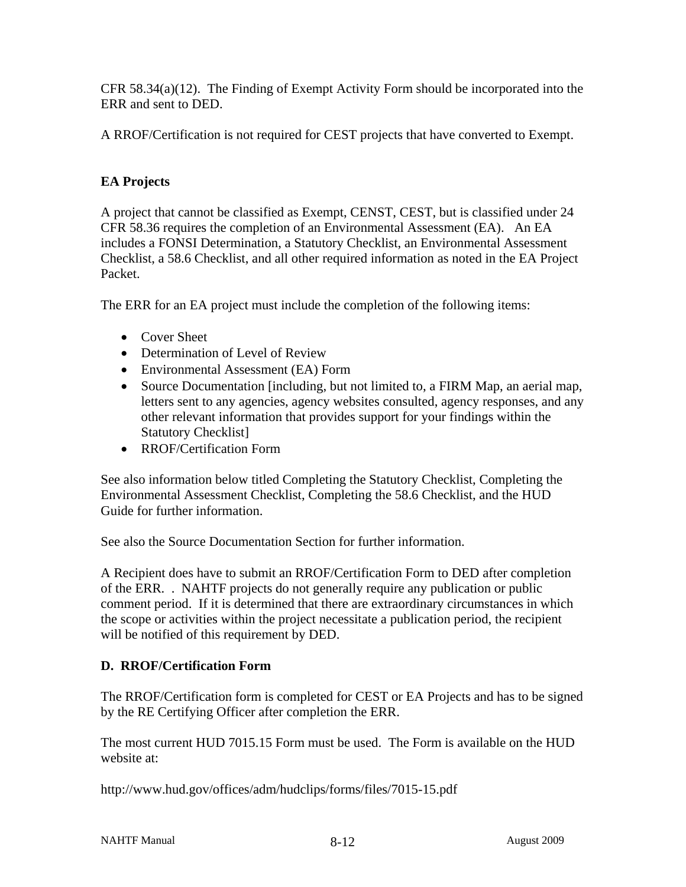CFR 58.34(a)(12). The Finding of Exempt Activity Form should be incorporated into the ERR and sent to DED.

A RROF/Certification is not required for CEST projects that have converted to Exempt.

**EA Projects**

A project that cannot be classified as Exempt, CENST, CEST, but is classified under 24 CFR 58.36 requires the completion of an Environmental Assessment (EA). An EA includes a FONSI Determination, a Statutory Checklist, an Environmental Assessment Checklist, a 58.6 Checklist, and all other required information as noted in the EA Project Packet.

The ERR for an EA project must include the completion of the following items:

- Cover Sheet
- Determination of Level of Review
- Environmental Assessment (EA) Form
- Source Documentation [including, but not limited to, a FIRM Map, an aerial map, letters sent to any agencies, agency websites consulted, agency responses, and any other relevant information that provides support for your findings within the Statutory Checklist]
- RROF/Certification Form

See also information below titled Completing the Statutory Checklist, Completing the Environmental Assessment Checklist, Completing the 58.6 Checklist, and the HUD Guide for further information.

See also the Source Documentation Section for further information.

A Recipient does have to submit an RROF/Certification Form to DED after completion of the ERR. . NAHTF projects do not generally require any publication or public comment period. If it is determined that there are extraordinary circumstances in which the scope or activities within the project necessitate a publication period, the recipient will be notified of this requirement by DED.

**D. RROF/Certification Form**

The RROF/Certification form is completed for CEST or EA Projects and has to be signed by the RE Certifying Officer after completion the ERR.

The most current HUD 7015.15 Form must be used. The Form is available on the HUD website at:

http://www.hud.gov/offices/adm/hudclips/forms/files/7015-15.pdf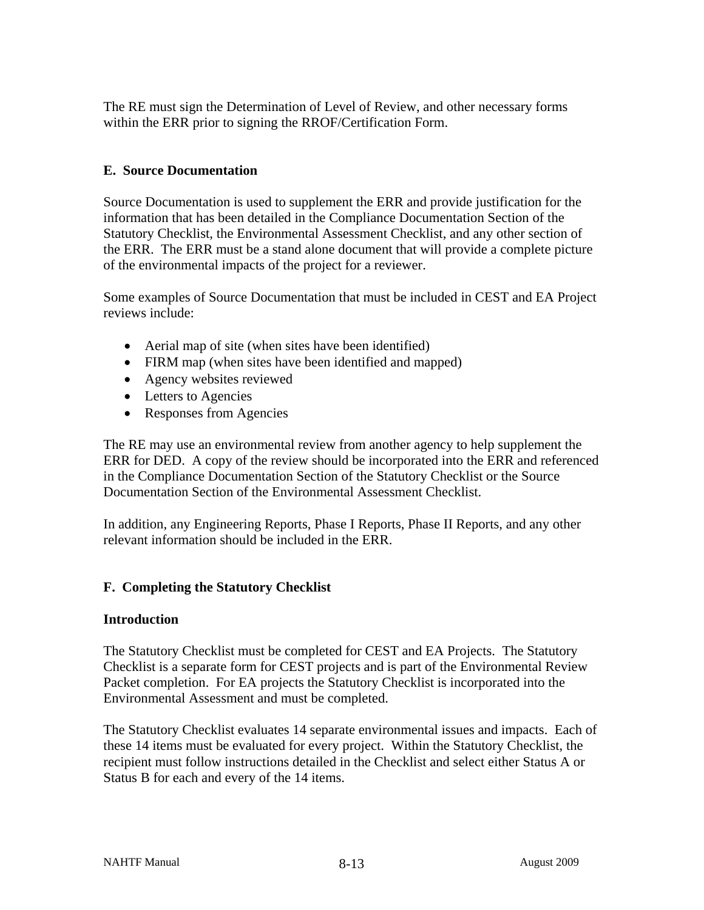The RE must sign the Determination of Level of Review, and other necessary forms within the ERR prior to signing the RROF/Certification Form.

## E. Source Documentation

Source Documentation is used to supplement the ERR and provide justification for the information that has been detailed in the Compliance Documentation Section of the Statutory Checklist, the Environmental Assessment Checklist, and any other section of the ERR. The ERR must be a stand alone document that will provide a complete picture of the environmental impacts of the project for a reviewer.

Some examples of Source Documentation that must be included in CEST and EA Project reviews include:

- Aerial map of site (when sites have been identified)
- FIRM map (when sites have been identified and mapped)
- Agency websites reviewed
- Letters to Agencies
- Responses from Agencies

The RE may use an environmental review from another agency to help supplement the ERR for DED. A copy of the review should be incorporated into the ERR and referenced in the Compliance Documentation Section of the Statutory Checklist or the Source Documentation Section of the Environmental Assessment Checklist.

In addition, any Engineering Reports, Phase I Reports, Phase II Reports, and any other relevant information should be included in the ERR.

## F. Completing the Statutory Checklist

### Introduction

The Statutory Checklist must be completed for CEST and EA Projects. The Statutory Checklist is a separate form for CEST projects and is part of the Environmental Review Packet completion. For EA projects the Statutory Checklist is incorporated into the Environmental Assessment and must be completed.

The Statutory Checklist evaluates 14 separate environmental issues and impacts. Each of these 14 items must be evaluated for every project. Within the Statutory Checklist, the recipient must follow instructions detailed in the Checklist and select either Status A or Status B for each and every of the 14 items.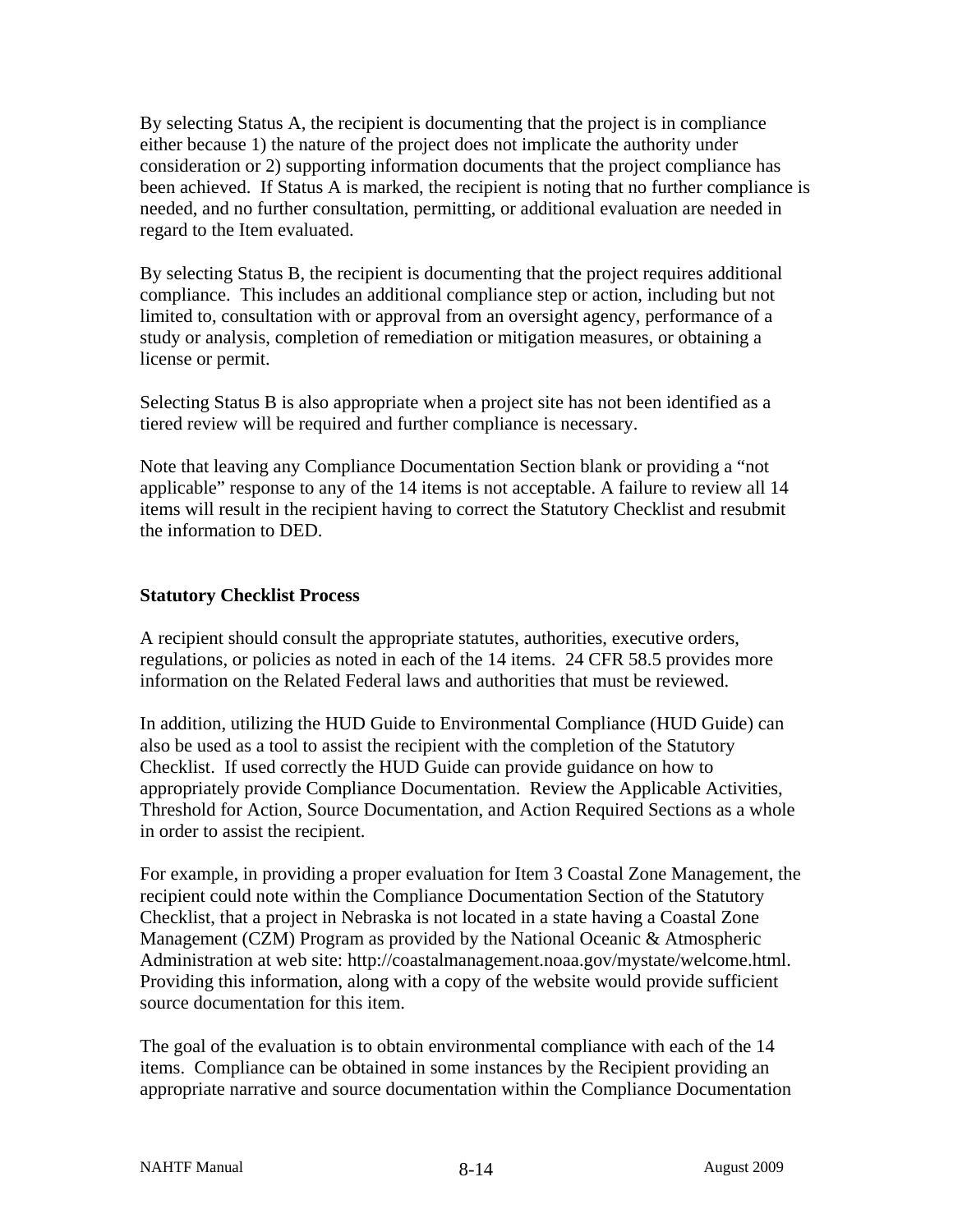By selecting Status A, the recipient is documenting that the project is in compliance either because 1) the nature of the project does not implicate the authority under consideration or 2) supporting information documents that the project compliance has been achieved. If Status A is marked, the recipient is noting that no further compliance is needed, and no further consultation, permitting, or additional evaluation are needed in regard to the Item evaluated.

By selecting Status B, the recipient is documenting that the project requires additional compliance. This includes an additional compliance step or action, including but not limited to, consultation with or approval from an oversight agency, performance of a study or analysis, completion of remediation or mitigation measures, or obtaining a license or permit.

Selecting Status B is also appropriate when a project site has not been identified as a tiered review will be required and further compliance is necessary.

Note that leaving any Compliance Documentation Section blank or providing a "not applicable" response to any of the 14 items is not acceptable. A failure to review all 14 items will result in the recipient having to correct the Statutory Checklist and resubmit the information to DED.

**Statutory Checklist Process**

A recipient should consult the appropriate statutes, authorities, executive orders, regulations, or policies as noted in each of the 14 items. 24 CFR 58.5 provides more information on the Related Federal laws and authorities that must be reviewed.

In addition, utilizing the HUD Guide to Environmental Compliance (HUD Guide) can also be used as a tool to assist the recipient with the completion of the Statutory Checklist. If used correctly the HUD Guide can provide guidance on how to appropriately provide Compliance Documentation. Review the Applicable Activities, Threshold for Action, Source Documentation, and Action Required Sections as a whole in order to assist the recipient.

For example, in providing a proper evaluation for Item 3 Coastal Zone Management, the recipient could note within the Compliance Documentation Section of the Statutory Checklist, that a project in Nebraska is not located in a state having a Coastal Zone Management (CZM) Program as provided by the National Oceanic & Atmospheric Administration at web site: http://coastalmanagement.noaa.gov/mystate/welcome.html. Providing this information, along with a copy of the website would provide sufficient source documentation for this item.

The goal of the evaluation is to obtain environmental compliance with each of the 14 items. Compliance can be obtained in some instances by the Recipient providing an appropriate narrative and source documentation within the Compliance Documentation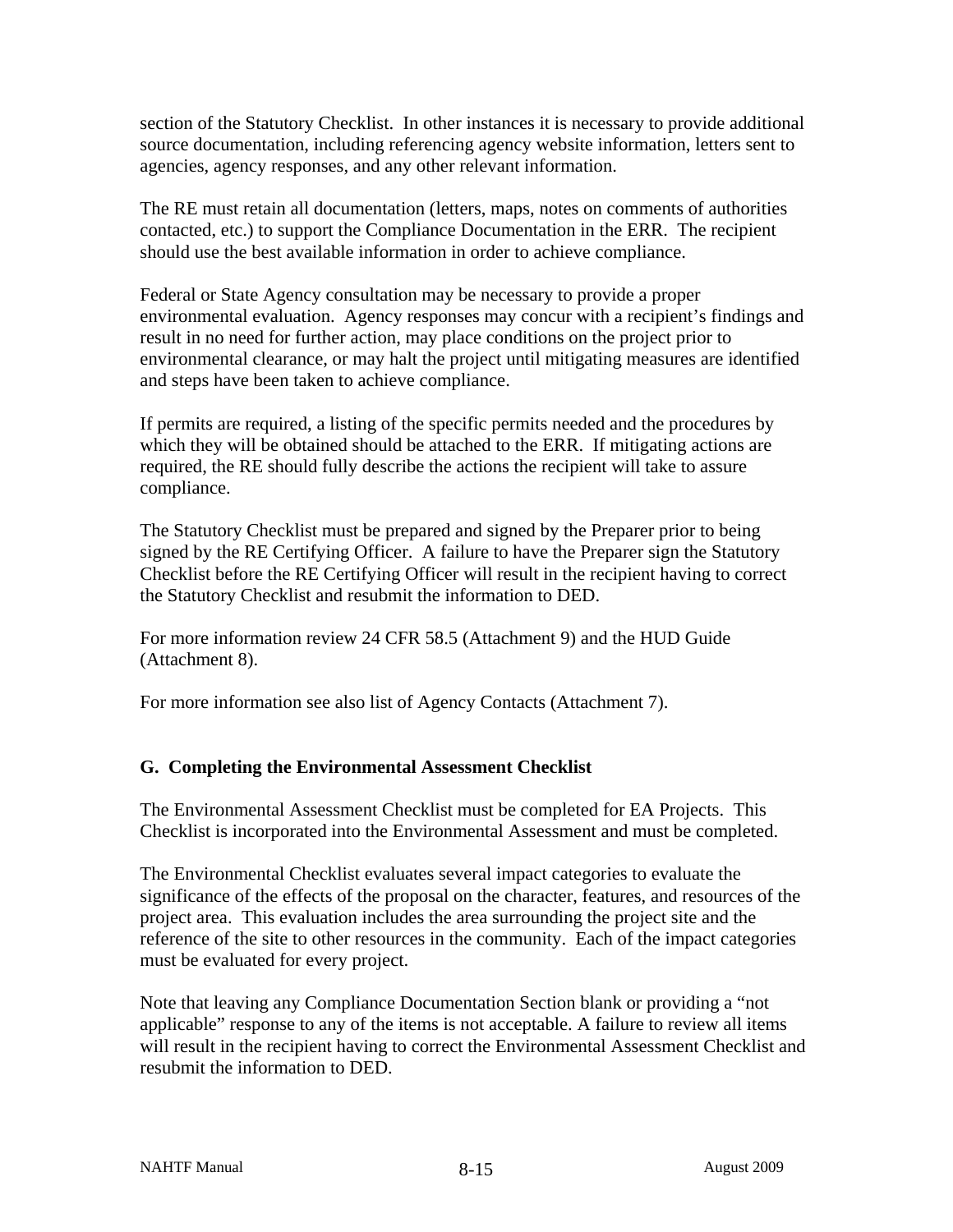section of the Statutory Checklist. In other instances it is necessary to provide additional source documentation, including referencing agency website information, letters sent to agencies, agency responses, and any other relevant information.

The RE must retain all documentation (letters, maps, notes on comments of authorities contacted, etc.) to support the Compliance Documentation in the ERR. The recipient should use the best available information in order to achieve compliance.

Federal or State Agency consultation may be necessary to provide a proper environmental evaluation. Agency responses may concur with a recipient's findings and result in no need for further action, may place conditions on the project prior to environmental clearance, or may halt the project until mitigating measures are identified and steps have been taken to achieve compliance.

If permits are required, a listing of the specific permits needed and the procedures by which they will be obtained should be attached to the ERR. If mitigating actions are required, the RE should fully describe the actions the recipient will take to assure compliance.

The Statutory Checklist must be prepared and signed by the Preparer prior to being signed by the RE Certifying Officer. A failure to have the Preparer sign the Statutory Checklist before the RE Certifying Officer will result in the recipient having to correct the Statutory Checklist and resubmit the information to DED.

For more information review 24 CFR 58.5 (Attachment 9) and the HUD Guide (Attachment 8).

For more information see also list of Agency Contacts (Attachment 7).

### G. Completing the Environmental Assessment Checklist

The Environmental Assessment Checklist must be completed for EA Projects. This Checklist is incorporated into the Environmental Assessment and must be completed.

The Environmental Checklist evaluates several impact categories to evaluate the significance of the effects of the proposal on the character, features, and resources of the project area. This evaluation includes the area surrounding the project site and the reference of the site to other resources in the community. Each of the impact categories must be evaluated for every project.

Note that leaving any Compliance Documentation Section blank or providing a "not applicable" response to any of the items is not acceptable. A failure to review all items will result in the recipient having to correct the Environmental Assessment Checklist and resubmit the information to DED.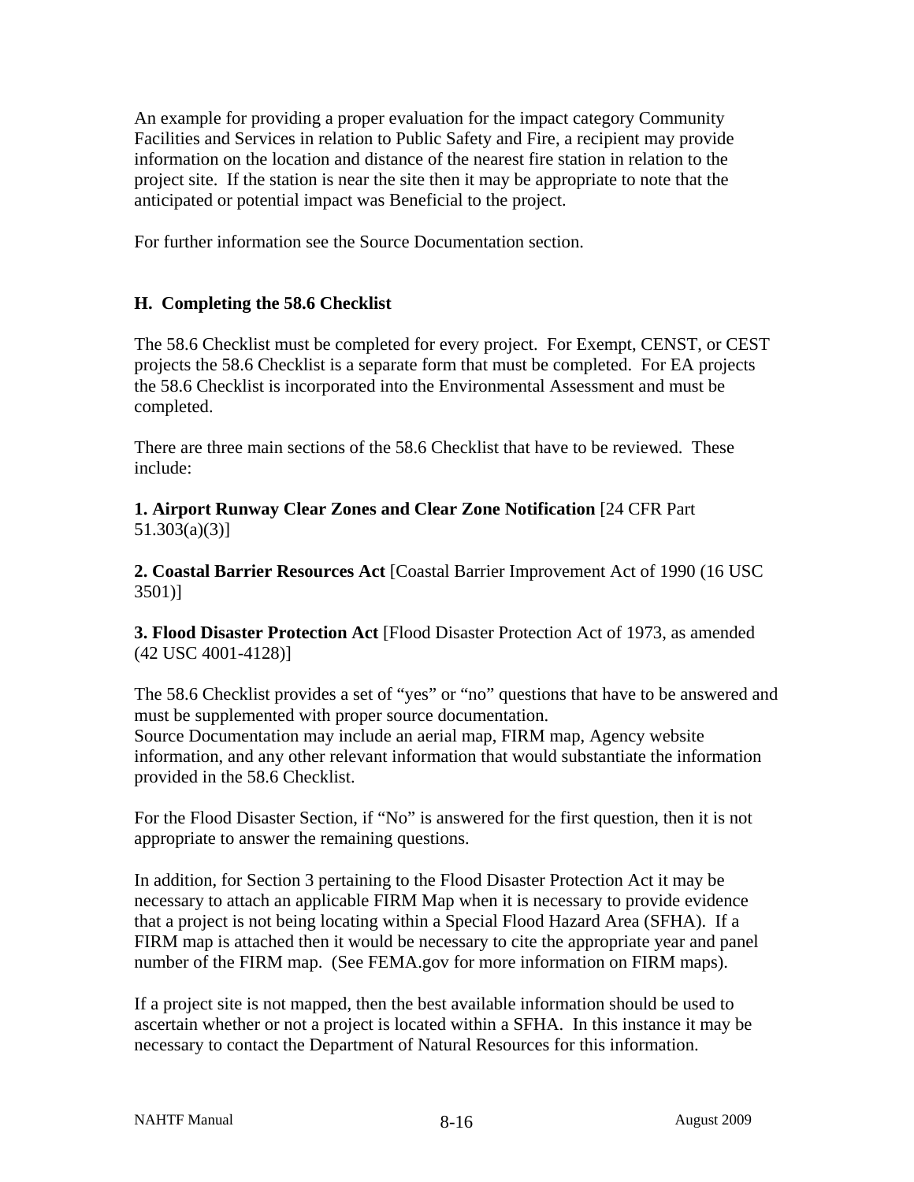An example for providing a proper evaluation for the impact category Community Facilities and Services in relation to Public Safety and Fire, a recipient may provide information on the location and distance of the nearest fire station in relation to the project site. If the station is near the site then it may be appropriate to note that the anticipated or potential impact was Beneficial to the project.

For further information see the Source Documentation section.

### H. Completing the 58.6 Checklist

The 58.6 Checklist must be completed for every project. For Exempt, CENST, or CEST projects the 58.6 Checklist is a separate form that must be completed. For EA projects the 58.6 Checklist is incorporated into the Environmental Assessment and must be completed.

There are three main sections of the 58.6 Checklist that have to be reviewed. These include:

**1. Airport Runway Clear Zones and Clear Zone Notification** [24 CFR Part 51.303(a)(3)]

**2. Coastal Barrier Resources Act** [Coastal Barrier Improvement Act of 1990 (16 USC 3501)]

**3. Flood Disaster Protection Act** [Flood Disaster Protection Act of 1973, as amended (42 USC 4001-4128)]

The 58.6 Checklist provides a set of "yes" or "no" questions that have to be answered and must be supplemented with proper source documentation.
Source Documentation may include an aerial map, FIRM map, Agency website information, and any other relevant information that would substantiate the information provided in the 58.6 Checklist.

For the Flood Disaster Section, if "No" is answered for the first question, then it is not appropriate to answer the remaining questions.

In addition, for Section 3 pertaining to the Flood Disaster Protection Act it may be necessary to attach an applicable FIRM Map when it is necessary to provide evidence that a project is not being locating within a Special Flood Hazard Area (SFHA). If a FIRM map is attached then it would be necessary to cite the appropriate year and panel number of the FIRM map. (See FEMA.gov for more information on FIRM maps).

If a project site is not mapped, then the best available information should be used to ascertain whether or not a project is located within a SFHA. In this instance it may be necessary to contact the Department of Natural Resources for this information.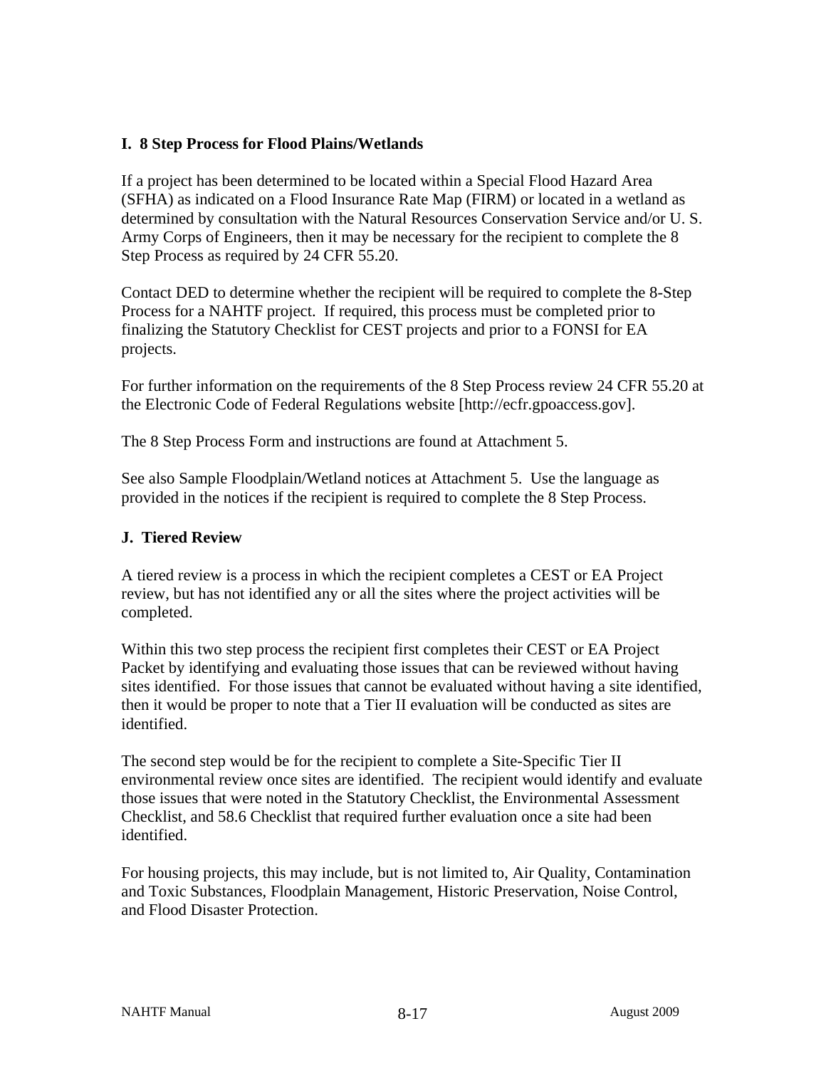### I. 8 Step Process for Flood Plains/Wetlands

If a project has been determined to be located within a Special Flood Hazard Area (SFHA) as indicated on a Flood Insurance Rate Map (FIRM) or located in a wetland as determined by consultation with the Natural Resources Conservation Service and/or U. S. Army Corps of Engineers, then it may be necessary for the recipient to complete the 8 Step Process as required by 24 CFR 55.20.

Contact DED to determine whether the recipient will be required to complete the 8-Step Process for a NAHTF project. If required, this process must be completed prior to finalizing the Statutory Checklist for CEST projects and prior to a FONSI for EA projects.

For further information on the requirements of the 8 Step Process review 24 CFR 55.20 at the Electronic Code of Federal Regulations website [http://ecfr.gpoaccess.gov].

The 8 Step Process Form and instructions are found at Attachment 5.

See also Sample Floodplain/Wetland notices at Attachment 5. Use the language as provided in the notices if the recipient is required to complete the 8 Step Process.

### J. Tiered Review

A tiered review is a process in which the recipient completes a CEST or EA Project review, but has not identified any or all the sites where the project activities will be completed.

Within this two step process the recipient first completes their CEST or EA Project Packet by identifying and evaluating those issues that can be reviewed without having sites identified. For those issues that cannot be evaluated without having a site identified, then it would be proper to note that a Tier II evaluation will be conducted as sites are identified.

The second step would be for the recipient to complete a Site-Specific Tier II environmental review once sites are identified. The recipient would identify and evaluate those issues that were noted in the Statutory Checklist, the Environmental Assessment Checklist, and 58.6 Checklist that required further evaluation once a site had been identified.

For housing projects, this may include, but is not limited to, Air Quality, Contamination and Toxic Substances, Floodplain Management, Historic Preservation, Noise Control, and Flood Disaster Protection.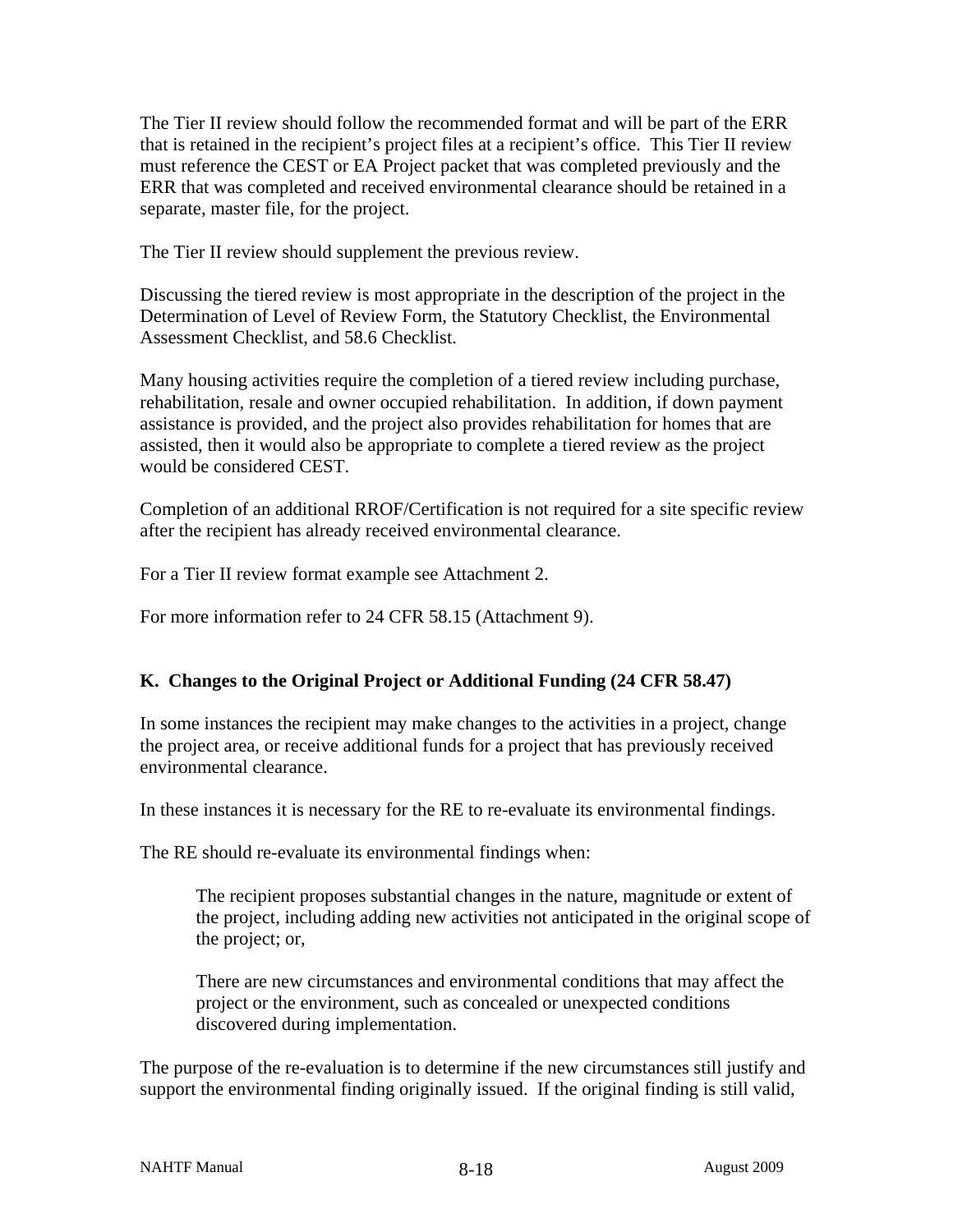The Tier II review should follow the recommended format and will be part of the ERR that is retained in the recipient's project files at a recipient's office. This Tier II review must reference the CEST or EA Project packet that was completed previously and the ERR that was completed and received environmental clearance should be retained in a separate, master file, for the project.

The Tier II review should supplement the previous review.

Discussing the tiered review is most appropriate in the description of the project in the Determination of Level of Review Form, the Statutory Checklist, the Environmental Assessment Checklist, and 58.6 Checklist.

Many housing activities require the completion of a tiered review including purchase, rehabilitation, resale and owner occupied rehabilitation. In addition, if down payment assistance is provided, and the project also provides rehabilitation for homes that are assisted, then it would also be appropriate to complete a tiered review as the project would be considered CEST.

Completion of an additional RROF/Certification is not required for a site specific review after the recipient has already received environmental clearance.

For a Tier II review format example see Attachment 2.

For more information refer to 24 CFR 58.15 (Attachment 9).

## K. Changes to the Original Project or Additional Funding (24 CFR 58.47)

In some instances the recipient may make changes to the activities in a project, change the project area, or receive additional funds for a project that has previously received environmental clearance.

In these instances it is necessary for the RE to re-evaluate its environmental findings.

The RE should re-evaluate its environmental findings when:

> The recipient proposes substantial changes in the nature, magnitude or extent of the project, including adding new activities not anticipated in the original scope of the project; or,
>
> There are new circumstances and environmental conditions that may affect the project or the environment, such as concealed or unexpected conditions discovered during implementation.

The purpose of the re-evaluation is to determine if the new circumstances still justify and support the environmental finding originally issued. If the original finding is still valid,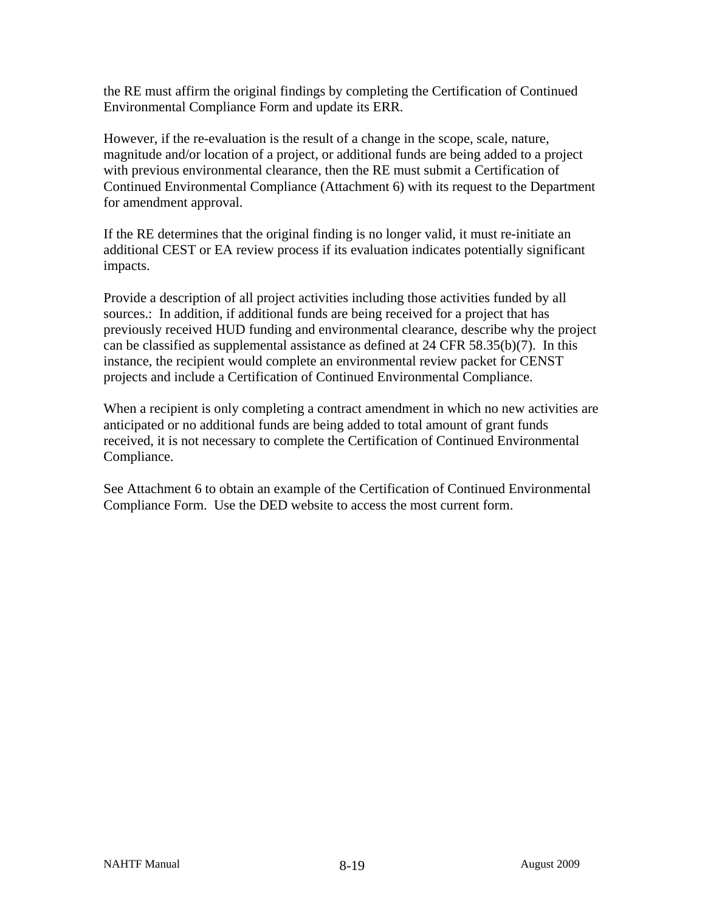the RE must affirm the original findings by completing the Certification of Continued Environmental Compliance Form and update its ERR.

However, if the re-evaluation is the result of a change in the scope, scale, nature, magnitude and/or location of a project, or additional funds are being added to a project with previous environmental clearance, then the RE must submit a Certification of Continued Environmental Compliance (Attachment 6) with its request to the Department for amendment approval.

If the RE determines that the original finding is no longer valid, it must re-initiate an additional CEST or EA review process if its evaluation indicates potentially significant impacts.

Provide a description of all project activities including those activities funded by all sources.: In addition, if additional funds are being received for a project that has previously received HUD funding and environmental clearance, describe why the project can be classified as supplemental assistance as defined at 24 CFR 58.35(b)(7). In this instance, the recipient would complete an environmental review packet for CENST projects and include a Certification of Continued Environmental Compliance.

When a recipient is only completing a contract amendment in which no new activities are anticipated or no additional funds are being added to total amount of grant funds received, it is not necessary to complete the Certification of Continued Environmental Compliance.

See Attachment 6 to obtain an example of the Certification of Continued Environmental Compliance Form. Use the DED website to access the most current form.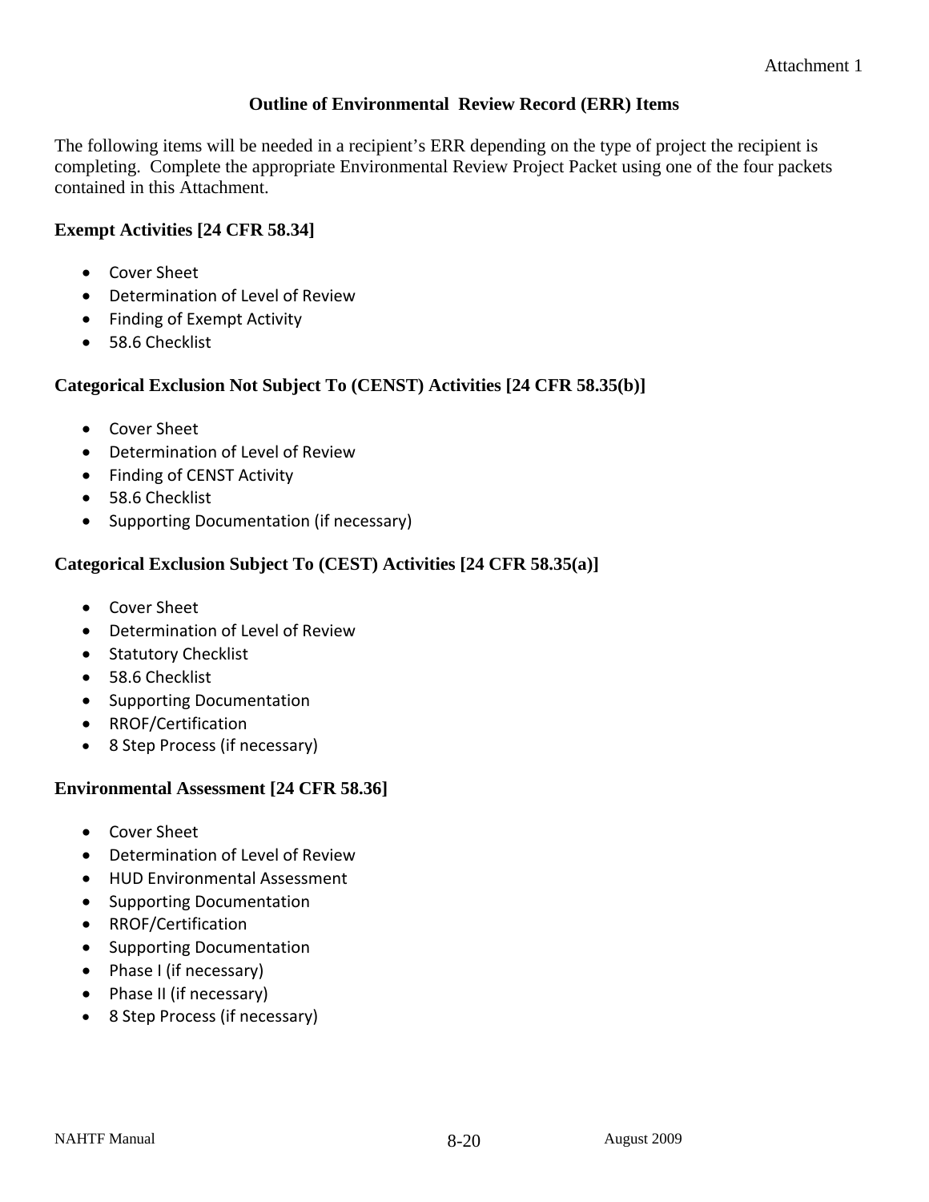Attachment 1

## Outline of Environmental Review Record (ERR) Items

The following items will be needed in a recipient's ERR depending on the type of project the recipient is completing. Complete the appropriate Environmental Review Project Packet using one of the four packets contained in this Attachment.

### Exempt Activities [24 CFR 58.34]

- Cover Sheet
- Determination of Level of Review
- Finding of Exempt Activity
- 58.6 Checklist

### Categorical Exclusion Not Subject To (CENST) Activities [24 CFR 58.35(b)]

- Cover Sheet
- Determination of Level of Review
- Finding of CENST Activity
- 58.6 Checklist
- Supporting Documentation (if necessary)

### Categorical Exclusion Subject To (CEST) Activities [24 CFR 58.35(a)]

- Cover Sheet
- Determination of Level of Review
- Statutory Checklist
- 58.6 Checklist
- Supporting Documentation
- RROF/Certification
- 8 Step Process (if necessary)

### Environmental Assessment [24 CFR 58.36]

- Cover Sheet
- Determination of Level of Review
- HUD Environmental Assessment
- Supporting Documentation
- RROF/Certification
- Supporting Documentation
- Phase I (if necessary)
- Phase II (if necessary)
- 8 Step Process (if necessary)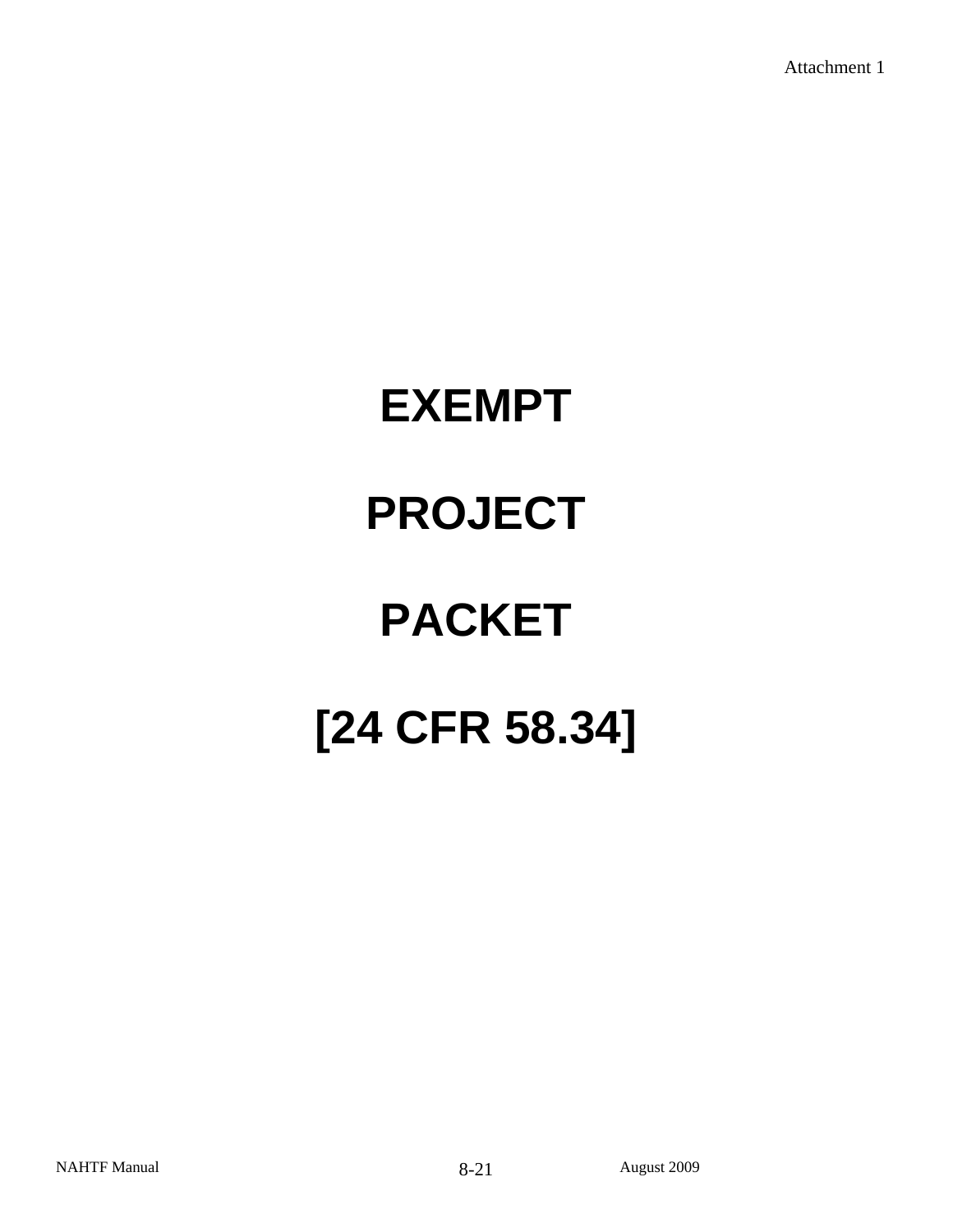Attachment 1

# EXEMPT

# PROJECT

# PACKET

# [24 CFR 58.34]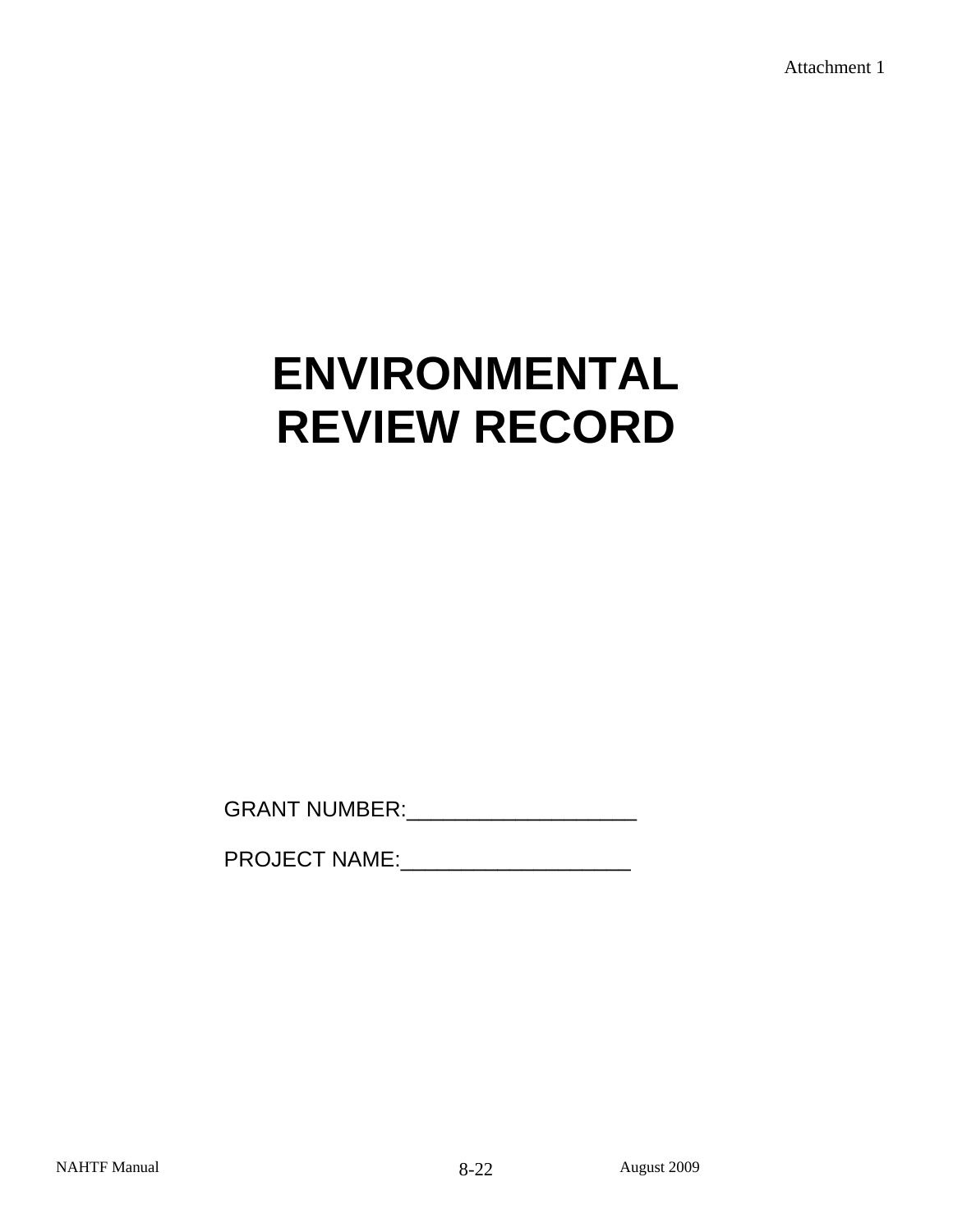Attachment 1

# ENVIRONMENTAL REVIEW RECORD

GRANT NUMBER:___________________

PROJECT NAME:___________________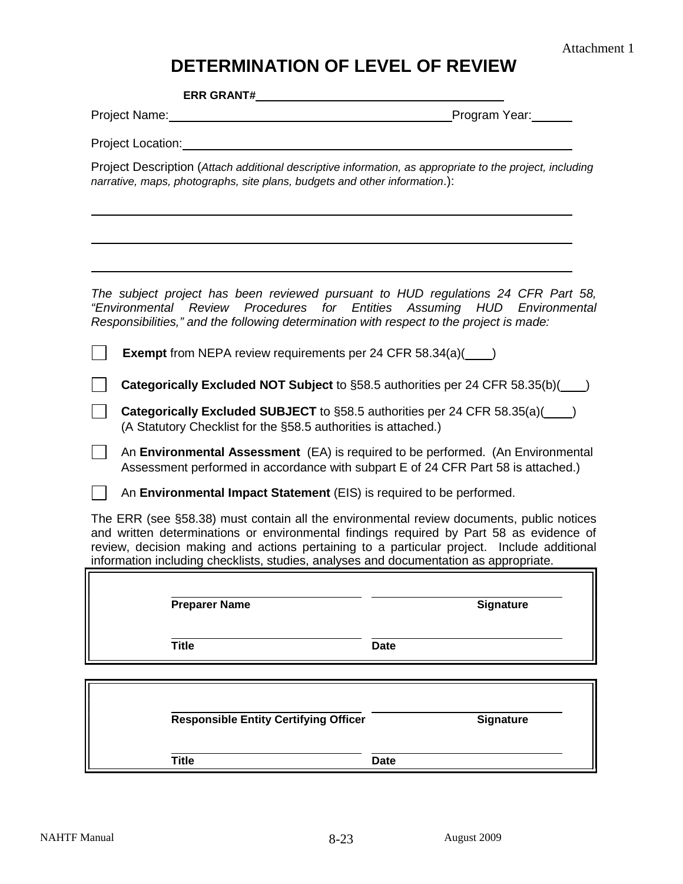Attachment 1

# DETERMINATION OF LEVEL OF REVIEW

**ERR GRANT#**\_\_\_\_\_\_\_\_\_\_\_\_\_\_\_\_\_\_\_\_\_\_\_\_\_\_\_\_\_\_\_\_\_\_\_\_

Project Name:\_\_\_\_\_\_\_\_\_\_\_\_\_\_\_\_\_\_\_\_\_\_\_\_\_\_\_\_\_\_\_\_\_\_\_\_\_\_\_\_ Program Year:\_\_\_\_\_\_

Project Location:\_\_\_\_\_\_\_\_\_\_\_\_\_\_\_\_\_\_\_\_\_\_\_\_\_\_\_\_\_\_\_\_\_\_\_\_\_\_\_\_\_\_\_\_\_\_\_\_\_\_\_\_\_\_

Project Description (*Attach additional descriptive information, as appropriate to the project, including narrative, maps, photographs, site plans, budgets and other information*.):

\_\_\_\_\_\_\_\_\_\_\_\_\_\_\_\_\_\_\_\_\_\_\_\_\_\_\_\_\_\_\_\_\_\_\_\_\_\_\_\_\_\_\_\_\_\_\_\_\_\_\_\_\_\_\_\_\_\_\_\_\_\_\_\_\_\_\_\_\_\_

\_\_\_\_\_\_\_\_\_\_\_\_\_\_\_\_\_\_\_\_\_\_\_\_\_\_\_\_\_\_\_\_\_\_\_\_\_\_\_\_\_\_\_\_\_\_\_\_\_\_\_\_\_\_\_\_\_\_\_\_\_\_\_\_\_\_\_\_\_\_

\_\_\_\_\_\_\_\_\_\_\_\_\_\_\_\_\_\_\_\_\_\_\_\_\_\_\_\_\_\_\_\_\_\_\_\_\_\_\_\_\_\_\_\_\_\_\_\_\_\_\_\_\_\_\_\_\_\_\_\_\_\_\_\_\_\_\_\_\_\_

*The subject project has been reviewed pursuant to HUD regulations 24 CFR Part 58, "Environmental Review Procedures for Entities Assuming HUD Environmental Responsibilities," and the following determination with respect to the project is made:*

☐ **Exempt** from NEPA review requirements per 24 CFR 58.34(a)(\_\_\_\_)

☐ **Categorically Excluded NOT Subject** to §58.5 authorities per 24 CFR 58.35(b)(\_\_\_\_)

☐ **Categorically Excluded SUBJECT** to §58.5 authorities per 24 CFR 58.35(a)(\_\_\_\_)
(A Statutory Checklist for the §58.5 authorities is attached.)

☐ An **Environmental Assessment** (EA) is required to be performed. (An Environmental Assessment performed in accordance with subpart E of 24 CFR Part 58 is attached.)

☐ An **Environmental Impact Statement** (EIS) is required to be performed.

The ERR (see §58.38) must contain all the environmental review documents, public notices and written determinations or environmental findings required by Part 58 as evidence of review, decision making and actions pertaining to a particular project. Include additional information including checklists, studies, analyses and documentation as appropriate.

| | |
|---|---|
| \_\_\_\_\_\_\_\_\_\_\_\_\_\_\_\_\_\_\_\_ **Preparer Name** | \_\_\_\_\_\_\_\_\_\_\_\_\_\_\_\_\_\_\_\_ **Signature** |
| \_\_\_\_\_\_\_\_\_\_\_\_\_\_\_\_\_\_\_\_ **Title** | \_\_\_\_\_\_\_\_\_\_\_\_\_\_\_\_\_\_\_\_ **Date** |

| | |
|---|---|
| \_\_\_\_\_\_\_\_\_\_\_\_\_\_\_\_\_\_\_\_ **Responsible Entity Certifying Officer** | \_\_\_\_\_\_\_\_\_\_\_\_\_\_\_\_\_\_\_\_ **Signature** |
| \_\_\_\_\_\_\_\_\_\_\_\_\_\_\_\_\_\_\_\_ **Title** | \_\_\_\_\_\_\_\_\_\_\_\_\_\_\_\_\_\_\_\_ **Date** |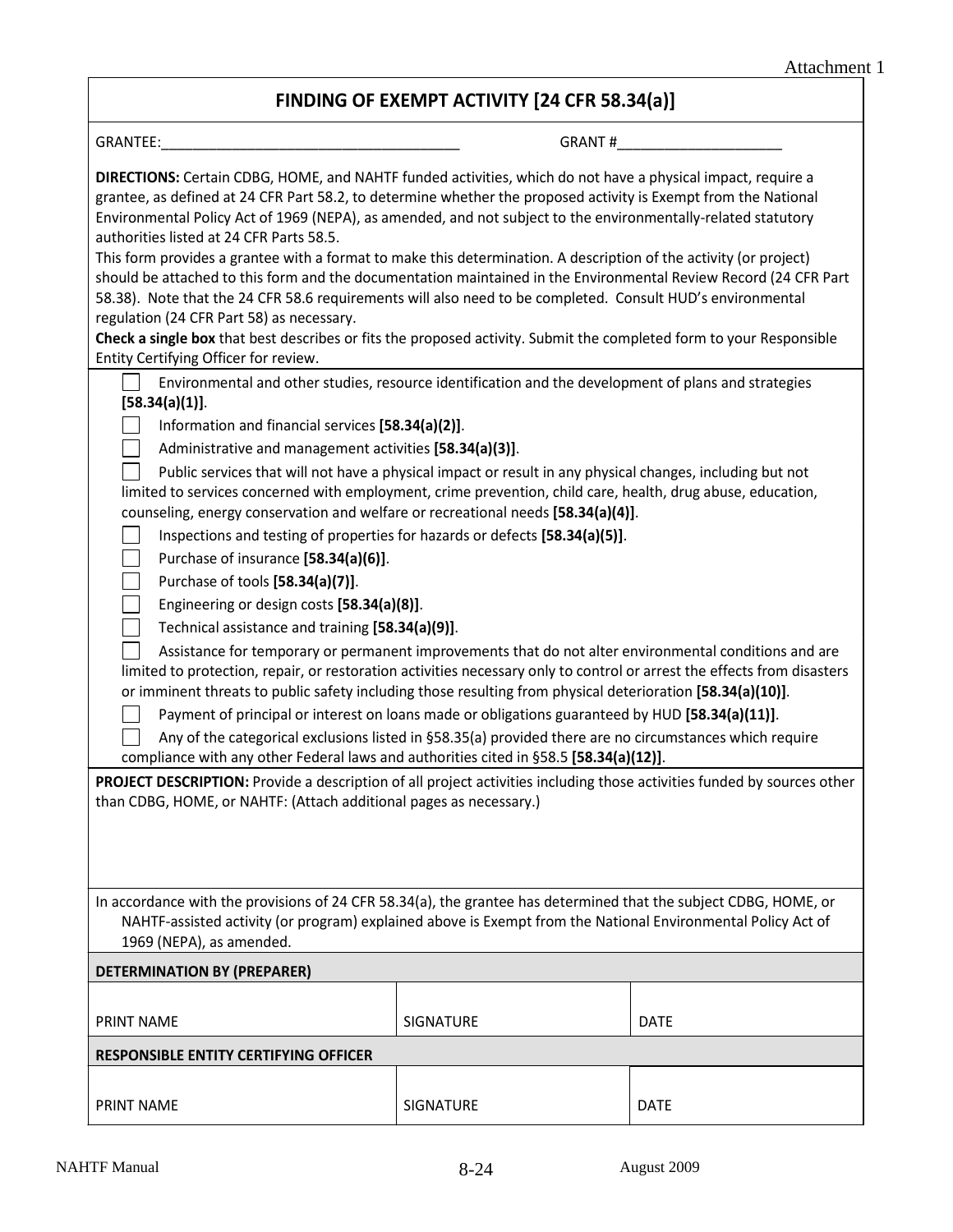Attachment 1

# FINDING OF EXEMPT ACTIVITY [24 CFR 58.34(a)]

GRANTEE:_____________________________________ GRANT #____________________

**DIRECTIONS:** Certain CDBG, HOME, and NAHTF funded activities, which do not have a physical impact, require a grantee, as defined at 24 CFR Part 58.2, to determine whether the proposed activity is Exempt from the National Environmental Policy Act of 1969 (NEPA), as amended, and not subject to the environmentally-related statutory authorities listed at 24 CFR Parts 58.5.

This form provides a grantee with a format to make this determination. A description of the activity (or project) should be attached to this form and the documentation maintained in the Environmental Review Record (24 CFR Part 58.38). Note that the 24 CFR 58.6 requirements will also need to be completed. Consult HUD's environmental regulation (24 CFR Part 58) as necessary.

**Check a single box** that best describes or fits the proposed activity. Submit the completed form to your Responsible Entity Certifying Officer for review.

- ☐ Environmental and other studies, resource identification and the development of plans and strategies **[58.34(a)(1)]**.
- ☐ Information and financial services **[58.34(a)(2)]**.
- ☐ Administrative and management activities **[58.34(a)(3)]**.
- ☐ Public services that will not have a physical impact or result in any physical changes, including but not limited to services concerned with employment, crime prevention, child care, health, drug abuse, education, counseling, energy conservation and welfare or recreational needs **[58.34(a)(4)]**.
- ☐ Inspections and testing of properties for hazards or defects **[58.34(a)(5)]**.
- ☐ Purchase of insurance **[58.34(a)(6)]**.
- ☐ Purchase of tools **[58.34(a)(7)]**.
- ☐ Engineering or design costs **[58.34(a)(8)]**.
- ☐ Technical assistance and training **[58.34(a)(9)]**.
- ☐ Assistance for temporary or permanent improvements that do not alter environmental conditions and are limited to protection, repair, or restoration activities necessary only to control or arrest the effects from disasters or imminent threats to public safety including those resulting from physical deterioration **[58.34(a)(10)]**.
- ☐ Payment of principal or interest on loans made or obligations guaranteed by HUD **[58.34(a)(11)]**.
- ☐ Any of the categorical exclusions listed in §58.35(a) provided there are no circumstances which require compliance with any other Federal laws and authorities cited in §58.5 **[58.34(a)(12)]**.

**PROJECT DESCRIPTION:** Provide a description of all project activities including those activities funded by sources other than CDBG, HOME, or NAHTF: (Attach additional pages as necessary.)

In accordance with the provisions of 24 CFR 58.34(a), the grantee has determined that the subject CDBG, HOME, or NAHTF-assisted activity (or program) explained above is Exempt from the National Environmental Policy Act of 1969 (NEPA), as amended.

| **DETERMINATION BY (PREPARER)** | | |
|---|---|---|
| PRINT NAME | SIGNATURE | DATE |

| **RESPONSIBLE ENTITY CERTIFYING OFFICER** | | |
|---|---|---|
| PRINT NAME | SIGNATURE | DATE |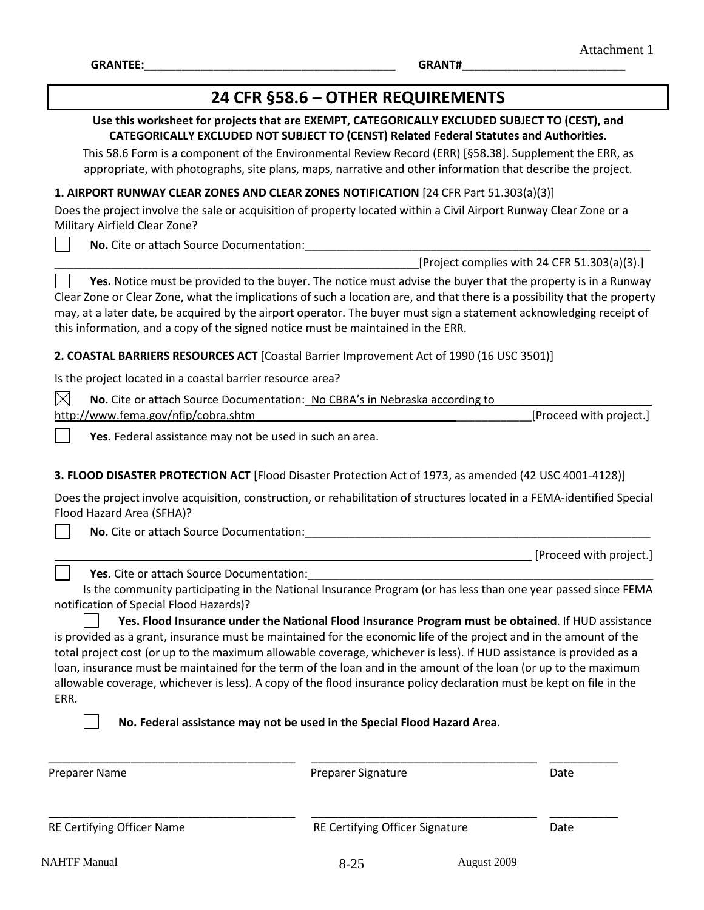Attachment 1

**GRANTEE:**________________________________________ **GRANT#**__________________________

# 24 CFR §58.6 – OTHER REQUIREMENTS

**Use this worksheet for projects that are EXEMPT, CATEGORICALLY EXCLUDED SUBJECT TO (CEST), and CATEGORICALLY EXCLUDED NOT SUBJECT TO (CENST) Related Federal Statutes and Authorities.**

This 58.6 Form is a component of the Environmental Review Record (ERR) [§58.38]. Supplement the ERR, as appropriate, with photographs, site plans, maps, narrative and other information that describe the project.

**1. AIRPORT RUNWAY CLEAR ZONES AND CLEAR ZONES NOTIFICATION** [24 CFR Part 51.303(a)(3)]

Does the project involve the sale or acquisition of property located within a Civil Airport Runway Clear Zone or a Military Airfield Clear Zone?

☐ **No.** Cite or attach Source Documentation:__________________________________________________________
____________________________________________________________[Project complies with 24 CFR 51.303(a)(3).]

☐ **Yes.** Notice must be provided to the buyer. The notice must advise the buyer that the property is in a Runway Clear Zone or Clear Zone, what the implications of such a location are, and that there is a possibility that the property may, at a later date, be acquired by the airport operator. The buyer must sign a statement acknowledging receipt of this information, and a copy of the signed notice must be maintained in the ERR.

**2. COASTAL BARRIERS RESOURCES ACT** [Coastal Barrier Improvement Act of 1990 (16 USC 3501)]

Is the project located in a coastal barrier resource area?

☒ **No.** Cite or attach Source Documentation: No CBRA's in Nebraska according to http://www.fema.gov/nfip/cobra.shtm [Proceed with project.]

☐ **Yes.** Federal assistance may not be used in such an area.

**3. FLOOD DISASTER PROTECTION ACT** [Flood Disaster Protection Act of 1973, as amended (42 USC 4001-4128)]

Does the project involve acquisition, construction, or rehabilitation of structures located in a FEMA-identified Special Flood Hazard Area (SFHA)?

☐ **No.** Cite or attach Source Documentation:__________________________________________________________
__________________________________________________________________________ [Proceed with project.]

☐ **Yes.** Cite or attach Source Documentation:__________________________________________________________

Is the community participating in the National Insurance Program (or has less than one year passed since FEMA notification of Special Flood Hazards)?

☐ **Yes. Flood Insurance under the National Flood Insurance Program must be obtained**. If HUD assistance is provided as a grant, insurance must be maintained for the economic life of the project and in the amount of the total project cost (or up to the maximum allowable coverage, whichever is less). If HUD assistance is provided as a loan, insurance must be maintained for the term of the loan and in the amount of the loan (or up to the maximum allowable coverage, whichever is less). A copy of the flood insurance policy declaration must be kept on file in the ERR.

☐ **No. Federal assistance may not be used in the Special Flood Hazard Area**.

| ______________________________ | ______________________________ | __________ |
|---|---|---|
| Preparer Name | Preparer Signature | Date |
| ______________________________ | ______________________________ | __________ |
| RE Certifying Officer Name | RE Certifying Officer Signature | Date |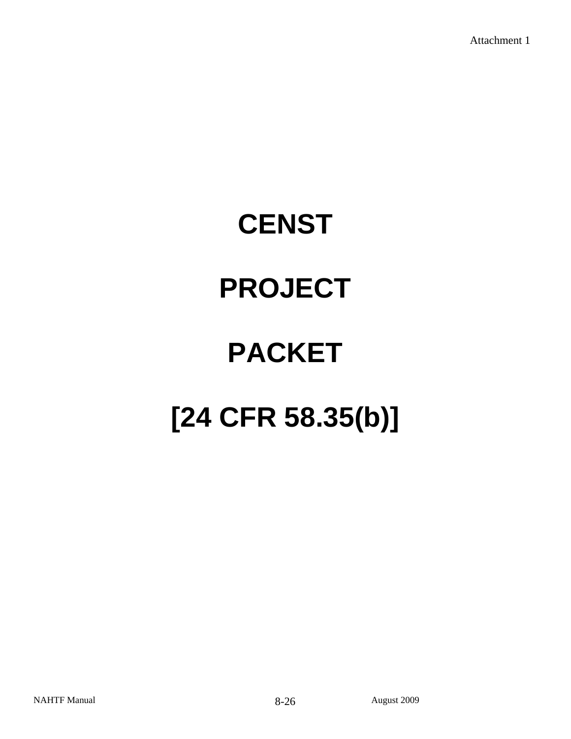Attachment 1

# CENST

# PROJECT

# PACKET

# [24 CFR 58.35(b)]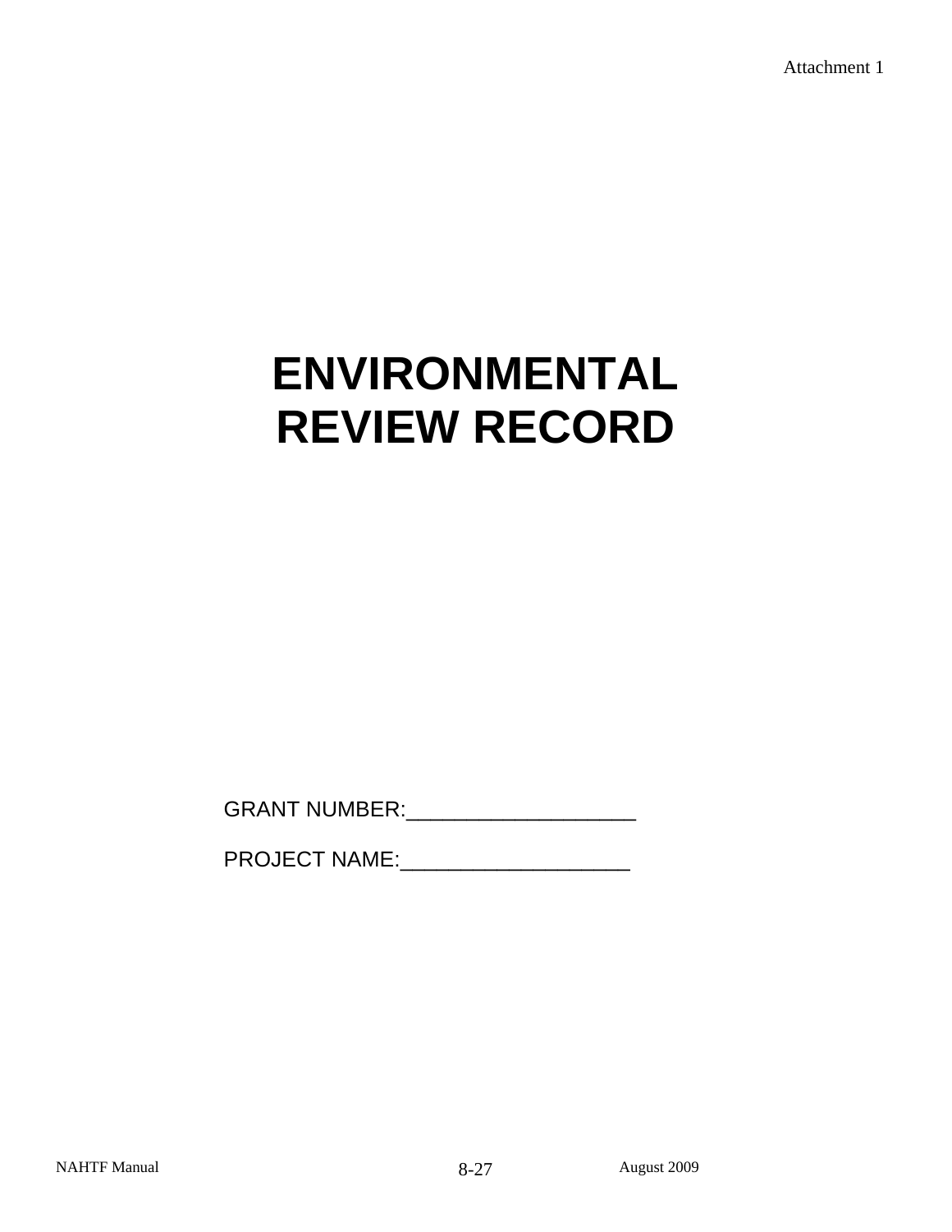Attachment 1

# ENVIRONMENTAL REVIEW RECORD

GRANT NUMBER:___________________

PROJECT NAME:___________________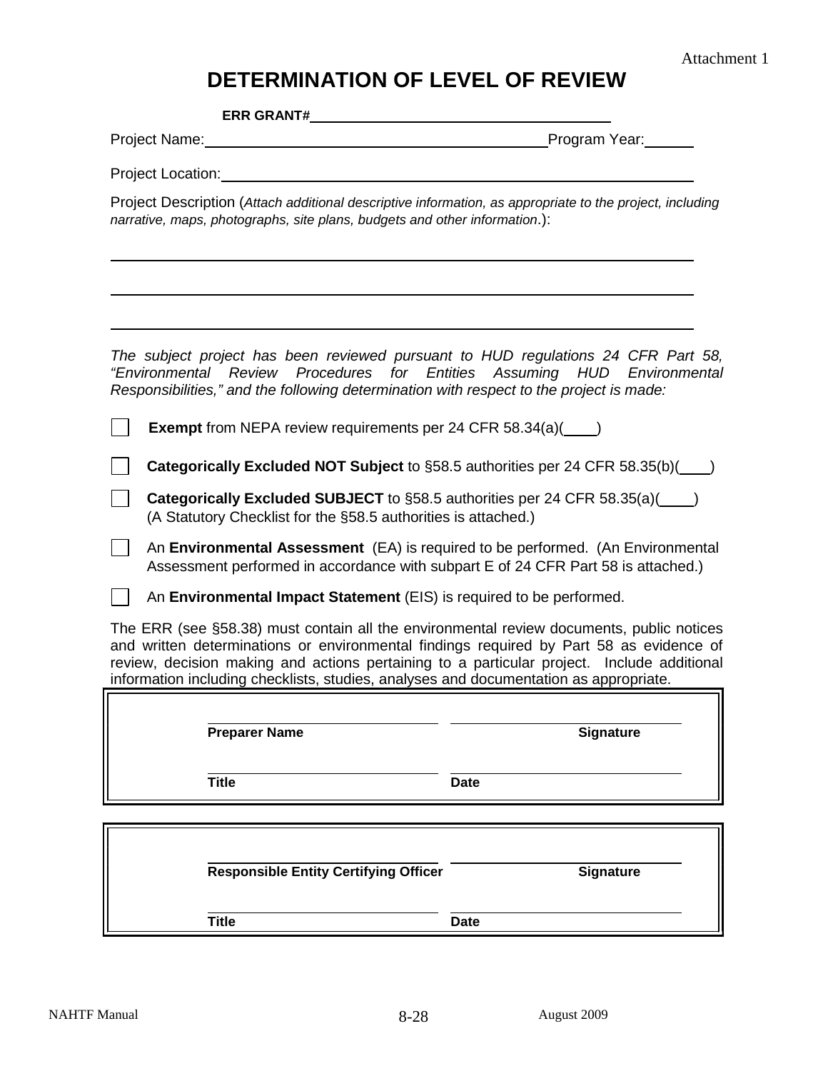Attachment 1

# DETERMINATION OF LEVEL OF REVIEW

**ERR GRANT#** \_\_\_\_\_\_\_\_\_\_\_\_\_\_\_\_\_\_\_\_\_\_\_\_\_\_\_\_\_\_\_\_\_\_\_\_

Project Name: \_\_\_\_\_\_\_\_\_\_\_\_\_\_\_\_\_\_\_\_\_\_\_\_\_\_\_\_\_\_\_\_\_\_\_\_\_\_\_\_ Program Year: \_\_\_\_\_\_

Project Location: \_\_\_\_\_\_\_\_\_\_\_\_\_\_\_\_\_\_\_\_\_\_\_\_\_\_\_\_\_\_\_\_\_\_\_\_\_\_\_\_\_\_\_\_\_\_\_\_\_\_\_\_\_\_\_\_

Project Description (*Attach additional descriptive information, as appropriate to the project, including narrative, maps, photographs, site plans, budgets and other information*.):

\_\_\_\_\_\_\_\_\_\_\_\_\_\_\_\_\_\_\_\_\_\_\_\_\_\_\_\_\_\_\_\_\_\_\_\_\_\_\_\_\_\_\_\_\_\_\_\_\_\_\_\_\_\_\_\_\_\_\_\_\_\_\_\_\_\_\_\_\_\_

\_\_\_\_\_\_\_\_\_\_\_\_\_\_\_\_\_\_\_\_\_\_\_\_\_\_\_\_\_\_\_\_\_\_\_\_\_\_\_\_\_\_\_\_\_\_\_\_\_\_\_\_\_\_\_\_\_\_\_\_\_\_\_\_\_\_\_\_\_\_

\_\_\_\_\_\_\_\_\_\_\_\_\_\_\_\_\_\_\_\_\_\_\_\_\_\_\_\_\_\_\_\_\_\_\_\_\_\_\_\_\_\_\_\_\_\_\_\_\_\_\_\_\_\_\_\_\_\_\_\_\_\_\_\_\_\_\_\_\_\_

*The subject project has been reviewed pursuant to HUD regulations 24 CFR Part 58, "Environmental Review Procedures for Entities Assuming HUD Environmental Responsibilities," and the following determination with respect to the project is made:*

- ☐ **Exempt** from NEPA review requirements per 24 CFR 58.34(a)(\_\_\_\_)
- ☐ **Categorically Excluded NOT Subject** to §58.5 authorities per 24 CFR 58.35(b)(\_\_\_\_)
- ☐ **Categorically Excluded SUBJECT** to §58.5 authorities per 24 CFR 58.35(a)(\_\_\_\_) (A Statutory Checklist for the §58.5 authorities is attached.)
- ☐ An **Environmental Assessment** (EA) is required to be performed. (An Environmental Assessment performed in accordance with subpart E of 24 CFR Part 58 is attached.)
- ☐ An **Environmental Impact Statement** (EIS) is required to be performed.

The ERR (see §58.38) must contain all the environmental review documents, public notices and written determinations or environmental findings required by Part 58 as evidence of review, decision making and actions pertaining to a particular project. Include additional information including checklists, studies, analyses and documentation as appropriate.

| | |
|---|---|
| \_\_\_\_\_\_\_\_\_\_\_\_\_\_\_\_\_\_\_\_ **Preparer Name** | \_\_\_\_\_\_\_\_\_\_\_\_\_\_\_\_\_\_\_\_ **Signature** |
| \_\_\_\_\_\_\_\_\_\_\_\_\_\_\_\_\_\_\_\_ **Title** | \_\_\_\_\_\_\_\_\_\_\_\_\_\_\_\_\_\_\_\_ **Date** |

| | |
|---|---|
| \_\_\_\_\_\_\_\_\_\_\_\_\_\_\_\_\_\_\_\_ **Responsible Entity Certifying Officer** | \_\_\_\_\_\_\_\_\_\_\_\_\_\_\_\_\_\_\_\_ **Signature** |
| \_\_\_\_\_\_\_\_\_\_\_\_\_\_\_\_\_\_\_\_ **Title** | \_\_\_\_\_\_\_\_\_\_\_\_\_\_\_\_\_\_\_\_ **Date** |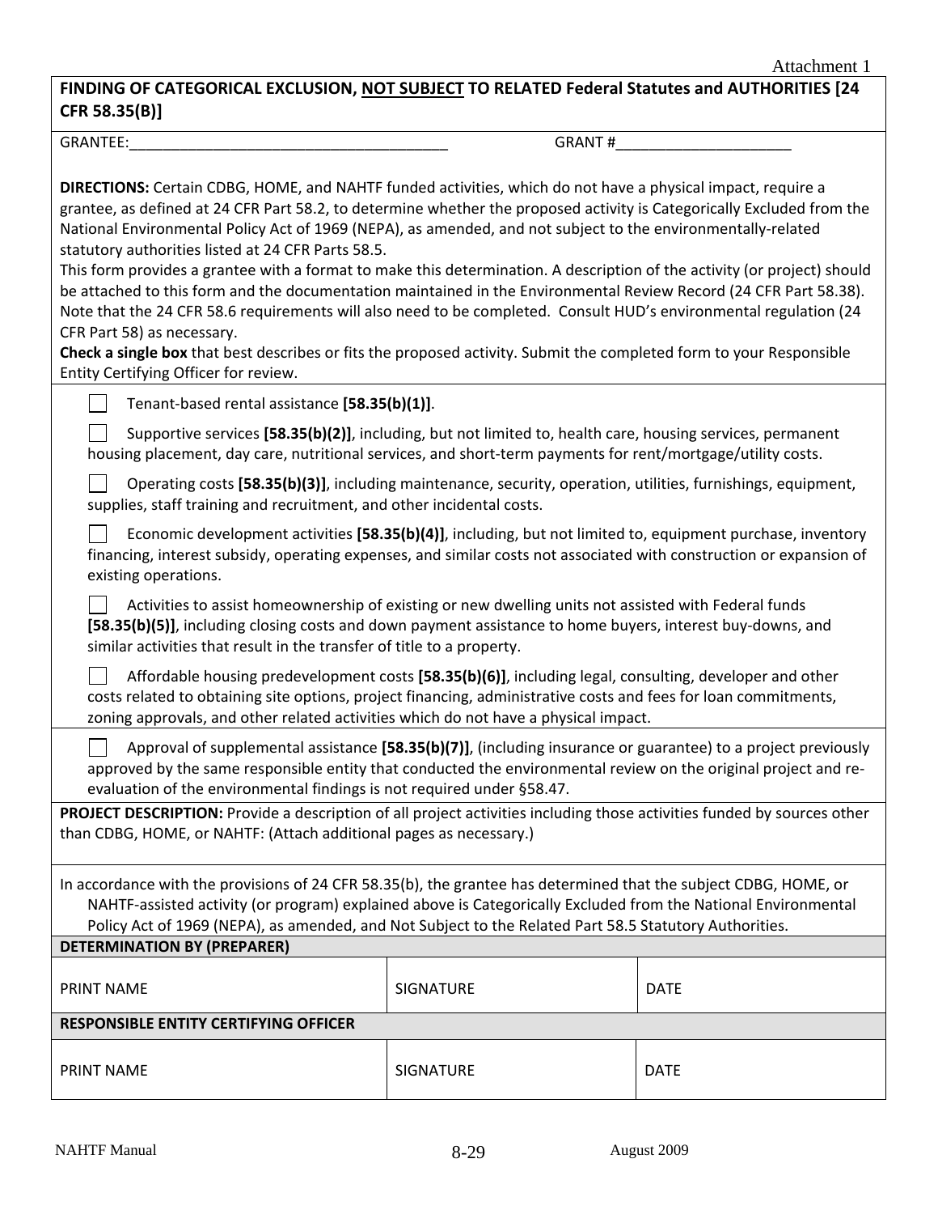Attachment 1

**FINDING OF CATEGORICAL EXCLUSION, <u>NOT SUBJECT</u> TO RELATED Federal Statutes and AUTHORITIES [24 CFR 58.35(B)]**

GRANTEE:_______________________________________ GRANT #_____________________

**DIRECTIONS:** Certain CDBG, HOME, and NAHTF funded activities, which do not have a physical impact, require a grantee, as defined at 24 CFR Part 58.2, to determine whether the proposed activity is Categorically Excluded from the National Environmental Policy Act of 1969 (NEPA), as amended, and not subject to the environmentally-related statutory authorities listed at 24 CFR Parts 58.5.

This form provides a grantee with a format to make this determination. A description of the activity (or project) should be attached to this form and the documentation maintained in the Environmental Review Record (24 CFR Part 58.38). Note that the 24 CFR 58.6 requirements will also need to be completed. Consult HUD's environmental regulation (24 CFR Part 58) as necessary.

**Check a single box** that best describes or fits the proposed activity. Submit the completed form to your Responsible Entity Certifying Officer for review.

☐ Tenant-based rental assistance **[58.35(b)(1)]**.

☐ Supportive services **[58.35(b)(2)]**, including, but not limited to, health care, housing services, permanent housing placement, day care, nutritional services, and short-term payments for rent/mortgage/utility costs.

☐ Operating costs **[58.35(b)(3)]**, including maintenance, security, operation, utilities, furnishings, equipment, supplies, staff training and recruitment, and other incidental costs.

☐ Economic development activities **[58.35(b)(4)]**, including, but not limited to, equipment purchase, inventory financing, interest subsidy, operating expenses, and similar costs not associated with construction or expansion of existing operations.

☐ Activities to assist homeownership of existing or new dwelling units not assisted with Federal funds **[58.35(b)(5)]**, including closing costs and down payment assistance to home buyers, interest buy-downs, and similar activities that result in the transfer of title to a property.

☐ Affordable housing predevelopment costs **[58.35(b)(6)]**, including legal, consulting, developer and other costs related to obtaining site options, project financing, administrative costs and fees for loan commitments, zoning approvals, and other related activities which do not have a physical impact.

☐ Approval of supplemental assistance **[58.35(b)(7)]**, (including insurance or guarantee) to a project previously approved by the same responsible entity that conducted the environmental review on the original project and re-evaluation of the environmental findings is not required under §58.47.

**PROJECT DESCRIPTION:** Provide a description of all project activities including those activities funded by sources other than CDBG, HOME, or NAHTF: (Attach additional pages as necessary.)

In accordance with the provisions of 24 CFR 58.35(b), the grantee has determined that the subject CDBG, HOME, or NAHTF-assisted activity (or program) explained above is Categorically Excluded from the National Environmental Policy Act of 1969 (NEPA), as amended, and Not Subject to the Related Part 58.5 Statutory Authorities.

| **DETERMINATION BY (PREPARER)** | | |
| --- | --- | --- |
| PRINT NAME | SIGNATURE | DATE |
| **RESPONSIBLE ENTITY CERTIFYING OFFICER** | | |
| PRINT NAME | SIGNATURE | DATE |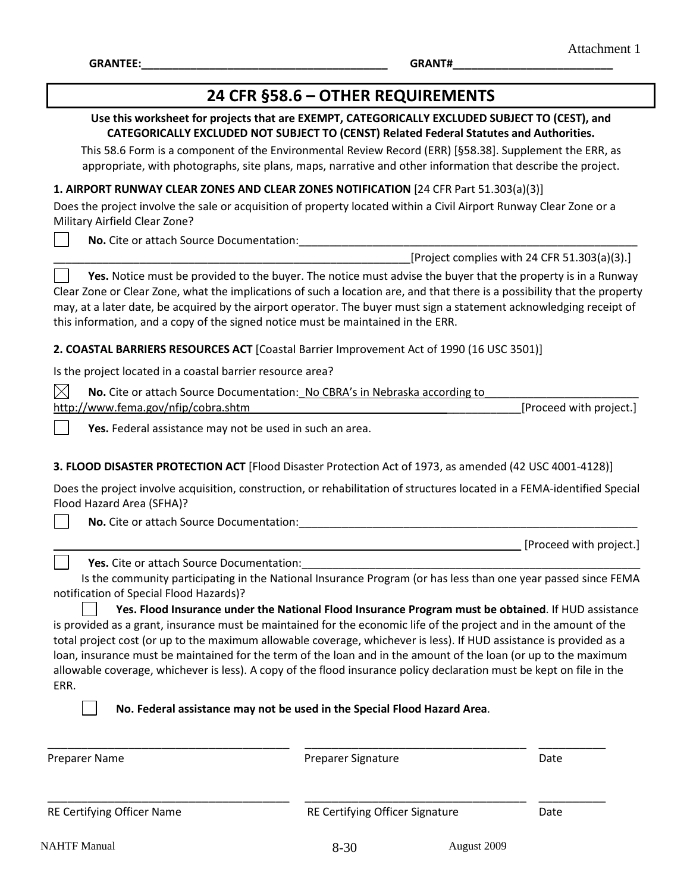Attachment 1

**GRANTEE:**________________________________________ **GRANT#**__________________________

# 24 CFR §58.6 – OTHER REQUIREMENTS

**Use this worksheet for projects that are EXEMPT, CATEGORICALLY EXCLUDED SUBJECT TO (CEST), and CATEGORICALLY EXCLUDED NOT SUBJECT TO (CENST) Related Federal Statutes and Authorities.**

This 58.6 Form is a component of the Environmental Review Record (ERR) [§58.38]. Supplement the ERR, as appropriate, with photographs, site plans, maps, narrative and other information that describe the project.

**1. AIRPORT RUNWAY CLEAR ZONES AND CLEAR ZONES NOTIFICATION** [24 CFR Part 51.303(a)(3)]

Does the project involve the sale or acquisition of property located within a Civil Airport Runway Clear Zone or a Military Airfield Clear Zone?

☐ **No.** Cite or attach Source Documentation:__________________________________________________________
______________________________________________________________[Project complies with 24 CFR 51.303(a)(3).]

☐ **Yes.** Notice must be provided to the buyer. The notice must advise the buyer that the property is in a Runway Clear Zone or Clear Zone, what the implications of such a location are, and that there is a possibility that the property may, at a later date, be acquired by the airport operator. The buyer must sign a statement acknowledging receipt of this information, and a copy of the signed notice must be maintained in the ERR.

**2. COASTAL BARRIERS RESOURCES ACT** [Coastal Barrier Improvement Act of 1990 (16 USC 3501)]

Is the project located in a coastal barrier resource area?

☒ **No.** Cite or attach Source Documentation: No CBRA's in Nebraska according to http://www.fema.gov/nfip/cobra.shtm [Proceed with project.]

☐ **Yes.** Federal assistance may not be used in such an area.

**3. FLOOD DISASTER PROTECTION ACT** [Flood Disaster Protection Act of 1973, as amended (42 USC 4001-4128)]

Does the project involve acquisition, construction, or rehabilitation of structures located in a FEMA-identified Special Flood Hazard Area (SFHA)?

☐ **No.** Cite or attach Source Documentation:__________________________________________________________
______________________________________________________________ [Proceed with project.]

☐ **Yes.** Cite or attach Source Documentation:__________________________________________________________

Is the community participating in the National Insurance Program (or has less than one year passed since FEMA notification of Special Flood Hazards)?

☐ **Yes. Flood Insurance under the National Flood Insurance Program must be obtained**. If HUD assistance is provided as a grant, insurance must be maintained for the economic life of the project and in the amount of the total project cost (or up to the maximum allowable coverage, whichever is less). If HUD assistance is provided as a loan, insurance must be maintained for the term of the loan and in the amount of the loan (or up to the maximum allowable coverage, whichever is less). A copy of the flood insurance policy declaration must be kept on file in the ERR.

☐ **No. Federal assistance may not be used in the Special Flood Hazard Area**.

| ________________________ | ________________________ | __________ |
|---|---|---|
| Preparer Name | Preparer Signature | Date |
| ________________________ | ________________________ | __________ |
| RE Certifying Officer Name | RE Certifying Officer Signature | Date |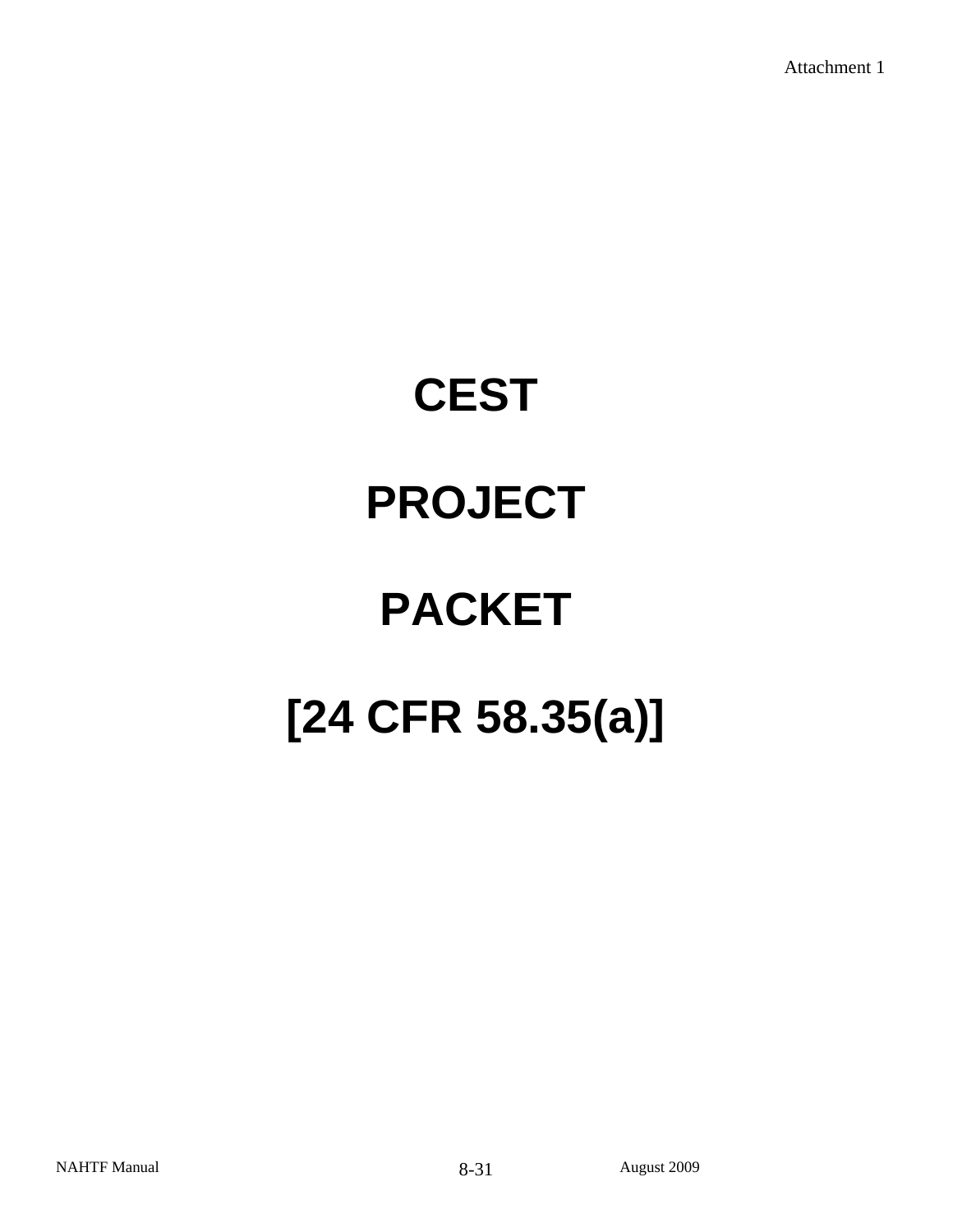Attachment 1

# CEST

# PROJECT

# PACKET

# [24 CFR 58.35(a)]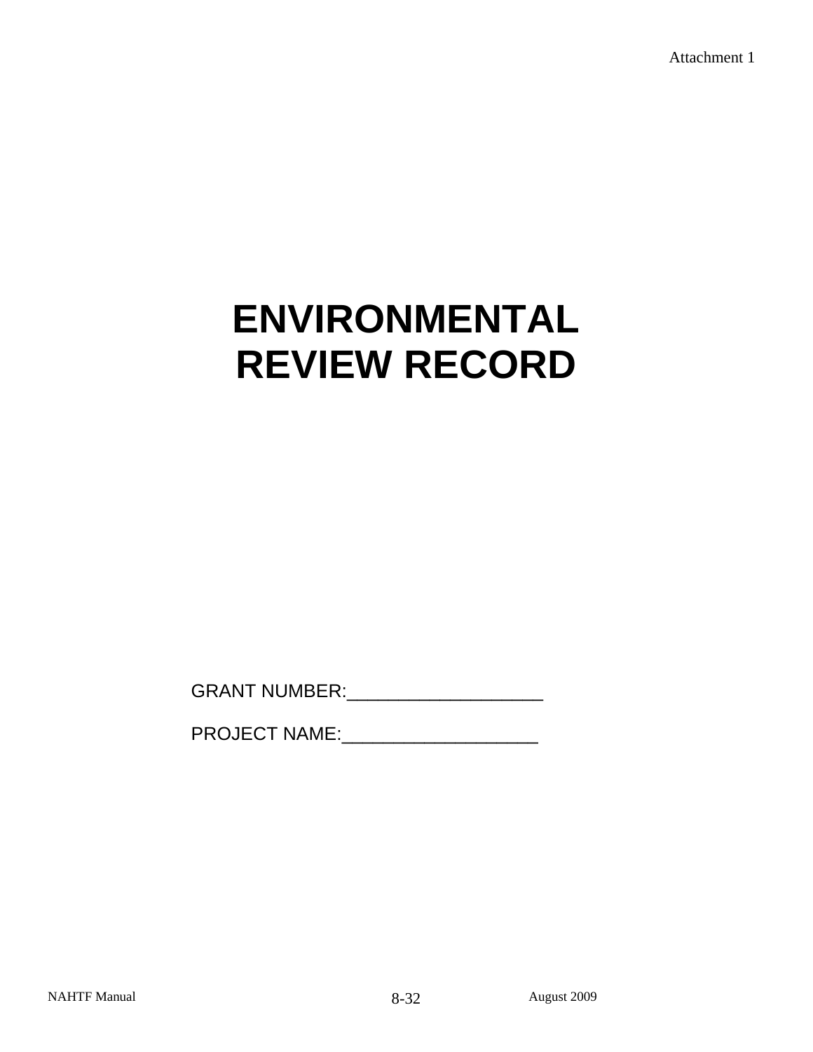Attachment 1

# ENVIRONMENTAL REVIEW RECORD

GRANT NUMBER:___________________

PROJECT NAME:___________________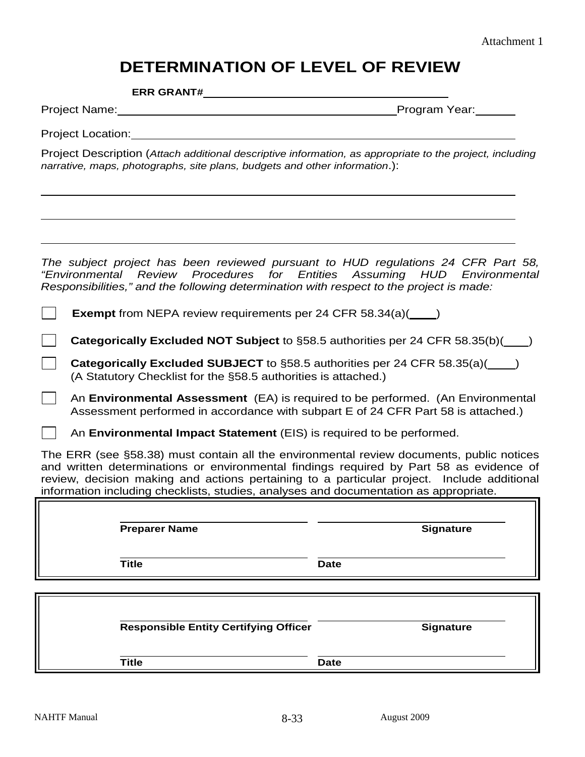Attachment 1

# DETERMINATION OF LEVEL OF REVIEW

**ERR GRANT#** ____________________________________

Project Name: ________________________________________ Program Year: ______

Project Location: ____________________________________________________________

Project Description (*Attach additional descriptive information, as appropriate to the project, including narrative, maps, photographs, site plans, budgets and other information*.):

______________________________________________________________________________

______________________________________________________________________________

______________________________________________________________________________

*The subject project has been reviewed pursuant to HUD regulations 24 CFR Part 58, "Environmental Review Procedures for Entities Assuming HUD Environmental Responsibilities," and the following determination with respect to the project is made:*

☐ **Exempt** from NEPA review requirements per 24 CFR 58.34(a)(____)

☐ **Categorically Excluded NOT Subject** to §58.5 authorities per 24 CFR 58.35(b)(____)

☐ **Categorically Excluded SUBJECT** to §58.5 authorities per 24 CFR 58.35(a)(____) (A Statutory Checklist for the §58.5 authorities is attached.)

☐ An **Environmental Assessment** (EA) is required to be performed. (An Environmental Assessment performed in accordance with subpart E of 24 CFR Part 58 is attached.)

☐ An **Environmental Impact Statement** (EIS) is required to be performed.

The ERR (see §58.38) must contain all the environmental review documents, public notices and written determinations or environmental findings required by Part 58 as evidence of review, decision making and actions pertaining to a particular project. Include additional information including checklists, studies, analyses and documentation as appropriate.

| | |
|---|---|
| ______________________________ | ______________________________ |
| **Preparer Name** | **Signature** |
| ______________________________ | ______________________________ |
| **Title** | **Date** |

| | |
|---|---|
| ______________________________ | ______________________________ |
| **Responsible Entity Certifying Officer** | **Signature** |
| ______________________________ | ______________________________ |
| **Title** | **Date** |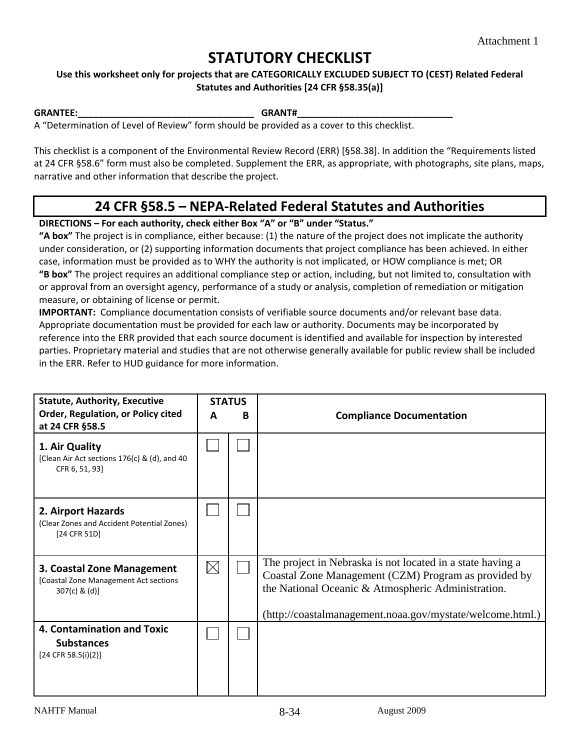Attachment 1

# STATUTORY CHECKLIST

**Use this worksheet only for projects that are CATEGORICALLY EXCLUDED SUBJECT TO (CEST) Related Federal Statutes and Authorities [24 CFR §58.35(a)]**

**GRANTEE:**___________________________________ **GRANT#**______________________________

A "Determination of Level of Review" form should be provided as a cover to this checklist.

This checklist is a component of the Environmental Review Record (ERR) [§58.38]. In addition the "Requirements listed at 24 CFR §58.6" form must also be completed. Supplement the ERR, as appropriate, with photographs, site plans, maps, narrative and other information that describe the project.

## 24 CFR §58.5 – NEPA-Related Federal Statutes and Authorities

**DIRECTIONS – For each authority, check either Box "A" or "B" under "Status."**

**"A box"** The project is in compliance, either because: (1) the nature of the project does not implicate the authority under consideration, or (2) supporting information documents that project compliance has been achieved. In either case, information must be provided as to WHY the authority is not implicated, or HOW compliance is met; OR

**"B box"** The project requires an additional compliance step or action, including, but not limited to, consultation with or approval from an oversight agency, performance of a study or analysis, completion of remediation or mitigation measure, or obtaining of license or permit.

**IMPORTANT:** Compliance documentation consists of verifiable source documents and/or relevant base data. Appropriate documentation must be provided for each law or authority. Documents may be incorporated by reference into the ERR provided that each source document is identified and available for inspection by interested parties. Proprietary material and studies that are not otherwise generally available for public review shall be included in the ERR. Refer to HUD guidance for more information.

| Statute, Authority, Executive Order, Regulation, or Policy cited at 24 CFR §58.5 | STATUS A | STATUS B | Compliance Documentation |
|---|---|---|---|
| **1. Air Quality** [Clean Air Act sections 176(c) & (d), and 40 CFR 6, 51, 93] | ☐ | ☐ | |
| **2. Airport Hazards** (Clear Zones and Accident Potential Zones) [24 CFR 51D] | ☐ | ☐ | |
| **3. Coastal Zone Management** [Coastal Zone Management Act sections 307(c) & (d)] | ☒ | ☐ | The project in Nebraska is not located in a state having a Coastal Zone Management (CZM) Program as provided by the National Oceanic & Atmospheric Administration. (http://coastalmanagement.noaa.gov/mystate/welcome.html.) |
| **4. Contamination and Toxic Substances** [24 CFR 58.5(i)(2)] | ☐ | ☐ | |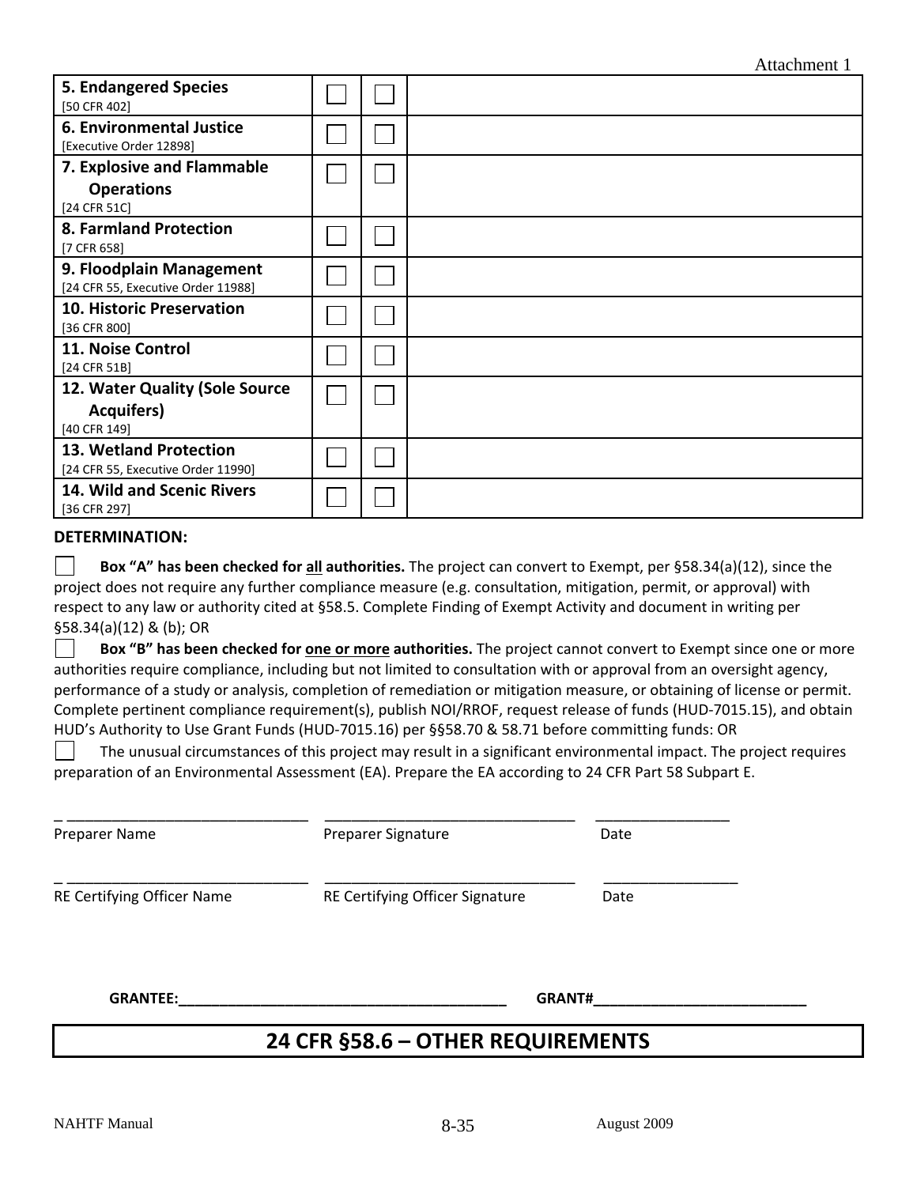Attachment 1

| | | | |
|---|---|---|---|
| **5. Endangered Species** [50 CFR 402] | ☐ | ☐ | |
| **6. Environmental Justice** [Executive Order 12898] | ☐ | ☐ | |
| **7. Explosive and Flammable Operations** [24 CFR 51C] | ☐ | ☐ | |
| **8. Farmland Protection** [7 CFR 658] | ☐ | ☐ | |
| **9. Floodplain Management** [24 CFR 55, Executive Order 11988] | ☐ | ☐ | |
| **10. Historic Preservation** [36 CFR 800] | ☐ | ☐ | |
| **11. Noise Control** [24 CFR 51B] | ☐ | ☐ | |
| **12. Water Quality (Sole Source Acquifers)** [40 CFR 149] | ☐ | ☐ | |
| **13. Wetland Protection** [24 CFR 55, Executive Order 11990] | ☐ | ☐ | |
| **14. Wild and Scenic Rivers** [36 CFR 297] | ☐ | ☐ | |

**DETERMINATION:**

☐ **Box "A" has been checked for all authorities.** The project can convert to Exempt, per §58.34(a)(12), since the project does not require any further compliance measure (e.g. consultation, mitigation, permit, or approval) with respect to any law or authority cited at §58.5. Complete Finding of Exempt Activity and document in writing per §58.34(a)(12) & (b); OR

☐ **Box "B" has been checked for one or more authorities.** The project cannot convert to Exempt since one or more authorities require compliance, including but not limited to consultation with or approval from an oversight agency, performance of a study or analysis, completion of remediation or mitigation measure, or obtaining of license or permit. Complete pertinent compliance requirement(s), publish NOI/RROF, request release of funds (HUD-7015.15), and obtain HUD's Authority to Use Grant Funds (HUD-7015.16) per §§58.70 & 58.71 before committing funds: OR

☐ The unusual circumstances of this project may result in a significant environmental impact. The project requires preparation of an Environmental Assessment (EA). Prepare the EA according to 24 CFR Part 58 Subpart E.

_______________________________ _______________________________ ________________
Preparer Name Preparer Signature Date

_______________________________ _______________________________ ________________
RE Certifying Officer Name RE Certifying Officer Signature Date

**GRANTEE:________________________________________ GRANT#__________________________**

## 24 CFR §58.6 – OTHER REQUIREMENTS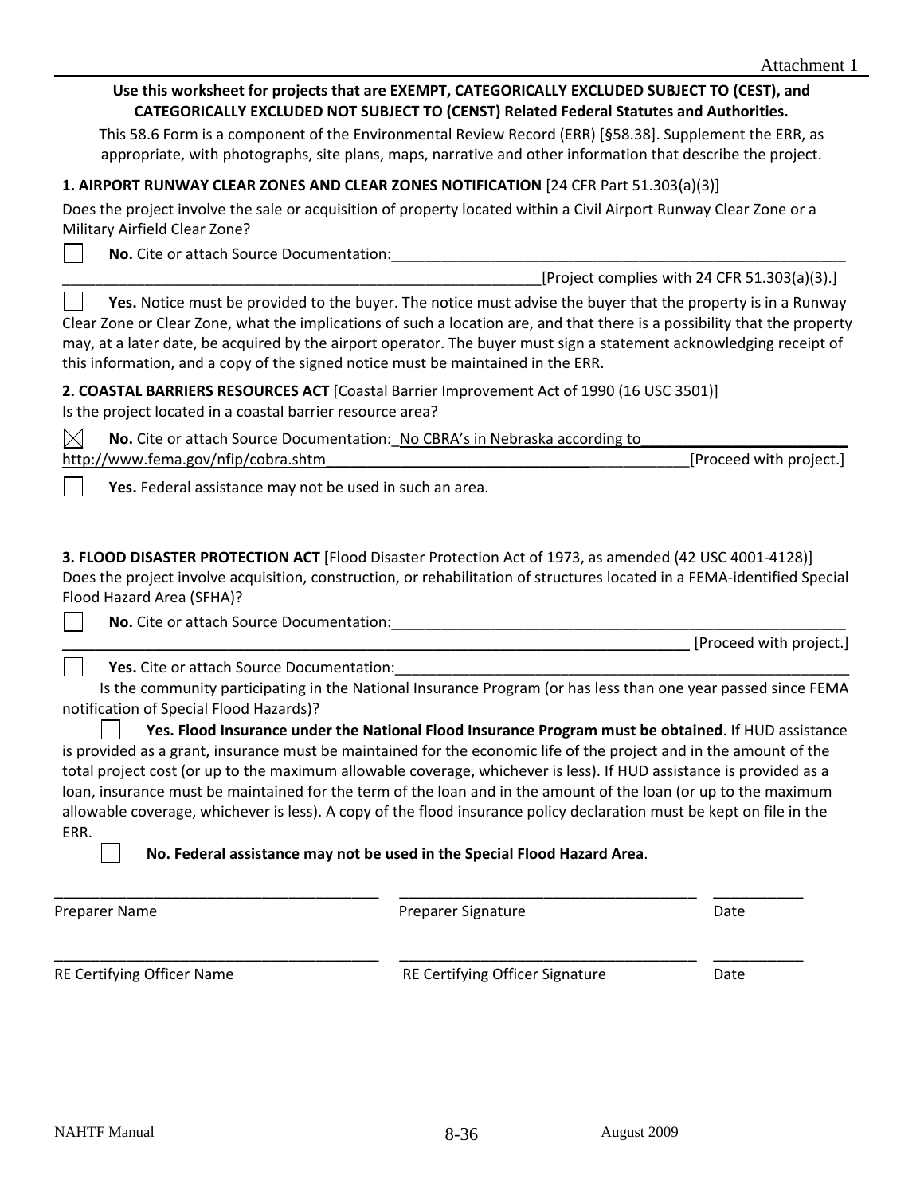Attachment 1

**Use this worksheet for projects that are EXEMPT, CATEGORICALLY EXCLUDED SUBJECT TO (CEST), and CATEGORICALLY EXCLUDED NOT SUBJECT TO (CENST) Related Federal Statutes and Authorities.**

This 58.6 Form is a component of the Environmental Review Record (ERR) [§58.38]. Supplement the ERR, as appropriate, with photographs, site plans, maps, narrative and other information that describe the project.

**1. AIRPORT RUNWAY CLEAR ZONES AND CLEAR ZONES NOTIFICATION** [24 CFR Part 51.303(a)(3)]

Does the project involve the sale or acquisition of property located within a Civil Airport Runway Clear Zone or a Military Airfield Clear Zone?

☐ **No.** Cite or attach Source Documentation:______________________________________________________

______________________________________________________[Project complies with 24 CFR 51.303(a)(3).]

☐ **Yes.** Notice must be provided to the buyer. The notice must advise the buyer that the property is in a Runway Clear Zone or Clear Zone, what the implications of such a location are, and that there is a possibility that the property may, at a later date, be acquired by the airport operator. The buyer must sign a statement acknowledging receipt of this information, and a copy of the signed notice must be maintained in the ERR.

**2. COASTAL BARRIERS RESOURCES ACT** [Coastal Barrier Improvement Act of 1990 (16 USC 3501)]
Is the project located in a coastal barrier resource area?

☒ **No.** Cite or attach Source Documentation: No CBRA's in Nebraska according to http://www.fema.gov/nfip/cobra.shtm [Proceed with project.]

☐ **Yes.** Federal assistance may not be used in such an area.

**3. FLOOD DISASTER PROTECTION ACT** [Flood Disaster Protection Act of 1973, as amended (42 USC 4001-4128)]
Does the project involve acquisition, construction, or rehabilitation of structures located in a FEMA-identified Special Flood Hazard Area (SFHA)?

☐ **No.** Cite or attach Source Documentation:______________________________________________________

______________________________________________________ [Proceed with project.]

☐ **Yes.** Cite or attach Source Documentation:______________________________________________________

Is the community participating in the National Insurance Program (or has less than one year passed since FEMA notification of Special Flood Hazards)?

☐ **Yes. Flood Insurance under the National Flood Insurance Program must be obtained**. If HUD assistance is provided as a grant, insurance must be maintained for the economic life of the project and in the amount of the total project cost (or up to the maximum allowable coverage, whichever is less). If HUD assistance is provided as a loan, insurance must be maintained for the term of the loan and in the amount of the loan (or up to the maximum allowable coverage, whichever is less). A copy of the flood insurance policy declaration must be kept on file in the ERR.

☐ **No. Federal assistance may not be used in the Special Flood Hazard Area**.

| ______________________________ | ______________________________ | __________ |
|---|---|---|
| Preparer Name | Preparer Signature | Date |
| ______________________________ | ______________________________ | __________ |
| RE Certifying Officer Name | RE Certifying Officer Signature | Date |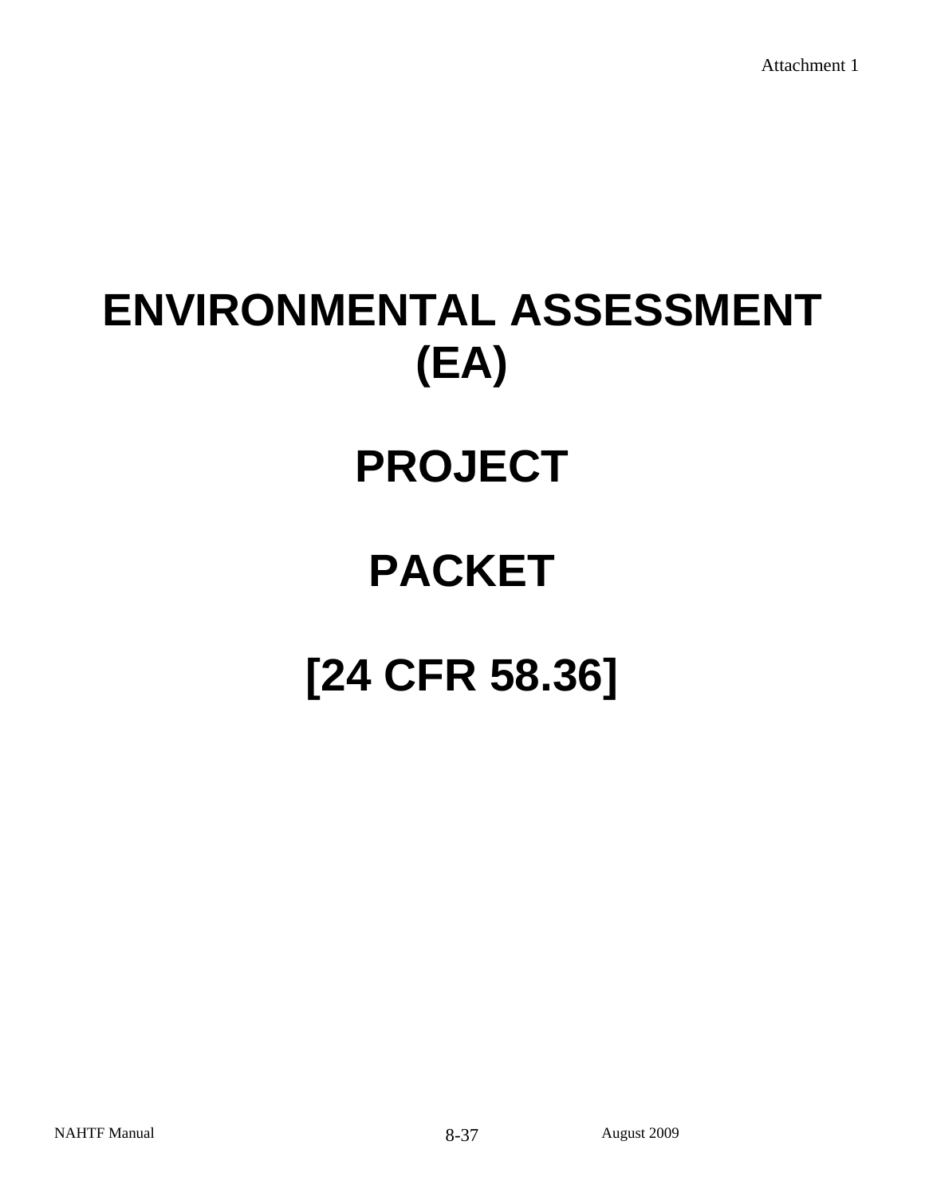Attachment 1

# ENVIRONMENTAL ASSESSMENT (EA)

# PROJECT

# PACKET

# [24 CFR 58.36]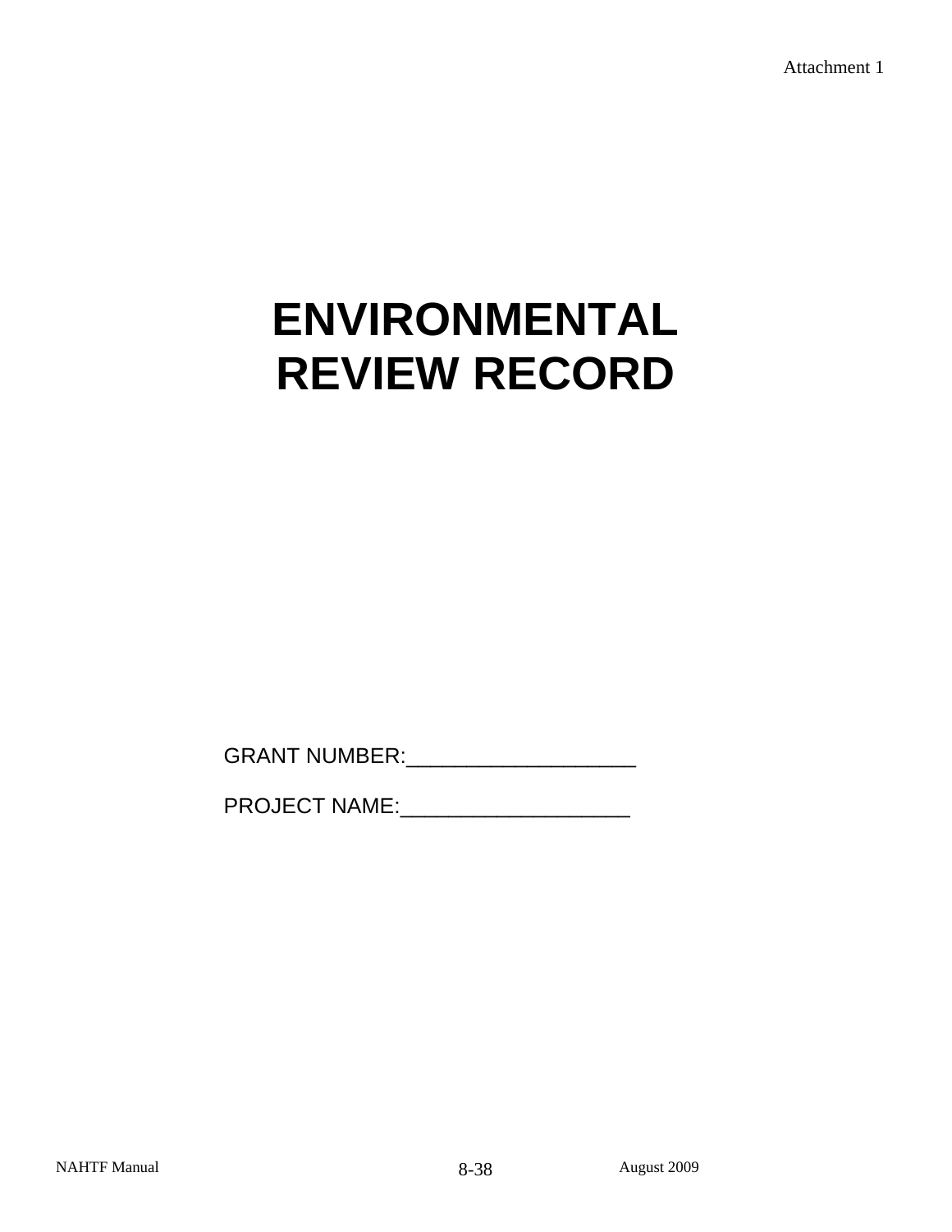Attachment 1

# ENVIRONMENTAL REVIEW RECORD

GRANT NUMBER:___________________

PROJECT NAME:___________________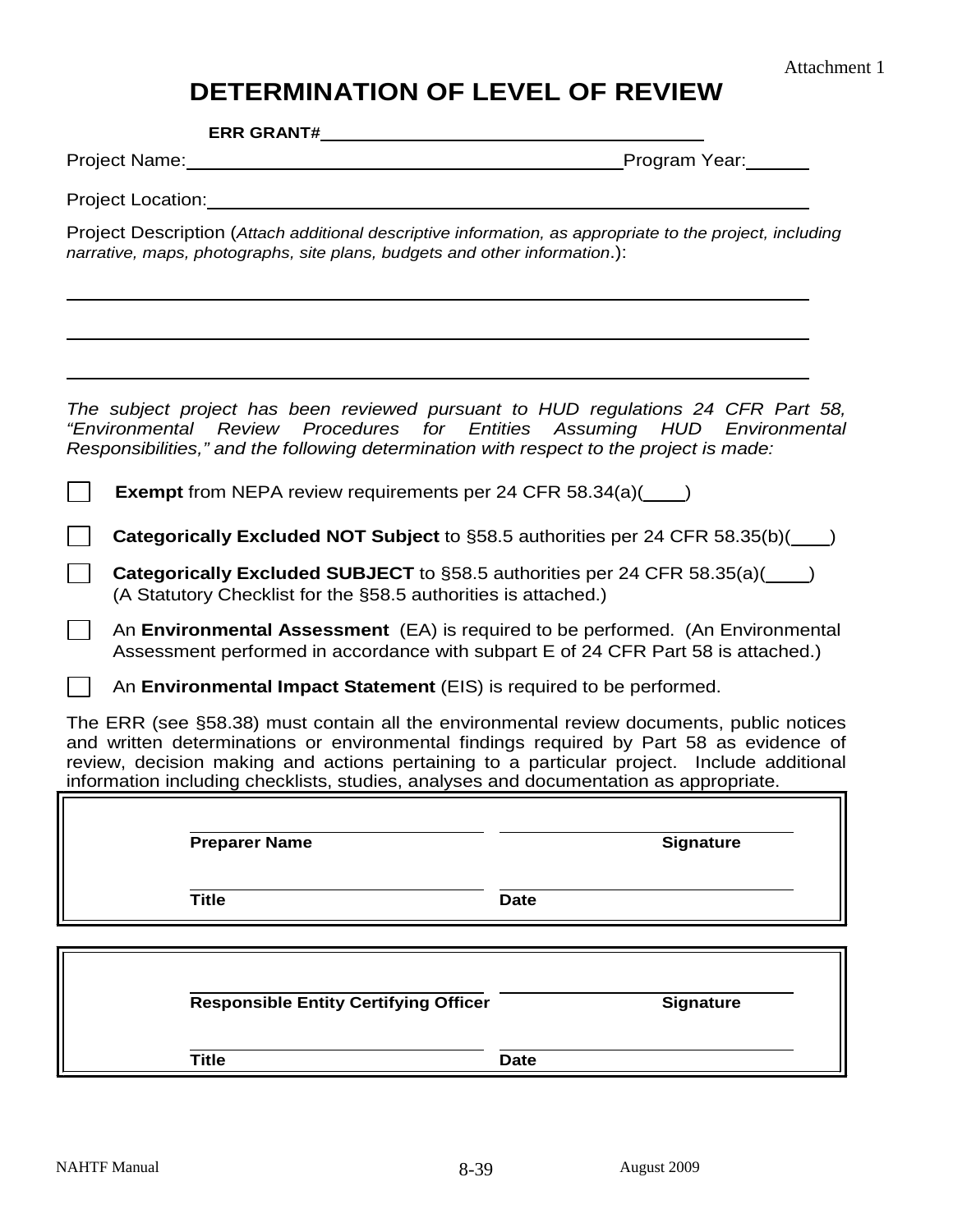Attachment 1

# DETERMINATION OF LEVEL OF REVIEW

**ERR GRANT#**\_\_\_\_\_\_\_\_\_\_\_\_\_\_\_\_\_\_\_\_\_\_\_\_\_\_\_\_\_\_\_\_

Project Name:\_\_\_\_\_\_\_\_\_\_\_\_\_\_\_\_\_\_\_\_\_\_\_\_\_\_\_\_\_\_\_\_\_\_\_\_ Program Year:\_\_\_\_\_

Project Location:\_\_\_\_\_\_\_\_\_\_\_\_\_\_\_\_\_\_\_\_\_\_\_\_\_\_\_\_\_\_\_\_\_\_\_\_\_\_\_\_\_\_\_\_\_\_\_\_\_\_

Project Description (*Attach additional descriptive information, as appropriate to the project, including narrative, maps, photographs, site plans, budgets and other information*.):

\_\_\_\_\_\_\_\_\_\_\_\_\_\_\_\_\_\_\_\_\_\_\_\_\_\_\_\_\_\_\_\_\_\_\_\_\_\_\_\_\_\_\_\_\_\_\_\_\_\_\_\_\_\_\_\_\_\_\_\_\_\_\_\_\_\_\_\_\_\_

\_\_\_\_\_\_\_\_\_\_\_\_\_\_\_\_\_\_\_\_\_\_\_\_\_\_\_\_\_\_\_\_\_\_\_\_\_\_\_\_\_\_\_\_\_\_\_\_\_\_\_\_\_\_\_\_\_\_\_\_\_\_\_\_\_\_\_\_\_\_

\_\_\_\_\_\_\_\_\_\_\_\_\_\_\_\_\_\_\_\_\_\_\_\_\_\_\_\_\_\_\_\_\_\_\_\_\_\_\_\_\_\_\_\_\_\_\_\_\_\_\_\_\_\_\_\_\_\_\_\_\_\_\_\_\_\_\_\_\_\_

*The subject project has been reviewed pursuant to HUD regulations 24 CFR Part 58, "Environmental Review Procedures for Entities Assuming HUD Environmental Responsibilities," and the following determination with respect to the project is made:*

☐ **Exempt** from NEPA review requirements per 24 CFR 58.34(a)(\_\_\_\_)

☐ **Categorically Excluded NOT Subject** to §58.5 authorities per 24 CFR 58.35(b)(\_\_\_\_)

☐ **Categorically Excluded SUBJECT** to §58.5 authorities per 24 CFR 58.35(a)(\_\_\_\_)
(A Statutory Checklist for the §58.5 authorities is attached.)

☐ An **Environmental Assessment** (EA) is required to be performed. (An Environmental Assessment performed in accordance with subpart E of 24 CFR Part 58 is attached.)

☐ An **Environmental Impact Statement** (EIS) is required to be performed.

The ERR (see §58.38) must contain all the environmental review documents, public notices and written determinations or environmental findings required by Part 58 as evidence of review, decision making and actions pertaining to a particular project. Include additional information including checklists, studies, analyses and documentation as appropriate.

| | |
|---|---|
| \_\_\_\_\_\_\_\_\_\_\_\_\_\_\_\_\_\_\_\_ **Preparer Name** | \_\_\_\_\_\_\_\_\_\_\_\_\_\_\_\_\_\_\_\_ **Signature** |
| \_\_\_\_\_\_\_\_\_\_\_\_\_\_\_\_\_\_\_\_ **Title** | \_\_\_\_\_\_\_\_\_\_\_\_\_\_\_\_\_\_\_\_ **Date** |

| | |
|---|---|
| \_\_\_\_\_\_\_\_\_\_\_\_\_\_\_\_\_\_\_\_ **Responsible Entity Certifying Officer** | \_\_\_\_\_\_\_\_\_\_\_\_\_\_\_\_\_\_\_\_ **Signature** |
| \_\_\_\_\_\_\_\_\_\_\_\_\_\_\_\_\_\_\_\_ **Title** | \_\_\_\_\_\_\_\_\_\_\_\_\_\_\_\_\_\_\_\_ **Date** |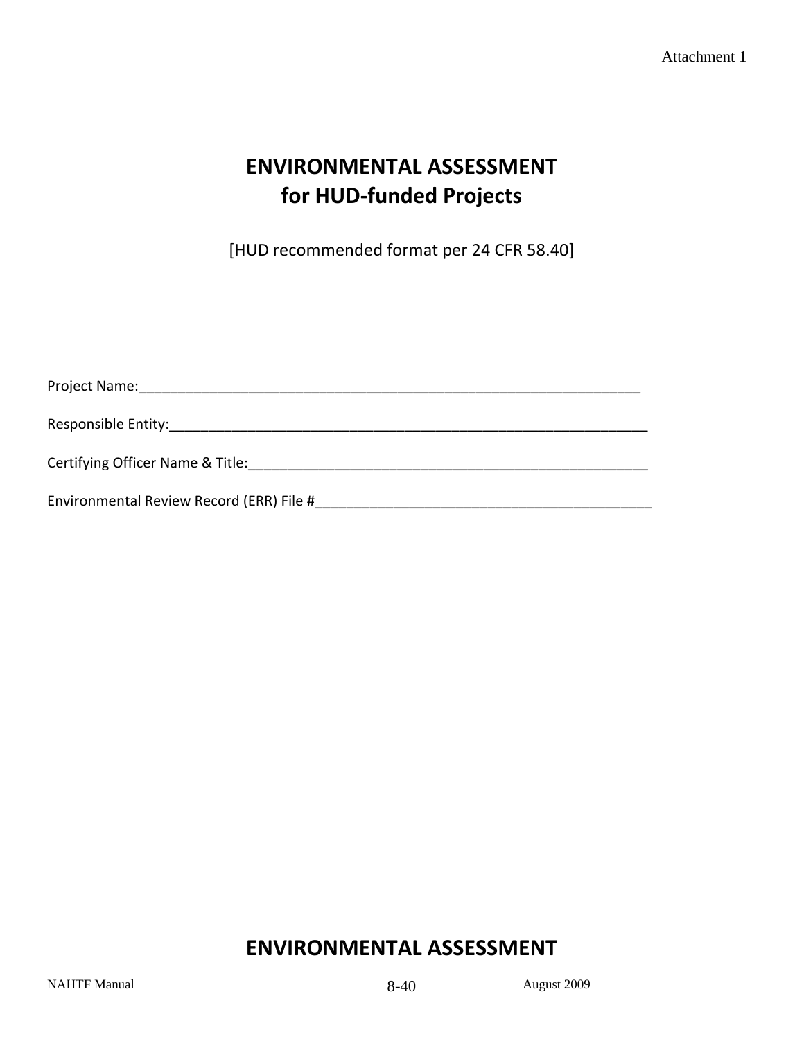Attachment 1

# ENVIRONMENTAL ASSESSMENT
# for HUD-funded Projects

[HUD recommended format per 24 CFR 58.40]

Project Name:_______________________________________________________________

Responsible Entity:___________________________________________________________

Certifying Officer Name & Title:_______________________________________________

Environmental Review Record (ERR) File #_______________________________________

# ENVIRONMENTAL ASSESSMENT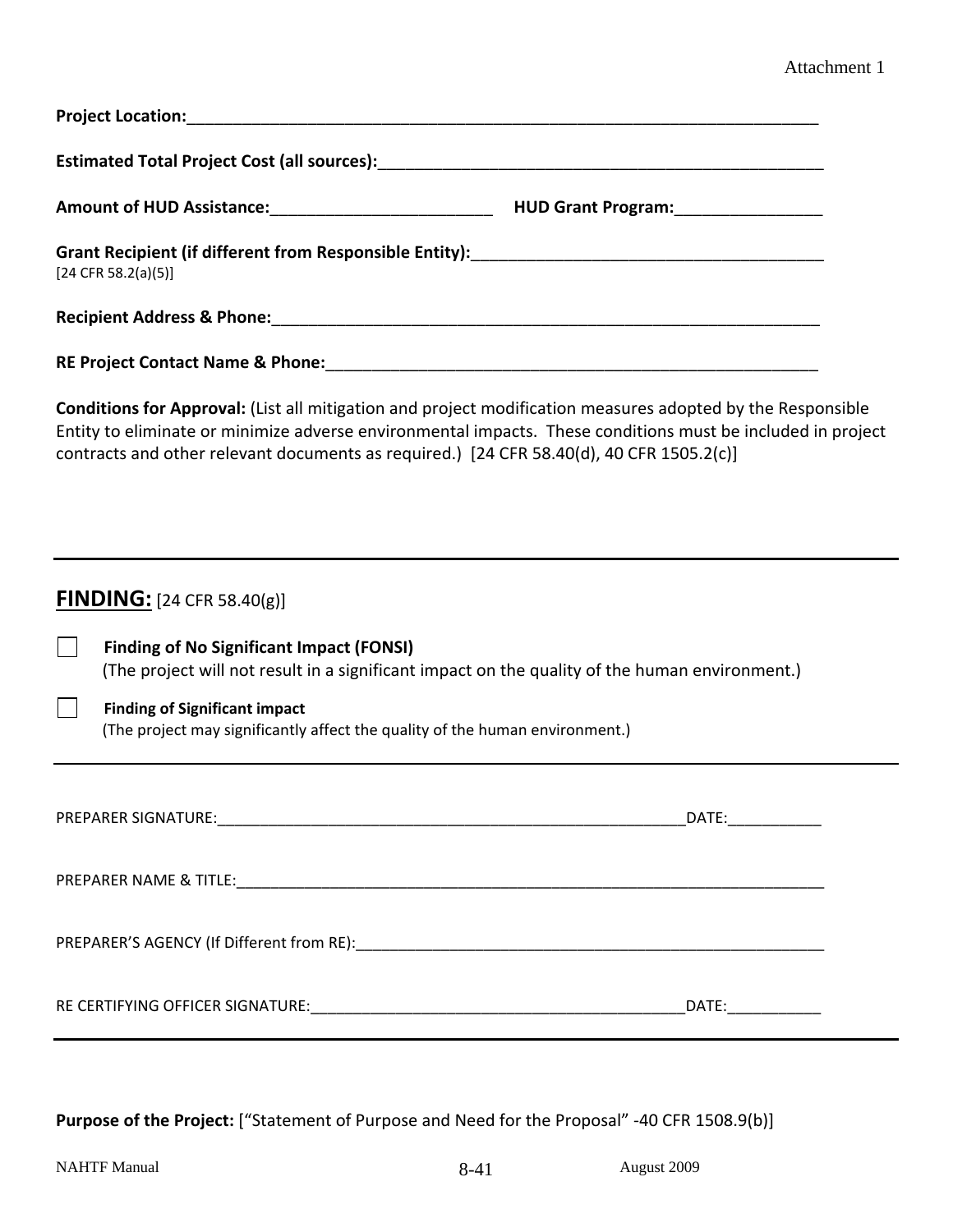Attachment 1

**Project Location:**\_\_\_\_\_\_\_\_\_\_\_\_\_\_\_\_\_\_\_\_\_\_\_\_\_\_\_\_\_\_\_\_\_\_\_\_\_\_\_\_\_\_\_\_\_\_\_\_\_\_\_\_\_\_\_\_\_\_\_\_\_\_\_\_\_\_\_\_\_\_

**Estimated Total Project Cost (all sources):**\_\_\_\_\_\_\_\_\_\_\_\_\_\_\_\_\_\_\_\_\_\_\_\_\_\_\_\_\_\_\_\_\_\_\_\_\_\_\_\_\_\_\_\_\_\_\_\_\_\_

**Amount of HUD Assistance:**\_\_\_\_\_\_\_\_\_\_\_\_\_\_\_\_\_\_\_\_\_\_\_\_\_ **HUD Grant Program:**\_\_\_\_\_\_\_\_\_\_\_\_\_\_\_\_

**Grant Recipient (if different from Responsible Entity):**\_\_\_\_\_\_\_\_\_\_\_\_\_\_\_\_\_\_\_\_\_\_\_\_\_\_\_\_\_\_\_\_\_\_\_\_\_\_\_
[24 CFR 58.2(a)(5)]

**Recipient Address & Phone:**\_\_\_\_\_\_\_\_\_\_\_\_\_\_\_\_\_\_\_\_\_\_\_\_\_\_\_\_\_\_\_\_\_\_\_\_\_\_\_\_\_\_\_\_\_\_\_\_\_\_\_\_\_\_\_\_\_\_\_\_\_

**RE Project Contact Name & Phone:**\_\_\_\_\_\_\_\_\_\_\_\_\_\_\_\_\_\_\_\_\_\_\_\_\_\_\_\_\_\_\_\_\_\_\_\_\_\_\_\_\_\_\_\_\_\_\_\_\_\_\_\_\_\_\_\_

**Conditions for Approval:** (List all mitigation and project modification measures adopted by the Responsible Entity to eliminate or minimize adverse environmental impacts. These conditions must be included in project contracts and other relevant documents as required.) [24 CFR 58.40(d), 40 CFR 1505.2(c)]

---

## FINDING: [24 CFR 58.40(g)]

☐ **Finding of No Significant Impact (FONSI)**
(The project will not result in a significant impact on the quality of the human environment.)

☐ **Finding of Significant impact**
(The project may significantly affect the quality of the human environment.)

---

PREPARER SIGNATURE:\_\_\_\_\_\_\_\_\_\_\_\_\_\_\_\_\_\_\_\_\_\_\_\_\_\_\_\_\_\_\_\_\_\_\_\_\_\_\_\_\_\_\_\_\_\_\_\_\_\_\_\_\_\_\_\_\_DATE:\_\_\_\_\_\_\_\_\_\_\_

PREPARER NAME & TITLE:\_\_\_\_\_\_\_\_\_\_\_\_\_\_\_\_\_\_\_\_\_\_\_\_\_\_\_\_\_\_\_\_\_\_\_\_\_\_\_\_\_\_\_\_\_\_\_\_\_\_\_\_\_\_\_\_\_\_\_\_\_\_\_\_\_\_\_\_\_\_

PREPARER'S AGENCY (If Different from RE):\_\_\_\_\_\_\_\_\_\_\_\_\_\_\_\_\_\_\_\_\_\_\_\_\_\_\_\_\_\_\_\_\_\_\_\_\_\_\_\_\_\_\_\_\_\_\_\_\_\_\_\_\_\_\_\_\_\_

RE CERTIFYING OFFICER SIGNATURE:\_\_\_\_\_\_\_\_\_\_\_\_\_\_\_\_\_\_\_\_\_\_\_\_\_\_\_\_\_\_\_\_\_\_\_\_\_\_\_\_\_\_\_\_\_\_DATE:\_\_\_\_\_\_\_\_\_\_\_

---

**Purpose of the Project:** ["Statement of Purpose and Need for the Proposal" -40 CFR 1508.9(b)]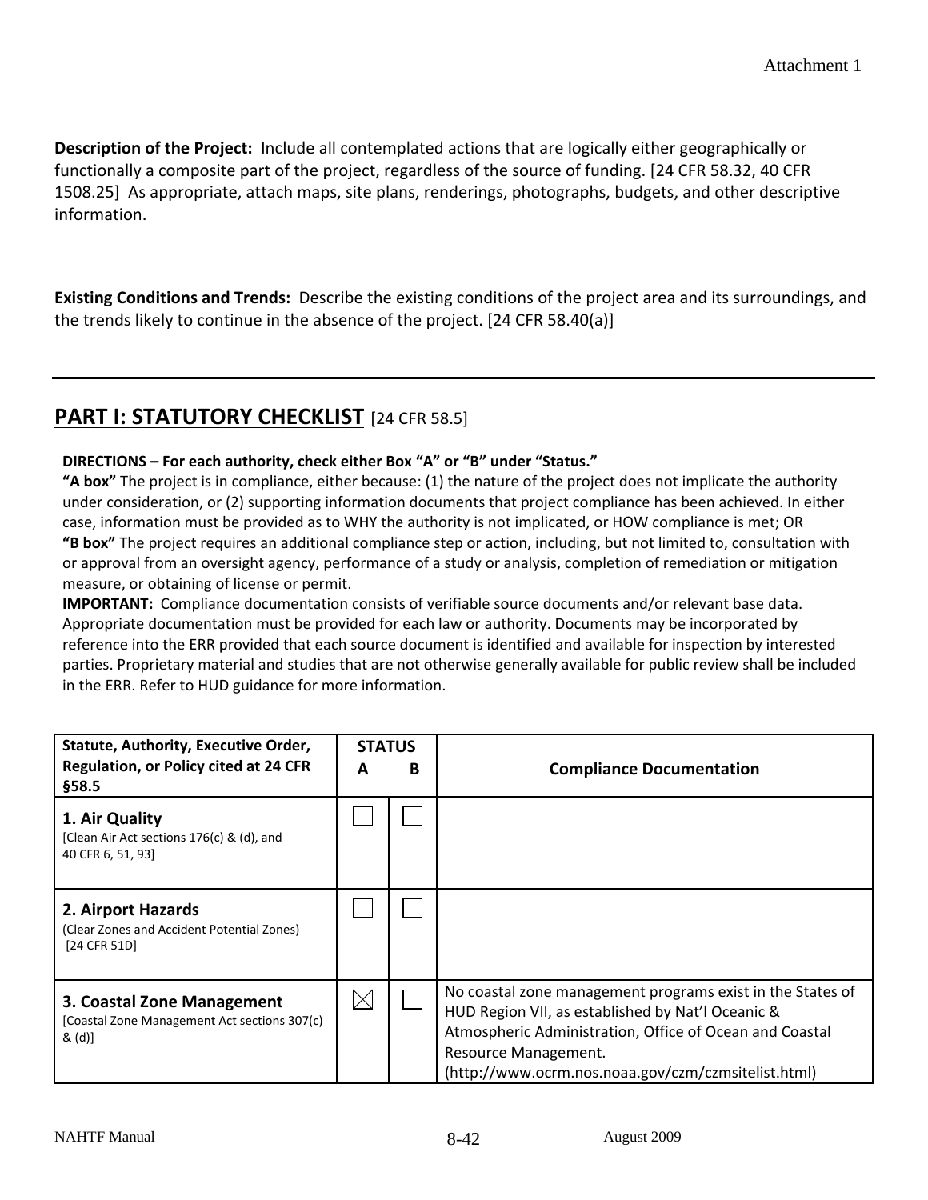Attachment 1

**Description of the Project:** Include all contemplated actions that are logically either geographically or functionally a composite part of the project, regardless of the source of funding. [24 CFR 58.32, 40 CFR 1508.25] As appropriate, attach maps, site plans, renderings, photographs, budgets, and other descriptive information.

**Existing Conditions and Trends:** Describe the existing conditions of the project area and its surroundings, and the trends likely to continue in the absence of the project. [24 CFR 58.40(a)]

---

## PART I: STATUTORY CHECKLIST [24 CFR 58.5]

**DIRECTIONS – For each authority, check either Box "A" or "B" under "Status."**
**"A box"** The project is in compliance, either because: (1) the nature of the project does not implicate the authority under consideration, or (2) supporting information documents that project compliance has been achieved. In either case, information must be provided as to WHY the authority is not implicated, or HOW compliance is met; OR
**"B box"** The project requires an additional compliance step or action, including, but not limited to, consultation with or approval from an oversight agency, performance of a study or analysis, completion of remediation or mitigation measure, or obtaining of license or permit.
**IMPORTANT:** Compliance documentation consists of verifiable source documents and/or relevant base data. Appropriate documentation must be provided for each law or authority. Documents may be incorporated by reference into the ERR provided that each source document is identified and available for inspection by interested parties. Proprietary material and studies that are not otherwise generally available for public review shall be included in the ERR. Refer to HUD guidance for more information.

| Statute, Authority, Executive Order, Regulation, or Policy cited at 24 CFR §58.5 | STATUS A | STATUS B | Compliance Documentation |
|---|---|---|---|
| **1. Air Quality** [Clean Air Act sections 176(c) & (d), and 40 CFR 6, 51, 93] | ☐ | ☐ | |
| **2. Airport Hazards** (Clear Zones and Accident Potential Zones) [24 CFR 51D] | ☐ | ☐ | |
| **3. Coastal Zone Management** [Coastal Zone Management Act sections 307(c) & (d)] | ☒ | ☐ | No coastal zone management programs exist in the States of HUD Region VII, as established by Nat'l Oceanic & Atmospheric Administration, Office of Ocean and Coastal Resource Management. (http://www.ocrm.nos.noaa.gov/czm/czmsitelist.html) |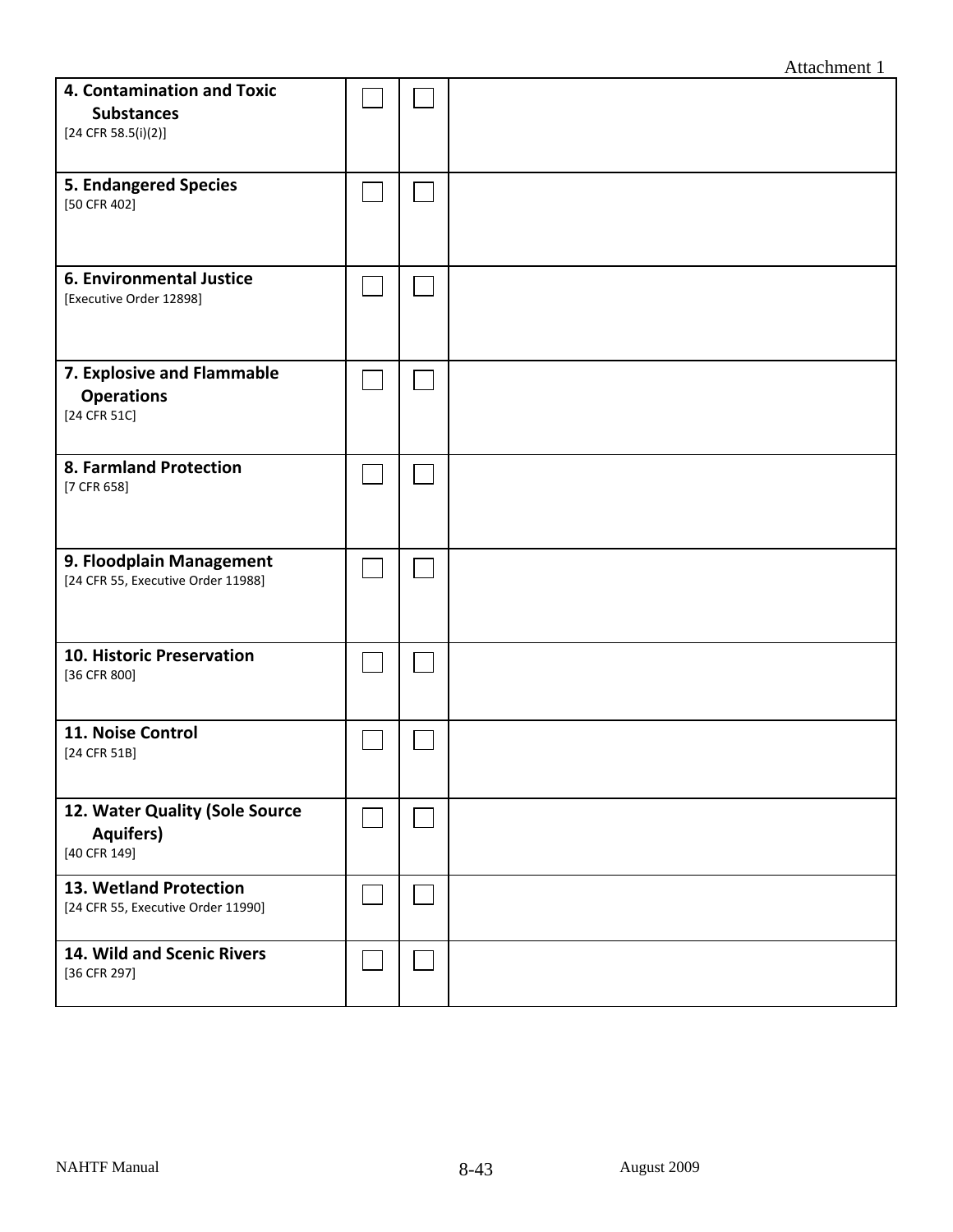| | | | |
|---|---|---|---|
| **4. Contamination and Toxic Substances** [24 CFR 58.5(i)(2)] | ☐ | ☐ | |
| **5. Endangered Species** [50 CFR 402] | ☐ | ☐ | |
| **6. Environmental Justice** [Executive Order 12898] | ☐ | ☐ | |
| **7. Explosive and Flammable Operations** [24 CFR 51C] | ☐ | ☐ | |
| **8. Farmland Protection** [7 CFR 658] | ☐ | ☐ | |
| **9. Floodplain Management** [24 CFR 55, Executive Order 11988] | ☐ | ☐ | |
| **10. Historic Preservation** [36 CFR 800] | ☐ | ☐ | |
| **11. Noise Control** [24 CFR 51B] | ☐ | ☐ | |
| **12. Water Quality (Sole Source Aquifers)** [40 CFR 149] | ☐ | ☐ | |
| **13. Wetland Protection** [24 CFR 55, Executive Order 11990] | ☐ | ☐ | |
| **14. Wild and Scenic Rivers** [36 CFR 297] | ☐ | ☐ | |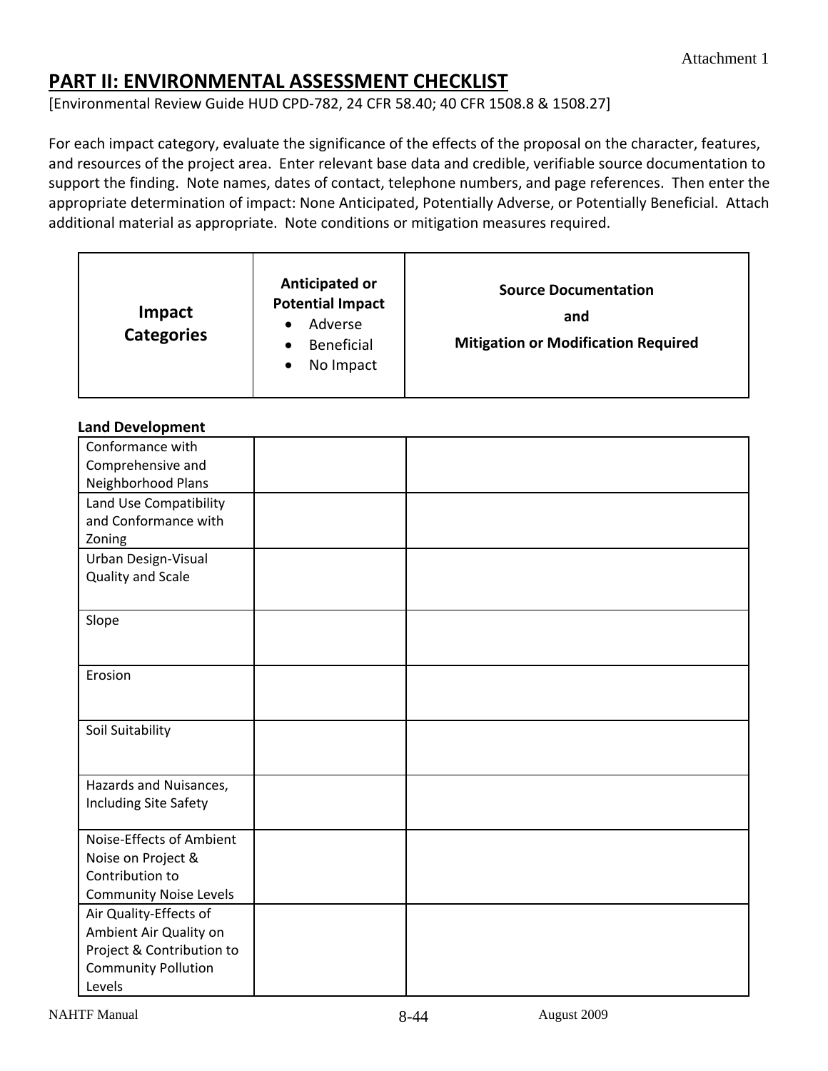Attachment 1

## PART II: ENVIRONMENTAL ASSESSMENT CHECKLIST

[Environmental Review Guide HUD CPD-782, 24 CFR 58.40; 40 CFR 1508.8 & 1508.27]

For each impact category, evaluate the significance of the effects of the proposal on the character, features, and resources of the project area. Enter relevant base data and credible, verifiable source documentation to support the finding. Note names, dates of contact, telephone numbers, and page references. Then enter the appropriate determination of impact: None Anticipated, Potentially Adverse, or Potentially Beneficial. Attach additional material as appropriate. Note conditions or mitigation measures required.

| **Impact Categories** | **Anticipated or Potential Impact**<br>• Adverse<br>• Beneficial<br>• No Impact | **Source Documentation and Mitigation or Modification Required** |
|---|---|---|

**Land Development**

| | | |
|---|---|---|
| Conformance with Comprehensive and Neighborhood Plans | | |
| Land Use Compatibility and Conformance with Zoning | | |
| Urban Design-Visual Quality and Scale | | |
| Slope | | |
| Erosion | | |
| Soil Suitability | | |
| Hazards and Nuisances, Including Site Safety | | |
| Noise-Effects of Ambient Noise on Project & Contribution to Community Noise Levels | | |
| Air Quality-Effects of Ambient Air Quality on Project & Contribution to Community Pollution Levels | | |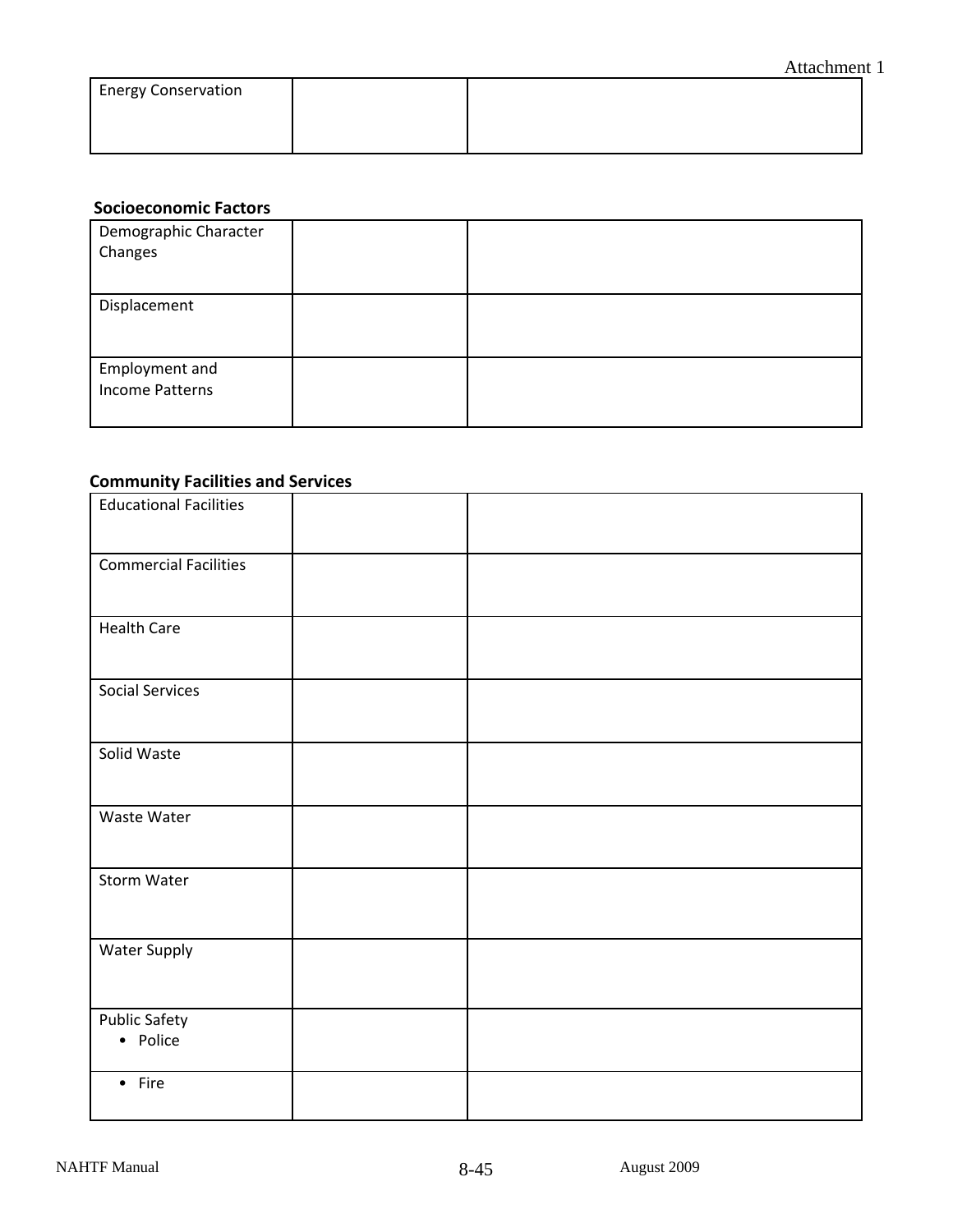| Energy Conservation | | |
|---|---|---|

**Socioeconomic Factors**

| Demographic Character Changes | | |
|---|---|---|
| Displacement | | |
| Employment and Income Patterns | | |

**Community Facilities and Services**

| Educational Facilities | | |
|---|---|---|
| Commercial Facilities | | |
| Health Care | | |
| Social Services | | |
| Solid Waste | | |
| Waste Water | | |
| Storm Water | | |
| Water Supply | | |
| Public Safety<br>• Police | | |
| • Fire | | |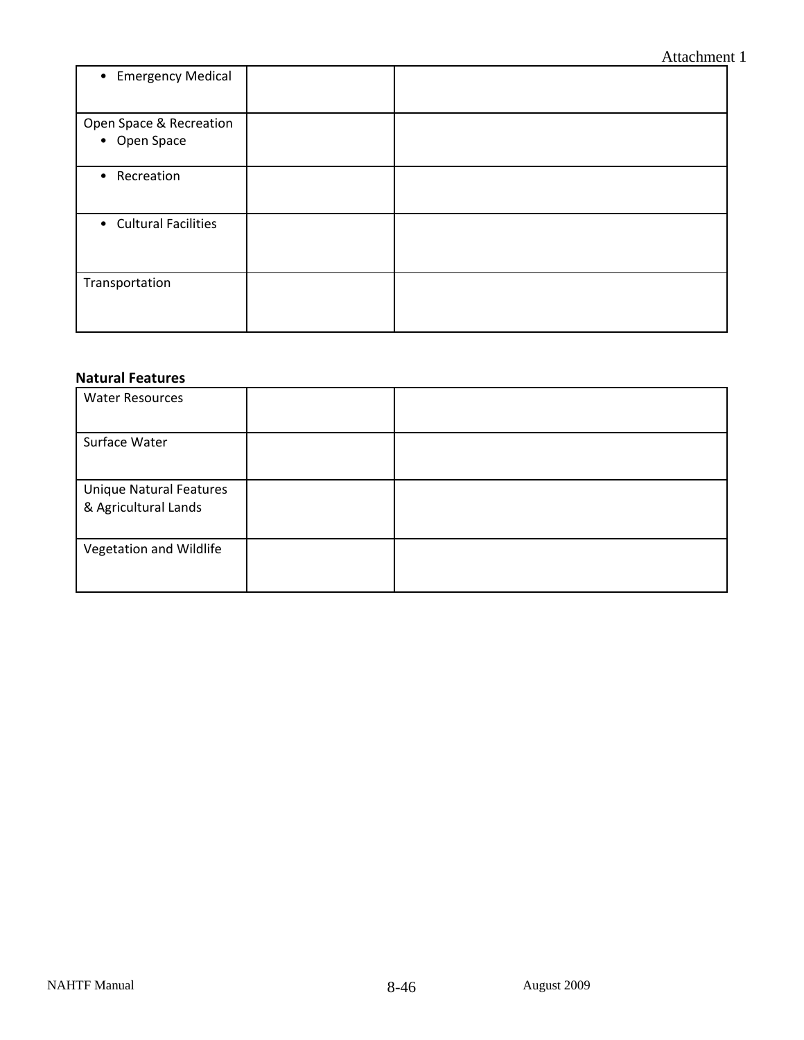Attachment 1

| | | |
|---|---|---|
| • Emergency Medical | | |
| Open Space & Recreation<br>• Open Space | | |
| • Recreation | | |
| • Cultural Facilities | | |
| Transportation | | |

**Natural Features**

| | | |
|---|---|---|
| Water Resources | | |
| Surface Water | | |
| Unique Natural Features & Agricultural Lands | | |
| Vegetation and Wildlife | | |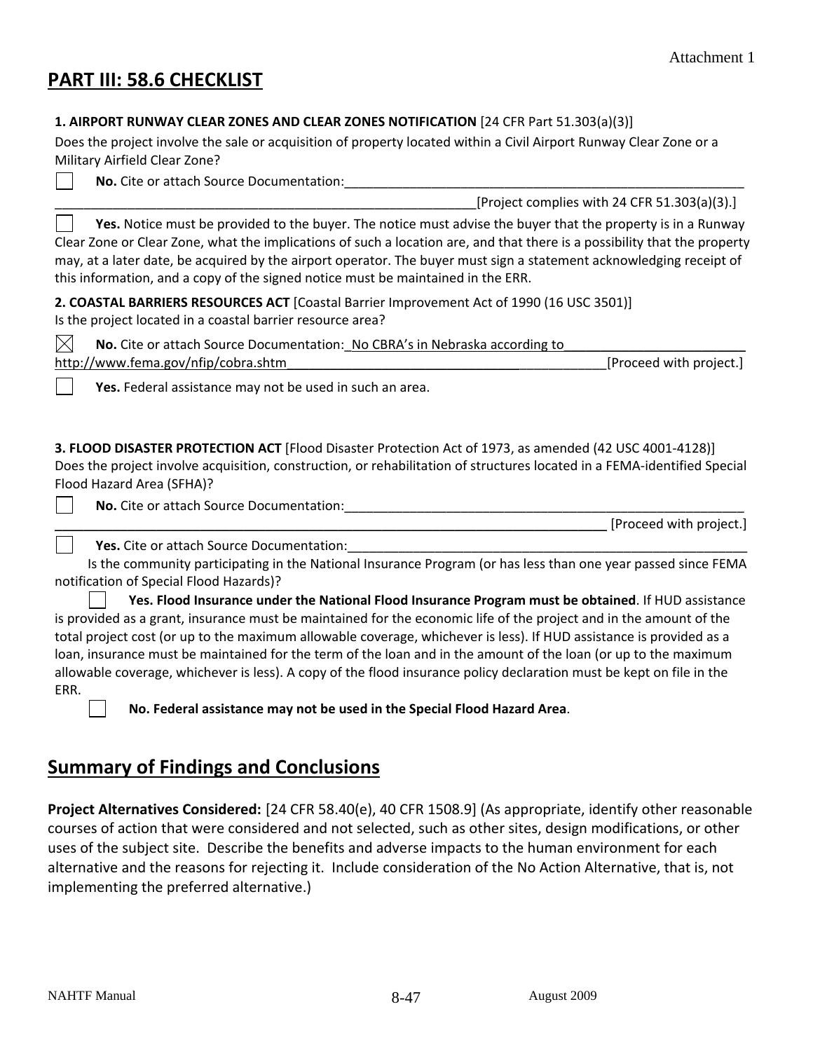## PART III: 58.6 CHECKLIST

**1. AIRPORT RUNWAY CLEAR ZONES AND CLEAR ZONES NOTIFICATION** [24 CFR Part 51.303(a)(3)]

Does the project involve the sale or acquisition of property located within a Civil Airport Runway Clear Zone or a Military Airfield Clear Zone?

☐ **No.** Cite or attach Source Documentation:______________________________________________________________ ____________________________________________________________[Project complies with 24 CFR 51.303(a)(3).]

☐ **Yes.** Notice must be provided to the buyer. The notice must advise the buyer that the property is in a Runway Clear Zone or Clear Zone, what the implications of such a location are, and that there is a possibility that the property may, at a later date, be acquired by the airport operator. The buyer must sign a statement acknowledging receipt of this information, and a copy of the signed notice must be maintained in the ERR.

**2. COASTAL BARRIERS RESOURCES ACT** [Coastal Barrier Improvement Act of 1990 (16 USC 3501)]

Is the project located in a coastal barrier resource area?

☒ **No.** Cite or attach Source Documentation:_No CBRA's in Nebraska according to_________________________ http://www.fema.gov/nfip/cobra.shtm______________________________________________[Proceed with project.]

☐ **Yes.** Federal assistance may not be used in such an area.

**3. FLOOD DISASTER PROTECTION ACT** [Flood Disaster Protection Act of 1973, as amended (42 USC 4001-4128)]

Does the project involve acquisition, construction, or rehabilitation of structures located in a FEMA-identified Special Flood Hazard Area (SFHA)?

☐ **No.** Cite or attach Source Documentation:______________________________________________________________ ________________________________________________________________________________ [Proceed with project.]

☐ **Yes.** Cite or attach Source Documentation:______________________________________________________________

Is the community participating in the National Insurance Program (or has less than one year passed since FEMA notification of Special Flood Hazards)?

☐ **Yes. Flood Insurance under the National Flood Insurance Program must be obtained**. If HUD assistance is provided as a grant, insurance must be maintained for the economic life of the project and in the amount of the total project cost (or up to the maximum allowable coverage, whichever is less). If HUD assistance is provided as a loan, insurance must be maintained for the term of the loan and in the amount of the loan (or up to the maximum allowable coverage, whichever is less). A copy of the flood insurance policy declaration must be kept on file in the ERR.

☐ **No. Federal assistance may not be used in the Special Flood Hazard Area**.

## Summary of Findings and Conclusions

**Project Alternatives Considered:** [24 CFR 58.40(e), 40 CFR 1508.9] (As appropriate, identify other reasonable courses of action that were considered and not selected, such as other sites, design modifications, or other uses of the subject site. Describe the benefits and adverse impacts to the human environment for each alternative and the reasons for rejecting it. Include consideration of the No Action Alternative, that is, not implementing the preferred alternative.)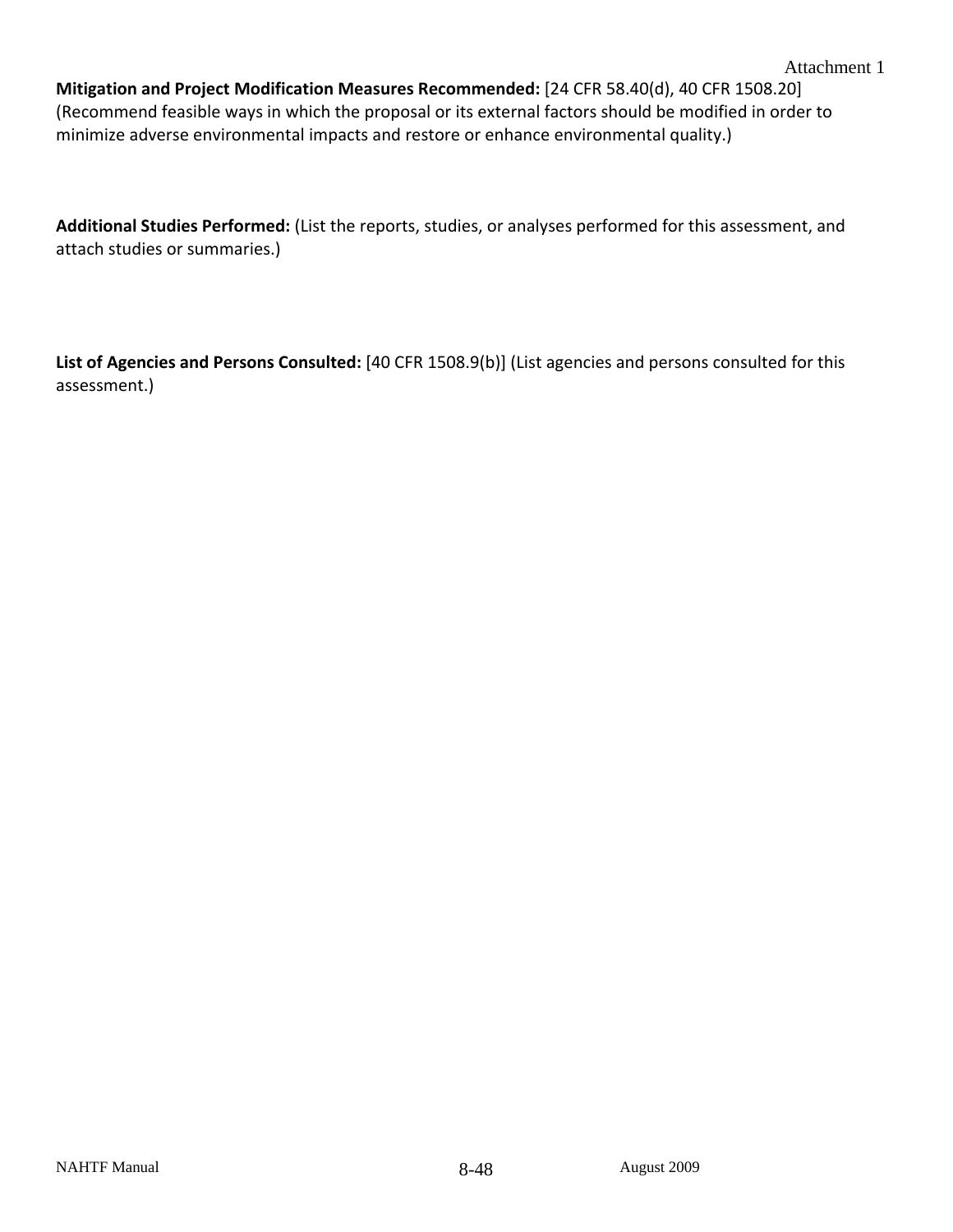**Mitigation and Project Modification Measures Recommended:** [24 CFR 58.40(d), 40 CFR 1508.20] (Recommend feasible ways in which the proposal or its external factors should be modified in order to minimize adverse environmental impacts and restore or enhance environmental quality.)

**Additional Studies Performed:** (List the reports, studies, or analyses performed for this assessment, and attach studies or summaries.)

**List of Agencies and Persons Consulted:** [40 CFR 1508.9(b)] (List agencies and persons consulted for this assessment.)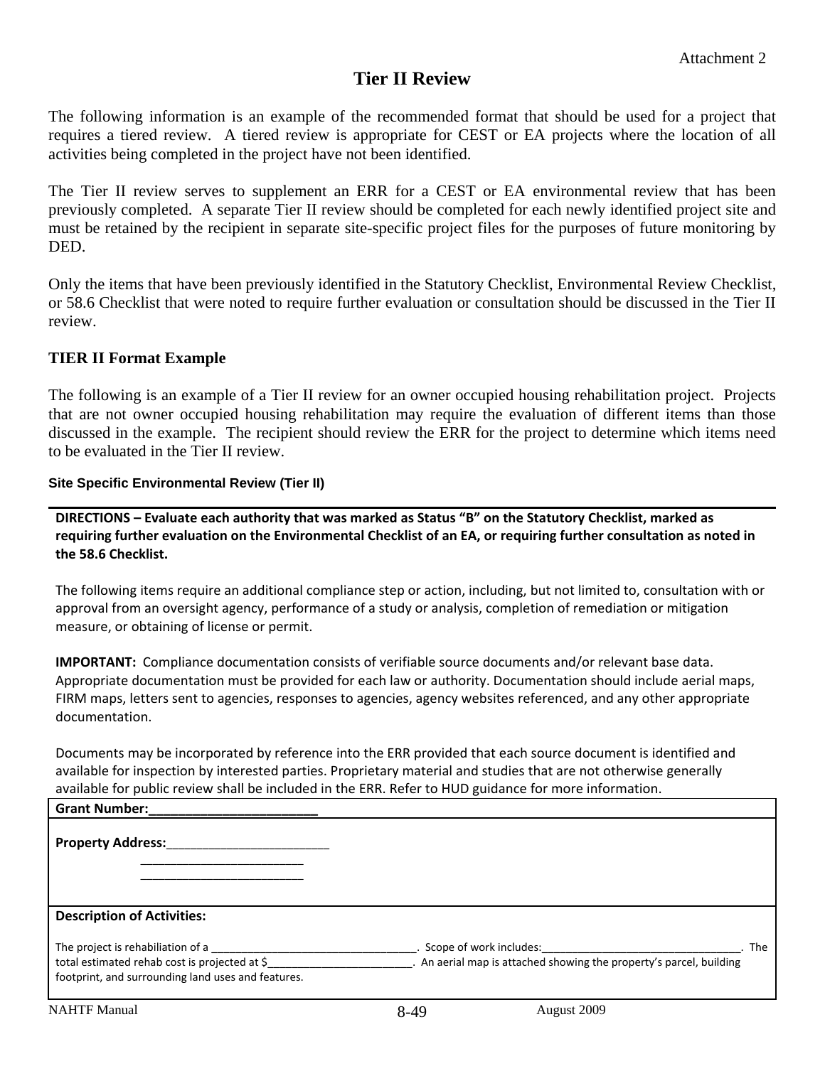Attachment 2

# Tier II Review

The following information is an example of the recommended format that should be used for a project that requires a tiered review. A tiered review is appropriate for CEST or EA projects where the location of all activities being completed in the project have not been identified.

The Tier II review serves to supplement an ERR for a CEST or EA environmental review that has been previously completed. A separate Tier II review should be completed for each newly identified project site and must be retained by the recipient in separate site-specific project files for the purposes of future monitoring by DED.

Only the items that have been previously identified in the Statutory Checklist, Environmental Review Checklist, or 58.6 Checklist that were noted to require further evaluation or consultation should be discussed in the Tier II review.

## TIER II Format Example

The following is an example of a Tier II review for an owner occupied housing rehabilitation project. Projects that are not owner occupied housing rehabilitation may require the evaluation of different items than those discussed in the example. The recipient should review the ERR for the project to determine which items need to be evaluated in the Tier II review.

### Site Specific Environmental Review (Tier II)

**DIRECTIONS – Evaluate each authority that was marked as Status "B" on the Statutory Checklist, marked as requiring further evaluation on the Environmental Checklist of an EA, or requiring further consultation as noted in the 58.6 Checklist.**

The following items require an additional compliance step or action, including, but not limited to, consultation with or approval from an oversight agency, performance of a study or analysis, completion of remediation or mitigation measure, or obtaining of license or permit.

**IMPORTANT:** Compliance documentation consists of verifiable source documents and/or relevant base data. Appropriate documentation must be provided for each law or authority. Documentation should include aerial maps, FIRM maps, letters sent to agencies, responses to agencies, agency websites referenced, and any other appropriate documentation.

Documents may be incorporated by reference into the ERR provided that each source document is identified and available for inspection by interested parties. Proprietary material and studies that are not otherwise generally available for public review shall be included in the ERR. Refer to HUD guidance for more information.

| **Grant Number:________________________** |
|---|
| **Property Address:**________________________<br>________________________<br>________________________ |
| **Description of Activities:**<br><br>The project is rehabiliation of a ________________________________. Scope of work includes:________________________________. The total estimated rehab cost is projected at $________________________. An aerial map is attached showing the property's parcel, building footprint, and surrounding land uses and features. |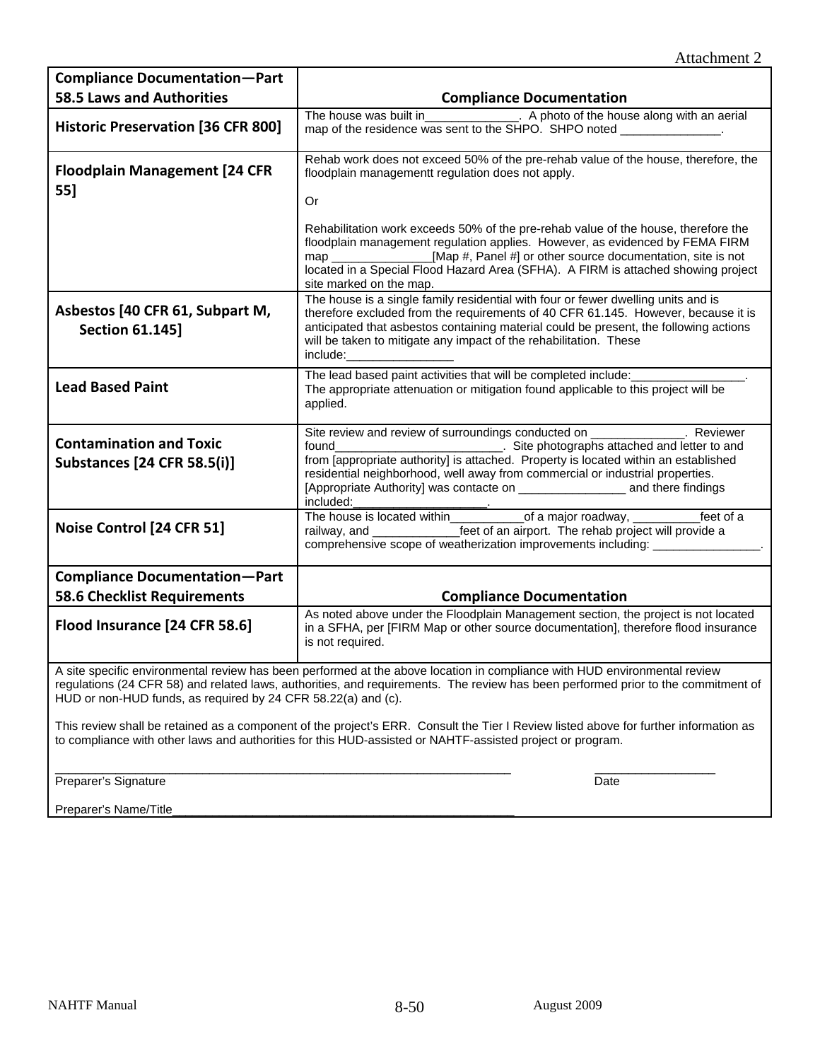Attachment 2

| Compliance Documentation—Part 58.5 Laws and Authorities | Compliance Documentation |
|---|---|
| Historic Preservation [36 CFR 800] | The house was built in______________. A photo of the house along with an aerial map of the residence was sent to the SHPO. SHPO noted _______________. |
| Floodplain Management [24 CFR 55] | Rehab work does not exceed 50% of the pre-rehab value of the house, therefore, the floodplain managementt regulation does not apply.<br><br>Or<br><br>Rehabilitation work exceeds 50% of the pre-rehab value of the house, therefore the floodplain management regulation applies. However, as evidenced by FEMA FIRM map _______________[Map #, Panel #] or other source documentation, site is not located in a Special Flood Hazard Area (SFHA). A FIRM is attached showing project site marked on the map. |
| Asbestos [40 CFR 61, Subpart M, Section 61.145] | The house is a single family residential with four or fewer dwelling units and is therefore excluded from the requirements of 40 CFR 61.145. However, because it is anticipated that asbestos containing material could be present, the following actions will be taken to mitigate any impact of the rehabilitation. These include:________________ |
| Lead Based Paint | The lead based paint activities that will be completed include:_________________. The appropriate attenuation or mitigation found applicable to this project will be applied. |
| Contamination and Toxic Substances [24 CFR 58.5(i)] | Site review and review of surroundings conducted on ______________. Reviewer found_________________________. Site photographs attached and letter to and from [appropriate authority] is attached. Property is located within an established residential neighborhood, well away from commercial or industrial properties. [Appropriate Authority] was contacte on ________________ and there findings included:____________________. |
| Noise Control [24 CFR 51] | The house is located within___________of a major roadway, __________feet of a railway, and _____________feet of an airport. The rehab project will provide a comprehensive scope of weatherization improvements including: ________________. |
| **Compliance Documentation—Part 58.6 Checklist Requirements** | **Compliance Documentation** |
| Flood Insurance [24 CFR 58.6] | As noted above under the Floodplain Management section, the project is not located in a SFHA, per [FIRM Map or other source documentation], therefore flood insurance is not required. |

A site specific environmental review has been performed at the above location in compliance with HUD environmental review regulations (24 CFR 58) and related laws, authorities, and requirements. The review has been performed prior to the commitment of HUD or non-HUD funds, as required by 24 CFR 58.22(a) and (c).

This review shall be retained as a component of the project's ERR. Consult the Tier I Review listed above for further information as to compliance with other laws and authorities for this HUD-assisted or NAHTF-assisted project or program.

_________________________________________________________________________ __________________
Preparer's Signature Date

Preparer's Name/Title_____________________________________________________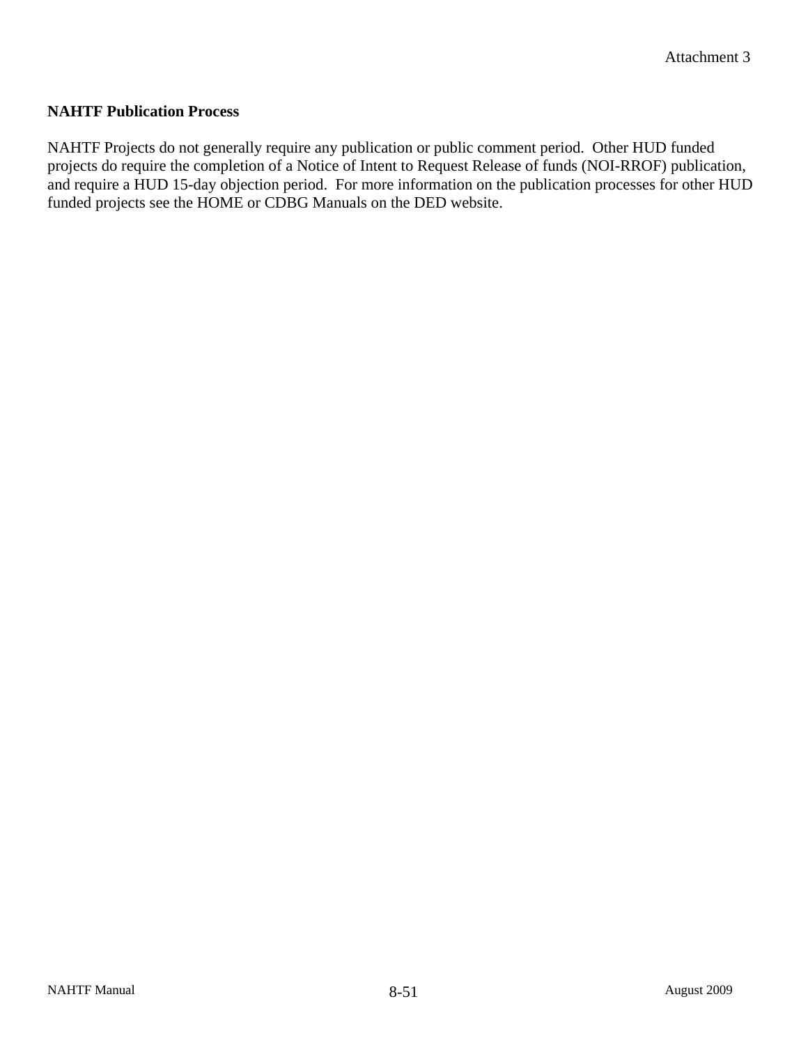Attachment 3

**NAHTF Publication Process**

NAHTF Projects do not generally require any publication or public comment period. Other HUD funded projects do require the completion of a Notice of Intent to Request Release of funds (NOI-RROF) publication, and require a HUD 15-day objection period. For more information on the publication processes for other HUD funded projects see the HOME or CDBG Manuals on the DED website.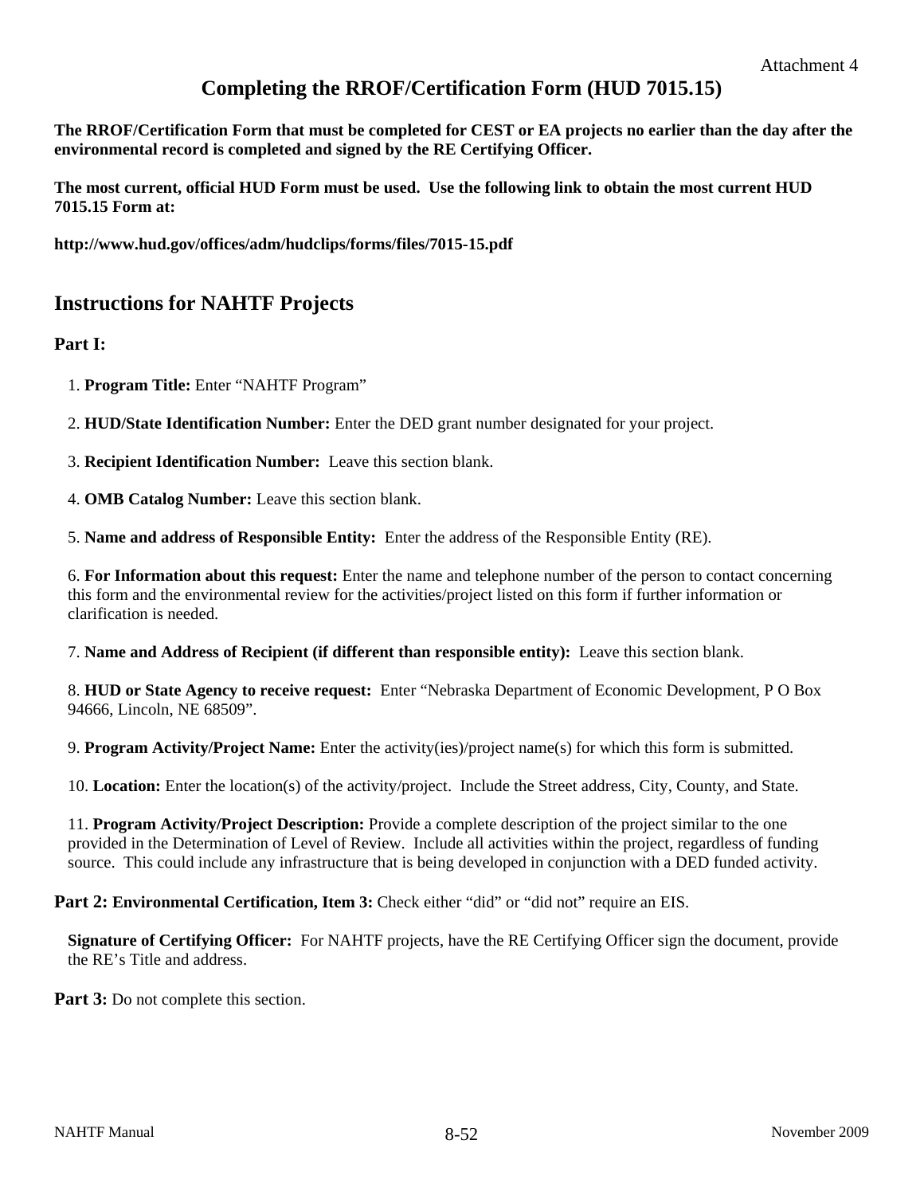Attachment 4

# Completing the RROF/Certification Form (HUD 7015.15)

**The RROF/Certification Form that must be completed for CEST or EA projects no earlier than the day after the environmental record is completed and signed by the RE Certifying Officer.**

**The most current, official HUD Form must be used. Use the following link to obtain the most current HUD 7015.15 Form at:**

**http://www.hud.gov/offices/adm/hudclips/forms/files/7015-15.pdf**

## Instructions for NAHTF Projects

### Part I:

1. **Program Title:** Enter "NAHTF Program"

2. **HUD/State Identification Number:** Enter the DED grant number designated for your project.

3. **Recipient Identification Number:** Leave this section blank.

4. **OMB Catalog Number:** Leave this section blank.

5. **Name and address of Responsible Entity:** Enter the address of the Responsible Entity (RE).

6. **For Information about this request:** Enter the name and telephone number of the person to contact concerning this form and the environmental review for the activities/project listed on this form if further information or clarification is needed.

7. **Name and Address of Recipient (if different than responsible entity):** Leave this section blank.

8. **HUD or State Agency to receive request:** Enter "Nebraska Department of Economic Development, P O Box 94666, Lincoln, NE 68509".

9. **Program Activity/Project Name:** Enter the activity(ies)/project name(s) for which this form is submitted.

10. **Location:** Enter the location(s) of the activity/project. Include the Street address, City, County, and State.

11. **Program Activity/Project Description:** Provide a complete description of the project similar to the one provided in the Determination of Level of Review. Include all activities within the project, regardless of funding source. This could include any infrastructure that is being developed in conjunction with a DED funded activity.

**Part 2: Environmental Certification, Item 3:** Check either "did" or "did not" require an EIS.

**Signature of Certifying Officer:** For NAHTF projects, have the RE Certifying Officer sign the document, provide the RE's Title and address.

**Part 3:** Do not complete this section.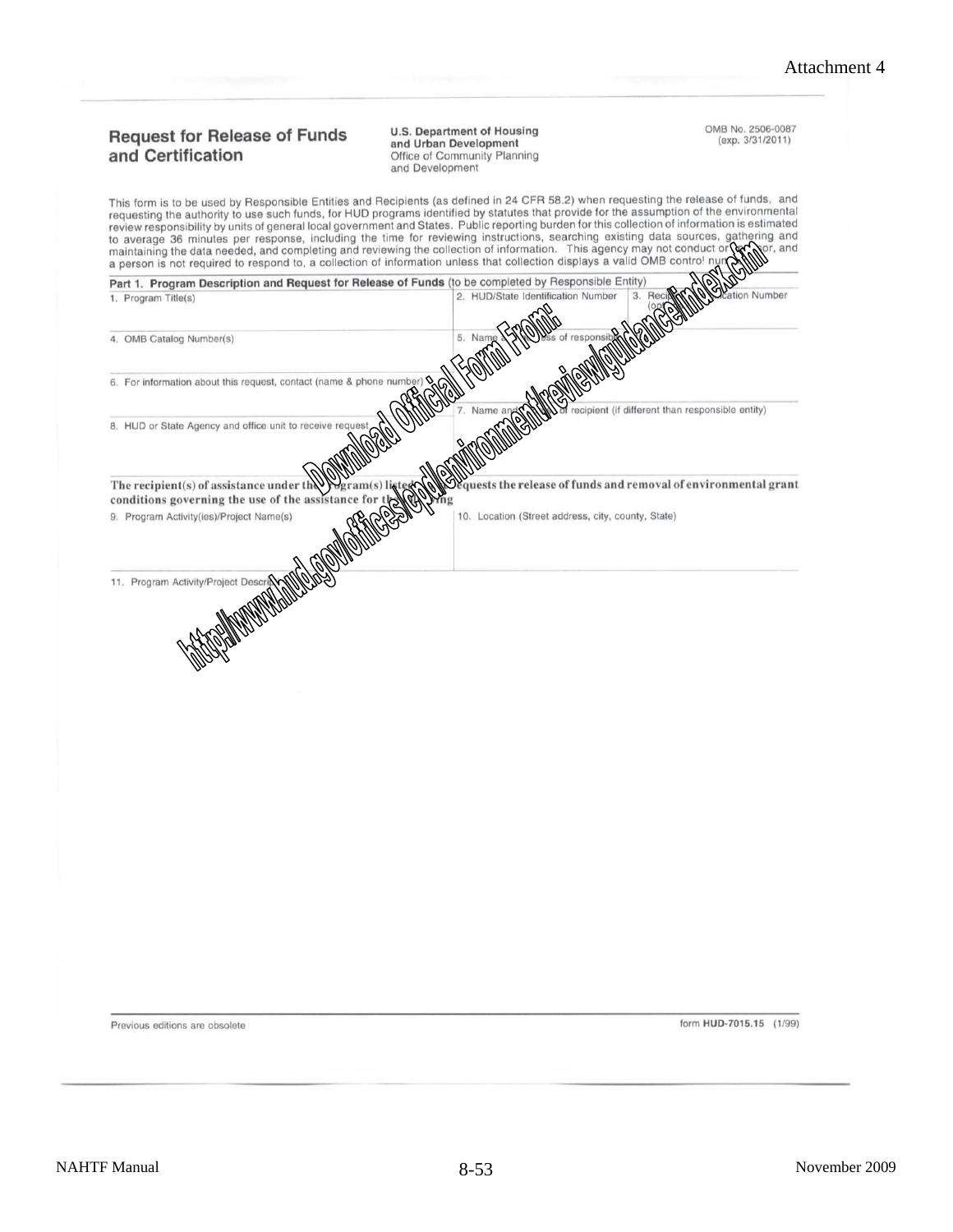Attachment 4

**Request for Release of Funds and Certification**

**U.S. Department of Housing and Urban Development**
Office of Community Planning and Development

OMB No. 2506-0087
(exp. 3/31/2011)

This form is to be used by Responsible Entities and Recipients (as defined in 24 CFR 58.2) when requesting the release of funds, and requesting the authority to use such funds, for HUD programs identified by statutes that provide for the assumption of the environmental review responsibility by units of general local government and States. Public reporting burden for this collection of information is estimated to average 36 minutes per response, including the time for reviewing instructions, searching existing data sources, gathering and maintaining the data needed, and completing and reviewing the collection of information. This agency may not conduct or sponsor, and a person is not required to respond to, a collection of information unless that collection displays a valid OMB control number.

Download Official Form From: http://www.hud.gov/offices/cpd/environment/review/guidance/index.cfm

**Part 1. Program Description and Request for Release of Funds** (to be completed by Responsible Entity)

| | | |
|---|---|---|
| 1. Program Title(s) | 2. HUD/State Identification Number | 3. Recipient Identification Number (optional) |
| 4. OMB Catalog Number(s) | 5. Name and address of responsible entity | |
| 6. For information about this request, contact (name & phone number) | | |
| 8. HUD or State Agency and office unit to receive request | 7. Name and address of recipient (if different than responsible entity) | |

**The recipient(s) of assistance under the program(s) listed above requests the release of funds and removal of environmental grant conditions governing the use of the assistance for the following**

| | |
|---|---|
| 9. Program Activity(ies)/Project Name(s) | 10. Location (Street address, city, county, State) |

11. Program Activity/Project Description

Previous editions are obsolete

form **HUD-7015.15** (1/99)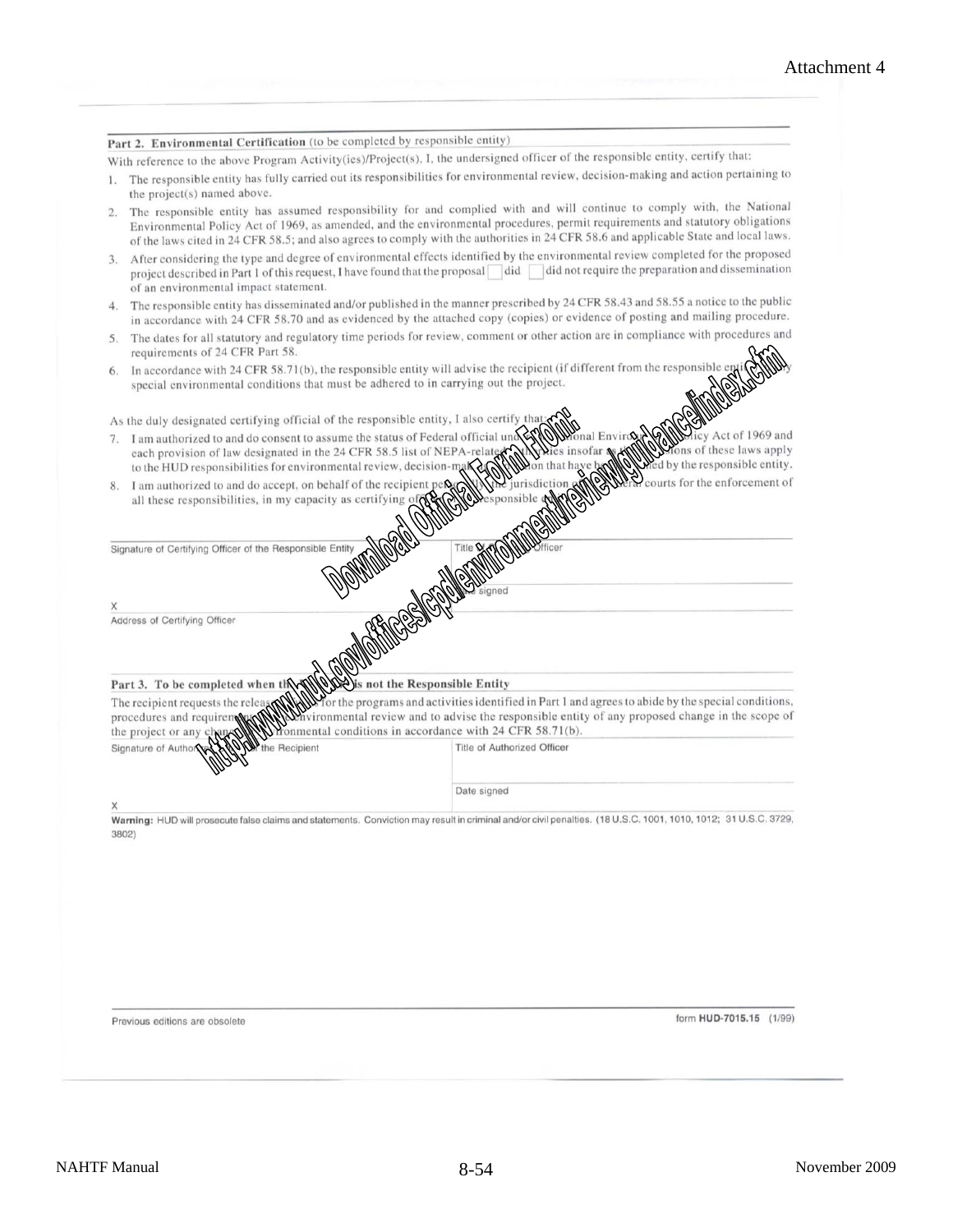Attachment 4

**Part 2. Environmental Certification** (to be completed by responsible entity)

With reference to the above Program Activity(ies)/Project(s), I, the undersigned officer of the responsible entity, certify that:

1. The responsible entity has fully carried out its responsibilities for environmental review, decision-making and action pertaining to the project(s) named above.
2. The responsible entity has assumed responsibility for and complied with and will continue to comply with, the National Environmental Policy Act of 1969, as amended, and the environmental procedures, permit requirements and statutory obligations of the laws cited in 24 CFR 58.5; and also agrees to comply with the authorities in 24 CFR 58.6 and applicable State and local laws.
3. After considering the type and degree of environmental effects identified by the environmental review completed for the proposed project described in Part 1 of this request, I have found that the proposal ☐ did ☐ did not require the preparation and dissemination of an environmental impact statement.
4. The responsible entity has disseminated and/or published in the manner prescribed by 24 CFR 58.43 and 58.55 a notice to the public in accordance with 24 CFR 58.70 and as evidenced by the attached copy (copies) or evidence of posting and mailing procedure.
5. The dates for all statutory and regulatory time periods for review, comment or other action are in compliance with procedures and requirements of 24 CFR Part 58.
6. In accordance with 24 CFR 58.71(b), the responsible entity will advise the recipient (if different from the responsible entity) of any special environmental conditions that must be adhered to in carrying out the project.

As the duly designated certifying official of the responsible entity, I also certify that:

7. I am authorized to and do consent to assume the status of Federal official under the National Environmental Policy Act of 1969 and each provision of law designated in the 24 CFR 58.5 list of NEPA-related authorities insofar as the provisions of these laws apply to the HUD responsibilities for environmental review, decision-making and action that have been assumed by the responsible entity.
8. I am authorized to and do accept, on behalf of the recipient personally, the jurisdiction of the Federal courts for the enforcement of all these responsibilities, in my capacity as certifying officer of the responsible entity.

| Signature of Certifying Officer of the Responsible Entity | Title of Certifying Officer |
|---|---|
| X | Date signed |
| Address of Certifying Officer | |

**Part 3. To be completed when the Recipient is not the Responsible Entity**

The recipient requests the release of funds for the programs and activities identified in Part 1 and agrees to abide by the special conditions, procedures and requirements of the environmental review and to advise the responsible entity of any proposed change in the scope of the project or any change in environmental conditions in accordance with 24 CFR 58.71(b).

| Signature of Authorized Officer of the Recipient | Title of Authorized Officer |
|---|---|
| X | Date signed |

**Warning:** HUD will prosecute false claims and statements. Conviction may result in criminal and/or civil penalties. (18 U.S.C. 1001, 1010, 1012; 31 U.S.C. 3729, 3802)

Previous editions are obsolete

form **HUD-7015.15** (1/99)

Download Official Form From: http://www.hud.gov/offices/cpd/environment/review/guidance/index.cfm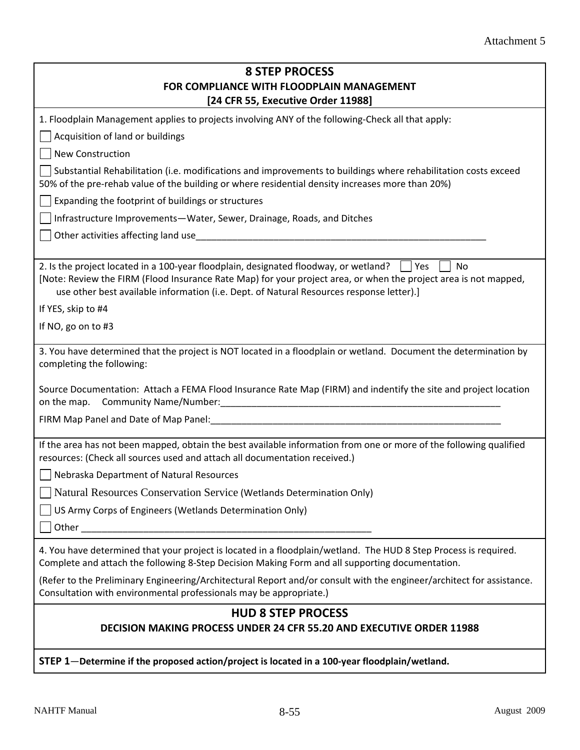Attachment 5

## 8 STEP PROCESS
### FOR COMPLIANCE WITH FLOODPLAIN MANAGEMENT
### [24 CFR 55, Executive Order 11988]

1. Floodplain Management applies to projects involving ANY of the following-Check all that apply:

- [ ] Acquisition of land or buildings
- [ ] New Construction
- [ ] Substantial Rehabilitation (i.e. modifications and improvements to buildings where rehabilitation costs exceed 50% of the pre-rehab value of the building or where residential density increases more than 20%)
- [ ] Expanding the footprint of buildings or structures
- [ ] Infrastructure Improvements—Water, Sewer, Drainage, Roads, and Ditches
- [ ] Other activities affecting land use____________________________________________________________

2. Is the project located in a 100-year floodplain, designated floodway, or wetland? [ ] Yes [ ] No
[Note: Review the FIRM (Flood Insurance Rate Map) for your project area, or when the project area is not mapped, use other best available information (i.e. Dept. of Natural Resources response letter).]

If YES, skip to #4

If NO, go on to #3

3. You have determined that the project is NOT located in a floodplain or wetland. Document the determination by completing the following:

Source Documentation: Attach a FEMA Flood Insurance Rate Map (FIRM) and indentify the site and project location on the map. Community Name/Number:__________________________________________________________

FIRM Map Panel and Date of Map Panel:____________________________________________________________

If the area has not been mapped, obtain the best available information from one or more of the following qualified resources: (Check all sources used and attach all documentation received.)

- [ ] Nebraska Department of Natural Resources
- [ ] Natural Resources Conservation Service (Wetlands Determination Only)
- [ ] US Army Corps of Engineers (Wetlands Determination Only)
- [ ] Other ____________________________________________________________

4. You have determined that your project is located in a floodplain/wetland. The HUD 8 Step Process is required. Complete and attach the following 8-Step Decision Making Form and all supporting documentation.

(Refer to the Preliminary Engineering/Architectural Report and/or consult with the engineer/architect for assistance. Consultation with environmental professionals may be appropriate.)

## HUD 8 STEP PROCESS
### DECISION MAKING PROCESS UNDER 24 CFR 55.20 AND EXECUTIVE ORDER 11988

**STEP 1—Determine if the proposed action/project is located in a 100-year floodplain/wetland.**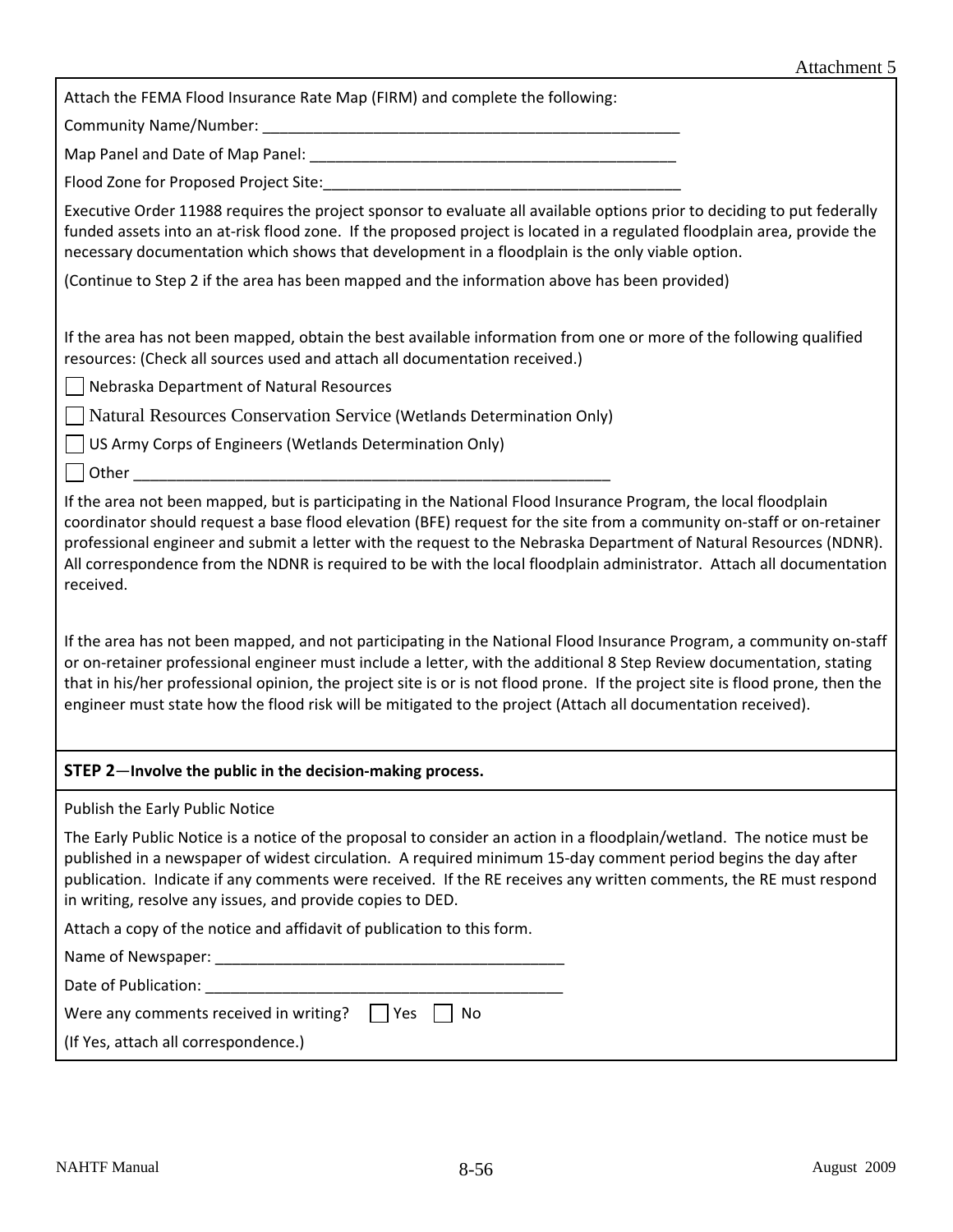Attachment 5

Attach the FEMA Flood Insurance Rate Map (FIRM) and complete the following:

Community Name/Number: ____________________________________________________

Map Panel and Date of Map Panel: ____________________________________________

Flood Zone for Proposed Project Site:___________________________________________

Executive Order 11988 requires the project sponsor to evaluate all available options prior to deciding to put federally funded assets into an at-risk flood zone. If the proposed project is located in a regulated floodplain area, provide the necessary documentation which shows that development in a floodplain is the only viable option.

(Continue to Step 2 if the area has been mapped and the information above has been provided)

If the area has not been mapped, obtain the best available information from one or more of the following qualified resources: (Check all sources used and attach all documentation received.)

- ☐ Nebraska Department of Natural Resources
- ☐ Natural Resources Conservation Service (Wetlands Determination Only)
- ☐ US Army Corps of Engineers (Wetlands Determination Only)
- ☐ Other ___________________________________________________________

If the area not been mapped, but is participating in the National Flood Insurance Program, the local floodplain coordinator should request a base flood elevation (BFE) request for the site from a community on-staff or on-retainer professional engineer and submit a letter with the request to the Nebraska Department of Natural Resources (NDNR). All correspondence from the NDNR is required to be with the local floodplain administrator. Attach all documentation received.

If the area has not been mapped, and not participating in the National Flood Insurance Program, a community on-staff or on-retainer professional engineer must include a letter, with the additional 8 Step Review documentation, stating that in his/her professional opinion, the project site is or is not flood prone. If the project site is flood prone, then the engineer must state how the flood risk will be mitigated to the project (Attach all documentation received).

**STEP 2**—**Involve the public in the decision-making process.**

Publish the Early Public Notice

The Early Public Notice is a notice of the proposal to consider an action in a floodplain/wetland. The notice must be published in a newspaper of widest circulation. A required minimum 15-day comment period begins the day after publication. Indicate if any comments were received. If the RE receives any written comments, the RE must respond in writing, resolve any issues, and provide copies to DED.

Attach a copy of the notice and affidavit of publication to this form.

Name of Newspaper: __________________________________________

Date of Publication: __________________________________________

Were any comments received in writing? ☐ Yes ☐ No

(If Yes, attach all correspondence.)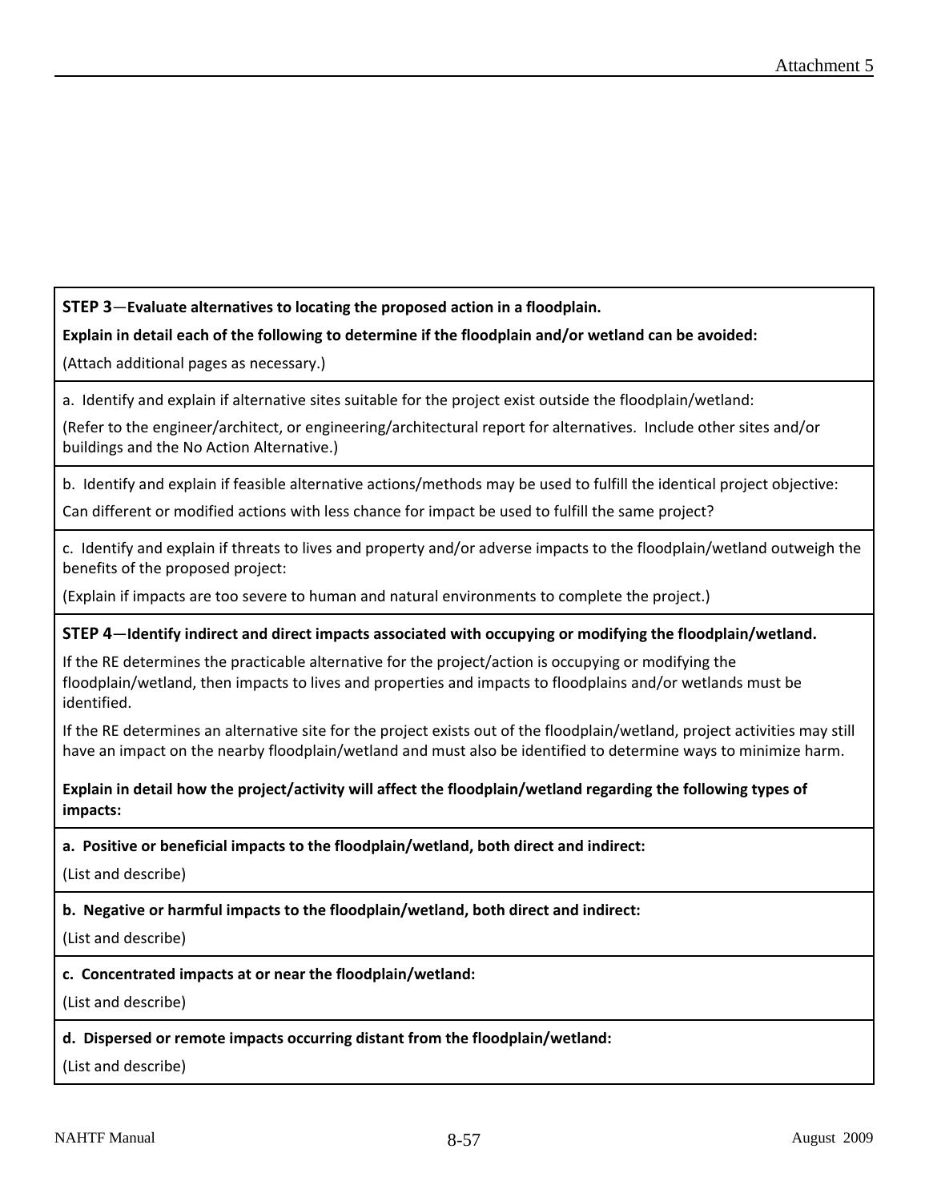**STEP 3**—**Evaluate alternatives to locating the proposed action in a floodplain.**

**Explain in detail each of the following to determine if the floodplain and/or wetland can be avoided:**

(Attach additional pages as necessary.)

a. Identify and explain if alternative sites suitable for the project exist outside the floodplain/wetland:

(Refer to the engineer/architect, or engineering/architectural report for alternatives. Include other sites and/or buildings and the No Action Alternative.)

b. Identify and explain if feasible alternative actions/methods may be used to fulfill the identical project objective:

Can different or modified actions with less chance for impact be used to fulfill the same project?

c. Identify and explain if threats to lives and property and/or adverse impacts to the floodplain/wetland outweigh the benefits of the proposed project:

(Explain if impacts are too severe to human and natural environments to complete the project.)

**STEP 4**—**Identify indirect and direct impacts associated with occupying or modifying the floodplain/wetland.**

If the RE determines the practicable alternative for the project/action is occupying or modifying the floodplain/wetland, then impacts to lives and properties and impacts to floodplains and/or wetlands must be identified.

If the RE determines an alternative site for the project exists out of the floodplain/wetland, project activities may still have an impact on the nearby floodplain/wetland and must also be identified to determine ways to minimize harm.

**Explain in detail how the project/activity will affect the floodplain/wetland regarding the following types of impacts:**

**a. Positive or beneficial impacts to the floodplain/wetland, both direct and indirect:**

(List and describe)

**b. Negative or harmful impacts to the floodplain/wetland, both direct and indirect:**

(List and describe)

**c. Concentrated impacts at or near the floodplain/wetland:**

(List and describe)

**d. Dispersed or remote impacts occurring distant from the floodplain/wetland:**

(List and describe)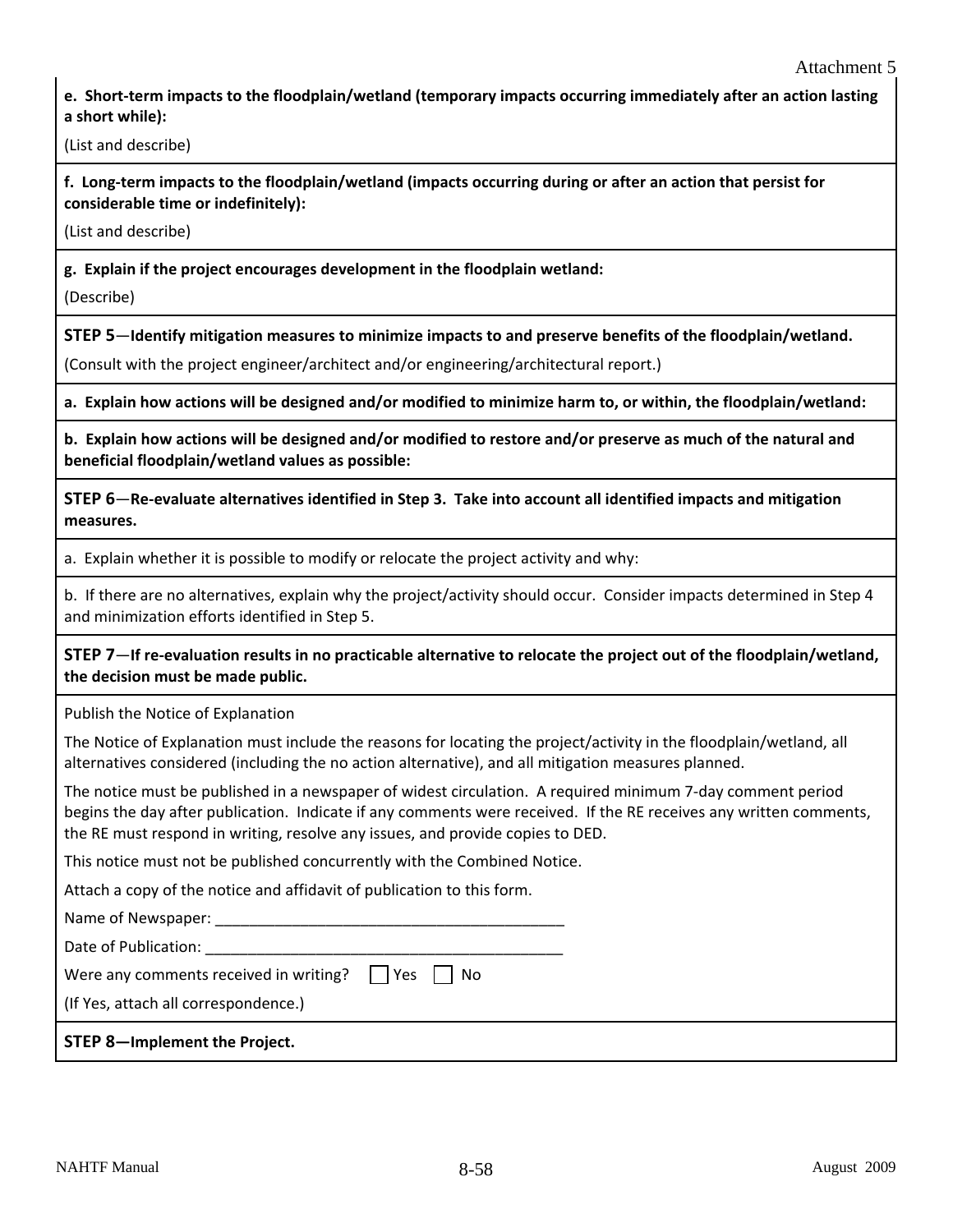Attachment 5

**e. Short-term impacts to the floodplain/wetland (temporary impacts occurring immediately after an action lasting a short while):**

(List and describe)

**f. Long-term impacts to the floodplain/wetland (impacts occurring during or after an action that persist for considerable time or indefinitely):**

(List and describe)

**g. Explain if the project encourages development in the floodplain wetland:**

(Describe)

**STEP 5**—**Identify mitigation measures to minimize impacts to and preserve benefits of the floodplain/wetland.**

(Consult with the project engineer/architect and/or engineering/architectural report.)

**a. Explain how actions will be designed and/or modified to minimize harm to, or within, the floodplain/wetland:**

**b. Explain how actions will be designed and/or modified to restore and/or preserve as much of the natural and beneficial floodplain/wetland values as possible:**

**STEP 6**—**Re-evaluate alternatives identified in Step 3. Take into account all identified impacts and mitigation measures.**

a. Explain whether it is possible to modify or relocate the project activity and why:

b. If there are no alternatives, explain why the project/activity should occur. Consider impacts determined in Step 4 and minimization efforts identified in Step 5.

**STEP 7**—**If re-evaluation results in no practicable alternative to relocate the project out of the floodplain/wetland, the decision must be made public.**

Publish the Notice of Explanation

The Notice of Explanation must include the reasons for locating the project/activity in the floodplain/wetland, all alternatives considered (including the no action alternative), and all mitigation measures planned.

The notice must be published in a newspaper of widest circulation. A required minimum 7-day comment period begins the day after publication. Indicate if any comments were received. If the RE receives any written comments, the RE must respond in writing, resolve any issues, and provide copies to DED.

This notice must not be published concurrently with the Combined Notice.

Attach a copy of the notice and affidavit of publication to this form.

Name of Newspaper: ___________________________________________

Date of Publication: ___________________________________________

Were any comments received in writing? ☐ Yes ☐ No

(If Yes, attach all correspondence.)

**STEP 8—Implement the Project.**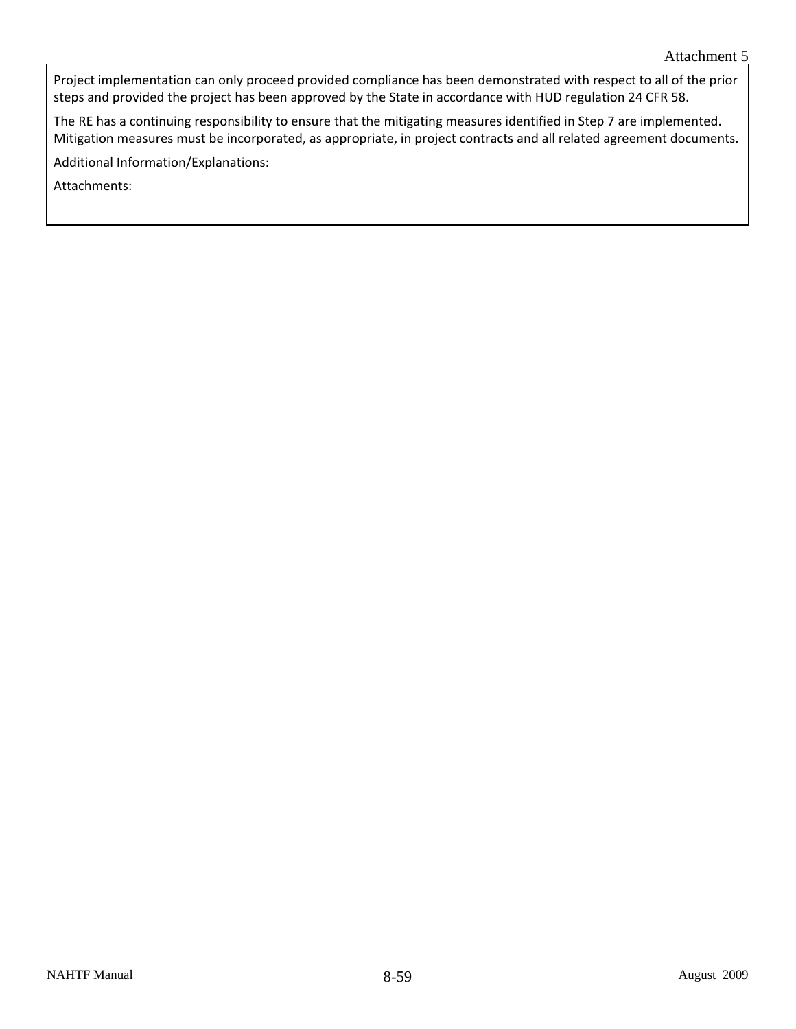Project implementation can only proceed provided compliance has been demonstrated with respect to all of the prior steps and provided the project has been approved by the State in accordance with HUD regulation 24 CFR 58.

The RE has a continuing responsibility to ensure that the mitigating measures identified in Step 7 are implemented. Mitigation measures must be incorporated, as appropriate, in project contracts and all related agreement documents.

Additional Information/Explanations:

Attachments: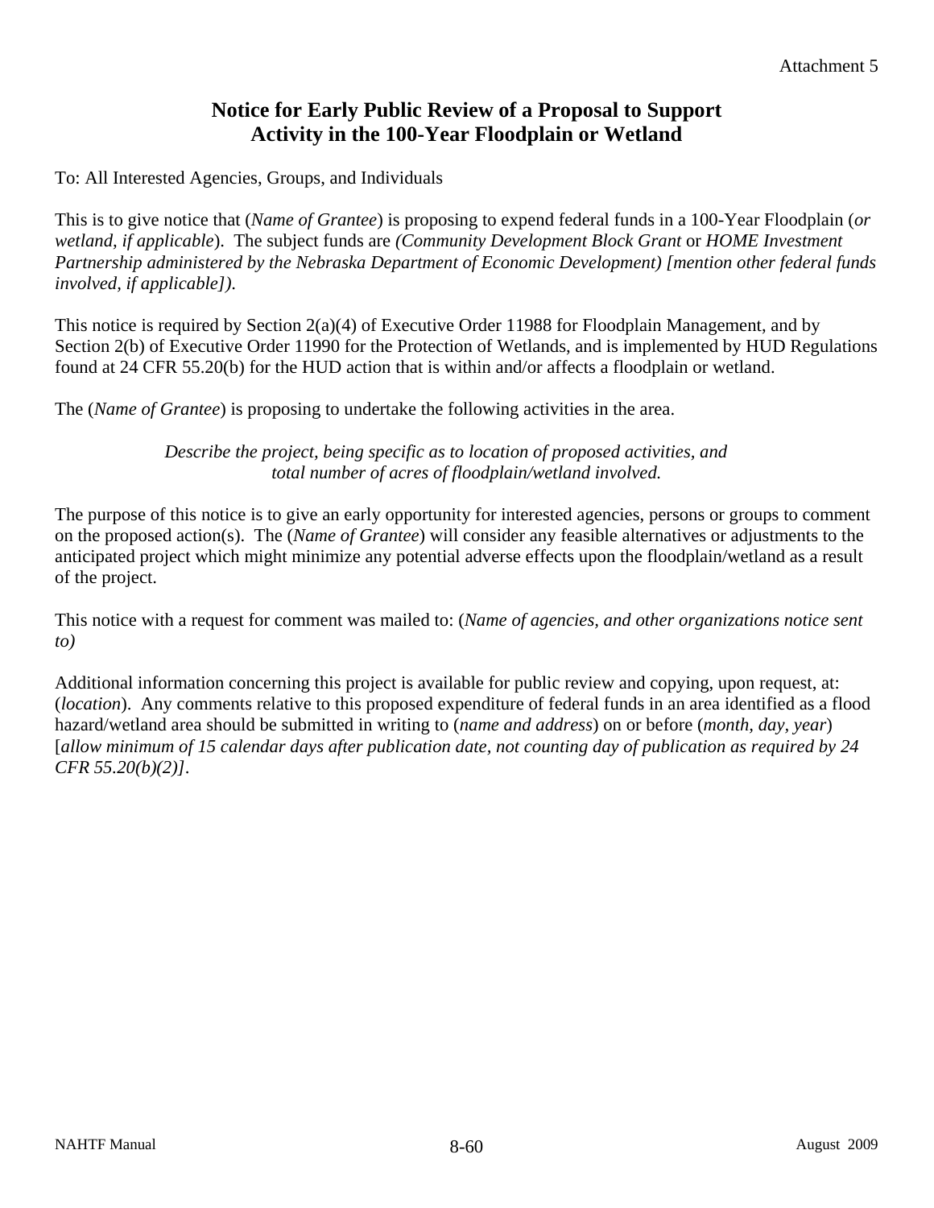Attachment 5

# Notice for Early Public Review of a Proposal to Support Activity in the 100-Year Floodplain or Wetland

To: All Interested Agencies, Groups, and Individuals

This is to give notice that (*Name of Grantee*) is proposing to expend federal funds in a 100-Year Floodplain (*or wetland, if applicable*). The subject funds are *(Community Development Block Grant* or *HOME Investment Partnership administered by the Nebraska Department of Economic Development) [mention other federal funds involved, if applicable]).*

This notice is required by Section 2(a)(4) of Executive Order 11988 for Floodplain Management, and by Section 2(b) of Executive Order 11990 for the Protection of Wetlands, and is implemented by HUD Regulations found at 24 CFR 55.20(b) for the HUD action that is within and/or affects a floodplain or wetland.

The (*Name of Grantee*) is proposing to undertake the following activities in the area.

*Describe the project, being specific as to location of proposed activities, and total number of acres of floodplain/wetland involved.*

The purpose of this notice is to give an early opportunity for interested agencies, persons or groups to comment on the proposed action(s). The (*Name of Grantee*) will consider any feasible alternatives or adjustments to the anticipated project which might minimize any potential adverse effects upon the floodplain/wetland as a result of the project.

This notice with a request for comment was mailed to: (*Name of agencies, and other organizations notice sent to)*

Additional information concerning this project is available for public review and copying, upon request, at: (*location*). Any comments relative to this proposed expenditure of federal funds in an area identified as a flood hazard/wetland area should be submitted in writing to (*name and address*) on or before (*month, day, year*) [*allow minimum of 15 calendar days after publication date, not counting day of publication as required by 24 CFR 55.20(b)(2)]*.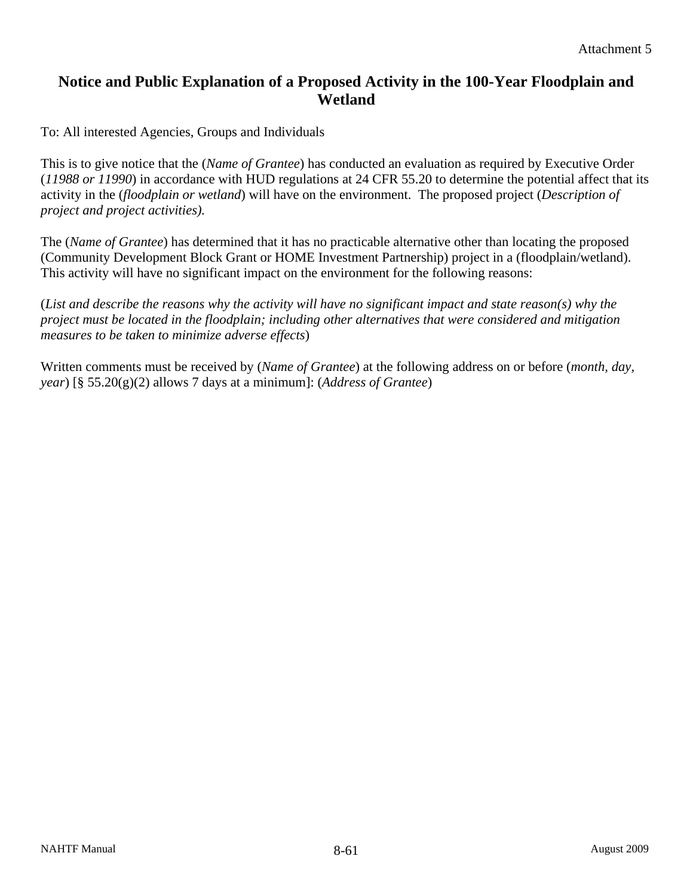Attachment 5

## Notice and Public Explanation of a Proposed Activity in the 100-Year Floodplain and Wetland

To: All interested Agencies, Groups and Individuals

This is to give notice that the (*Name of Grantee*) has conducted an evaluation as required by Executive Order (*11988 or 11990*) in accordance with HUD regulations at 24 CFR 55.20 to determine the potential affect that its activity in the (*floodplain or wetland*) will have on the environment. The proposed project (*Description of project and project activities).*

The (*Name of Grantee*) has determined that it has no practicable alternative other than locating the proposed (Community Development Block Grant or HOME Investment Partnership) project in a (floodplain/wetland). This activity will have no significant impact on the environment for the following reasons:

(*List and describe the reasons why the activity will have no significant impact and state reason(s) why the project must be located in the floodplain; including other alternatives that were considered and mitigation measures to be taken to minimize adverse effects*)

Written comments must be received by (*Name of Grantee*) at the following address on or before (*month, day, year*) [§ 55.20(g)(2) allows 7 days at a minimum]: (*Address of Grantee*)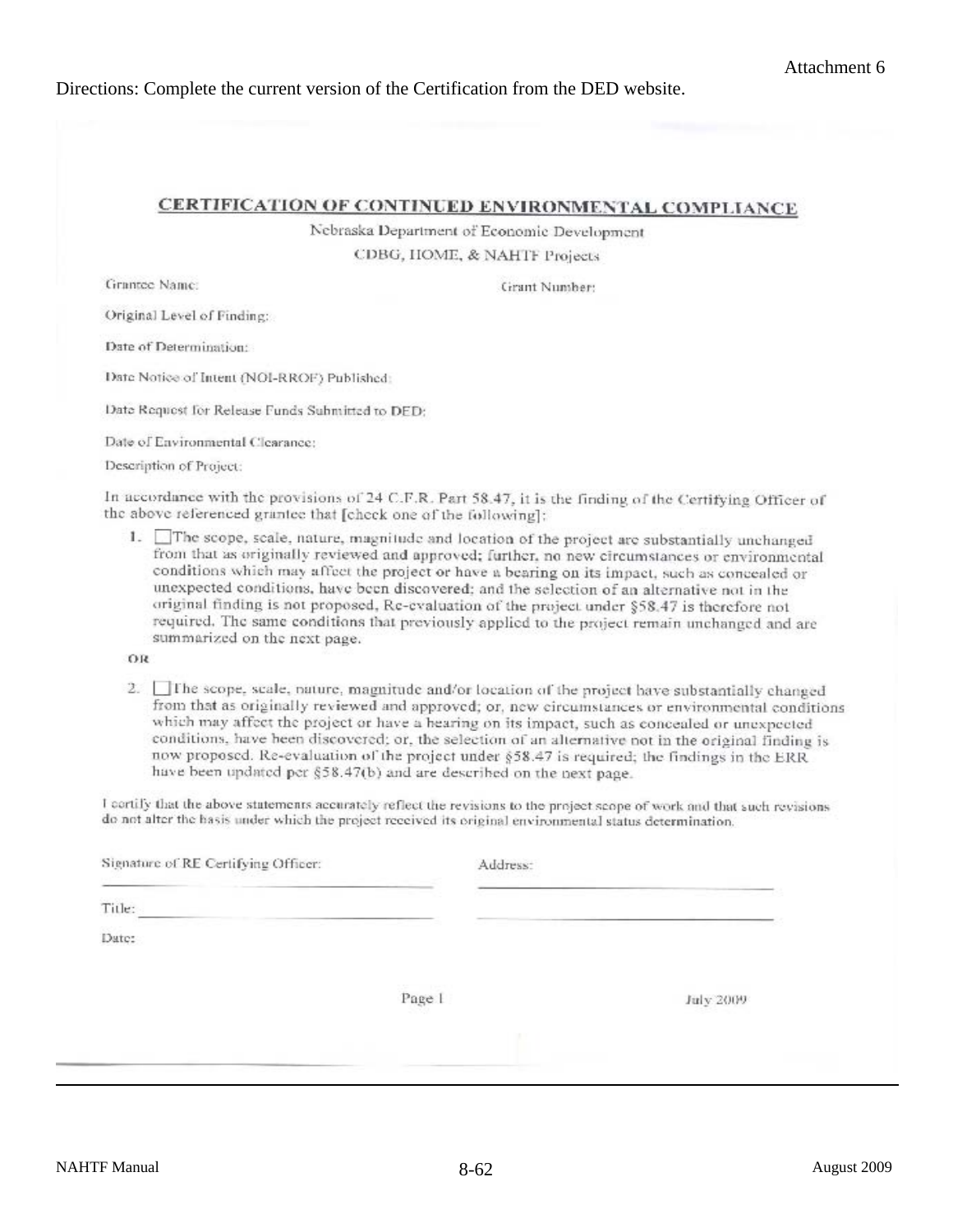Attachment 6

Directions: Complete the current version of the Certification from the DED website.

## CERTIFICATION OF CONTINUED ENVIRONMENTAL COMPLIANCE

Nebraska Department of Economic Development

CDBG, HOME, & NAHTF Projects

Grantee Name: Grant Number:

Original Level of Finding:

Date of Determination:

Date Notice of Intent (NOI-RROF) Published:

Date Request for Release Funds Submitted to DED:

Date of Environmental Clearance:

Description of Project:

In accordance with the provisions of 24 C.F.R. Part 58.47, it is the finding of the Certifying Officer of the above referenced grantee that [check one of the following]:

1. ☐ The scope, scale, nature, magnitude and location of the project are substantially unchanged from that as originally reviewed and approved; further, no new circumstances or environmental conditions which may affect the project or have a bearing on its impact, such as concealed or unexpected conditions, have been discovered; and the selection of an alternative not in the original finding is not proposed. Re-evaluation of the project under §58.47 is therefore not required. The same conditions that previously applied to the project remain unchanged and are summarized on the next page.

OR

2. ☐ The scope, scale, nature, magnitude and/or location of the project have substantially changed from that as originally reviewed and approved; or, new circumstances or environmental conditions which may affect the project or have a bearing on its impact, such as concealed or unexpected conditions, have been discovered; or, the selection of an alternative not in the original finding is now proposed. Re-evaluation of the project under §58.47 is required; the findings in the ERR have been updated per §58.47(b) and are described on the next page.

I certify that the above statements accurately reflect the revisions to the project scope of work and that such revisions do not alter the basis under which the project received its original environmental status determination.

Signature of RE Certifying Officer: \_\_\_\_\_\_\_\_\_\_\_\_\_\_\_\_\_\_\_\_ Address: \_\_\_\_\_\_\_\_\_\_\_\_\_\_\_\_\_\_\_\_

Title: \_\_\_\_\_\_\_\_\_\_\_\_\_\_\_\_\_\_\_\_ \_\_\_\_\_\_\_\_\_\_\_\_\_\_\_\_\_\_\_\_

Date:

Page 1 July 2009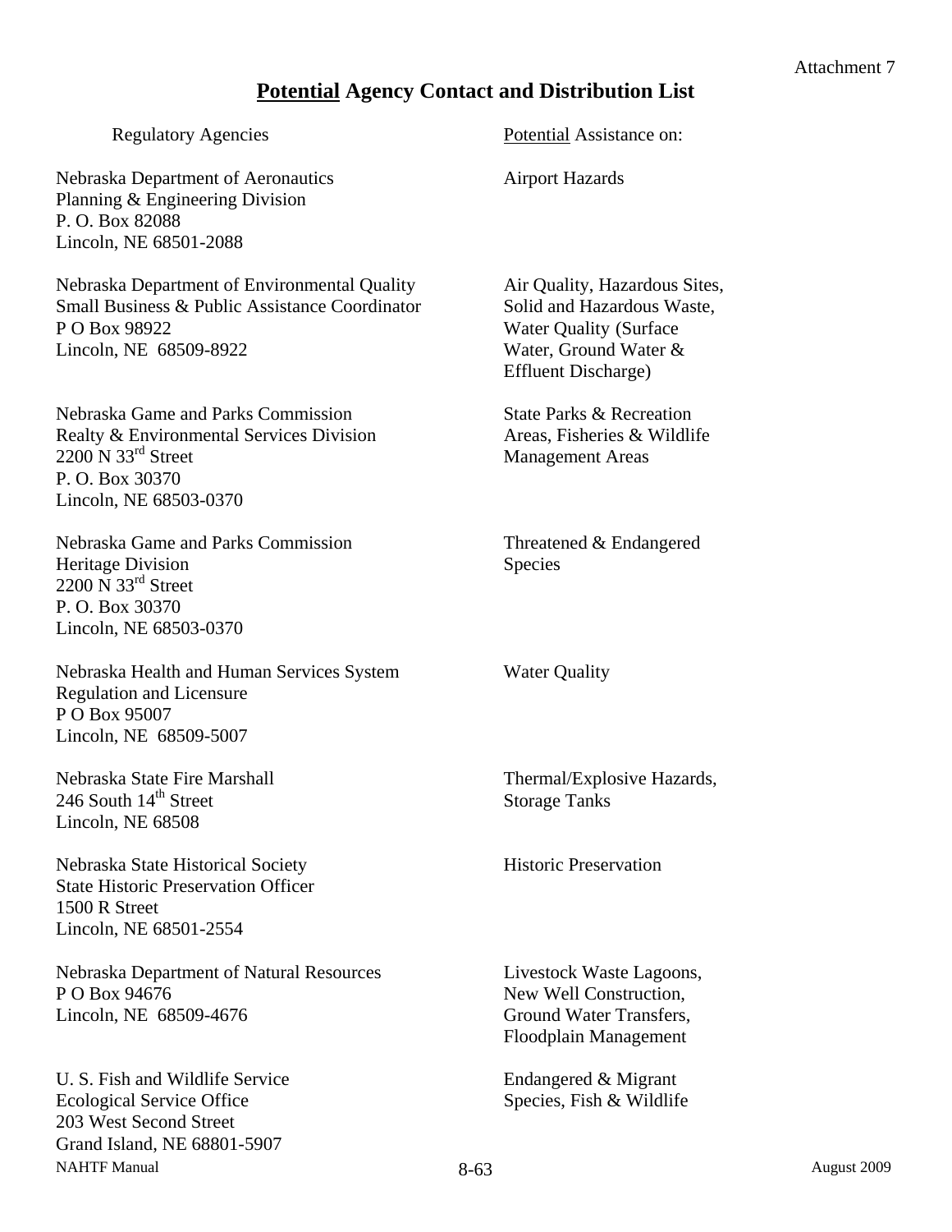Attachment 7

# **<u>Potential</u> Agency Contact and Distribution List**

| Regulatory Agencies | <u>Potential</u> Assistance on: |
|---|---|
| Nebraska Department of Aeronautics<br>Planning & Engineering Division<br>P. O. Box 82088<br>Lincoln, NE 68501-2088 | Airport Hazards |
| Nebraska Department of Environmental Quality<br>Small Business & Public Assistance Coordinator<br>P O Box 98922<br>Lincoln, NE 68509-8922 | Air Quality, Hazardous Sites, Solid and Hazardous Waste, Water Quality (Surface Water, Ground Water & Effluent Discharge) |
| Nebraska Game and Parks Commission<br>Realty & Environmental Services Division<br>2200 N 33rd Street<br>P. O. Box 30370<br>Lincoln, NE 68503-0370 | State Parks & Recreation Areas, Fisheries & Wildlife Management Areas |
| Nebraska Game and Parks Commission<br>Heritage Division<br>2200 N 33rd Street<br>P. O. Box 30370<br>Lincoln, NE 68503-0370 | Threatened & Endangered Species |
| Nebraska Health and Human Services System<br>Regulation and Licensure<br>P O Box 95007<br>Lincoln, NE 68509-5007 | Water Quality |
| Nebraska State Fire Marshall<br>246 South 14th Street<br>Lincoln, NE 68508 | Thermal/Explosive Hazards, Storage Tanks |
| Nebraska State Historical Society<br>State Historic Preservation Officer<br>1500 R Street<br>Lincoln, NE 68501-2554 | Historic Preservation |
| Nebraska Department of Natural Resources<br>P O Box 94676<br>Lincoln, NE 68509-4676 | Livestock Waste Lagoons, New Well Construction, Ground Water Transfers, Floodplain Management |
| U. S. Fish and Wildlife Service<br>Ecological Service Office<br>203 West Second Street<br>Grand Island, NE 68801-5907 | Endangered & Migrant Species, Fish & Wildlife |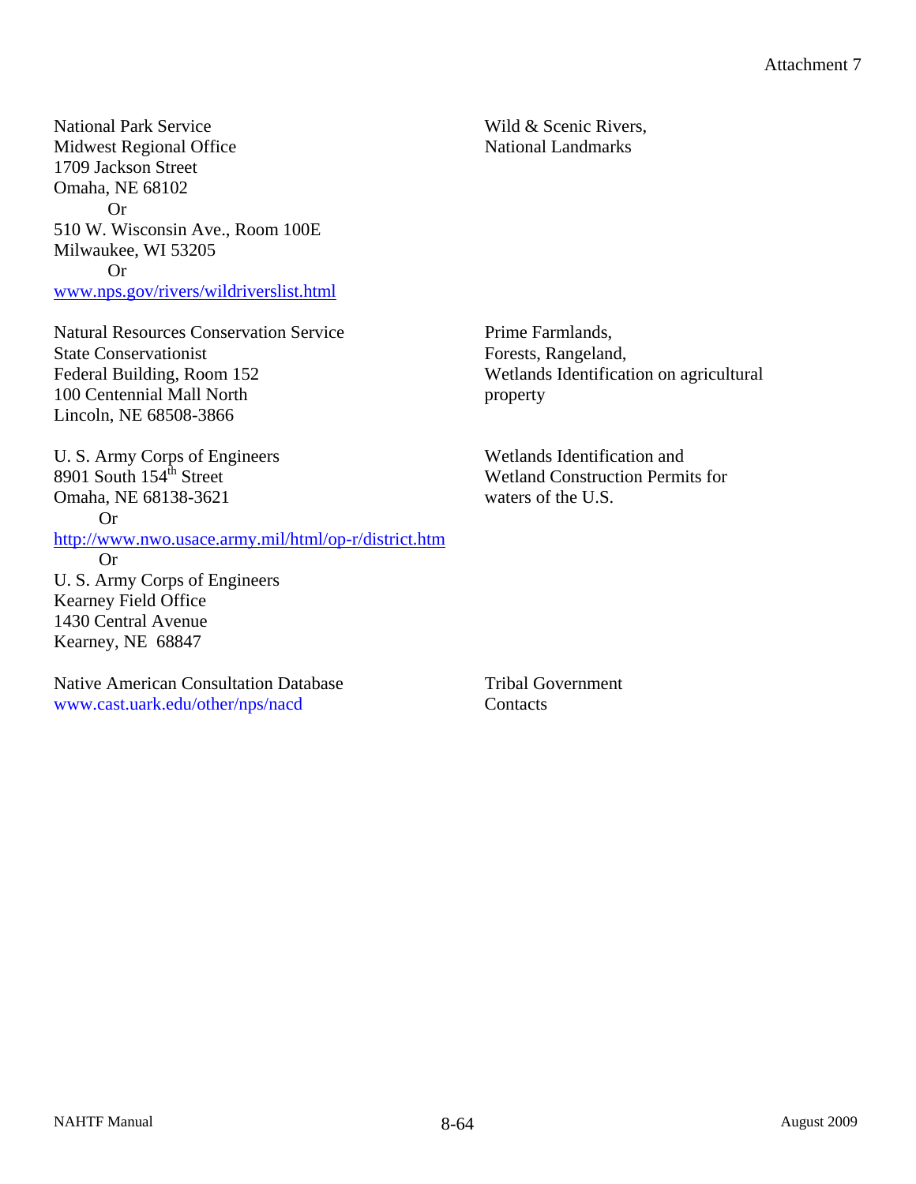Attachment 7

| Agency | Area of Concern |
|---|---|
| National Park Service<br>Midwest Regional Office<br>1709 Jackson Street<br>Omaha, NE 68102<br>Or<br>510 W. Wisconsin Ave., Room 100E<br>Milwaukee, WI 53205<br>Or<br>www.nps.gov/rivers/wildriverslist.html | Wild & Scenic Rivers,<br>National Landmarks |
| Natural Resources Conservation Service<br>State Conservationist<br>Federal Building, Room 152<br>100 Centennial Mall North<br>Lincoln, NE 68508-3866 | Prime Farmlands,<br>Forests, Rangeland,<br>Wetlands Identification on agricultural property |
| U. S. Army Corps of Engineers<br>8901 South 154th Street<br>Omaha, NE 68138-3621<br>Or<br>http://www.nwo.usace.army.mil/html/op-r/district.htm<br>Or<br>U. S. Army Corps of Engineers<br>Kearney Field Office<br>1430 Central Avenue<br>Kearney, NE 68847 | Wetlands Identification and<br>Wetland Construction Permits for waters of the U.S. |
| Native American Consultation Database<br>www.cast.uark.edu/other/nps/nacd | Tribal Government<br>Contacts |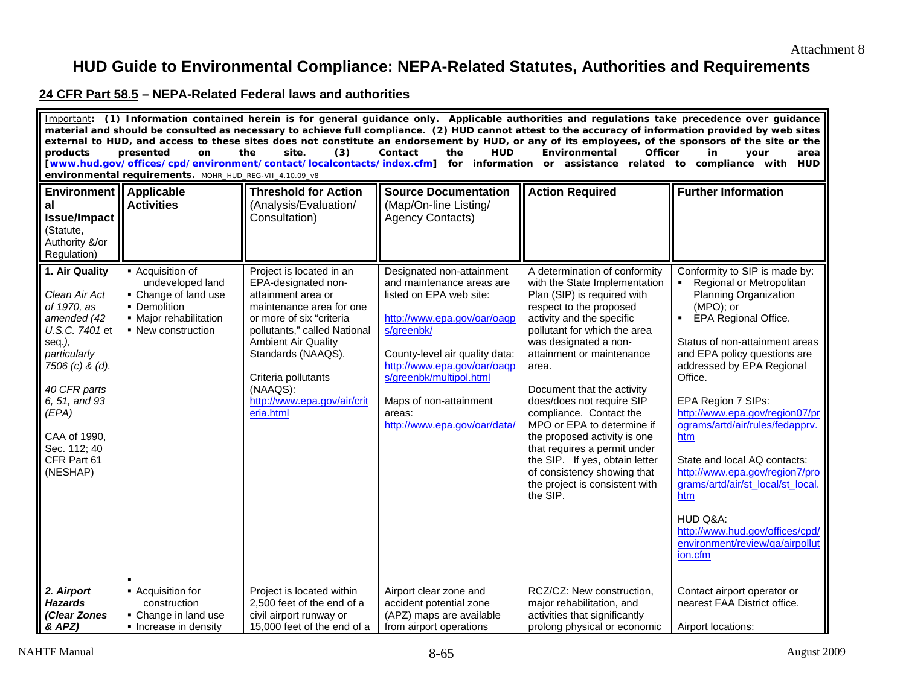Attachment 8

# HUD Guide to Environmental Compliance: NEPA-Related Statutes, Authorities and Requirements

## **24 CFR Part 58.5** – NEPA-Related Federal laws and authorities

Important: **(1) Information contained herein is for general guidance only. Applicable authorities and regulations take precedence over guidance material and should be consulted as necessary to achieve full compliance. (2) HUD cannot attest to the accuracy of information provided by web sites external to HUD, and access to these sites does not constitute an endorsement by HUD, or any of its employees, of the sponsors of the site or the products presented on the site. (3) Contact the HUD Environmental Officer in your area [www.hud.gov/offices/cpd/environment/contact/localcontacts/index.cfm] for information or assistance related to compliance with HUD environmental requirements.** MOHR_HUD_REG-VII_4.10.09_v8

| **Environmental Issue/Impact** (Statute, Authority &/or Regulation) | **Applicable Activities** | **Threshold for Action** (Analysis/Evaluation/ Consultation) | **Source Documentation** (Map/On-line Listing/ Agency Contacts) | **Action Required** | **Further Information** |
|---|---|---|---|---|---|
| **1. Air Quality**<br><br>*Clean Air Act of 1970, as amended (42 U.S.C. 7401* et seq.*), particularly 7506 (c) & (d).*<br><br>*40 CFR parts 6, 51, and 93 (EPA)*<br><br>CAA of 1990, Sec. 112; 40 CFR Part 61 (NESHAP) | ▪ Acquisition of undeveloped land<br>▪ Change of land use<br>▪ Demolition<br>▪ Major rehabilitation<br>▪ New construction | Project is located in an EPA-designated non-attainment area or maintenance area for one or more of six "criteria pollutants," called National Ambient Air Quality Standards (NAAQS).<br><br>Criteria pollutants (NAAQS):<br>http://www.epa.gov/air/criteria.html | Designated non-attainment and maintenance areas are listed on EPA web site:<br><br>http://www.epa.gov/oar/oaqps/greenbk/<br><br>County-level air quality data:<br>http://www.epa.gov/oar/oaqps/greenbk/multipol.html<br><br>Maps of non-attainment areas:<br>http://www.epa.gov/oar/data/ | A determination of conformity with the State Implementation Plan (SIP) is required with respect to the proposed activity and the specific pollutant for which the area was designated a non-attainment or maintenance area.<br><br>Document that the activity does/does not require SIP compliance. Contact the MPO or EPA to determine if the proposed activity is one that requires a permit under the SIP. If yes, obtain letter of consistency showing that the project is consistent with the SIP. | Conformity to SIP is made by:<br>▪ Regional or Metropolitan Planning Organization (MPO); or<br>▪ EPA Regional Office.<br><br>Status of non-attainment areas and EPA policy questions are addressed by EPA Regional Office.<br><br>EPA Region 7 SIPs:<br>http://www.epa.gov/region07/programs/artd/air/rules/fedapprv.htm<br><br>State and local AQ contacts:<br>http://www.epa.gov/region7/programs/artd/air/st_local/st_local.htm<br><br>HUD Q&A:<br>http://www.hud.gov/offices/cpd/environment/review/qa/airpollution.cfm |
| ***2. Airport Hazards (Clear Zones & APZ)*** | ▪<br>▪ Acquisition for construction<br>▪ Change in land use<br>▪ Increase in density | Project is located within 2,500 feet of the end of a civil airport runway or 15,000 feet of the end of a | Airport clear zone and accident potential zone (APZ) maps are available from airport operations | RCZ/CZ: New construction, major rehabilitation, and activities that significantly prolong physical or economic | Contact airport operator or nearest FAA District office.<br><br>Airport locations: |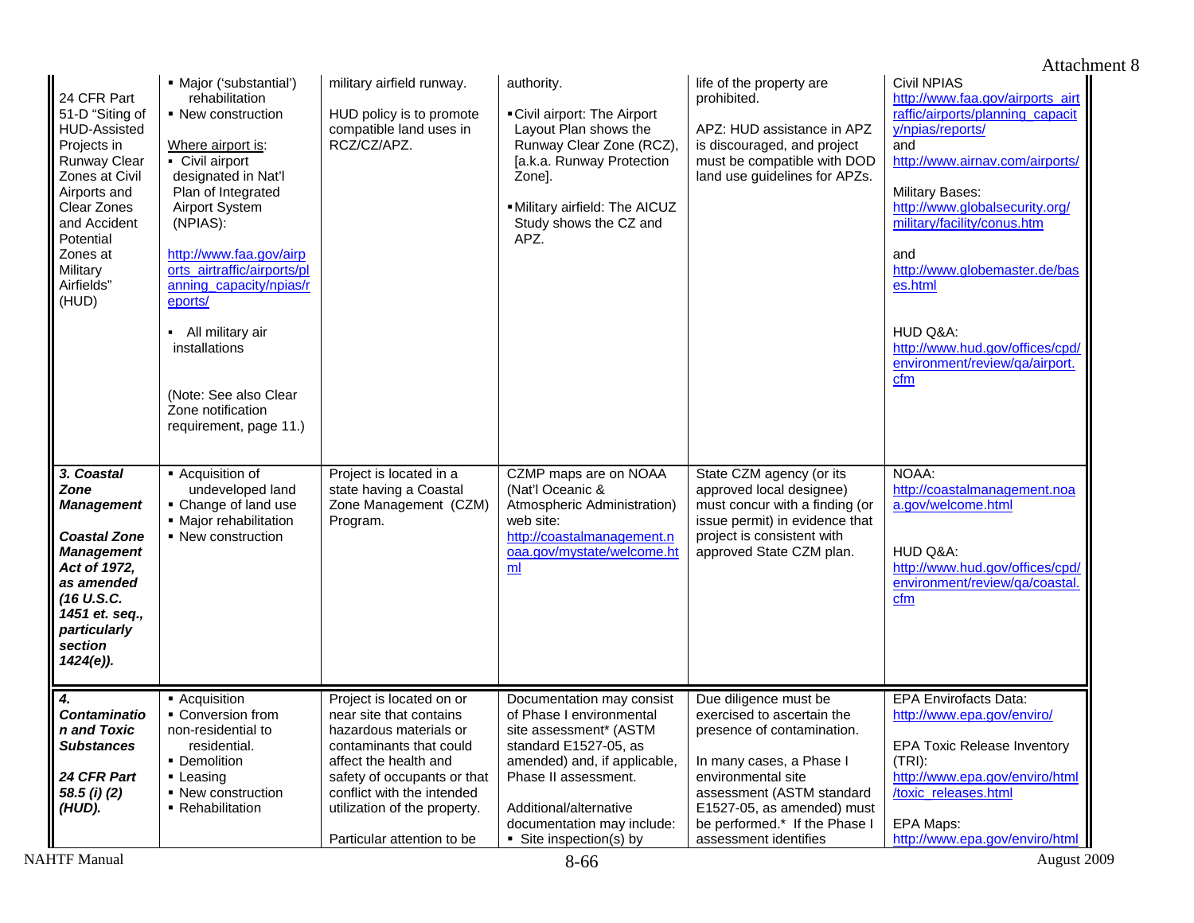Attachment 8

| | | | | | |
|---|---|---|---|---|---|
| 24 CFR Part 51-D "Siting of HUD-Assisted Projects in Runway Clear Zones at Civil Airports and Clear Zones and Accident Potential Zones at Military Airfields" (HUD) | ▪ Major ('substantial') rehabilitation<br>▪ New construction<br><br>Where airport is:<br>▪ Civil airport designated in Nat'l Plan of Integrated Airport System (NPIAS):<br><br>http://www.faa.gov/airports_airtraffic/airports/planning_capacity/npias/reports/<br><br>▪ All military air installations<br><br>(Note: See also Clear Zone notification requirement, page 11.) | military airfield runway.<br><br>HUD policy is to promote compatible land uses in RCZ/CZ/APZ. | authority.<br><br>▪ Civil airport: The Airport Layout Plan shows the Runway Clear Zone (RCZ), [a.k.a. Runway Protection Zone].<br><br>▪ Military airfield: The AICUZ Study shows the CZ and APZ. | life of the property are prohibited.<br><br>APZ: HUD assistance in APZ is discouraged, and project must be compatible with DOD land use guidelines for APZs. | Civil NPIAS<br>http://www.faa.gov/airports_airtraffic/airports/planning_capacity/npias/reports/<br>and<br>http://www.airnav.com/airports/<br><br>Military Bases:<br>http://www.globalsecurity.org/military/facility/conus.htm<br><br>and<br>http://www.globemaster.de/bases.html<br><br>HUD Q&A:<br>http://www.hud.gov/offices/cpd/environment/review/qa/airport.cfm |
| ***3. Coastal Zone Management***<br><br>***Coastal Zone Management Act of 1972, as amended (16 U.S.C. 1451 et. seq., particularly section 1424(e)).*** | ▪ Acquisition of undeveloped land<br>▪ Change of land use<br>▪ Major rehabilitation<br>▪ New construction | Project is located in a state having a Coastal Zone Management (CZM) Program. | CZMP maps are on NOAA (Nat'l Oceanic & Atmospheric Administration) web site:<br>http://coastalmanagement.noaa.gov/mystate/welcome.html | State CZM agency (or its approved local designee) must concur with a finding (or issue permit) in evidence that project is consistent with approved State CZM plan. | NOAA:<br>http://coastalmanagement.noaa.gov/welcome.html<br><br>HUD Q&A:<br>http://www.hud.gov/offices/cpd/environment/review/qa/coastal.cfm |
| ***4. Contamination and Toxic Substances***<br><br>***24 CFR Part 58.5 (i) (2) (HUD).*** | ▪ Acquisition<br>▪ Conversion from non-residential to residential.<br>▪ Demolition<br>▪ Leasing<br>▪ New construction<br>▪ Rehabilitation | Project is located on or near site that contains hazardous materials or contaminants that could affect the health and safety of occupants or that conflict with the intended utilization of the property.<br><br>Particular attention to be | Documentation may consist of Phase I environmental site assessment* (ASTM standard E1527-05, as amended) and, if applicable, Phase II assessment.<br><br>Additional/alternative documentation may include:<br>▪ Site inspection(s) by | Due diligence must be exercised to ascertain the presence of contamination.<br><br>In many cases, a Phase I environmental site assessment (ASTM standard E1527-05, as amended) must be performed.* If the Phase I assessment identifies | EPA Envirofacts Data:<br>http://www.epa.gov/enviro/<br><br>EPA Toxic Release Inventory (TRI):<br>http://www.epa.gov/enviro/html/toxic_releases.html<br><br>EPA Maps:<br>http://www.epa.gov/enviro/html |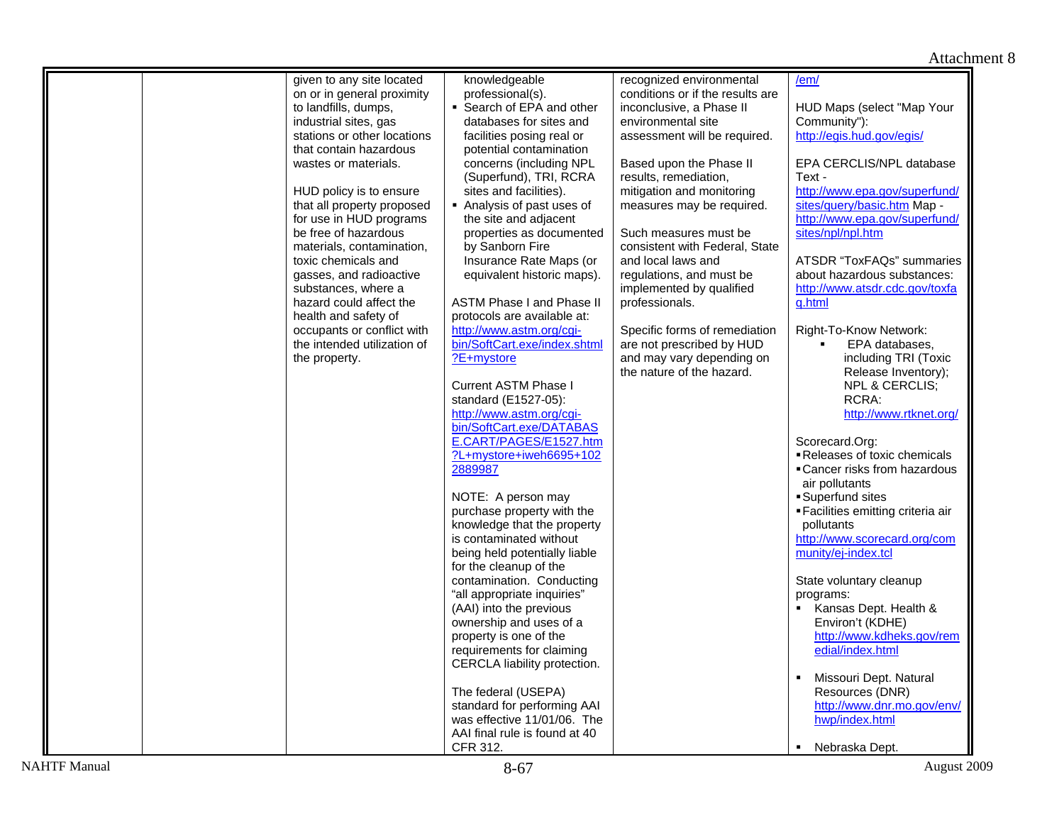Attachment 8

| | | | | | |
|---|---|---|---|---|---|
| | | given to any site located on or in general proximity to landfills, dumps, industrial sites, gas stations or other locations that contain hazardous wastes or materials.<br><br>HUD policy is to ensure that all property proposed for use in HUD programs be free of hazardous materials, contamination, toxic chemicals and gasses, and radioactive substances, where a hazard could affect the health and safety of occupants or conflict with the intended utilization of the property. | knowledgeable professional(s).<br>▪ Search of EPA and other databases for sites and facilities posing real or potential contamination concerns (including NPL (Superfund), TRI, RCRA sites and facilities).<br>▪ Analysis of past uses of the site and adjacent properties as documented by Sanborn Fire Insurance Rate Maps (or equivalent historic maps).<br><br>ASTM Phase I and Phase II protocols are available at: http://www.astm.org/cgi-bin/SoftCart.exe/index.shtml?E+mystore<br><br>Current ASTM Phase I standard (E1527-05): http://www.astm.org/cgi-bin/SoftCart.exe/DATABASE.CART/PAGES/E1527.htm?L+mystore+iweh6695+1022889987<br><br>NOTE: A person may purchase property with the knowledge that the property is contaminated without being held potentially liable for the cleanup of the contamination. Conducting "all appropriate inquiries" (AAI) into the previous ownership and uses of a property is one of the requirements for claiming CERCLA liability protection.<br><br>The federal (USEPA) standard for performing AAI was effective 11/01/06. The AAI final rule is found at 40 CFR 312. | recognized environmental conditions or if the results are inconclusive, a Phase II environmental site assessment will be required.<br><br>Based upon the Phase II results, remediation, mitigation and monitoring measures may be required.<br><br>Such measures must be consistent with Federal, State and local laws and regulations, and must be implemented by qualified professionals.<br><br>Specific forms of remediation are not prescribed by HUD and may vary depending on the nature of the hazard. | /em/<br><br>HUD Maps (select "Map Your Community"): http://egis.hud.gov/egis/<br><br>EPA CERCLIS/NPL database Text - http://www.epa.gov/superfund/sites/query/basic.htm Map - http://www.epa.gov/superfund/sites/npl/npl.htm<br><br>ATSDR "ToxFAQs" summaries about hazardous substances: http://www.atsdr.cdc.gov/toxfaq.html<br><br>Right-To-Know Network:<br>▪ EPA databases, including TRI (Toxic Release Inventory); NPL & CERCLIS; RCRA: http://www.rtknet.org/<br><br>Scorecard.Org:<br>▪ Releases of toxic chemicals<br>▪ Cancer risks from hazardous air pollutants<br>▪ Superfund sites<br>▪ Facilities emitting criteria air pollutants<br>http://www.scorecard.org/community/ej-index.tcl<br><br>State voluntary cleanup programs:<br>▪ Kansas Dept. Health & Environ't (KDHE) http://www.kdheks.gov/remedial/index.html<br><br>▪ Missouri Dept. Natural Resources (DNR) http://www.dnr.mo.gov/env/hwp/index.html<br><br>▪ Nebraska Dept. |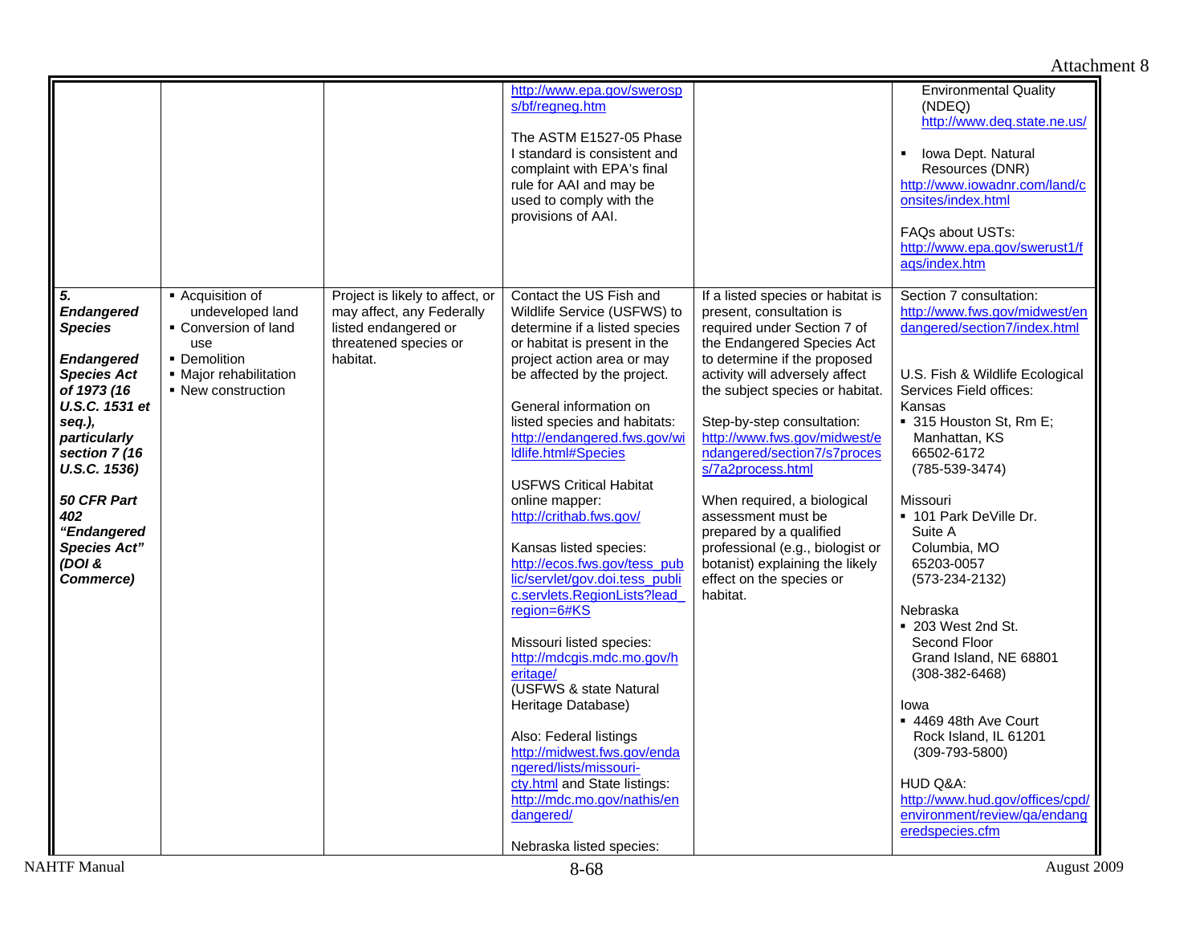| | | | | | |
|---|---|---|---|---|---|
| | | | http://www.epa.gov/swerosps/bf/regneg.htm<br><br>The ASTM E1527-05 Phase I standard is consistent and complaint with EPA's final rule for AAI and may be used to comply with the provisions of AAI. | | Environmental Quality (NDEQ) http://www.deq.state.ne.us/<br><br>▪ Iowa Dept. Natural Resources (DNR) http://www.iowadnr.com/land/consites/index.html<br><br>FAQs about USTs: http://www.epa.gov/swerust1/faqs/index.htm |
| ***5. Endangered Species***<br><br>***Endangered Species Act of 1973 (16 U.S.C. 1531 et seq.), particularly section 7 (16 U.S.C. 1536)***<br><br>***50 CFR Part 402 "Endangered Species Act" (DOI & Commerce)*** | ▪ Acquisition of undeveloped land<br>▪ Conversion of land use<br>▪ Demolition<br>▪ Major rehabilitation<br>▪ New construction | Project is likely to affect, or may affect, any Federally listed endangered or threatened species or habitat. | Contact the US Fish and Wildlife Service (USFWS) to determine if a listed species or habitat is present in the project action area or may be affected by the project.<br><br>General information on listed species and habitats: http://endangered.fws.gov/wildlife.html#Species<br><br>USFWS Critical Habitat online mapper: http://crithab.fws.gov/<br><br>Kansas listed species: http://ecos.fws.gov/tess_public/servlet/gov.doi.tess_public.servlets.RegionLists?lead_region=6#KS<br><br>Missouri listed species: http://mdcgis.mdc.mo.gov/heritage/ (USFWS & state Natural Heritage Database)<br><br>Also: Federal listings http://midwest.fws.gov/endangered/lists/missouri-cty.html and State listings: http://mdc.mo.gov/nathis/endangered/<br><br>Nebraska listed species: | If a listed species or habitat is present, consultation is required under Section 7 of the Endangered Species Act to determine if the proposed activity will adversely affect the subject species or habitat.<br><br>Step-by-step consultation: http://www.fws.gov/midwest/endangered/section7/s7process/7a2process.html<br><br>When required, a biological assessment must be prepared by a qualified professional (e.g., biologist or botanist) explaining the likely effect on the species or habitat. | Section 7 consultation: http://www.fws.gov/midwest/endangered/section7/index.html<br><br>U.S. Fish & Wildlife Ecological Services Field offices:<br>Kansas<br>▪ 315 Houston St, Rm E; Manhattan, KS 66502-6172 (785-539-3474)<br><br>Missouri<br>▪ 101 Park DeVille Dr. Suite A Columbia, MO 65203-0057 (573-234-2132)<br><br>Nebraska<br>▪ 203 West 2nd St. Second Floor Grand Island, NE 68801 (308-382-6468)<br><br>Iowa<br>▪ 4469 48th Ave Court Rock Island, IL 61201 (309-793-5800)<br><br>HUD Q&A: http://www.hud.gov/offices/cpd/environment/review/qa/endangeredspecies.cfm |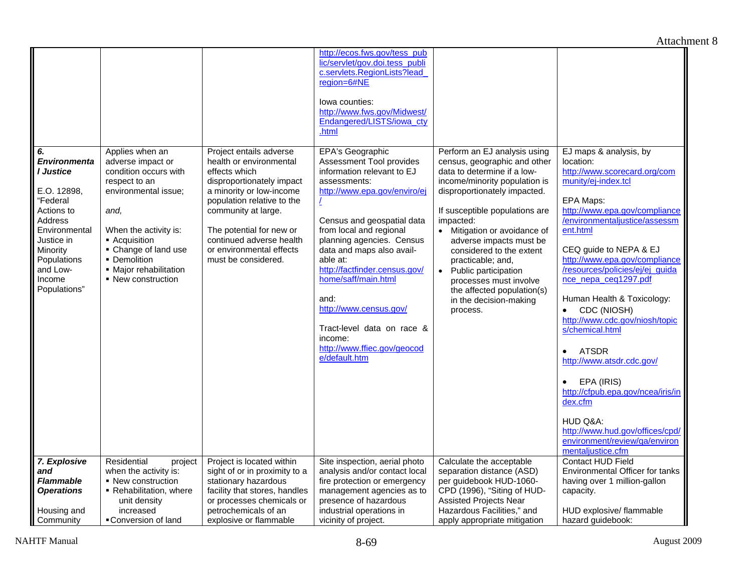| | | | | | |
|---|---|---|---|---|---|
| | | | http://ecos.fws.gov/tess_public/servlet/gov.doi.tess_public.servlets.RegionLists?lead_region=6#NE<br><br>Iowa counties:<br>http://www.fws.gov/Midwest/Endangered/LISTS/iowa_cty.html | | |
| ***6. Environmental Justice***<br><br>E.O. 12898, "Federal Actions to Address Environmental Justice in Minority Populations and Low-Income Populations" | Applies when an adverse impact or condition occurs with respect to an environmental issue;<br><br>*and,*<br><br>When the activity is:<br>▪ Acquisition<br>▪ Change of land use<br>▪ Demolition<br>▪ Major rehabilitation<br>▪ New construction | Project entails adverse health or environmental effects which disproportionately impact a minority or low-income population relative to the community at large.<br><br>The potential for new or continued adverse health or environmental effects must be considered. | EPA's Geographic Assessment Tool provides information relevant to EJ assessments:<br>http://www.epa.gov/enviro/ej/<br><br>Census and geospatial data from local and regional planning agencies. Census data and maps also available at:<br>http://factfinder.census.gov/home/saff/main.html<br><br>and:<br>http://www.census.gov/<br><br>Tract-level data on race & income:<br>http://www.ffiec.gov/geocode/default.htm | Perform an EJ analysis using census, geographic and other data to determine if a low-income/minority population is disproportionately impacted.<br><br>If susceptible populations are impacted:<br>• Mitigation or avoidance of adverse impacts must be considered to the extent practicable; and,<br>• Public participation processes must involve the affected population(s) in the decision-making process. | EJ maps & analysis, by location:<br>http://www.scorecard.org/community/ej-index.tcl<br><br>EPA Maps:<br>http://www.epa.gov/compliance/environmentaljustice/assessment.html<br><br>CEQ guide to NEPA & EJ<br>http://www.epa.gov/compliance/resources/policies/ej/ej_guidance_nepa_ceq1297.pdf<br><br>Human Health & Toxicology:<br>• CDC (NIOSH)<br>http://www.cdc.gov/niosh/topics/chemical.html<br><br>• ATSDR<br>http://www.atsdr.cdc.gov/<br><br>• EPA (IRIS)<br>http://cfpub.epa.gov/ncea/iris/index.cfm<br><br>HUD Q&A:<br>http://www.hud.gov/offices/cpd/environment/review/qa/environmentaljustice.cfm |
| ***7. Explosive and Flammable Operations***<br><br>Housing and Community | Residential project when the activity is:<br>▪ New construction<br>▪ Rehabilitation, where unit density increased<br>▪ Conversion of land | Project is located within sight of or in proximity to a stationary hazardous facility that stores, handles or processes chemicals or petrochemicals of an explosive or flammable | Site inspection, aerial photo analysis and/or contact local fire protection or emergency management agencies as to presence of hazardous industrial operations in vicinity of project. | Calculate the acceptable separation distance (ASD) per guidebook HUD-1060-CPD (1996), "Siting of HUD-Assisted Projects Near Hazardous Facilities," and apply appropriate mitigation | Contact HUD Field Environmental Officer for tanks having over 1 million-gallon capacity.<br><br>HUD explosive/ flammable hazard guidebook: |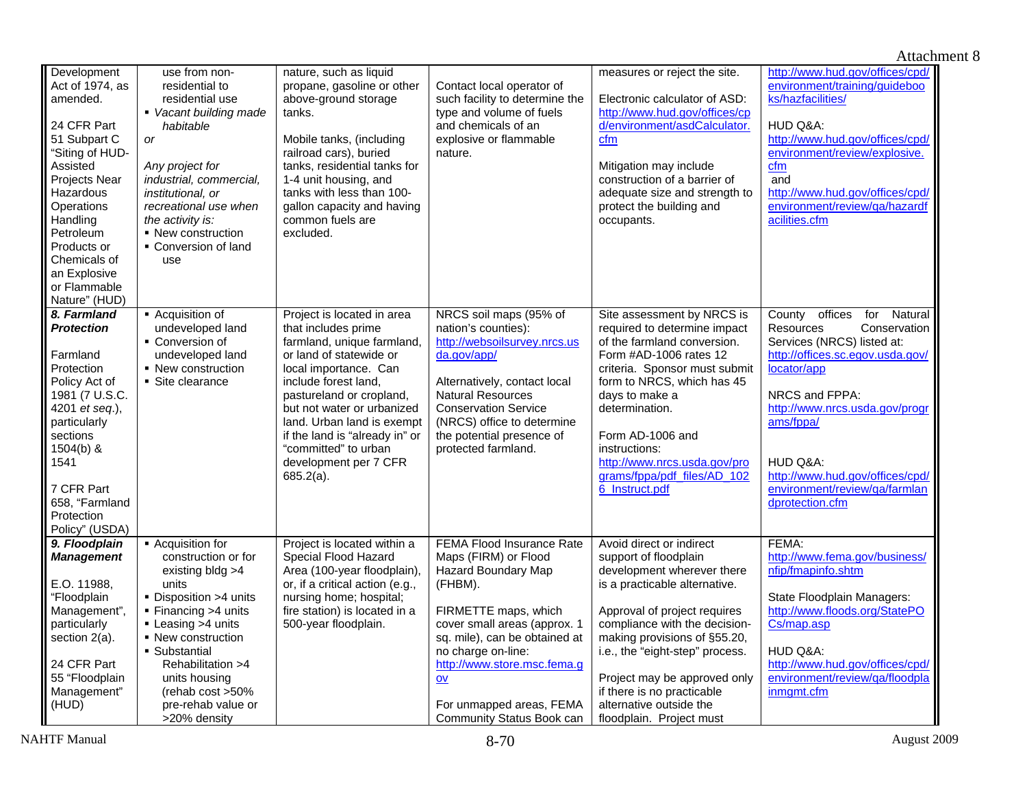Attachment 8

| | | | | | |
|---|---|---|---|---|---|
| Development Act of 1974, as amended.<br><br>24 CFR Part 51 Subpart C "Siting of HUD-Assisted Projects Near Hazardous Operations Handling Petroleum Products or Chemicals of an Explosive or Flammable Nature" (HUD) | use from non-residential to residential use<br>▪ *Vacant building made habitable*<br>*or*<br>*Any project for industrial, commercial, institutional, or recreational use when the activity is:*<br>▪ New construction<br>▪ Conversion of land use | nature, such as liquid propane, gasoline or other above-ground storage tanks.<br><br>Mobile tanks, (including railroad cars), buried tanks, residential tanks for 1-4 unit housing, and tanks with less than 100-gallon capacity and having common fuels are excluded. | Contact local operator of such facility to determine the type and volume of fuels and chemicals of an explosive or flammable nature. | measures or reject the site.<br><br>Electronic calculator of ASD: http://www.hud.gov/offices/cpd/environment/asdCalculator.cfm<br><br>Mitigation may include construction of a barrier of adequate size and strength to protect the building and occupants. | http://www.hud.gov/offices/cpd/environment/training/guidebooks/hazfacilities/<br><br>HUD Q&A:<br>http://www.hud.gov/offices/cpd/environment/review/explosive.cfm<br>and<br>http://www.hud.gov/offices/cpd/environment/review/qa/hazardfacilities.cfm |
| ***8. Farmland Protection***<br><br>Farmland Protection Policy Act of 1981 (7 U.S.C. 4201 *et seq.*), particularly sections 1504(b) & 1541<br><br>7 CFR Part 658, "Farmland Protection Policy" (USDA) | ▪ Acquisition of undeveloped land<br>▪ Conversion of undeveloped land<br>▪ New construction<br>▪ Site clearance | Project is located in area that includes prime farmland, unique farmland, or land of statewide or local importance. Can include forest land, pastureland or cropland, but not water or urbanized land. Urban land is exempt if the land is "already in" or "committed" to urban development per 7 CFR 685.2(a). | NRCS soil maps (95% of nation's counties): http://websoilsurvey.nrcs.usda.gov/app/<br><br>Alternatively, contact local Natural Resources Conservation Service (NRCS) office to determine the potential presence of protected farmland. | Site assessment by NRCS is required to determine impact of the farmland conversion. Form #AD-1006 rates 12 criteria. Sponsor must submit form to NRCS, which has 45 days to make a determination.<br><br>Form AD-1006 and instructions:<br>http://www.nrcs.usda.gov/programs/fppa/pdf_files/AD_1026_Instruct.pdf | County offices for Natural Resources Conservation Services (NRCS) listed at: http://offices.sc.egov.usda.gov/locator/app<br><br>NRCS and FPPA:<br>http://www.nrcs.usda.gov/programs/fppa/<br><br>HUD Q&A:<br>http://www.hud.gov/offices/cpd/environment/review/qa/farmlandprotection.cfm |
| ***9. Floodplain Management***<br><br>E.O. 11988, "Floodplain Management", particularly section 2(a).<br><br>24 CFR Part 55 "Floodplain Management" (HUD) | ▪ Acquisition for construction or for existing bldg >4 units<br>▪ Disposition >4 units<br>▪ Financing >4 units<br>▪ Leasing >4 units<br>▪ New construction<br>▪ Substantial Rehabilitation >4 units housing (rehab cost >50% pre-rehab value or >20% density | Project is located within a Special Flood Hazard Area (100-year floodplain), or, if a critical action (e.g., nursing home; hospital; fire station) is located in a 500-year floodplain. | FEMA Flood Insurance Rate Maps (FIRM) or Flood Hazard Boundary Map (FHBM).<br><br>FIRMETTE maps, which cover small areas (approx. 1 sq. mile), can be obtained at no charge on-line: http://www.store.msc.fema.gov<br><br>For unmapped areas, FEMA Community Status Book can | Avoid direct or indirect support of floodplain development wherever there is a practicable alternative.<br><br>Approval of project requires compliance with the decision-making provisions of §55.20, i.e., the "eight-step" process.<br><br>Project may be approved only if there is no practicable alternative outside the floodplain. Project must | FEMA:<br>http://www.fema.gov/business/nfip/fmapinfo.shtm<br><br>State Floodplain Managers:<br>http://www.floods.org/StatePOCs/map.asp<br><br>HUD Q&A:<br>http://www.hud.gov/offices/cpd/environment/review/qa/floodplainmgmt.cfm |

NAHTF Manual 8-70 August 2009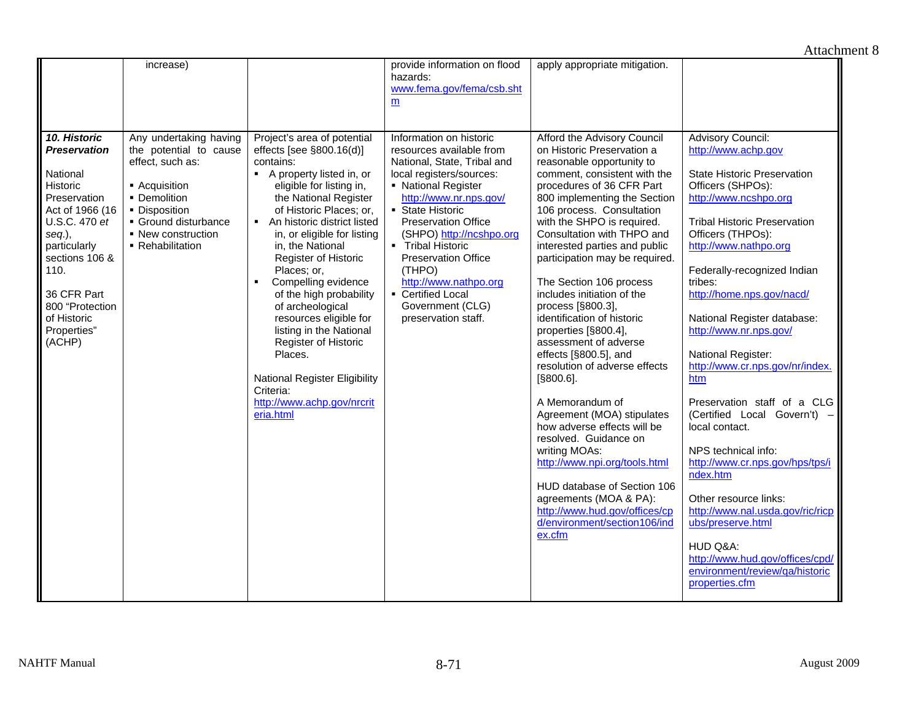| | | | | | |
|---|---|---|---|---|---|
| | increase) | | provide information on flood hazards: www.fema.gov/fema/csb.shtm | apply appropriate mitigation. | |
| ***10. Historic Preservation***<br><br>National Historic Preservation Act of 1966 (16 U.S.C. 470 *et seq.*), particularly sections 106 & 110.<br><br>36 CFR Part 800 "Protection of Historic Properties" (ACHP) | Any undertaking having the potential to cause effect, such as:<br><br>▪ Acquisition<br>▪ Demolition<br>▪ Disposition<br>▪ Ground disturbance<br>▪ New construction<br>▪ Rehabilitation | Project's area of potential effects [see §800.16(d)] contains:<br>▪ A property listed in, or eligible for listing in, the National Register of Historic Places; or,<br>▪ An historic district listed in, or eligible for listing in, the National Register of Historic Places; or,<br>▪ Compelling evidence of the high probability of archeological resources eligible for listing in the National Register of Historic Places.<br><br>National Register Eligibility Criteria:<br>http://www.achp.gov/nrcriteria.html | Information on historic resources available from National, State, Tribal and local registers/sources:<br>▪ National Register http://www.nr.nps.gov/<br>▪ State Historic Preservation Office (SHPO) http://ncshpo.org<br>▪ Tribal Historic Preservation Office (THPO) http://www.nathpo.org<br>▪ Certified Local Government (CLG) preservation staff. | Afford the Advisory Council on Historic Preservation a reasonable opportunity to comment, consistent with the procedures of 36 CFR Part 800 implementing the Section 106 process. Consultation with the SHPO is required. Consultation with THPO and interested parties and public participation may be required.<br><br>The Section 106 process includes initiation of the process [§800.3], identification of historic properties [§800.4], assessment of adverse effects [§800.5], and resolution of adverse effects [§800.6].<br><br>A Memorandum of Agreement (MOA) stipulates how adverse effects will be resolved. Guidance on writing MOAs: http://www.npi.org/tools.html<br><br>HUD database of Section 106 agreements (MOA & PA): http://www.hud.gov/offices/cpd/environment/section106/index.cfm | Advisory Council: http://www.achp.gov<br><br>State Historic Preservation Officers (SHPOs): http://www.ncshpo.org<br><br>Tribal Historic Preservation Officers (THPOs): http://www.nathpo.org<br><br>Federally-recognized Indian tribes: http://home.nps.gov/nacd/<br><br>National Register database: http://www.nr.nps.gov/<br><br>National Register: http://www.cr.nps.gov/nr/index.htm<br><br>Preservation staff of a CLG (Certified Local Govern't) – local contact.<br><br>NPS technical info: http://www.cr.nps.gov/hps/tps/index.htm<br><br>Other resource links: http://www.nal.usda.gov/ric/ricpubs/preserve.html<br><br>HUD Q&A: http://www.hud.gov/offices/cpd/environment/review/qa/historicproperties.cfm |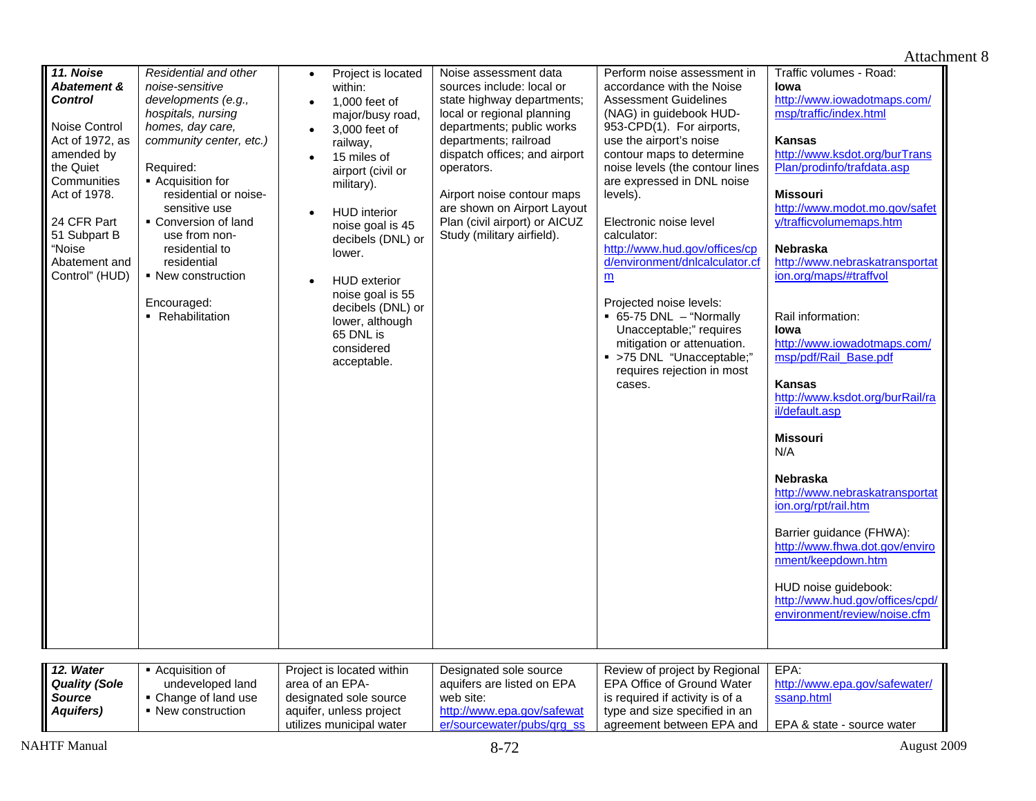Attachment 8

| | | | | | |
|---|---|---|---|---|---|
| ***11. Noise Abatement & Control***<br><br>Noise Control Act of 1972, as amended by the Quiet Communities Act of 1978.<br><br>24 CFR Part 51 Subpart B "Noise Abatement and Control" (HUD) | *Residential and other noise-sensitive developments (e.g., hospitals, nursing homes, day care, community center, etc.)*<br><br>Required:<br>▪ Acquisition for residential or noise-sensitive use<br>▪ Conversion of land use from non-residential to residential<br>▪ New construction<br><br>Encouraged:<br>▪ Rehabilitation | • Project is located within:<br>• 1,000 feet of major/busy road,<br>• 3,000 feet of railway,<br>• 15 miles of airport (civil or military).<br><br>• HUD interior noise goal is 45 decibels (DNL) or lower.<br><br>• HUD exterior noise goal is 55 decibels (DNL) or lower, although 65 DNL is considered acceptable. | Noise assessment data sources include: local or state highway departments; local or regional planning departments; public works departments; railroad dispatch offices; and airport operators.<br><br>Airport noise contour maps are shown on Airport Layout Plan (civil airport) or AICUZ Study (military airfield). | Perform noise assessment in accordance with the Noise Assessment Guidelines (NAG) in guidebook HUD-953-CPD(1). For airports, use the airport's noise contour maps to determine noise levels (the contour lines are expressed in DNL noise levels).<br><br>Electronic noise level calculator:<br>http://www.hud.gov/offices/cpd/environment/dnlcalculator.cfm<br><br>Projected noise levels:<br>▪ 65-75 DNL – "Normally Unacceptable;" requires mitigation or attenuation.<br>▪ >75 DNL "Unacceptable;" requires rejection in most cases. | Traffic volumes - Road:<br>**Iowa**<br>http://www.iowadotmaps.com/msp/traffic/index.html<br><br>**Kansas**<br>http://www.ksdot.org/burTransPlan/prodinfo/trafdata.asp<br><br>**Missouri**<br>http://www.modot.mo.gov/safety/trafficvolumemaps.htm<br><br>**Nebraska**<br>http://www.nebraskatransportation.org/maps/#traffvol<br><br>Rail information:<br>**Iowa**<br>http://www.iowadotmaps.com/msp/pdf/Rail_Base.pdf<br><br>**Kansas**<br>http://www.ksdot.org/burRail/rail/default.asp<br><br>**Missouri**<br>N/A<br><br>**Nebraska**<br>http://www.nebraskatransportation.org/rpt/rail.htm<br><br>Barrier guidance (FHWA):<br>http://www.fhwa.dot.gov/environment/keepdown.htm<br><br>HUD noise guidebook:<br>http://www.hud.gov/offices/cpd/environment/review/noise.cfm |
| ***12. Water Quality (Sole Source Aquifers)*** | ▪ Acquisition of undeveloped land<br>▪ Change of land use<br>▪ New construction | Project is located within area of an EPA-designated sole source aquifer, unless project utilizes municipal water | Designated sole source aquifers are listed on EPA web site:<br>http://www.epa.gov/safewater/sourcewater/pubs/qrg_ss | Review of project by Regional EPA Office of Ground Water is required if activity is of a type and size specified in an agreement between EPA and | EPA:<br>http://www.epa.gov/safewater/ssanp.html<br><br>EPA & state - source water |

NAHTF Manual August 2009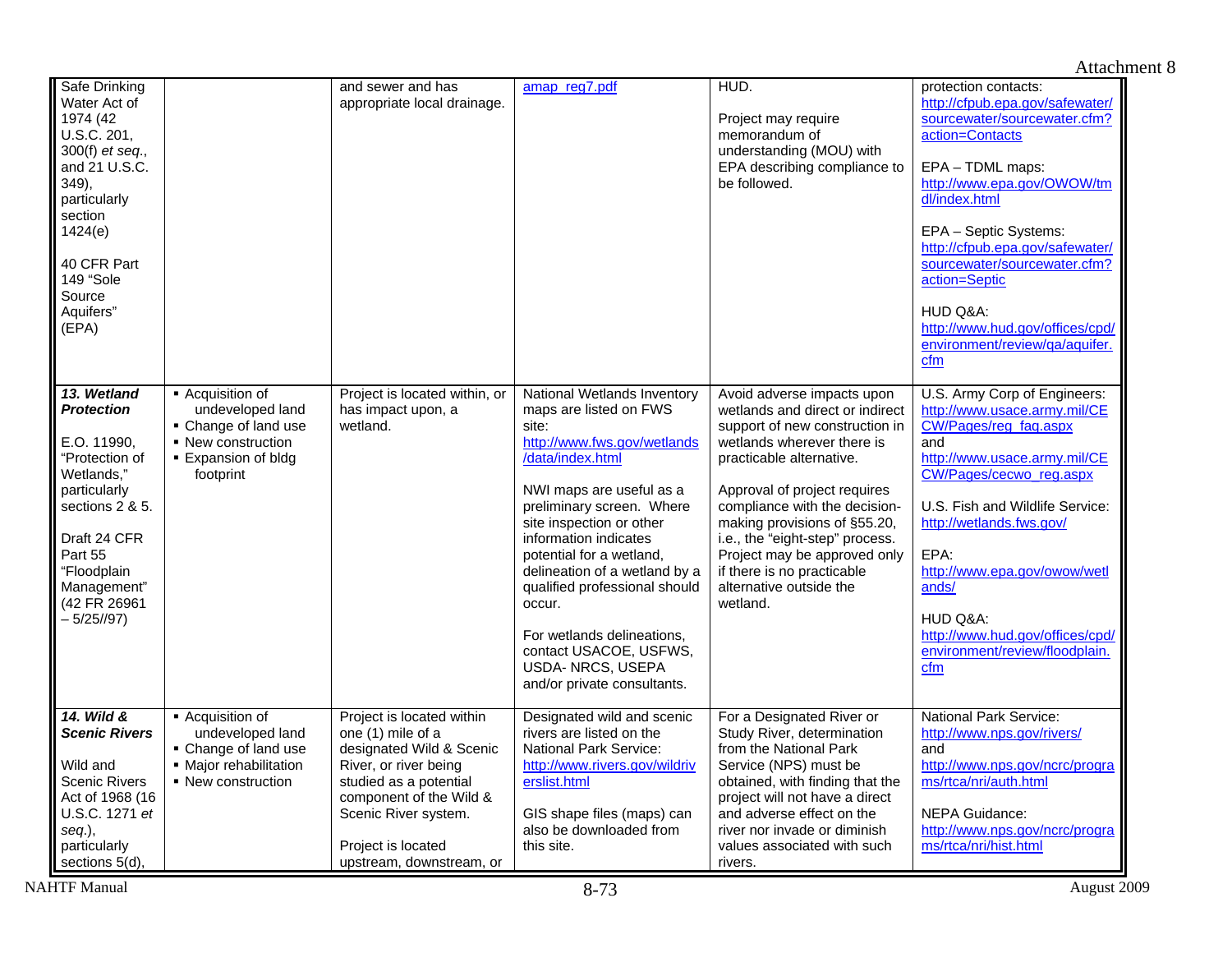| | | | | | |
|---|---|---|---|---|---|
| Safe Drinking Water Act of 1974 (42 U.S.C. 201, 300(f) *et seq.*, and 21 U.S.C. 349), particularly section 1424(e)<br><br>40 CFR Part 149 "Sole Source Aquifers" (EPA) | | and sewer and has appropriate local drainage. | amap_reg7.pdf | HUD.<br><br>Project may require memorandum of understanding (MOU) with EPA describing compliance to be followed. | protection contacts: http://cfpub.epa.gov/safewater/sourcewater/sourcewater.cfm?action=Contacts<br><br>EPA – TDML maps: http://www.epa.gov/OWOW/tmdl/index.html<br><br>EPA – Septic Systems: http://cfpub.epa.gov/safewater/sourcewater/sourcewater.cfm?action=Septic<br><br>HUD Q&A: http://www.hud.gov/offices/cpd/environment/review/qa/aquifer.cfm |
| ***13. Wetland Protection***<br><br>E.O. 11990, "Protection of Wetlands," particularly sections 2 & 5.<br><br>Draft 24 CFR Part 55 "Floodplain Management" (42 FR 26961 – 5/25//97) | ▪ Acquisition of undeveloped land<br>▪ Change of land use<br>▪ New construction<br>▪ Expansion of bldg footprint | Project is located within, or has impact upon, a wetland. | National Wetlands Inventory maps are listed on FWS site: http://www.fws.gov/wetlands/data/index.html<br><br>NWI maps are useful as a preliminary screen. Where site inspection or other information indicates potential for a wetland, delineation of a wetland by a qualified professional should occur.<br><br>For wetlands delineations, contact USACOE, USFWS, USDA- NRCS, USEPA and/or private consultants. | Avoid adverse impacts upon wetlands and direct or indirect support of new construction in wetlands wherever there is practicable alternative.<br><br>Approval of project requires compliance with the decision-making provisions of §55.20, i.e., the "eight-step" process. Project may be approved only if there is no practicable alternative outside the wetland. | U.S. Army Corp of Engineers: http://www.usace.army.mil/CECW/Pages/reg_faq.aspx and http://www.usace.army.mil/CECW/Pages/cecwo_reg.aspx<br><br>U.S. Fish and Wildlife Service: http://wetlands.fws.gov/<br><br>EPA: http://www.epa.gov/owow/wetlands/<br><br>HUD Q&A: http://www.hud.gov/offices/cpd/environment/review/floodplain.cfm |
| ***14. Wild & Scenic Rivers***<br><br>Wild and Scenic Rivers Act of 1968 (16 U.S.C. 1271 *et seq.*), particularly sections 5(d), | ▪ Acquisition of undeveloped land<br>▪ Change of land use<br>▪ Major rehabilitation<br>▪ New construction | Project is located within one (1) mile of a designated Wild & Scenic River, or river being studied as a potential component of the Wild & Scenic River system.<br><br>Project is located upstream, downstream, or | Designated wild and scenic rivers are listed on the National Park Service: http://www.rivers.gov/wildriverslist.html<br><br>GIS shape files (maps) can also be downloaded from this site. | For a Designated River or Study River, determination from the National Park Service (NPS) must be obtained, with finding that the project will not have a direct and adverse effect on the river nor invade or diminish values associated with such rivers. | National Park Service: http://www.nps.gov/rivers/ and http://www.nps.gov/ncrc/programs/rtca/nri/auth.html<br><br>NEPA Guidance: http://www.nps.gov/ncrc/programs/rtca/nri/hist.html |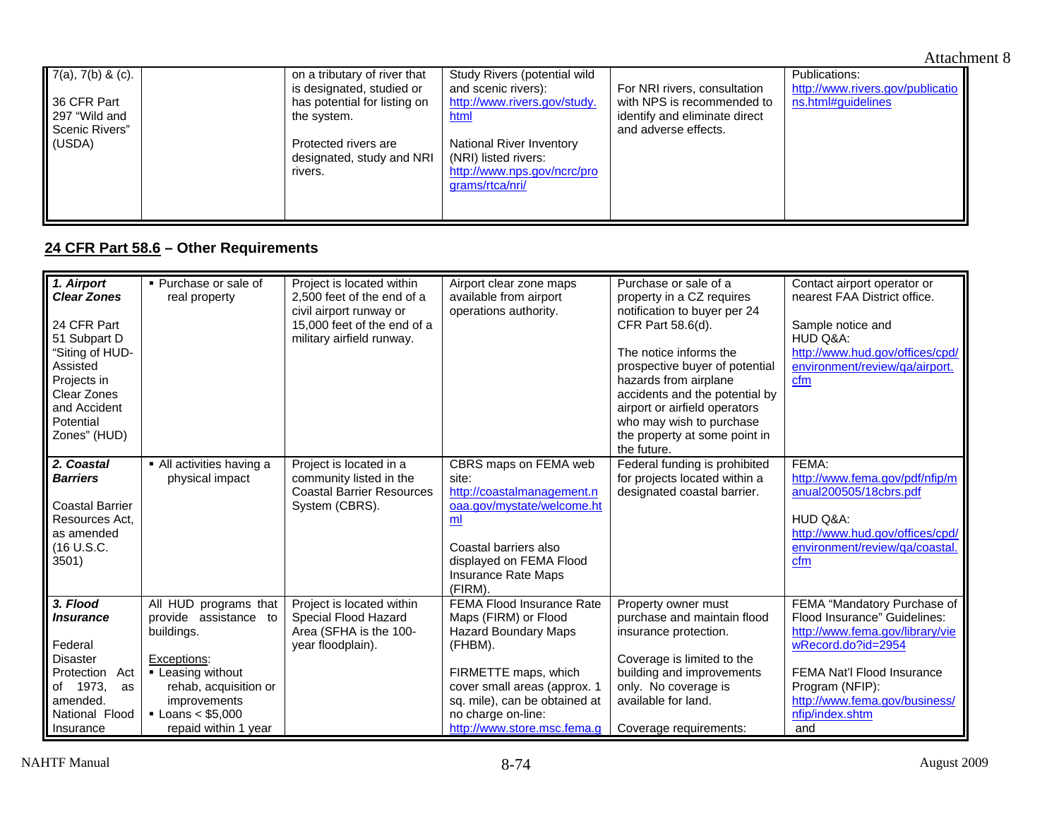| 7(a), 7(b) & (c).<br><br>36 CFR Part 297 "Wild and Scenic Rivers" (USDA) | | on a tributary of river that is designated, studied or has potential for listing on the system.<br><br>Protected rivers are designated, study and NRI rivers. | Study Rivers (potential wild and scenic rivers): http://www.rivers.gov/study.html<br><br>National River Inventory (NRI) listed rivers: http://www.nps.gov/ncrc/programs/rtca/nri/ | For NRI rivers, consultation with NPS is recommended to identify and eliminate direct and adverse effects. | Publications: http://www.rivers.gov/publications.html#guidelines |
|---|---|---|---|---|---|

## 24 CFR Part 58.6 – Other Requirements

| | | | | | |
|---|---|---|---|---|---|
| ***1. Airport Clear Zones***<br><br>24 CFR Part 51 Subpart D "Siting of HUD-Assisted Projects in Clear Zones and Accident Potential Zones" (HUD) | ▪ Purchase or sale of real property | Project is located within 2,500 feet of the end of a civil airport runway or 15,000 feet of the end of a military airfield runway. | Airport clear zone maps available from airport operations authority. | Purchase or sale of a property in a CZ requires notification to buyer per 24 CFR Part 58.6(d).<br><br>The notice informs the prospective buyer of potential hazards from airplane accidents and the potential by airport or airfield operators who may wish to purchase the property at some point in the future. | Contact airport operator or nearest FAA District office.<br><br>Sample notice and HUD Q&A: http://www.hud.gov/offices/cpd/environment/review/qa/airport.cfm |
| ***2. Coastal Barriers***<br><br>Coastal Barrier Resources Act, as amended (16 U.S.C. 3501) | ▪ All activities having a physical impact | Project is located in a community listed in the Coastal Barrier Resources System (CBRS). | CBRS maps on FEMA web site: http://coastalmanagement.noaa.gov/mystate/welcome.html<br><br>Coastal barriers also displayed on FEMA Flood Insurance Rate Maps (FIRM). | Federal funding is prohibited for projects located within a designated coastal barrier. | FEMA: http://www.fema.gov/pdf/nfip/manual200505/18cbrs.pdf<br><br>HUD Q&A: http://www.hud.gov/offices/cpd/environment/review/qa/coastal.cfm |
| ***3. Flood Insurance***<br><br>Federal Disaster Protection Act of 1973, as amended. National Flood Insurance | All HUD programs that provide assistance to buildings.<br><br>Exceptions:<br>▪ Leasing without rehab, acquisition or improvements<br>▪ Loans < $5,000 repaid within 1 year | Project is located within Special Flood Hazard Area (SFHA is the 100-year floodplain). | FEMA Flood Insurance Rate Maps (FIRM) or Flood Hazard Boundary Maps (FHBM).<br><br>FIRMETTE maps, which cover small areas (approx. 1 sq. mile), can be obtained at no charge on-line: http://www.store.msc.fema.g | Property owner must purchase and maintain flood insurance protection.<br><br>Coverage is limited to the building and improvements only. No coverage is available for land.<br><br>Coverage requirements: | FEMA "Mandatory Purchase of Flood Insurance" Guidelines: http://www.fema.gov/library/viewRecord.do?id=2954<br><br>FEMA Nat'l Flood Insurance Program (NFIP): http://www.fema.gov/business/nfip/index.shtm and |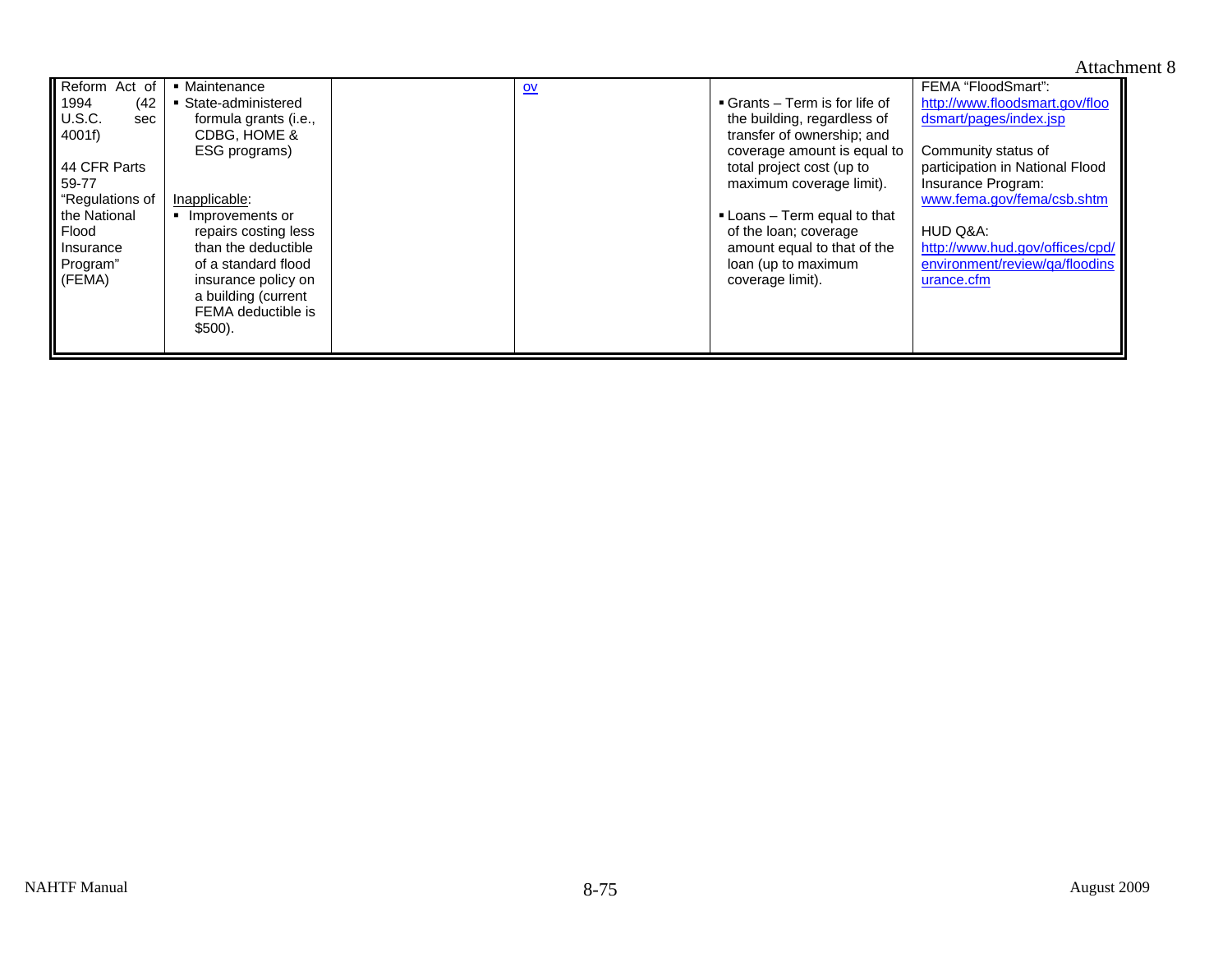| | | | | | |
|---|---|---|---|---|---|
| Reform Act of 1994 (42 U.S.C. sec 4001f)<br><br>44 CFR Parts 59-77 "Regulations of the National Flood Insurance Program" (FEMA) | ▪ Maintenance<br>▪ State-administered formula grants (i.e., CDBG, HOME & ESG programs)<br><br>Inapplicable:<br>▪ Improvements or repairs costing less than the deductible of a standard flood insurance policy on a building (current FEMA deductible is $500). | | ov | ▪ Grants – Term is for life of the building, regardless of transfer of ownership; and coverage amount is equal to total project cost (up to maximum coverage limit).<br><br>▪ Loans – Term equal to that of the loan; coverage amount equal to that of the loan (up to maximum coverage limit). | FEMA "FloodSmart":<br>http://www.floodsmart.gov/floodsmart/pages/index.jsp<br><br>Community status of participation in National Flood Insurance Program:<br>www.fema.gov/fema/csb.shtm<br><br>HUD Q&A:<br>http://www.hud.gov/offices/cpd/environment/review/qa/floodinsurance.cfm |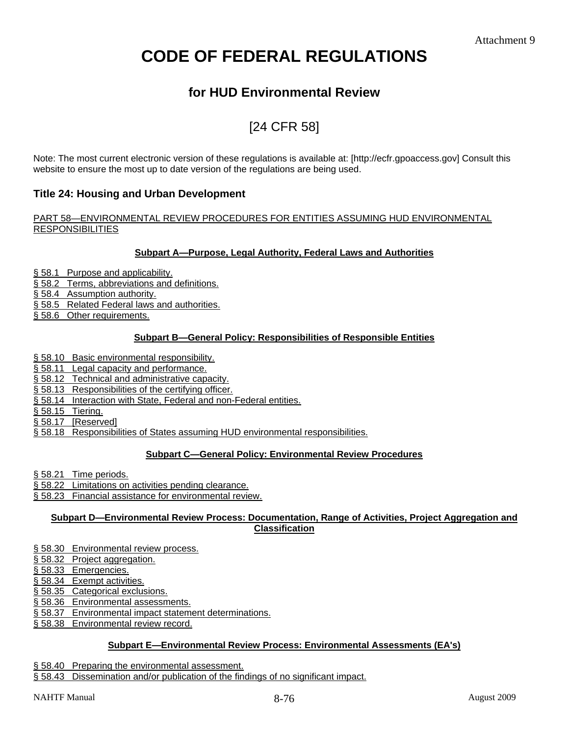Attachment 9

# CODE OF FEDERAL REGULATIONS

## for HUD Environmental Review

[24 CFR 58]

Note: The most current electronic version of these regulations is available at: [http://ecfr.gpoaccess.gov] Consult this website to ensure the most up to date version of the regulations are being used.

### Title 24: Housing and Urban Development

PART 58—ENVIRONMENTAL REVIEW PROCEDURES FOR ENTITIES ASSUMING HUD ENVIRONMENTAL RESPONSIBILITIES

**Subpart A—Purpose, Legal Authority, Federal Laws and Authorities**

§ 58.1 Purpose and applicability.
§ 58.2 Terms, abbreviations and definitions.
§ 58.4 Assumption authority.
§ 58.5 Related Federal laws and authorities.
§ 58.6 Other requirements.

**Subpart B—General Policy: Responsibilities of Responsible Entities**

§ 58.10 Basic environmental responsibility.
§ 58.11 Legal capacity and performance.
§ 58.12 Technical and administrative capacity.
§ 58.13 Responsibilities of the certifying officer.
§ 58.14 Interaction with State, Federal and non-Federal entities.
§ 58.15 Tiering.
§ 58.17 [Reserved]
§ 58.18 Responsibilities of States assuming HUD environmental responsibilities.

**Subpart C—General Policy: Environmental Review Procedures**

§ 58.21 Time periods.
§ 58.22 Limitations on activities pending clearance.
§ 58.23 Financial assistance for environmental review.

**Subpart D—Environmental Review Process: Documentation, Range of Activities, Project Aggregation and Classification**

§ 58.30 Environmental review process.
§ 58.32 Project aggregation.
§ 58.33 Emergencies.
§ 58.34 Exempt activities.
§ 58.35 Categorical exclusions.
§ 58.36 Environmental assessments.
§ 58.37 Environmental impact statement determinations.
§ 58.38 Environmental review record.

**Subpart E—Environmental Review Process: Environmental Assessments (EA's)**

§ 58.40 Preparing the environmental assessment.
§ 58.43 Dissemination and/or publication of the findings of no significant impact.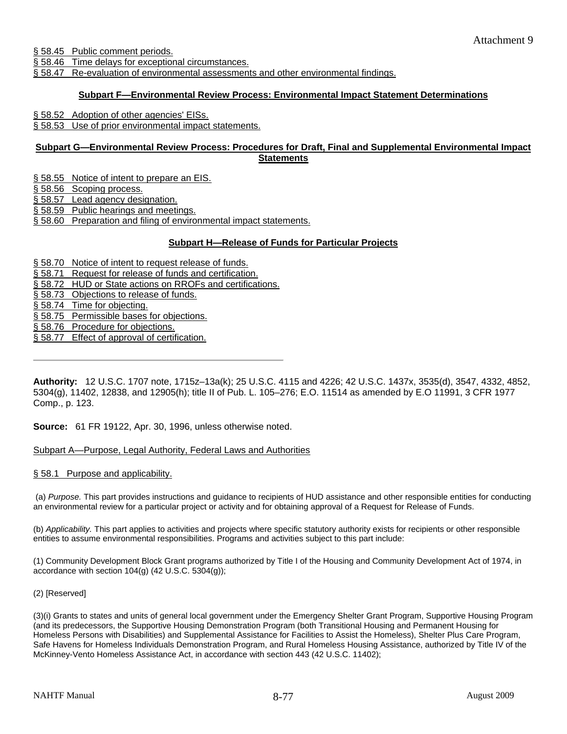§ 58.45 Public comment periods.

§ 58.46 Time delays for exceptional circumstances.

§ 58.47 Re-evaluation of environmental assessments and other environmental findings.

**Subpart F—Environmental Review Process: Environmental Impact Statement Determinations**

§ 58.52 Adoption of other agencies' EISs.

§ 58.53 Use of prior environmental impact statements.

**Subpart G—Environmental Review Process: Procedures for Draft, Final and Supplemental Environmental Impact Statements**

§ 58.55 Notice of intent to prepare an EIS.

§ 58.56 Scoping process.

§ 58.57 Lead agency designation.

§ 58.59 Public hearings and meetings.

§ 58.60 Preparation and filing of environmental impact statements.

**Subpart H—Release of Funds for Particular Projects**

§ 58.70 Notice of intent to request release of funds.

§ 58.71 Request for release of funds and certification.

§ 58.72 HUD or State actions on RROFs and certifications.

§ 58.73 Objections to release of funds.

§ 58.74 Time for objecting.

§ 58.75 Permissible bases for objections.

§ 58.76 Procedure for objections.

§ 58.77 Effect of approval of certification.

---

**Authority:** 12 U.S.C. 1707 note, 1715z–13a(k); 25 U.S.C. 4115 and 4226; 42 U.S.C. 1437x, 3535(d), 3547, 4332, 4852, 5304(g), 11402, 12838, and 12905(h); title II of Pub. L. 105–276; E.O. 11514 as amended by E.O 11991, 3 CFR 1977 Comp., p. 123.

**Source:** 61 FR 19122, Apr. 30, 1996, unless otherwise noted.

Subpart A—Purpose, Legal Authority, Federal Laws and Authorities

§ 58.1 Purpose and applicability.

(a) *Purpose.* This part provides instructions and guidance to recipients of HUD assistance and other responsible entities for conducting an environmental review for a particular project or activity and for obtaining approval of a Request for Release of Funds.

(b) *Applicability.* This part applies to activities and projects where specific statutory authority exists for recipients or other responsible entities to assume environmental responsibilities. Programs and activities subject to this part include:

(1) Community Development Block Grant programs authorized by Title I of the Housing and Community Development Act of 1974, in accordance with section 104(g) (42 U.S.C. 5304(g));

(2) [Reserved]

(3)(i) Grants to states and units of general local government under the Emergency Shelter Grant Program, Supportive Housing Program (and its predecessors, the Supportive Housing Demonstration Program (both Transitional Housing and Permanent Housing for Homeless Persons with Disabilities) and Supplemental Assistance for Facilities to Assist the Homeless), Shelter Plus Care Program, Safe Havens for Homeless Individuals Demonstration Program, and Rural Homeless Housing Assistance, authorized by Title IV of the McKinney-Vento Homeless Assistance Act, in accordance with section 443 (42 U.S.C. 11402);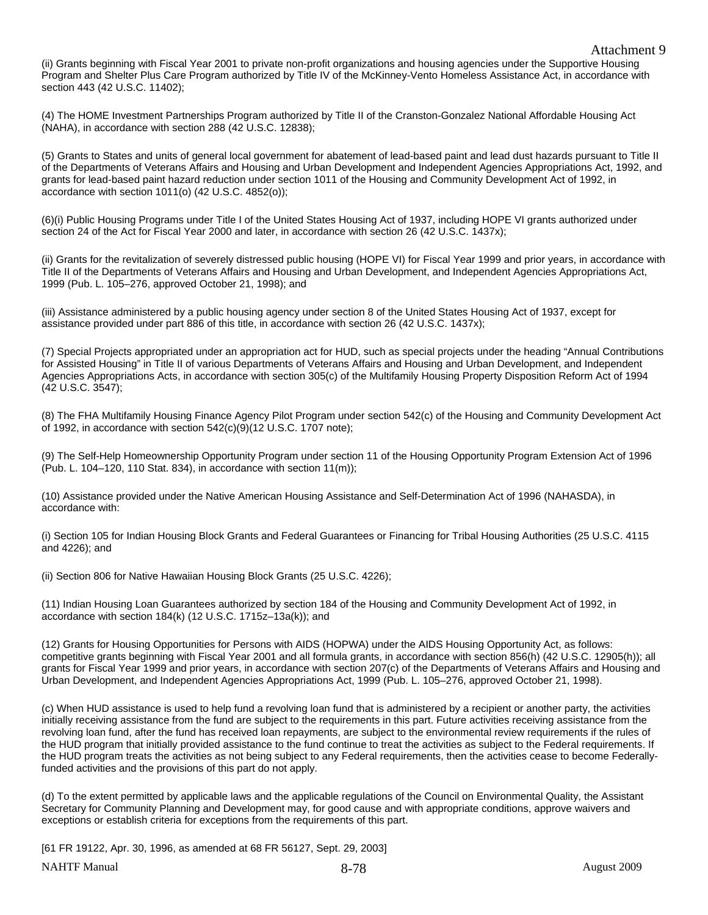Attachment 9

(ii) Grants beginning with Fiscal Year 2001 to private non-profit organizations and housing agencies under the Supportive Housing Program and Shelter Plus Care Program authorized by Title IV of the McKinney-Vento Homeless Assistance Act, in accordance with section 443 (42 U.S.C. 11402);

(4) The HOME Investment Partnerships Program authorized by Title II of the Cranston-Gonzalez National Affordable Housing Act (NAHA), in accordance with section 288 (42 U.S.C. 12838);

(5) Grants to States and units of general local government for abatement of lead-based paint and lead dust hazards pursuant to Title II of the Departments of Veterans Affairs and Housing and Urban Development and Independent Agencies Appropriations Act, 1992, and grants for lead-based paint hazard reduction under section 1011 of the Housing and Community Development Act of 1992, in accordance with section 1011(o) (42 U.S.C. 4852(o));

(6)(i) Public Housing Programs under Title I of the United States Housing Act of 1937, including HOPE VI grants authorized under section 24 of the Act for Fiscal Year 2000 and later, in accordance with section 26 (42 U.S.C. 1437x);

(ii) Grants for the revitalization of severely distressed public housing (HOPE VI) for Fiscal Year 1999 and prior years, in accordance with Title II of the Departments of Veterans Affairs and Housing and Urban Development, and Independent Agencies Appropriations Act, 1999 (Pub. L. 105–276, approved October 21, 1998); and

(iii) Assistance administered by a public housing agency under section 8 of the United States Housing Act of 1937, except for assistance provided under part 886 of this title, in accordance with section 26 (42 U.S.C. 1437x);

(7) Special Projects appropriated under an appropriation act for HUD, such as special projects under the heading "Annual Contributions for Assisted Housing" in Title II of various Departments of Veterans Affairs and Housing and Urban Development, and Independent Agencies Appropriations Acts, in accordance with section 305(c) of the Multifamily Housing Property Disposition Reform Act of 1994 (42 U.S.C. 3547);

(8) The FHA Multifamily Housing Finance Agency Pilot Program under section 542(c) of the Housing and Community Development Act of 1992, in accordance with section 542(c)(9)(12 U.S.C. 1707 note);

(9) The Self-Help Homeownership Opportunity Program under section 11 of the Housing Opportunity Program Extension Act of 1996 (Pub. L. 104–120, 110 Stat. 834), in accordance with section 11(m));

(10) Assistance provided under the Native American Housing Assistance and Self-Determination Act of 1996 (NAHASDA), in accordance with:

(i) Section 105 for Indian Housing Block Grants and Federal Guarantees or Financing for Tribal Housing Authorities (25 U.S.C. 4115 and 4226); and

(ii) Section 806 for Native Hawaiian Housing Block Grants (25 U.S.C. 4226);

(11) Indian Housing Loan Guarantees authorized by section 184 of the Housing and Community Development Act of 1992, in accordance with section 184(k) (12 U.S.C. 1715z–13a(k)); and

(12) Grants for Housing Opportunities for Persons with AIDS (HOPWA) under the AIDS Housing Opportunity Act, as follows: competitive grants beginning with Fiscal Year 2001 and all formula grants, in accordance with section 856(h) (42 U.S.C. 12905(h)); all grants for Fiscal Year 1999 and prior years, in accordance with section 207(c) of the Departments of Veterans Affairs and Housing and Urban Development, and Independent Agencies Appropriations Act, 1999 (Pub. L. 105–276, approved October 21, 1998).

(c) When HUD assistance is used to help fund a revolving loan fund that is administered by a recipient or another party, the activities initially receiving assistance from the fund are subject to the requirements in this part. Future activities receiving assistance from the revolving loan fund, after the fund has received loan repayments, are subject to the environmental review requirements if the rules of the HUD program that initially provided assistance to the fund continue to treat the activities as subject to the Federal requirements. If the HUD program treats the activities as not being subject to any Federal requirements, then the activities cease to become Federally-funded activities and the provisions of this part do not apply.

(d) To the extent permitted by applicable laws and the applicable regulations of the Council on Environmental Quality, the Assistant Secretary for Community Planning and Development may, for good cause and with appropriate conditions, approve waivers and exceptions or establish criteria for exceptions from the requirements of this part.

[61 FR 19122, Apr. 30, 1996, as amended at 68 FR 56127, Sept. 29, 2003]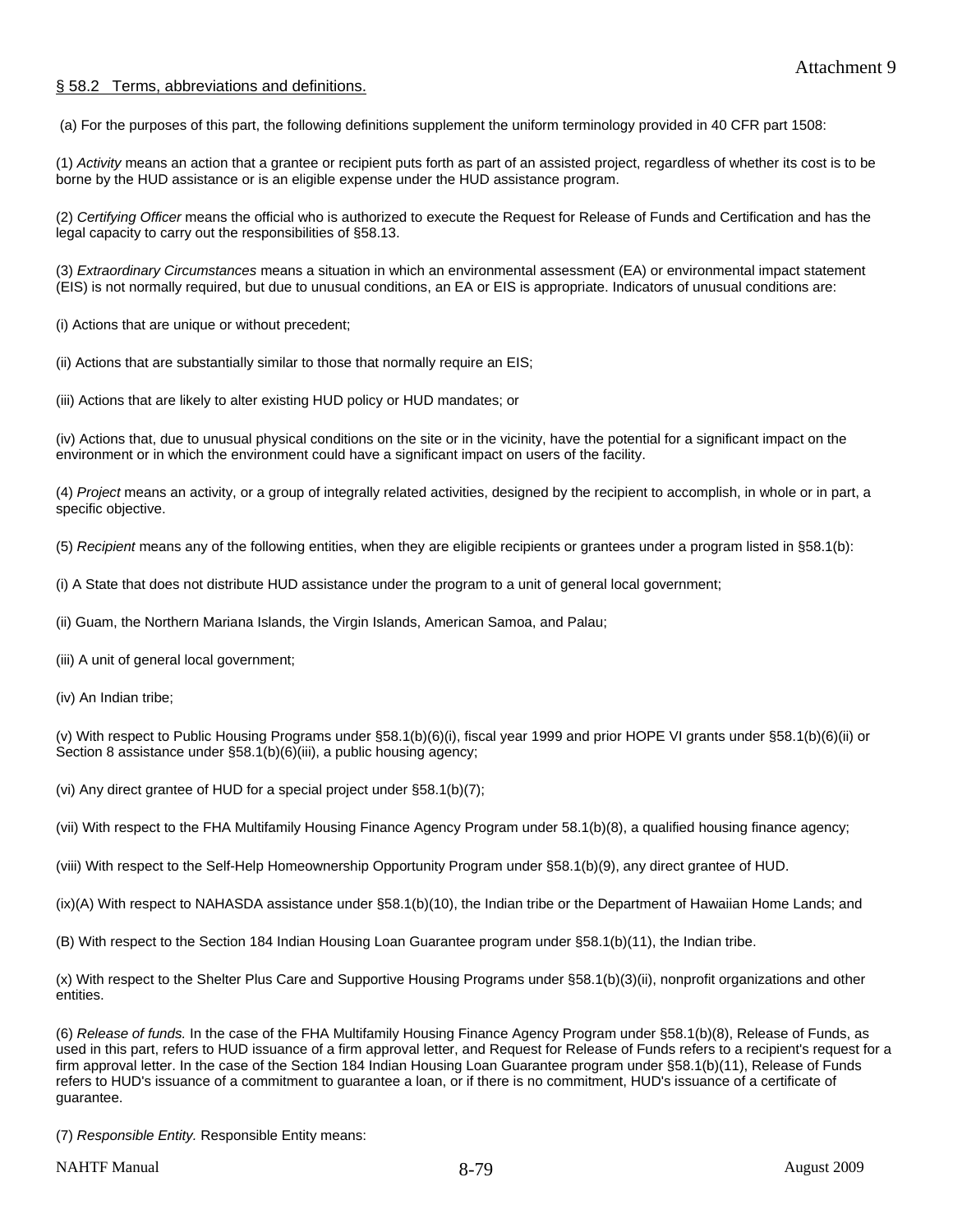Attachment 9

§ 58.2 Terms, abbreviations and definitions.

(a) For the purposes of this part, the following definitions supplement the uniform terminology provided in 40 CFR part 1508:

(1) *Activity* means an action that a grantee or recipient puts forth as part of an assisted project, regardless of whether its cost is to be borne by the HUD assistance or is an eligible expense under the HUD assistance program.

(2) *Certifying Officer* means the official who is authorized to execute the Request for Release of Funds and Certification and has the legal capacity to carry out the responsibilities of §58.13.

(3) *Extraordinary Circumstances* means a situation in which an environmental assessment (EA) or environmental impact statement (EIS) is not normally required, but due to unusual conditions, an EA or EIS is appropriate. Indicators of unusual conditions are:

(i) Actions that are unique or without precedent;

(ii) Actions that are substantially similar to those that normally require an EIS;

(iii) Actions that are likely to alter existing HUD policy or HUD mandates; or

(iv) Actions that, due to unusual physical conditions on the site or in the vicinity, have the potential for a significant impact on the environment or in which the environment could have a significant impact on users of the facility.

(4) *Project* means an activity, or a group of integrally related activities, designed by the recipient to accomplish, in whole or in part, a specific objective.

(5) *Recipient* means any of the following entities, when they are eligible recipients or grantees under a program listed in §58.1(b):

(i) A State that does not distribute HUD assistance under the program to a unit of general local government;

(ii) Guam, the Northern Mariana Islands, the Virgin Islands, American Samoa, and Palau;

(iii) A unit of general local government;

(iv) An Indian tribe;

(v) With respect to Public Housing Programs under §58.1(b)(6)(i), fiscal year 1999 and prior HOPE VI grants under §58.1(b)(6)(ii) or Section 8 assistance under §58.1(b)(6)(iii), a public housing agency;

(vi) Any direct grantee of HUD for a special project under §58.1(b)(7);

(vii) With respect to the FHA Multifamily Housing Finance Agency Program under 58.1(b)(8), a qualified housing finance agency;

(viii) With respect to the Self-Help Homeownership Opportunity Program under §58.1(b)(9), any direct grantee of HUD.

(ix)(A) With respect to NAHASDA assistance under §58.1(b)(10), the Indian tribe or the Department of Hawaiian Home Lands; and

(B) With respect to the Section 184 Indian Housing Loan Guarantee program under §58.1(b)(11), the Indian tribe.

(x) With respect to the Shelter Plus Care and Supportive Housing Programs under §58.1(b)(3)(ii), nonprofit organizations and other entities.

(6) *Release of funds.* In the case of the FHA Multifamily Housing Finance Agency Program under §58.1(b)(8), Release of Funds, as used in this part, refers to HUD issuance of a firm approval letter, and Request for Release of Funds refers to a recipient's request for a firm approval letter. In the case of the Section 184 Indian Housing Loan Guarantee program under §58.1(b)(11), Release of Funds refers to HUD's issuance of a commitment to guarantee a loan, or if there is no commitment, HUD's issuance of a certificate of guarantee.

(7) *Responsible Entity.* Responsible Entity means: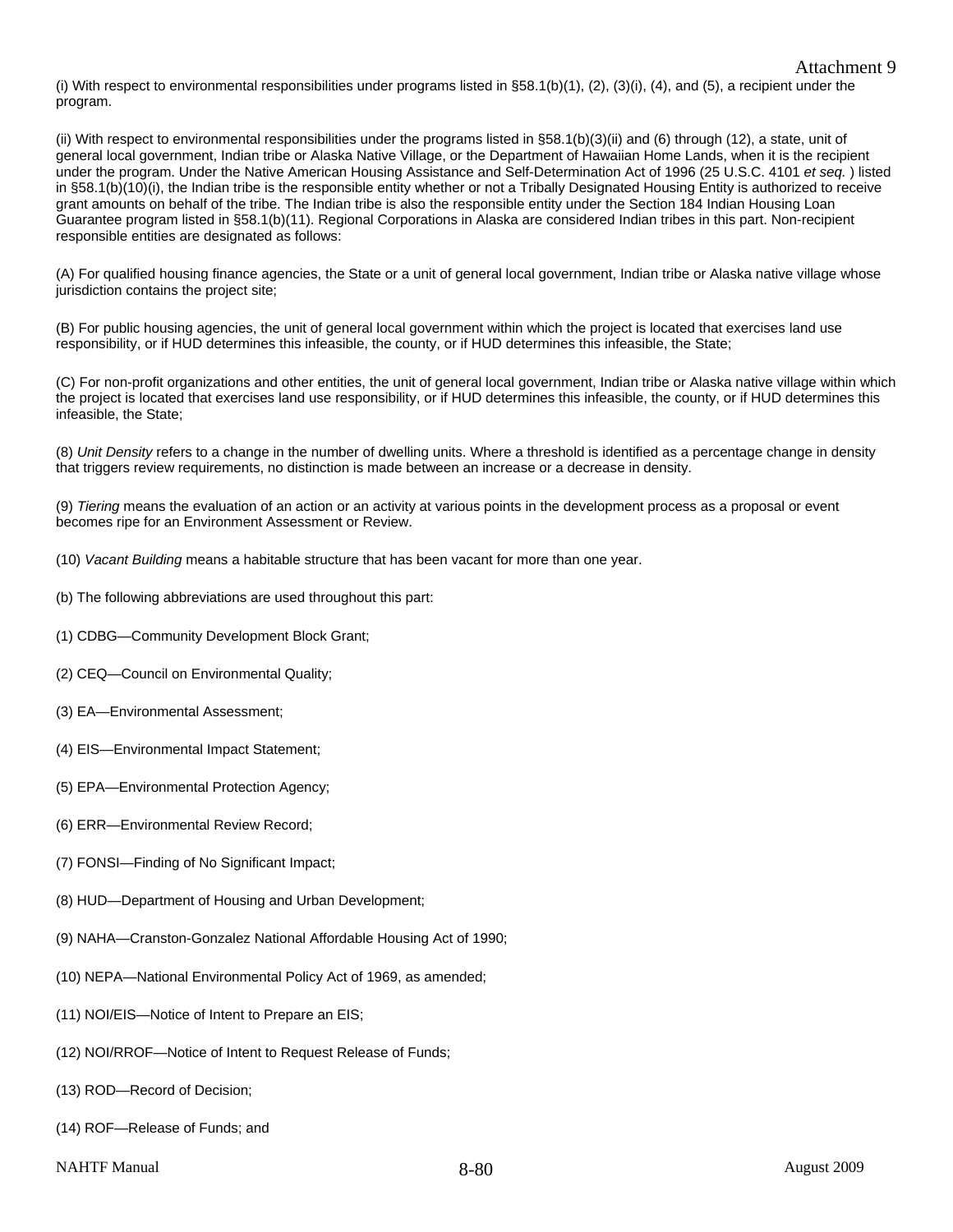(i) With respect to environmental responsibilities under programs listed in §58.1(b)(1), (2), (3)(i), (4), and (5), a recipient under the program.

(ii) With respect to environmental responsibilities under the programs listed in §58.1(b)(3)(ii) and (6) through (12), a state, unit of general local government, Indian tribe or Alaska Native Village, or the Department of Hawaiian Home Lands, when it is the recipient under the program. Under the Native American Housing Assistance and Self-Determination Act of 1996 (25 U.S.C. 4101 *et seq.* ) listed in §58.1(b)(10)(i), the Indian tribe is the responsible entity whether or not a Tribally Designated Housing Entity is authorized to receive grant amounts on behalf of the tribe. The Indian tribe is also the responsible entity under the Section 184 Indian Housing Loan Guarantee program listed in §58.1(b)(11). Regional Corporations in Alaska are considered Indian tribes in this part. Non-recipient responsible entities are designated as follows:

(A) For qualified housing finance agencies, the State or a unit of general local government, Indian tribe or Alaska native village whose jurisdiction contains the project site;

(B) For public housing agencies, the unit of general local government within which the project is located that exercises land use responsibility, or if HUD determines this infeasible, the county, or if HUD determines this infeasible, the State;

(C) For non-profit organizations and other entities, the unit of general local government, Indian tribe or Alaska native village within which the project is located that exercises land use responsibility, or if HUD determines this infeasible, the county, or if HUD determines this infeasible, the State;

(8) *Unit Density* refers to a change in the number of dwelling units. Where a threshold is identified as a percentage change in density that triggers review requirements, no distinction is made between an increase or a decrease in density.

(9) *Tiering* means the evaluation of an action or an activity at various points in the development process as a proposal or event becomes ripe for an Environment Assessment or Review.

(10) *Vacant Building* means a habitable structure that has been vacant for more than one year.

(b) The following abbreviations are used throughout this part:

(1) CDBG—Community Development Block Grant;

(2) CEQ—Council on Environmental Quality;

(3) EA—Environmental Assessment;

(4) EIS—Environmental Impact Statement;

(5) EPA—Environmental Protection Agency;

(6) ERR—Environmental Review Record;

(7) FONSI—Finding of No Significant Impact;

(8) HUD—Department of Housing and Urban Development;

(9) NAHA—Cranston-Gonzalez National Affordable Housing Act of 1990;

(10) NEPA—National Environmental Policy Act of 1969, as amended;

(11) NOI/EIS—Notice of Intent to Prepare an EIS;

(12) NOI/RROF—Notice of Intent to Request Release of Funds;

(13) ROD—Record of Decision;

(14) ROF—Release of Funds; and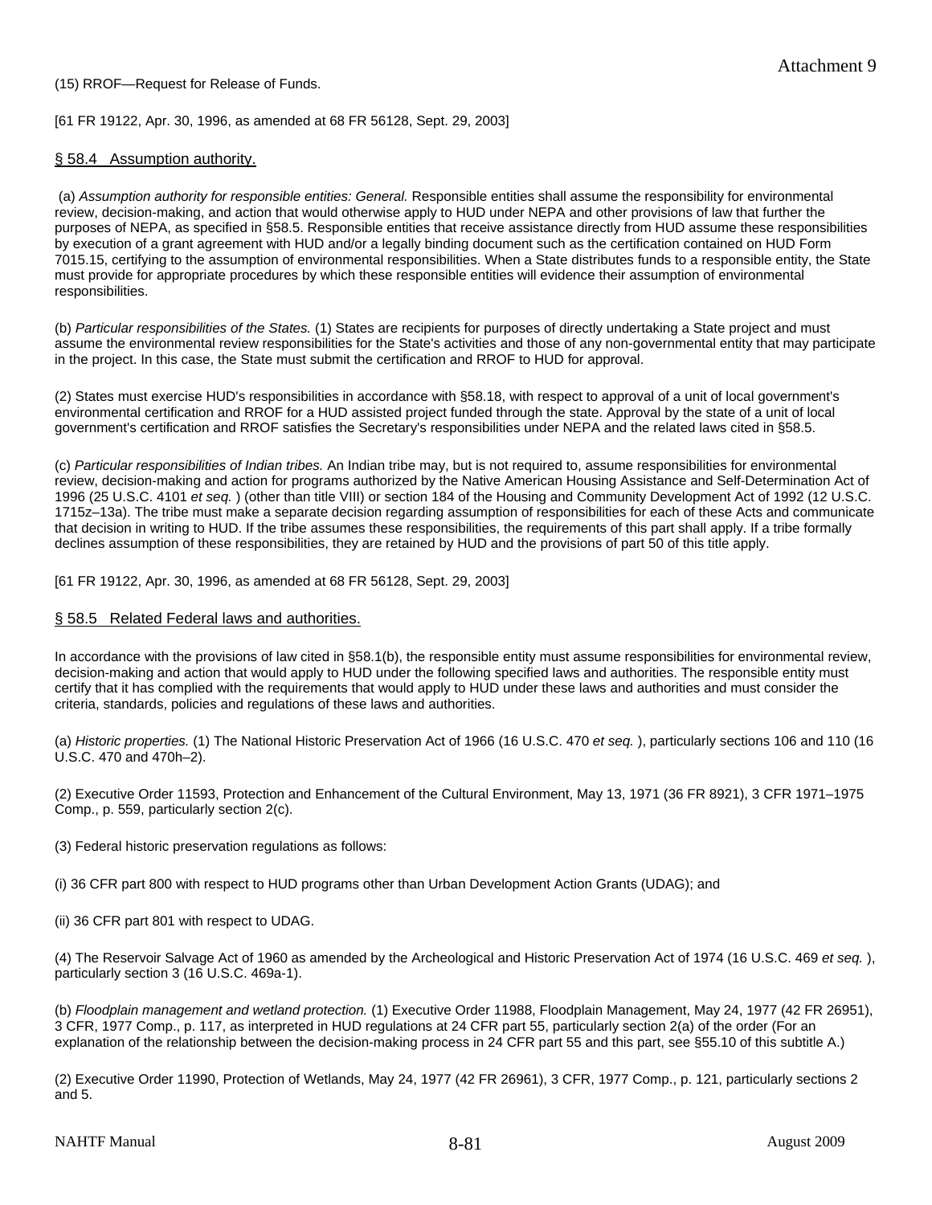(15) RROF—Request for Release of Funds.

[61 FR 19122, Apr. 30, 1996, as amended at 68 FR 56128, Sept. 29, 2003]

## § 58.4 Assumption authority.

(a) *Assumption authority for responsible entities: General.* Responsible entities shall assume the responsibility for environmental review, decision-making, and action that would otherwise apply to HUD under NEPA and other provisions of law that further the purposes of NEPA, as specified in §58.5. Responsible entities that receive assistance directly from HUD assume these responsibilities by execution of a grant agreement with HUD and/or a legally binding document such as the certification contained on HUD Form 7015.15, certifying to the assumption of environmental responsibilities. When a State distributes funds to a responsible entity, the State must provide for appropriate procedures by which these responsible entities will evidence their assumption of environmental responsibilities.

(b) *Particular responsibilities of the States.* (1) States are recipients for purposes of directly undertaking a State project and must assume the environmental review responsibilities for the State's activities and those of any non-governmental entity that may participate in the project. In this case, the State must submit the certification and RROF to HUD for approval.

(2) States must exercise HUD's responsibilities in accordance with §58.18, with respect to approval of a unit of local government's environmental certification and RROF for a HUD assisted project funded through the state. Approval by the state of a unit of local government's certification and RROF satisfies the Secretary's responsibilities under NEPA and the related laws cited in §58.5.

(c) *Particular responsibilities of Indian tribes.* An Indian tribe may, but is not required to, assume responsibilities for environmental review, decision-making and action for programs authorized by the Native American Housing Assistance and Self-Determination Act of 1996 (25 U.S.C. 4101 *et seq.* ) (other than title VIII) or section 184 of the Housing and Community Development Act of 1992 (12 U.S.C. 1715z–13a). The tribe must make a separate decision regarding assumption of responsibilities for each of these Acts and communicate that decision in writing to HUD. If the tribe assumes these responsibilities, the requirements of this part shall apply. If a tribe formally declines assumption of these responsibilities, they are retained by HUD and the provisions of part 50 of this title apply.

[61 FR 19122, Apr. 30, 1996, as amended at 68 FR 56128, Sept. 29, 2003]

## § 58.5 Related Federal laws and authorities.

In accordance with the provisions of law cited in §58.1(b), the responsible entity must assume responsibilities for environmental review, decision-making and action that would apply to HUD under the following specified laws and authorities. The responsible entity must certify that it has complied with the requirements that would apply to HUD under these laws and authorities and must consider the criteria, standards, policies and regulations of these laws and authorities.

(a) *Historic properties.* (1) The National Historic Preservation Act of 1966 (16 U.S.C. 470 *et seq.* ), particularly sections 106 and 110 (16 U.S.C. 470 and 470h–2).

(2) Executive Order 11593, Protection and Enhancement of the Cultural Environment, May 13, 1971 (36 FR 8921), 3 CFR 1971–1975 Comp., p. 559, particularly section 2(c).

(3) Federal historic preservation regulations as follows:

(i) 36 CFR part 800 with respect to HUD programs other than Urban Development Action Grants (UDAG); and

(ii) 36 CFR part 801 with respect to UDAG.

(4) The Reservoir Salvage Act of 1960 as amended by the Archeological and Historic Preservation Act of 1974 (16 U.S.C. 469 *et seq.* ), particularly section 3 (16 U.S.C. 469a-1).

(b) *Floodplain management and wetland protection.* (1) Executive Order 11988, Floodplain Management, May 24, 1977 (42 FR 26951), 3 CFR, 1977 Comp., p. 117, as interpreted in HUD regulations at 24 CFR part 55, particularly section 2(a) of the order (For an explanation of the relationship between the decision-making process in 24 CFR part 55 and this part, see §55.10 of this subtitle A.)

(2) Executive Order 11990, Protection of Wetlands, May 24, 1977 (42 FR 26961), 3 CFR, 1977 Comp., p. 121, particularly sections 2 and 5.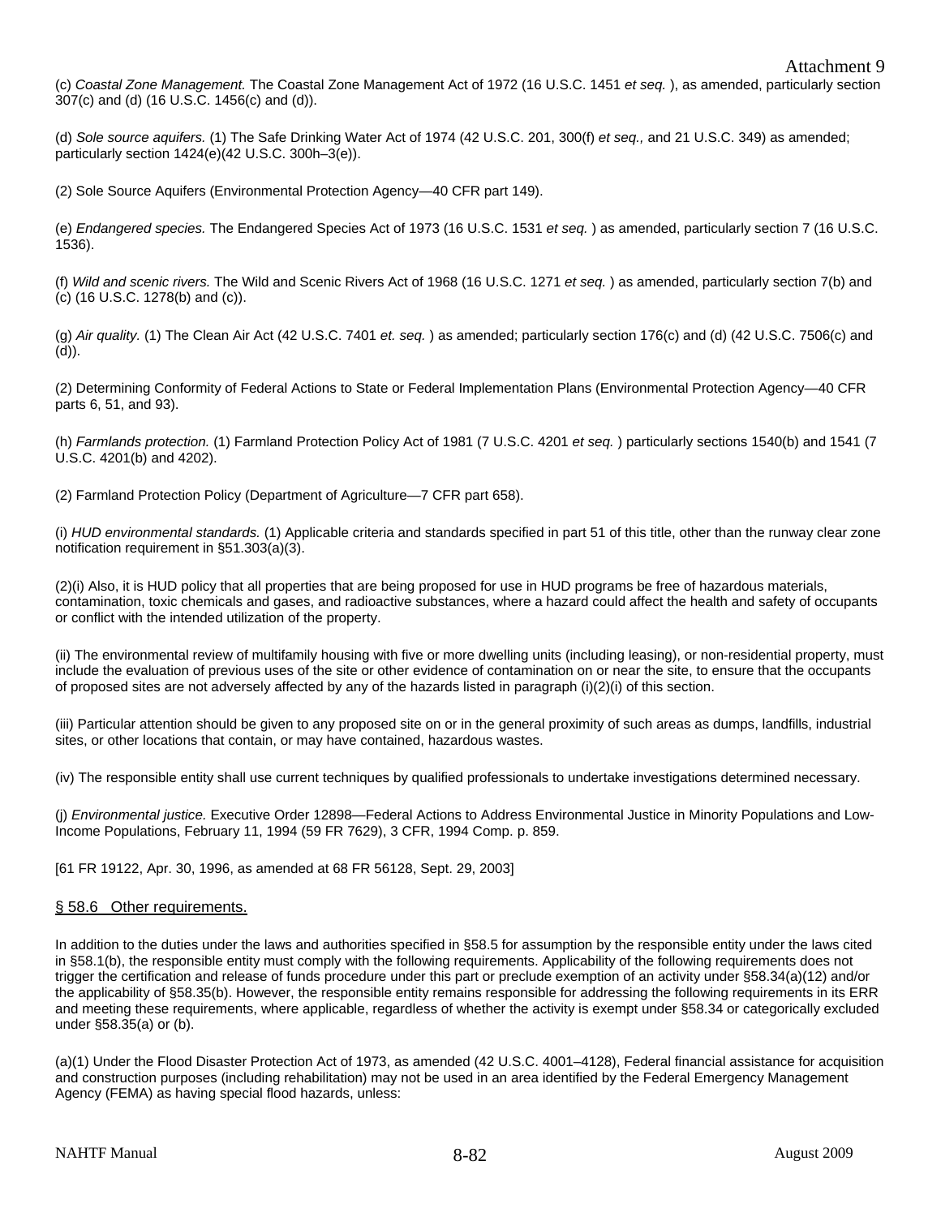(c) *Coastal Zone Management.* The Coastal Zone Management Act of 1972 (16 U.S.C. 1451 *et seq.* ), as amended, particularly section 307(c) and (d) (16 U.S.C. 1456(c) and (d)).

(d) *Sole source aquifers.* (1) The Safe Drinking Water Act of 1974 (42 U.S.C. 201, 300(f) *et seq.,* and 21 U.S.C. 349) as amended; particularly section 1424(e)(42 U.S.C. 300h–3(e)).

(2) Sole Source Aquifers (Environmental Protection Agency—40 CFR part 149).

(e) *Endangered species.* The Endangered Species Act of 1973 (16 U.S.C. 1531 *et seq.* ) as amended, particularly section 7 (16 U.S.C. 1536).

(f) *Wild and scenic rivers.* The Wild and Scenic Rivers Act of 1968 (16 U.S.C. 1271 *et seq.* ) as amended, particularly section 7(b) and (c) (16 U.S.C. 1278(b) and (c)).

(g) *Air quality.* (1) The Clean Air Act (42 U.S.C. 7401 *et. seq.* ) as amended; particularly section 176(c) and (d) (42 U.S.C. 7506(c) and (d)).

(2) Determining Conformity of Federal Actions to State or Federal Implementation Plans (Environmental Protection Agency—40 CFR parts 6, 51, and 93).

(h) *Farmlands protection.* (1) Farmland Protection Policy Act of 1981 (7 U.S.C. 4201 *et seq.* ) particularly sections 1540(b) and 1541 (7 U.S.C. 4201(b) and 4202).

(2) Farmland Protection Policy (Department of Agriculture—7 CFR part 658).

(i) *HUD environmental standards.* (1) Applicable criteria and standards specified in part 51 of this title, other than the runway clear zone notification requirement in §51.303(a)(3).

(2)(i) Also, it is HUD policy that all properties that are being proposed for use in HUD programs be free of hazardous materials, contamination, toxic chemicals and gases, and radioactive substances, where a hazard could affect the health and safety of occupants or conflict with the intended utilization of the property.

(ii) The environmental review of multifamily housing with five or more dwelling units (including leasing), or non-residential property, must include the evaluation of previous uses of the site or other evidence of contamination on or near the site, to ensure that the occupants of proposed sites are not adversely affected by any of the hazards listed in paragraph (i)(2)(i) of this section.

(iii) Particular attention should be given to any proposed site on or in the general proximity of such areas as dumps, landfills, industrial sites, or other locations that contain, or may have contained, hazardous wastes.

(iv) The responsible entity shall use current techniques by qualified professionals to undertake investigations determined necessary.

(j) *Environmental justice.* Executive Order 12898—Federal Actions to Address Environmental Justice in Minority Populations and Low-Income Populations, February 11, 1994 (59 FR 7629), 3 CFR, 1994 Comp. p. 859.

[61 FR 19122, Apr. 30, 1996, as amended at 68 FR 56128, Sept. 29, 2003]

## § 58.6 Other requirements.

In addition to the duties under the laws and authorities specified in §58.5 for assumption by the responsible entity under the laws cited in §58.1(b), the responsible entity must comply with the following requirements. Applicability of the following requirements does not trigger the certification and release of funds procedure under this part or preclude exemption of an activity under §58.34(a)(12) and/or the applicability of §58.35(b). However, the responsible entity remains responsible for addressing the following requirements in its ERR and meeting these requirements, where applicable, regardless of whether the activity is exempt under §58.34 or categorically excluded under §58.35(a) or (b).

(a)(1) Under the Flood Disaster Protection Act of 1973, as amended (42 U.S.C. 4001–4128), Federal financial assistance for acquisition and construction purposes (including rehabilitation) may not be used in an area identified by the Federal Emergency Management Agency (FEMA) as having special flood hazards, unless: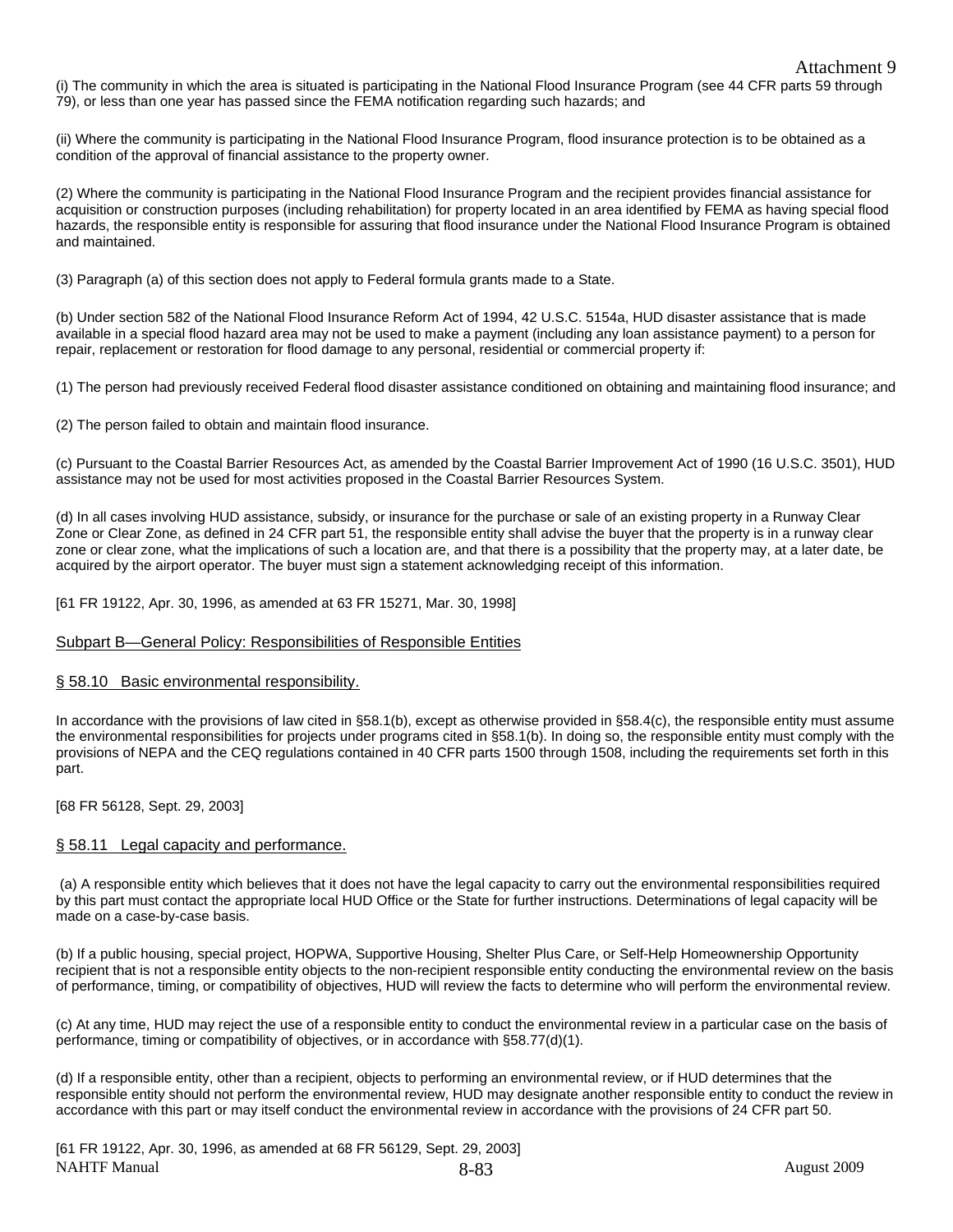(i) The community in which the area is situated is participating in the National Flood Insurance Program (see 44 CFR parts 59 through 79), or less than one year has passed since the FEMA notification regarding such hazards; and

(ii) Where the community is participating in the National Flood Insurance Program, flood insurance protection is to be obtained as a condition of the approval of financial assistance to the property owner.

(2) Where the community is participating in the National Flood Insurance Program and the recipient provides financial assistance for acquisition or construction purposes (including rehabilitation) for property located in an area identified by FEMA as having special flood hazards, the responsible entity is responsible for assuring that flood insurance under the National Flood Insurance Program is obtained and maintained.

(3) Paragraph (a) of this section does not apply to Federal formula grants made to a State.

(b) Under section 582 of the National Flood Insurance Reform Act of 1994, 42 U.S.C. 5154a, HUD disaster assistance that is made available in a special flood hazard area may not be used to make a payment (including any loan assistance payment) to a person for repair, replacement or restoration for flood damage to any personal, residential or commercial property if:

(1) The person had previously received Federal flood disaster assistance conditioned on obtaining and maintaining flood insurance; and

(2) The person failed to obtain and maintain flood insurance.

(c) Pursuant to the Coastal Barrier Resources Act, as amended by the Coastal Barrier Improvement Act of 1990 (16 U.S.C. 3501), HUD assistance may not be used for most activities proposed in the Coastal Barrier Resources System.

(d) In all cases involving HUD assistance, subsidy, or insurance for the purchase or sale of an existing property in a Runway Clear Zone or Clear Zone, as defined in 24 CFR part 51, the responsible entity shall advise the buyer that the property is in a runway clear zone or clear zone, what the implications of such a location are, and that there is a possibility that the property may, at a later date, be acquired by the airport operator. The buyer must sign a statement acknowledging receipt of this information.

[61 FR 19122, Apr. 30, 1996, as amended at 63 FR 15271, Mar. 30, 1998]

## Subpart B—General Policy: Responsibilities of Responsible Entities

### § 58.10 Basic environmental responsibility.

In accordance with the provisions of law cited in §58.1(b), except as otherwise provided in §58.4(c), the responsible entity must assume the environmental responsibilities for projects under programs cited in §58.1(b). In doing so, the responsible entity must comply with the provisions of NEPA and the CEQ regulations contained in 40 CFR parts 1500 through 1508, including the requirements set forth in this part.

[68 FR 56128, Sept. 29, 2003]

### § 58.11 Legal capacity and performance.

(a) A responsible entity which believes that it does not have the legal capacity to carry out the environmental responsibilities required by this part must contact the appropriate local HUD Office or the State for further instructions. Determinations of legal capacity will be made on a case-by-case basis.

(b) If a public housing, special project, HOPWA, Supportive Housing, Shelter Plus Care, or Self-Help Homeownership Opportunity recipient that is not a responsible entity objects to the non-recipient responsible entity conducting the environmental review on the basis of performance, timing, or compatibility of objectives, HUD will review the facts to determine who will perform the environmental review.

(c) At any time, HUD may reject the use of a responsible entity to conduct the environmental review in a particular case on the basis of performance, timing or compatibility of objectives, or in accordance with §58.77(d)(1).

(d) If a responsible entity, other than a recipient, objects to performing an environmental review, or if HUD determines that the responsible entity should not perform the environmental review, HUD may designate another responsible entity to conduct the review in accordance with this part or may itself conduct the environmental review in accordance with the provisions of 24 CFR part 50.

[61 FR 19122, Apr. 30, 1996, as amended at 68 FR 56129, Sept. 29, 2003]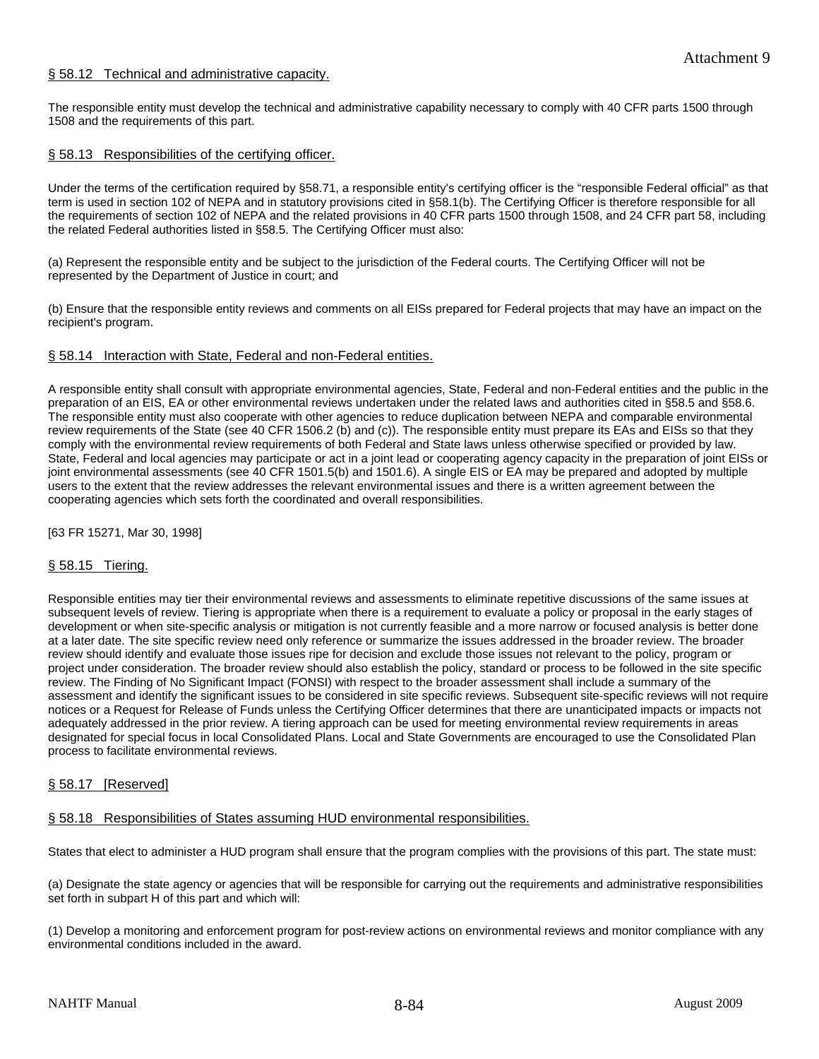## § 58.12 Technical and administrative capacity.

The responsible entity must develop the technical and administrative capability necessary to comply with 40 CFR parts 1500 through 1508 and the requirements of this part.

## § 58.13 Responsibilities of the certifying officer.

Under the terms of the certification required by §58.71, a responsible entity's certifying officer is the "responsible Federal official" as that term is used in section 102 of NEPA and in statutory provisions cited in §58.1(b). The Certifying Officer is therefore responsible for all the requirements of section 102 of NEPA and the related provisions in 40 CFR parts 1500 through 1508, and 24 CFR part 58, including the related Federal authorities listed in §58.5. The Certifying Officer must also:

(a) Represent the responsible entity and be subject to the jurisdiction of the Federal courts. The Certifying Officer will not be represented by the Department of Justice in court; and

(b) Ensure that the responsible entity reviews and comments on all EISs prepared for Federal projects that may have an impact on the recipient's program.

## § 58.14 Interaction with State, Federal and non-Federal entities.

A responsible entity shall consult with appropriate environmental agencies, State, Federal and non-Federal entities and the public in the preparation of an EIS, EA or other environmental reviews undertaken under the related laws and authorities cited in §58.5 and §58.6. The responsible entity must also cooperate with other agencies to reduce duplication between NEPA and comparable environmental review requirements of the State (see 40 CFR 1506.2 (b) and (c)). The responsible entity must prepare its EAs and EISs so that they comply with the environmental review requirements of both Federal and State laws unless otherwise specified or provided by law. State, Federal and local agencies may participate or act in a joint lead or cooperating agency capacity in the preparation of joint EISs or joint environmental assessments (see 40 CFR 1501.5(b) and 1501.6). A single EIS or EA may be prepared and adopted by multiple users to the extent that the review addresses the relevant environmental issues and there is a written agreement between the cooperating agencies which sets forth the coordinated and overall responsibilities.

[63 FR 15271, Mar 30, 1998]

## § 58.15 Tiering.

Responsible entities may tier their environmental reviews and assessments to eliminate repetitive discussions of the same issues at subsequent levels of review. Tiering is appropriate when there is a requirement to evaluate a policy or proposal in the early stages of development or when site-specific analysis or mitigation is not currently feasible and a more narrow or focused analysis is better done at a later date. The site specific review need only reference or summarize the issues addressed in the broader review. The broader review should identify and evaluate those issues ripe for decision and exclude those issues not relevant to the policy, program or project under consideration. The broader review should also establish the policy, standard or process to be followed in the site specific review. The Finding of No Significant Impact (FONSI) with respect to the broader assessment shall include a summary of the assessment and identify the significant issues to be considered in site specific reviews. Subsequent site-specific reviews will not require notices or a Request for Release of Funds unless the Certifying Officer determines that there are unanticipated impacts or impacts not adequately addressed in the prior review. A tiering approach can be used for meeting environmental review requirements in areas designated for special focus in local Consolidated Plans. Local and State Governments are encouraged to use the Consolidated Plan process to facilitate environmental reviews.

## § 58.17 [Reserved]

## § 58.18 Responsibilities of States assuming HUD environmental responsibilities.

States that elect to administer a HUD program shall ensure that the program complies with the provisions of this part. The state must:

(a) Designate the state agency or agencies that will be responsible for carrying out the requirements and administrative responsibilities set forth in subpart H of this part and which will:

(1) Develop a monitoring and enforcement program for post-review actions on environmental reviews and monitor compliance with any environmental conditions included in the award.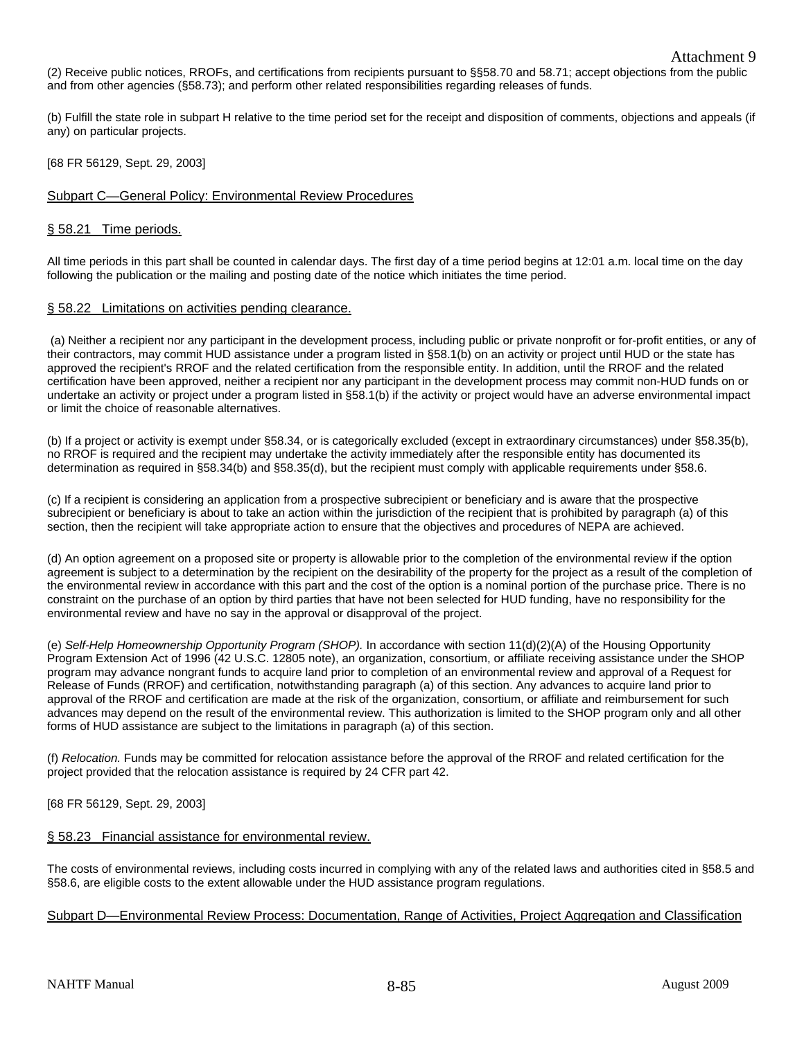(2) Receive public notices, RROFs, and certifications from recipients pursuant to §§58.70 and 58.71; accept objections from the public and from other agencies (§58.73); and perform other related responsibilities regarding releases of funds.

(b) Fulfill the state role in subpart H relative to the time period set for the receipt and disposition of comments, objections and appeals (if any) on particular projects.

[68 FR 56129, Sept. 29, 2003]

## Subpart C—General Policy: Environmental Review Procedures

### § 58.21 Time periods.

All time periods in this part shall be counted in calendar days. The first day of a time period begins at 12:01 a.m. local time on the day following the publication or the mailing and posting date of the notice which initiates the time period.

### § 58.22 Limitations on activities pending clearance.

(a) Neither a recipient nor any participant in the development process, including public or private nonprofit or for-profit entities, or any of their contractors, may commit HUD assistance under a program listed in §58.1(b) on an activity or project until HUD or the state has approved the recipient's RROF and the related certification from the responsible entity. In addition, until the RROF and the related certification have been approved, neither a recipient nor any participant in the development process may commit non-HUD funds on or undertake an activity or project under a program listed in §58.1(b) if the activity or project would have an adverse environmental impact or limit the choice of reasonable alternatives.

(b) If a project or activity is exempt under §58.34, or is categorically excluded (except in extraordinary circumstances) under §58.35(b), no RROF is required and the recipient may undertake the activity immediately after the responsible entity has documented its determination as required in §58.34(b) and §58.35(d), but the recipient must comply with applicable requirements under §58.6.

(c) If a recipient is considering an application from a prospective subrecipient or beneficiary and is aware that the prospective subrecipient or beneficiary is about to take an action within the jurisdiction of the recipient that is prohibited by paragraph (a) of this section, then the recipient will take appropriate action to ensure that the objectives and procedures of NEPA are achieved.

(d) An option agreement on a proposed site or property is allowable prior to the completion of the environmental review if the option agreement is subject to a determination by the recipient on the desirability of the property for the project as a result of the completion of the environmental review in accordance with this part and the cost of the option is a nominal portion of the purchase price. There is no constraint on the purchase of an option by third parties that have not been selected for HUD funding, have no responsibility for the environmental review and have no say in the approval or disapproval of the project.

(e) *Self-Help Homeownership Opportunity Program (SHOP).* In accordance with section 11(d)(2)(A) of the Housing Opportunity Program Extension Act of 1996 (42 U.S.C. 12805 note), an organization, consortium, or affiliate receiving assistance under the SHOP program may advance nongrant funds to acquire land prior to completion of an environmental review and approval of a Request for Release of Funds (RROF) and certification, notwithstanding paragraph (a) of this section. Any advances to acquire land prior to approval of the RROF and certification are made at the risk of the organization, consortium, or affiliate and reimbursement for such advances may depend on the result of the environmental review. This authorization is limited to the SHOP program only and all other forms of HUD assistance are subject to the limitations in paragraph (a) of this section.

(f) *Relocation.* Funds may be committed for relocation assistance before the approval of the RROF and related certification for the project provided that the relocation assistance is required by 24 CFR part 42.

[68 FR 56129, Sept. 29, 2003]

### § 58.23 Financial assistance for environmental review.

The costs of environmental reviews, including costs incurred in complying with any of the related laws and authorities cited in §58.5 and §58.6, are eligible costs to the extent allowable under the HUD assistance program regulations.

## Subpart D—Environmental Review Process: Documentation, Range of Activities, Project Aggregation and Classification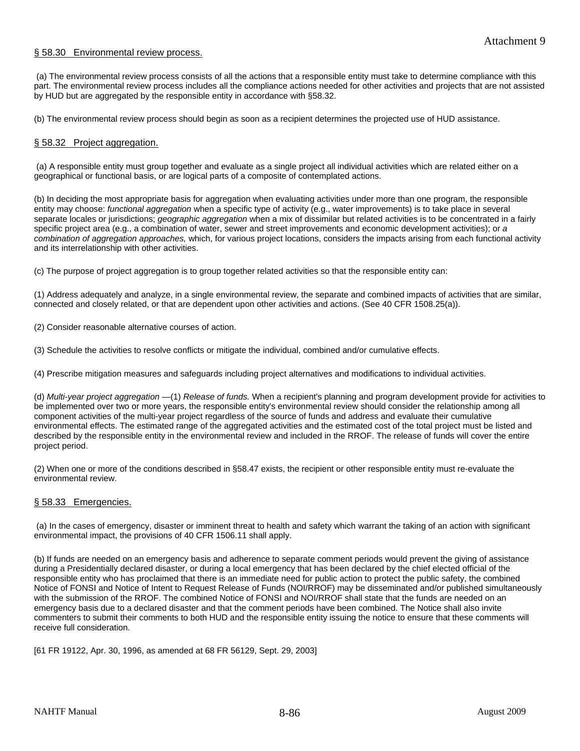## § 58.30 Environmental review process.

(a) The environmental review process consists of all the actions that a responsible entity must take to determine compliance with this part. The environmental review process includes all the compliance actions needed for other activities and projects that are not assisted by HUD but are aggregated by the responsible entity in accordance with §58.32.

(b) The environmental review process should begin as soon as a recipient determines the projected use of HUD assistance.

## § 58.32 Project aggregation.

(a) A responsible entity must group together and evaluate as a single project all individual activities which are related either on a geographical or functional basis, or are logical parts of a composite of contemplated actions.

(b) In deciding the most appropriate basis for aggregation when evaluating activities under more than one program, the responsible entity may choose: *functional aggregation* when a specific type of activity (e.g., water improvements) is to take place in several separate locales or jurisdictions; *geographic aggregation* when a mix of dissimilar but related activities is to be concentrated in a fairly specific project area (e.g., a combination of water, sewer and street improvements and economic development activities); or *a combination of aggregation approaches,* which, for various project locations, considers the impacts arising from each functional activity and its interrelationship with other activities.

(c) The purpose of project aggregation is to group together related activities so that the responsible entity can:

(1) Address adequately and analyze, in a single environmental review, the separate and combined impacts of activities that are similar, connected and closely related, or that are dependent upon other activities and actions. (See 40 CFR 1508.25(a)).

(2) Consider reasonable alternative courses of action.

(3) Schedule the activities to resolve conflicts or mitigate the individual, combined and/or cumulative effects.

(4) Prescribe mitigation measures and safeguards including project alternatives and modifications to individual activities.

(d) *Multi-year project aggregation* —(1) *Release of funds.* When a recipient's planning and program development provide for activities to be implemented over two or more years, the responsible entity's environmental review should consider the relationship among all component activities of the multi-year project regardless of the source of funds and address and evaluate their cumulative environmental effects. The estimated range of the aggregated activities and the estimated cost of the total project must be listed and described by the responsible entity in the environmental review and included in the RROF. The release of funds will cover the entire project period.

(2) When one or more of the conditions described in §58.47 exists, the recipient or other responsible entity must re-evaluate the environmental review.

## § 58.33 Emergencies.

(a) In the cases of emergency, disaster or imminent threat to health and safety which warrant the taking of an action with significant environmental impact, the provisions of 40 CFR 1506.11 shall apply.

(b) If funds are needed on an emergency basis and adherence to separate comment periods would prevent the giving of assistance during a Presidentially declared disaster, or during a local emergency that has been declared by the chief elected official of the responsible entity who has proclaimed that there is an immediate need for public action to protect the public safety, the combined Notice of FONSI and Notice of Intent to Request Release of Funds (NOI/RROF) may be disseminated and/or published simultaneously with the submission of the RROF. The combined Notice of FONSI and NOI/RROF shall state that the funds are needed on an emergency basis due to a declared disaster and that the comment periods have been combined. The Notice shall also invite commenters to submit their comments to both HUD and the responsible entity issuing the notice to ensure that these comments will receive full consideration.

[61 FR 19122, Apr. 30, 1996, as amended at 68 FR 56129, Sept. 29, 2003]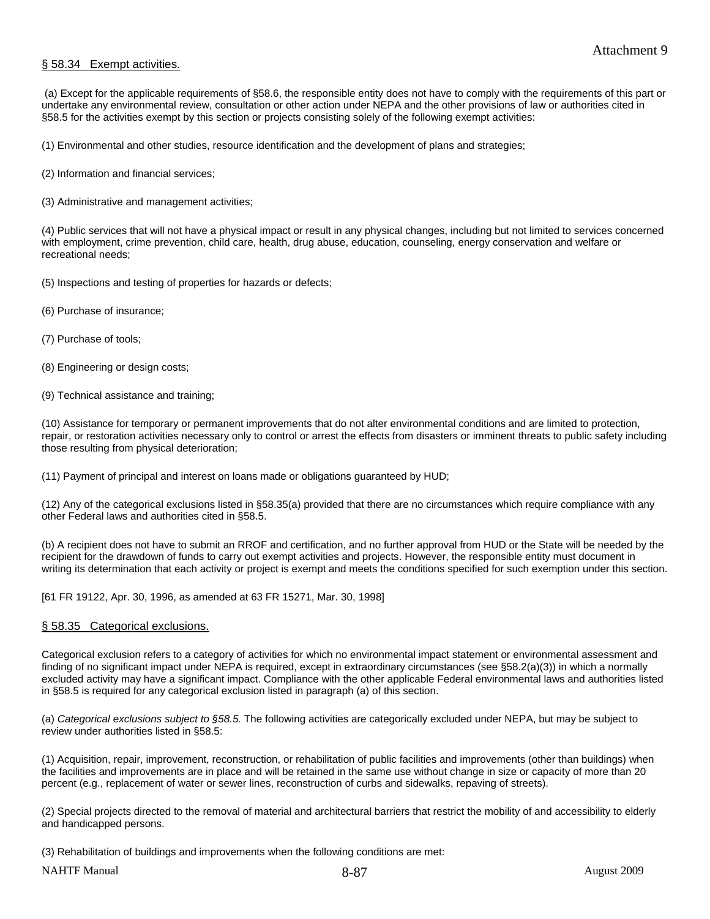Attachment 9

## § 58.34 Exempt activities.

(a) Except for the applicable requirements of §58.6, the responsible entity does not have to comply with the requirements of this part or undertake any environmental review, consultation or other action under NEPA and the other provisions of law or authorities cited in §58.5 for the activities exempt by this section or projects consisting solely of the following exempt activities:

(1) Environmental and other studies, resource identification and the development of plans and strategies;

(2) Information and financial services;

(3) Administrative and management activities;

(4) Public services that will not have a physical impact or result in any physical changes, including but not limited to services concerned with employment, crime prevention, child care, health, drug abuse, education, counseling, energy conservation and welfare or recreational needs;

(5) Inspections and testing of properties for hazards or defects;

(6) Purchase of insurance;

(7) Purchase of tools;

(8) Engineering or design costs;

(9) Technical assistance and training;

(10) Assistance for temporary or permanent improvements that do not alter environmental conditions and are limited to protection, repair, or restoration activities necessary only to control or arrest the effects from disasters or imminent threats to public safety including those resulting from physical deterioration;

(11) Payment of principal and interest on loans made or obligations guaranteed by HUD;

(12) Any of the categorical exclusions listed in §58.35(a) provided that there are no circumstances which require compliance with any other Federal laws and authorities cited in §58.5.

(b) A recipient does not have to submit an RROF and certification, and no further approval from HUD or the State will be needed by the recipient for the drawdown of funds to carry out exempt activities and projects. However, the responsible entity must document in writing its determination that each activity or project is exempt and meets the conditions specified for such exemption under this section.

[61 FR 19122, Apr. 30, 1996, as amended at 63 FR 15271, Mar. 30, 1998]

## § 58.35 Categorical exclusions.

Categorical exclusion refers to a category of activities for which no environmental impact statement or environmental assessment and finding of no significant impact under NEPA is required, except in extraordinary circumstances (see §58.2(a)(3)) in which a normally excluded activity may have a significant impact. Compliance with the other applicable Federal environmental laws and authorities listed in §58.5 is required for any categorical exclusion listed in paragraph (a) of this section.

(a) *Categorical exclusions subject to §58.5.* The following activities are categorically excluded under NEPA, but may be subject to review under authorities listed in §58.5:

(1) Acquisition, repair, improvement, reconstruction, or rehabilitation of public facilities and improvements (other than buildings) when the facilities and improvements are in place and will be retained in the same use without change in size or capacity of more than 20 percent (e.g., replacement of water or sewer lines, reconstruction of curbs and sidewalks, repaving of streets).

(2) Special projects directed to the removal of material and architectural barriers that restrict the mobility of and accessibility to elderly and handicapped persons.

(3) Rehabilitation of buildings and improvements when the following conditions are met: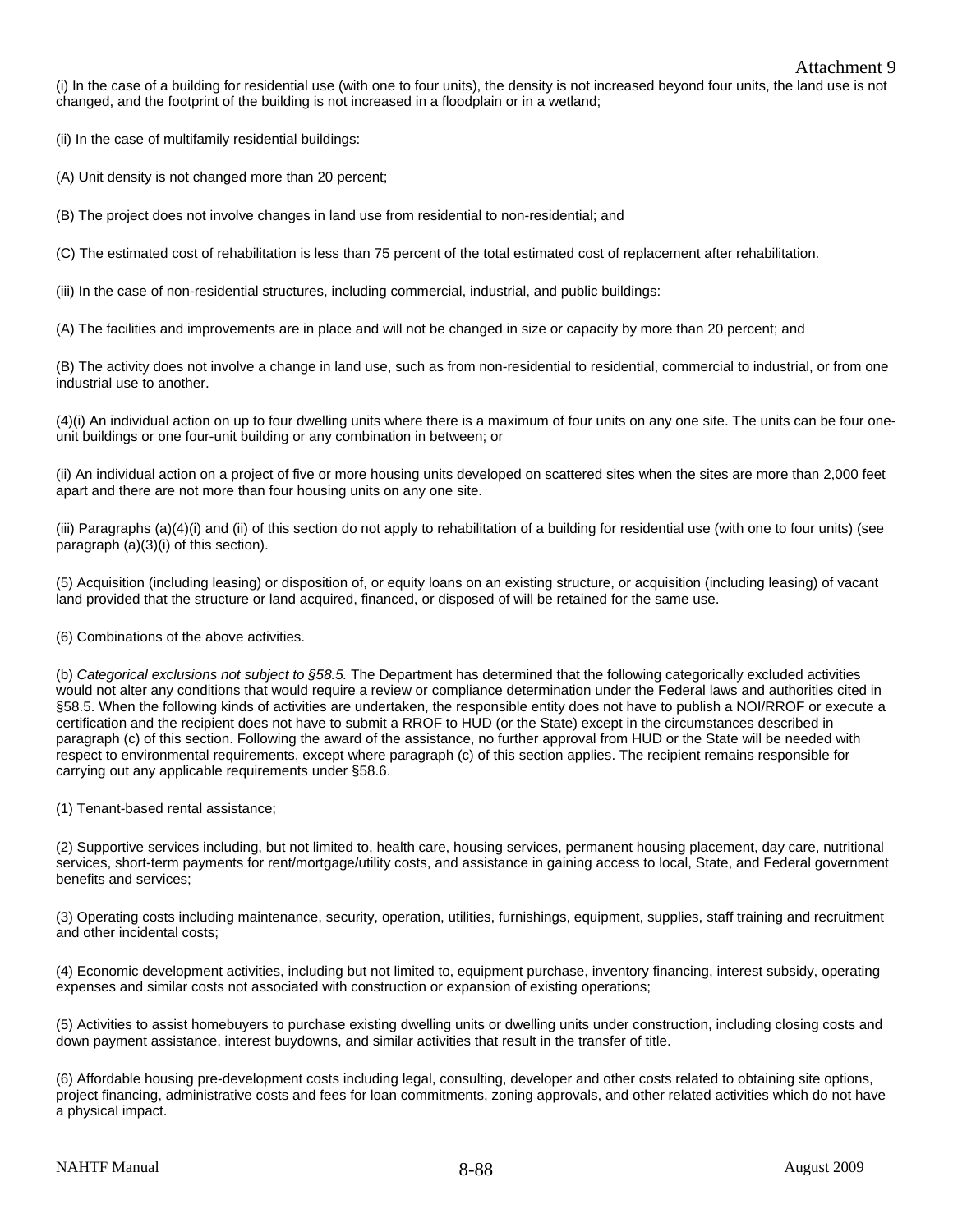(i) In the case of a building for residential use (with one to four units), the density is not increased beyond four units, the land use is not changed, and the footprint of the building is not increased in a floodplain or in a wetland;

(ii) In the case of multifamily residential buildings:

(A) Unit density is not changed more than 20 percent;

(B) The project does not involve changes in land use from residential to non-residential; and

(C) The estimated cost of rehabilitation is less than 75 percent of the total estimated cost of replacement after rehabilitation.

(iii) In the case of non-residential structures, including commercial, industrial, and public buildings:

(A) The facilities and improvements are in place and will not be changed in size or capacity by more than 20 percent; and

(B) The activity does not involve a change in land use, such as from non-residential to residential, commercial to industrial, or from one industrial use to another.

(4)(i) An individual action on up to four dwelling units where there is a maximum of four units on any one site. The units can be four one-unit buildings or one four-unit building or any combination in between; or

(ii) An individual action on a project of five or more housing units developed on scattered sites when the sites are more than 2,000 feet apart and there are not more than four housing units on any one site.

(iii) Paragraphs (a)(4)(i) and (ii) of this section do not apply to rehabilitation of a building for residential use (with one to four units) (see paragraph (a)(3)(i) of this section).

(5) Acquisition (including leasing) or disposition of, or equity loans on an existing structure, or acquisition (including leasing) of vacant land provided that the structure or land acquired, financed, or disposed of will be retained for the same use.

(6) Combinations of the above activities.

(b) *Categorical exclusions not subject to §58.5.* The Department has determined that the following categorically excluded activities would not alter any conditions that would require a review or compliance determination under the Federal laws and authorities cited in §58.5. When the following kinds of activities are undertaken, the responsible entity does not have to publish a NOI/RROF or execute a certification and the recipient does not have to submit a RROF to HUD (or the State) except in the circumstances described in paragraph (c) of this section. Following the award of the assistance, no further approval from HUD or the State will be needed with respect to environmental requirements, except where paragraph (c) of this section applies. The recipient remains responsible for carrying out any applicable requirements under §58.6.

(1) Tenant-based rental assistance;

(2) Supportive services including, but not limited to, health care, housing services, permanent housing placement, day care, nutritional services, short-term payments for rent/mortgage/utility costs, and assistance in gaining access to local, State, and Federal government benefits and services;

(3) Operating costs including maintenance, security, operation, utilities, furnishings, equipment, supplies, staff training and recruitment and other incidental costs;

(4) Economic development activities, including but not limited to, equipment purchase, inventory financing, interest subsidy, operating expenses and similar costs not associated with construction or expansion of existing operations;

(5) Activities to assist homebuyers to purchase existing dwelling units or dwelling units under construction, including closing costs and down payment assistance, interest buydowns, and similar activities that result in the transfer of title.

(6) Affordable housing pre-development costs including legal, consulting, developer and other costs related to obtaining site options, project financing, administrative costs and fees for loan commitments, zoning approvals, and other related activities which do not have a physical impact.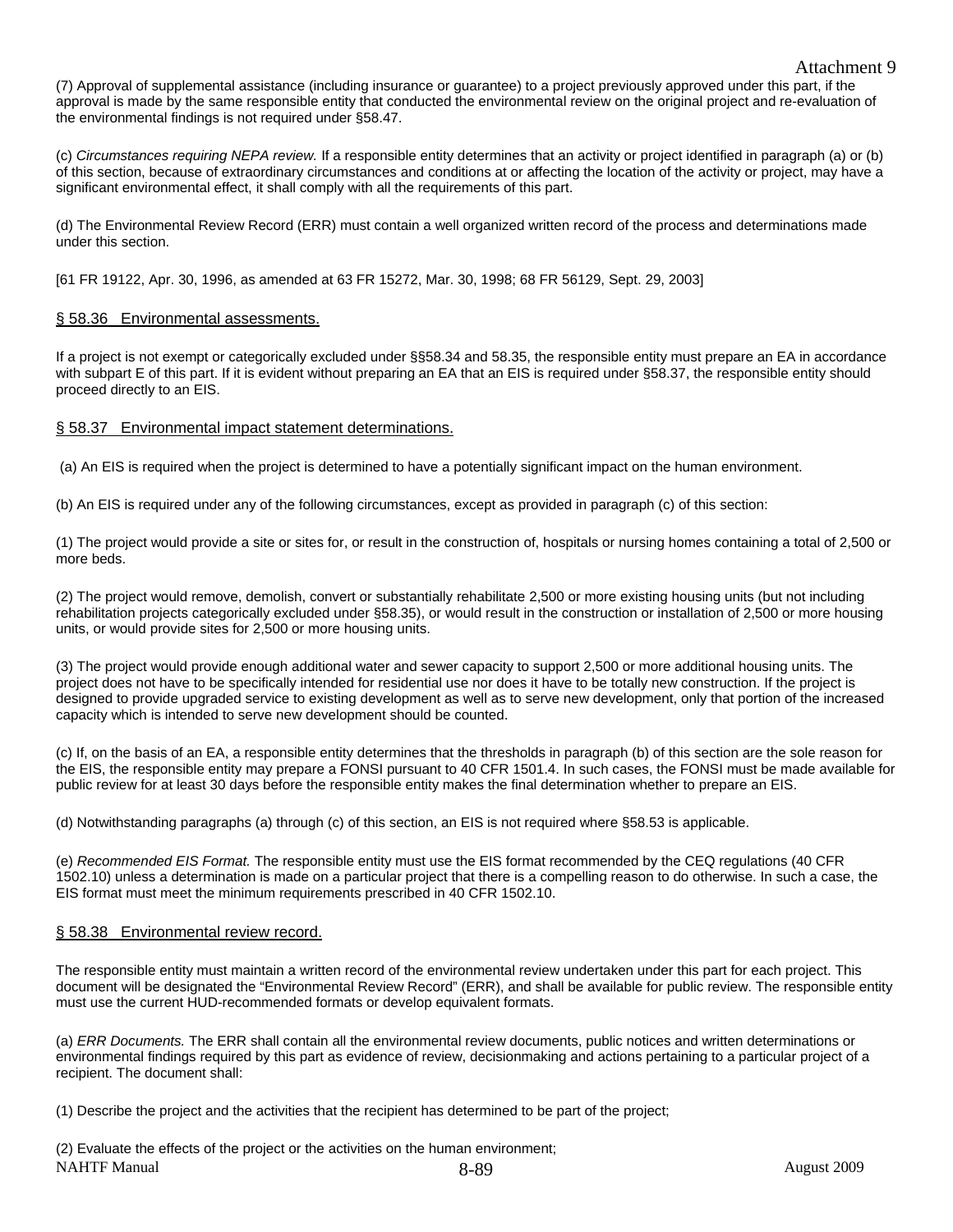(7) Approval of supplemental assistance (including insurance or guarantee) to a project previously approved under this part, if the approval is made by the same responsible entity that conducted the environmental review on the original project and re-evaluation of the environmental findings is not required under §58.47.

(c) *Circumstances requiring NEPA review.* If a responsible entity determines that an activity or project identified in paragraph (a) or (b) of this section, because of extraordinary circumstances and conditions at or affecting the location of the activity or project, may have a significant environmental effect, it shall comply with all the requirements of this part.

(d) The Environmental Review Record (ERR) must contain a well organized written record of the process and determinations made under this section.

[61 FR 19122, Apr. 30, 1996, as amended at 63 FR 15272, Mar. 30, 1998; 68 FR 56129, Sept. 29, 2003]

## § 58.36 Environmental assessments.

If a project is not exempt or categorically excluded under §§58.34 and 58.35, the responsible entity must prepare an EA in accordance with subpart E of this part. If it is evident without preparing an EA that an EIS is required under §58.37, the responsible entity should proceed directly to an EIS.

## § 58.37 Environmental impact statement determinations.

(a) An EIS is required when the project is determined to have a potentially significant impact on the human environment.

(b) An EIS is required under any of the following circumstances, except as provided in paragraph (c) of this section:

(1) The project would provide a site or sites for, or result in the construction of, hospitals or nursing homes containing a total of 2,500 or more beds.

(2) The project would remove, demolish, convert or substantially rehabilitate 2,500 or more existing housing units (but not including rehabilitation projects categorically excluded under §58.35), or would result in the construction or installation of 2,500 or more housing units, or would provide sites for 2,500 or more housing units.

(3) The project would provide enough additional water and sewer capacity to support 2,500 or more additional housing units. The project does not have to be specifically intended for residential use nor does it have to be totally new construction. If the project is designed to provide upgraded service to existing development as well as to serve new development, only that portion of the increased capacity which is intended to serve new development should be counted.

(c) If, on the basis of an EA, a responsible entity determines that the thresholds in paragraph (b) of this section are the sole reason for the EIS, the responsible entity may prepare a FONSI pursuant to 40 CFR 1501.4. In such cases, the FONSI must be made available for public review for at least 30 days before the responsible entity makes the final determination whether to prepare an EIS.

(d) Notwithstanding paragraphs (a) through (c) of this section, an EIS is not required where §58.53 is applicable.

(e) *Recommended EIS Format.* The responsible entity must use the EIS format recommended by the CEQ regulations (40 CFR 1502.10) unless a determination is made on a particular project that there is a compelling reason to do otherwise. In such a case, the EIS format must meet the minimum requirements prescribed in 40 CFR 1502.10.

## § 58.38 Environmental review record.

The responsible entity must maintain a written record of the environmental review undertaken under this part for each project. This document will be designated the "Environmental Review Record" (ERR), and shall be available for public review. The responsible entity must use the current HUD-recommended formats or develop equivalent formats.

(a) *ERR Documents.* The ERR shall contain all the environmental review documents, public notices and written determinations or environmental findings required by this part as evidence of review, decisionmaking and actions pertaining to a particular project of a recipient. The document shall:

(1) Describe the project and the activities that the recipient has determined to be part of the project;

(2) Evaluate the effects of the project or the activities on the human environment;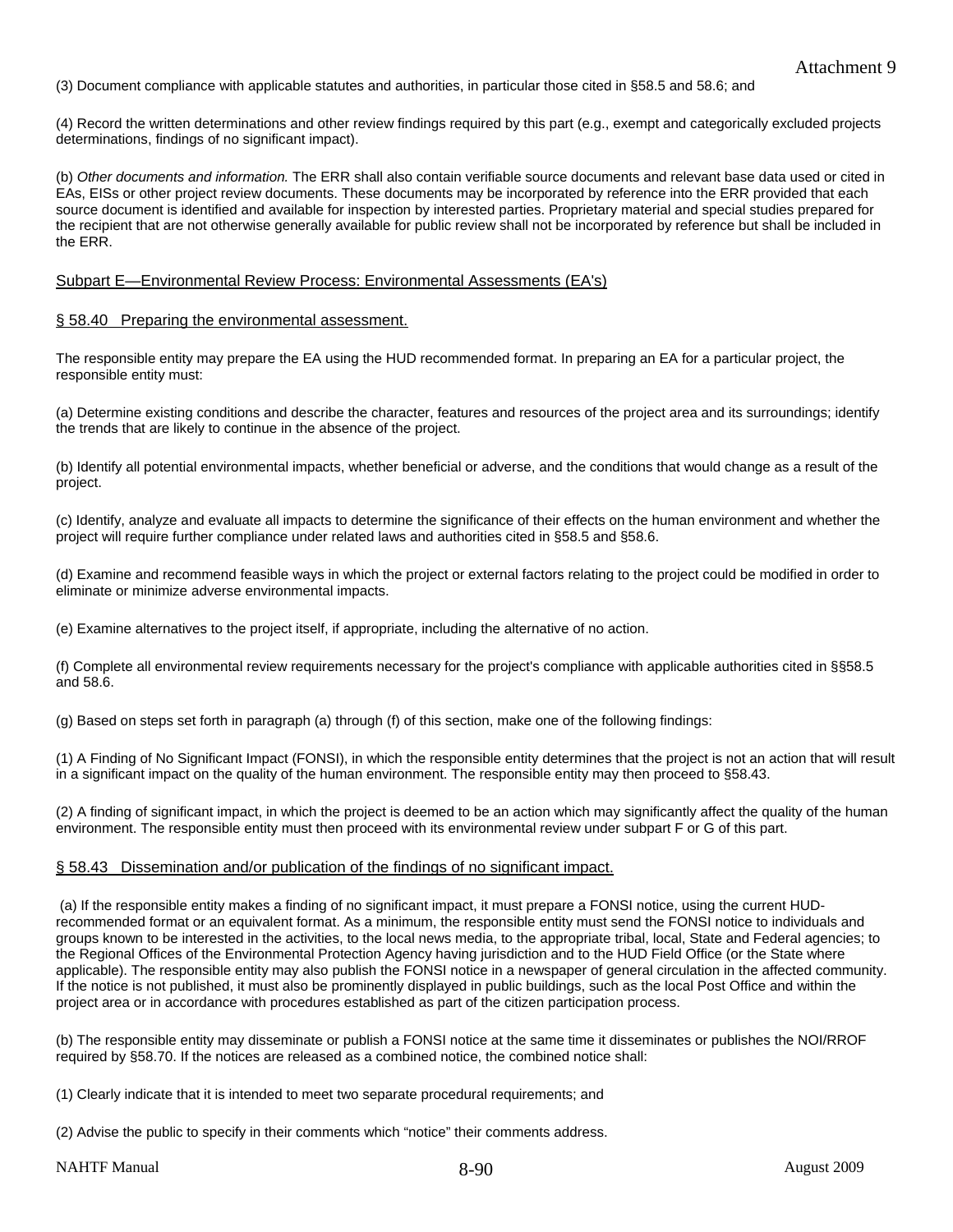(3) Document compliance with applicable statutes and authorities, in particular those cited in §58.5 and 58.6; and

(4) Record the written determinations and other review findings required by this part (e.g., exempt and categorically excluded projects determinations, findings of no significant impact).

(b) *Other documents and information.* The ERR shall also contain verifiable source documents and relevant base data used or cited in EAs, EISs or other project review documents. These documents may be incorporated by reference into the ERR provided that each source document is identified and available for inspection by interested parties. Proprietary material and special studies prepared for the recipient that are not otherwise generally available for public review shall not be incorporated by reference but shall be included in the ERR.

## Subpart E—Environmental Review Process: Environmental Assessments (EA's)

### § 58.40 Preparing the environmental assessment.

The responsible entity may prepare the EA using the HUD recommended format. In preparing an EA for a particular project, the responsible entity must:

(a) Determine existing conditions and describe the character, features and resources of the project area and its surroundings; identify the trends that are likely to continue in the absence of the project.

(b) Identify all potential environmental impacts, whether beneficial or adverse, and the conditions that would change as a result of the project.

(c) Identify, analyze and evaluate all impacts to determine the significance of their effects on the human environment and whether the project will require further compliance under related laws and authorities cited in §58.5 and §58.6.

(d) Examine and recommend feasible ways in which the project or external factors relating to the project could be modified in order to eliminate or minimize adverse environmental impacts.

(e) Examine alternatives to the project itself, if appropriate, including the alternative of no action.

(f) Complete all environmental review requirements necessary for the project's compliance with applicable authorities cited in §§58.5 and 58.6.

(g) Based on steps set forth in paragraph (a) through (f) of this section, make one of the following findings:

(1) A Finding of No Significant Impact (FONSI), in which the responsible entity determines that the project is not an action that will result in a significant impact on the quality of the human environment. The responsible entity may then proceed to §58.43.

(2) A finding of significant impact, in which the project is deemed to be an action which may significantly affect the quality of the human environment. The responsible entity must then proceed with its environmental review under subpart F or G of this part.

### § 58.43 Dissemination and/or publication of the findings of no significant impact.

(a) If the responsible entity makes a finding of no significant impact, it must prepare a FONSI notice, using the current HUD-recommended format or an equivalent format. As a minimum, the responsible entity must send the FONSI notice to individuals and groups known to be interested in the activities, to the local news media, to the appropriate tribal, local, State and Federal agencies; to the Regional Offices of the Environmental Protection Agency having jurisdiction and to the HUD Field Office (or the State where applicable). The responsible entity may also publish the FONSI notice in a newspaper of general circulation in the affected community. If the notice is not published, it must also be prominently displayed in public buildings, such as the local Post Office and within the project area or in accordance with procedures established as part of the citizen participation process.

(b) The responsible entity may disseminate or publish a FONSI notice at the same time it disseminates or publishes the NOI/RROF required by §58.70. If the notices are released as a combined notice, the combined notice shall:

(1) Clearly indicate that it is intended to meet two separate procedural requirements; and

(2) Advise the public to specify in their comments which “notice” their comments address.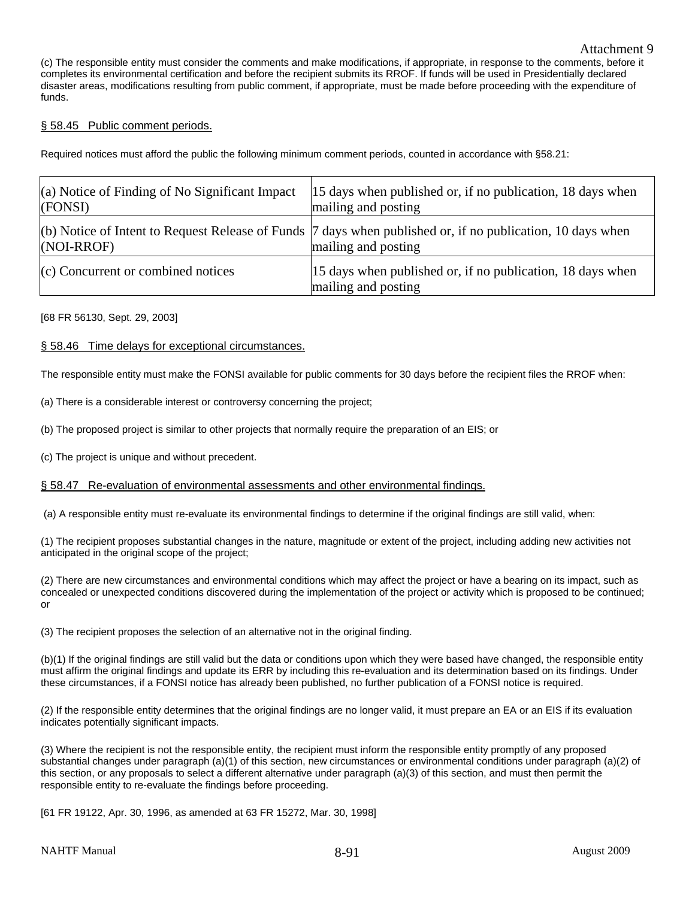(c) The responsible entity must consider the comments and make modifications, if appropriate, in response to the comments, before it completes its environmental certification and before the recipient submits its RROF. If funds will be used in Presidentially declared disaster areas, modifications resulting from public comment, if appropriate, must be made before proceeding with the expenditure of funds.

## § 58.45 Public comment periods.

Required notices must afford the public the following minimum comment periods, counted in accordance with §58.21:

| | |
|---|---|
| (a) Notice of Finding of No Significant Impact (FONSI) | 15 days when published or, if no publication, 18 days when mailing and posting |
| (b) Notice of Intent to Request Release of Funds (NOI-RROF) | 7 days when published or, if no publication, 10 days when mailing and posting |
| (c) Concurrent or combined notices | 15 days when published or, if no publication, 18 days when mailing and posting |

[68 FR 56130, Sept. 29, 2003]

## § 58.46 Time delays for exceptional circumstances.

The responsible entity must make the FONSI available for public comments for 30 days before the recipient files the RROF when:

(a) There is a considerable interest or controversy concerning the project;

(b) The proposed project is similar to other projects that normally require the preparation of an EIS; or

(c) The project is unique and without precedent.

## § 58.47 Re-evaluation of environmental assessments and other environmental findings.

(a) A responsible entity must re-evaluate its environmental findings to determine if the original findings are still valid, when:

(1) The recipient proposes substantial changes in the nature, magnitude or extent of the project, including adding new activities not anticipated in the original scope of the project;

(2) There are new circumstances and environmental conditions which may affect the project or have a bearing on its impact, such as concealed or unexpected conditions discovered during the implementation of the project or activity which is proposed to be continued; or

(3) The recipient proposes the selection of an alternative not in the original finding.

(b)(1) If the original findings are still valid but the data or conditions upon which they were based have changed, the responsible entity must affirm the original findings and update its ERR by including this re-evaluation and its determination based on its findings. Under these circumstances, if a FONSI notice has already been published, no further publication of a FONSI notice is required.

(2) If the responsible entity determines that the original findings are no longer valid, it must prepare an EA or an EIS if its evaluation indicates potentially significant impacts.

(3) Where the recipient is not the responsible entity, the recipient must inform the responsible entity promptly of any proposed substantial changes under paragraph (a)(1) of this section, new circumstances or environmental conditions under paragraph (a)(2) of this section, or any proposals to select a different alternative under paragraph (a)(3) of this section, and must then permit the responsible entity to re-evaluate the findings before proceeding.

[61 FR 19122, Apr. 30, 1996, as amended at 63 FR 15272, Mar. 30, 1998]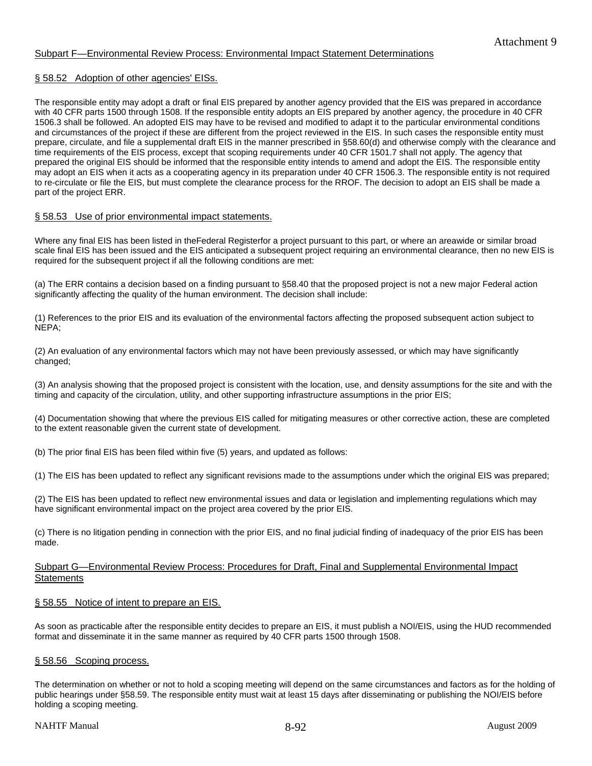## Subpart F—Environmental Review Process: Environmental Impact Statement Determinations

### § 58.52 Adoption of other agencies' EISs.

The responsible entity may adopt a draft or final EIS prepared by another agency provided that the EIS was prepared in accordance with 40 CFR parts 1500 through 1508. If the responsible entity adopts an EIS prepared by another agency, the procedure in 40 CFR 1506.3 shall be followed. An adopted EIS may have to be revised and modified to adapt it to the particular environmental conditions and circumstances of the project if these are different from the project reviewed in the EIS. In such cases the responsible entity must prepare, circulate, and file a supplemental draft EIS in the manner prescribed in §58.60(d) and otherwise comply with the clearance and time requirements of the EIS process, except that scoping requirements under 40 CFR 1501.7 shall not apply. The agency that prepared the original EIS should be informed that the responsible entity intends to amend and adopt the EIS. The responsible entity may adopt an EIS when it acts as a cooperating agency in its preparation under 40 CFR 1506.3. The responsible entity is not required to re-circulate or file the EIS, but must complete the clearance process for the RROF. The decision to adopt an EIS shall be made a part of the project ERR.

### § 58.53 Use of prior environmental impact statements.

Where any final EIS has been listed in theFederal Registerfor a project pursuant to this part, or where an areawide or similar broad scale final EIS has been issued and the EIS anticipated a subsequent project requiring an environmental clearance, then no new EIS is required for the subsequent project if all the following conditions are met:

(a) The ERR contains a decision based on a finding pursuant to §58.40 that the proposed project is not a new major Federal action significantly affecting the quality of the human environment. The decision shall include:

(1) References to the prior EIS and its evaluation of the environmental factors affecting the proposed subsequent action subject to NEPA;

(2) An evaluation of any environmental factors which may not have been previously assessed, or which may have significantly changed;

(3) An analysis showing that the proposed project is consistent with the location, use, and density assumptions for the site and with the timing and capacity of the circulation, utility, and other supporting infrastructure assumptions in the prior EIS;

(4) Documentation showing that where the previous EIS called for mitigating measures or other corrective action, these are completed to the extent reasonable given the current state of development.

(b) The prior final EIS has been filed within five (5) years, and updated as follows:

(1) The EIS has been updated to reflect any significant revisions made to the assumptions under which the original EIS was prepared;

(2) The EIS has been updated to reflect new environmental issues and data or legislation and implementing regulations which may have significant environmental impact on the project area covered by the prior EIS.

(c) There is no litigation pending in connection with the prior EIS, and no final judicial finding of inadequacy of the prior EIS has been made.

## Subpart G—Environmental Review Process: Procedures for Draft, Final and Supplemental Environmental Impact Statements

### § 58.55 Notice of intent to prepare an EIS.

As soon as practicable after the responsible entity decides to prepare an EIS, it must publish a NOI/EIS, using the HUD recommended format and disseminate it in the same manner as required by 40 CFR parts 1500 through 1508.

### § 58.56 Scoping process.

The determination on whether or not to hold a scoping meeting will depend on the same circumstances and factors as for the holding of public hearings under §58.59. The responsible entity must wait at least 15 days after disseminating or publishing the NOI/EIS before holding a scoping meeting.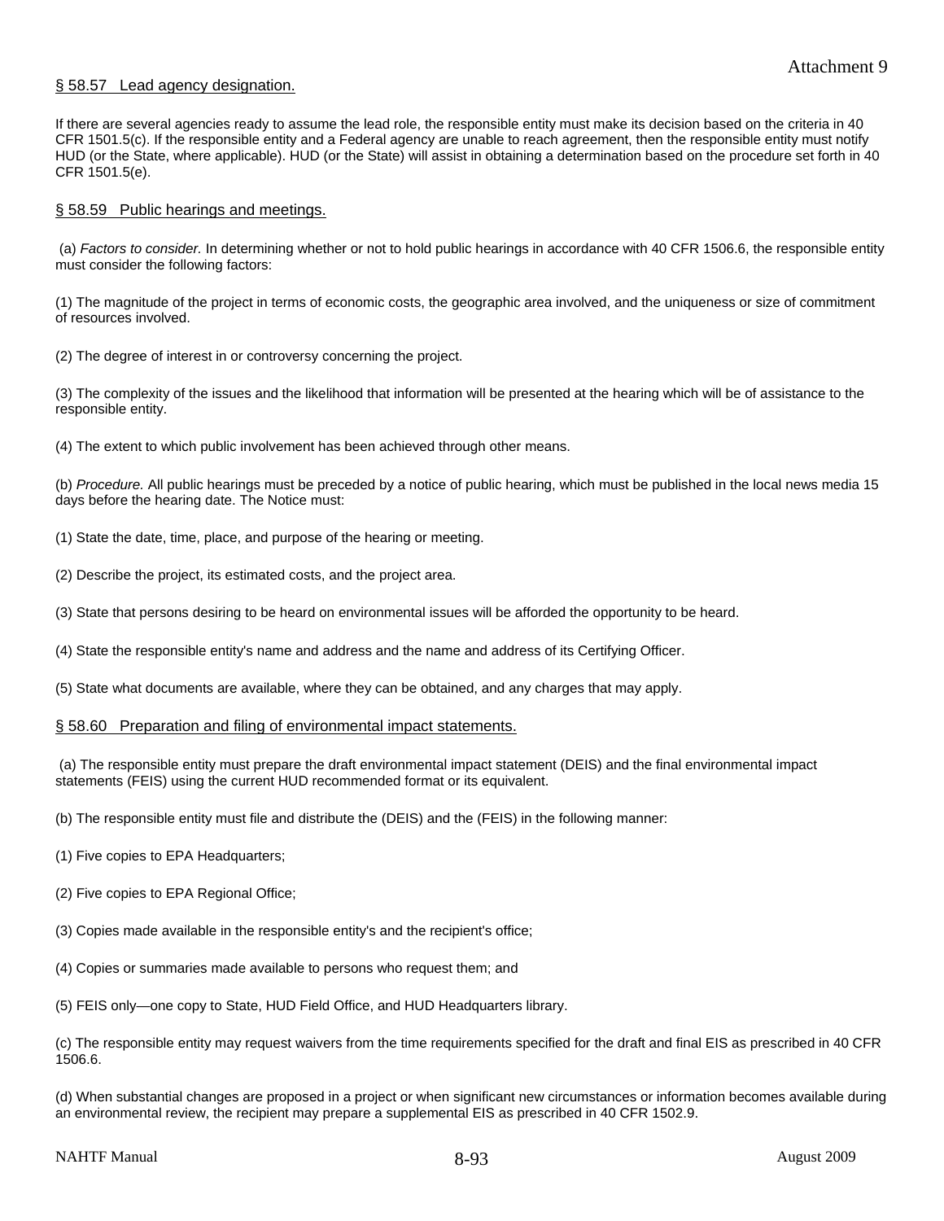## § 58.57 Lead agency designation.

If there are several agencies ready to assume the lead role, the responsible entity must make its decision based on the criteria in 40 CFR 1501.5(c). If the responsible entity and a Federal agency are unable to reach agreement, then the responsible entity must notify HUD (or the State, where applicable). HUD (or the State) will assist in obtaining a determination based on the procedure set forth in 40 CFR 1501.5(e).

## § 58.59 Public hearings and meetings.

(a) *Factors to consider.* In determining whether or not to hold public hearings in accordance with 40 CFR 1506.6, the responsible entity must consider the following factors:

(1) The magnitude of the project in terms of economic costs, the geographic area involved, and the uniqueness or size of commitment of resources involved.

(2) The degree of interest in or controversy concerning the project.

(3) The complexity of the issues and the likelihood that information will be presented at the hearing which will be of assistance to the responsible entity.

(4) The extent to which public involvement has been achieved through other means.

(b) *Procedure.* All public hearings must be preceded by a notice of public hearing, which must be published in the local news media 15 days before the hearing date. The Notice must:

(1) State the date, time, place, and purpose of the hearing or meeting.

(2) Describe the project, its estimated costs, and the project area.

(3) State that persons desiring to be heard on environmental issues will be afforded the opportunity to be heard.

(4) State the responsible entity's name and address and the name and address of its Certifying Officer.

(5) State what documents are available, where they can be obtained, and any charges that may apply.

## § 58.60 Preparation and filing of environmental impact statements.

(a) The responsible entity must prepare the draft environmental impact statement (DEIS) and the final environmental impact statements (FEIS) using the current HUD recommended format or its equivalent.

(b) The responsible entity must file and distribute the (DEIS) and the (FEIS) in the following manner:

(1) Five copies to EPA Headquarters;

(2) Five copies to EPA Regional Office;

(3) Copies made available in the responsible entity's and the recipient's office;

(4) Copies or summaries made available to persons who request them; and

(5) FEIS only—one copy to State, HUD Field Office, and HUD Headquarters library.

(c) The responsible entity may request waivers from the time requirements specified for the draft and final EIS as prescribed in 40 CFR 1506.6.

(d) When substantial changes are proposed in a project or when significant new circumstances or information becomes available during an environmental review, the recipient may prepare a supplemental EIS as prescribed in 40 CFR 1502.9.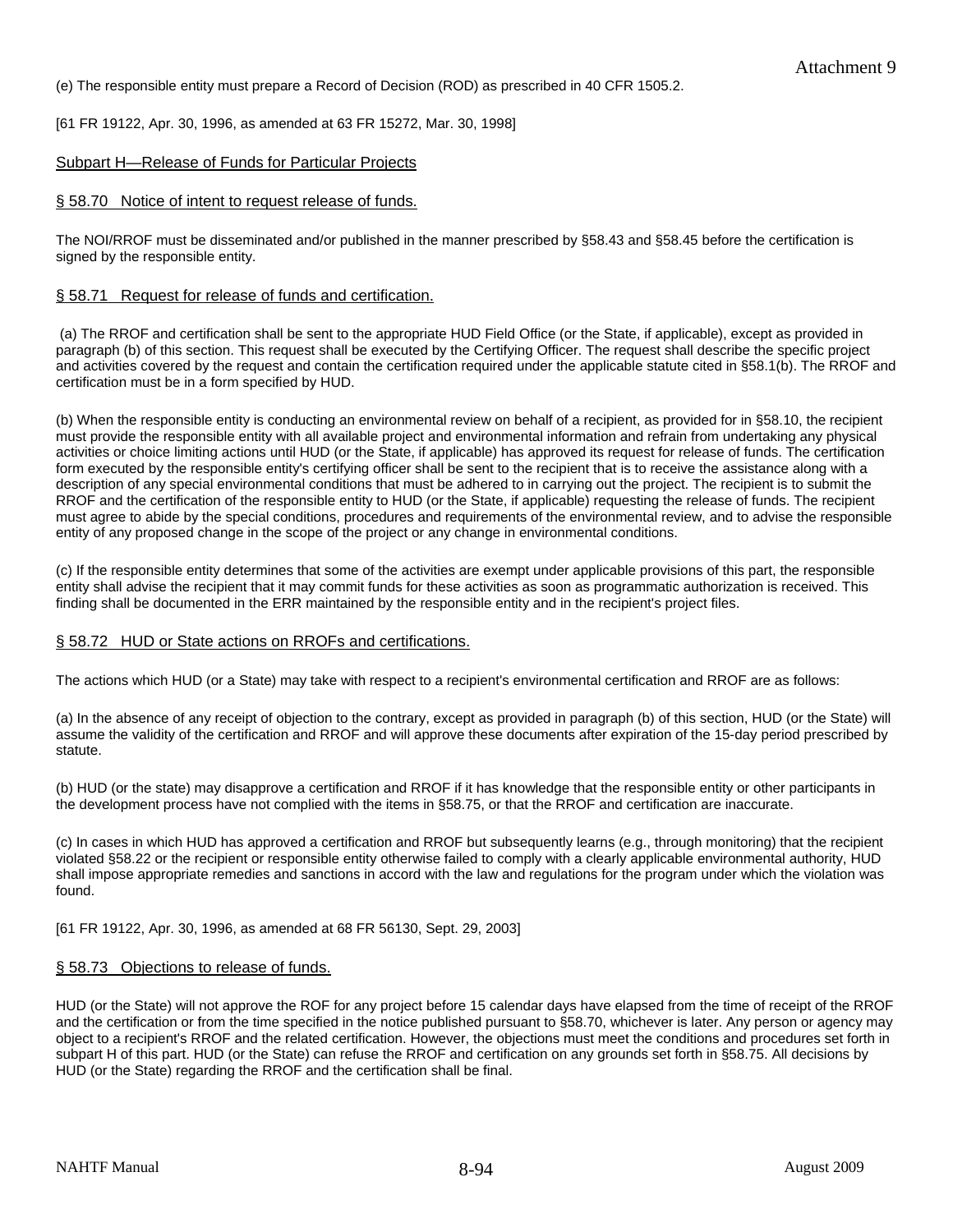(e) The responsible entity must prepare a Record of Decision (ROD) as prescribed in 40 CFR 1505.2.

[61 FR 19122, Apr. 30, 1996, as amended at 63 FR 15272, Mar. 30, 1998]

## Subpart H—Release of Funds for Particular Projects

### § 58.70 Notice of intent to request release of funds.

The NOI/RROF must be disseminated and/or published in the manner prescribed by §58.43 and §58.45 before the certification is signed by the responsible entity.

### § 58.71 Request for release of funds and certification.

(a) The RROF and certification shall be sent to the appropriate HUD Field Office (or the State, if applicable), except as provided in paragraph (b) of this section. This request shall be executed by the Certifying Officer. The request shall describe the specific project and activities covered by the request and contain the certification required under the applicable statute cited in §58.1(b). The RROF and certification must be in a form specified by HUD.

(b) When the responsible entity is conducting an environmental review on behalf of a recipient, as provided for in §58.10, the recipient must provide the responsible entity with all available project and environmental information and refrain from undertaking any physical activities or choice limiting actions until HUD (or the State, if applicable) has approved its request for release of funds. The certification form executed by the responsible entity's certifying officer shall be sent to the recipient that is to receive the assistance along with a description of any special environmental conditions that must be adhered to in carrying out the project. The recipient is to submit the RROF and the certification of the responsible entity to HUD (or the State, if applicable) requesting the release of funds. The recipient must agree to abide by the special conditions, procedures and requirements of the environmental review, and to advise the responsible entity of any proposed change in the scope of the project or any change in environmental conditions.

(c) If the responsible entity determines that some of the activities are exempt under applicable provisions of this part, the responsible entity shall advise the recipient that it may commit funds for these activities as soon as programmatic authorization is received. This finding shall be documented in the ERR maintained by the responsible entity and in the recipient's project files.

### § 58.72 HUD or State actions on RROFs and certifications.

The actions which HUD (or a State) may take with respect to a recipient's environmental certification and RROF are as follows:

(a) In the absence of any receipt of objection to the contrary, except as provided in paragraph (b) of this section, HUD (or the State) will assume the validity of the certification and RROF and will approve these documents after expiration of the 15-day period prescribed by statute.

(b) HUD (or the state) may disapprove a certification and RROF if it has knowledge that the responsible entity or other participants in the development process have not complied with the items in §58.75, or that the RROF and certification are inaccurate.

(c) In cases in which HUD has approved a certification and RROF but subsequently learns (e.g., through monitoring) that the recipient violated §58.22 or the recipient or responsible entity otherwise failed to comply with a clearly applicable environmental authority, HUD shall impose appropriate remedies and sanctions in accord with the law and regulations for the program under which the violation was found.

[61 FR 19122, Apr. 30, 1996, as amended at 68 FR 56130, Sept. 29, 2003]

### § 58.73 Objections to release of funds.

HUD (or the State) will not approve the ROF for any project before 15 calendar days have elapsed from the time of receipt of the RROF and the certification or from the time specified in the notice published pursuant to §58.70, whichever is later. Any person or agency may object to a recipient's RROF and the related certification. However, the objections must meet the conditions and procedures set forth in subpart H of this part. HUD (or the State) can refuse the RROF and certification on any grounds set forth in §58.75. All decisions by HUD (or the State) regarding the RROF and the certification shall be final.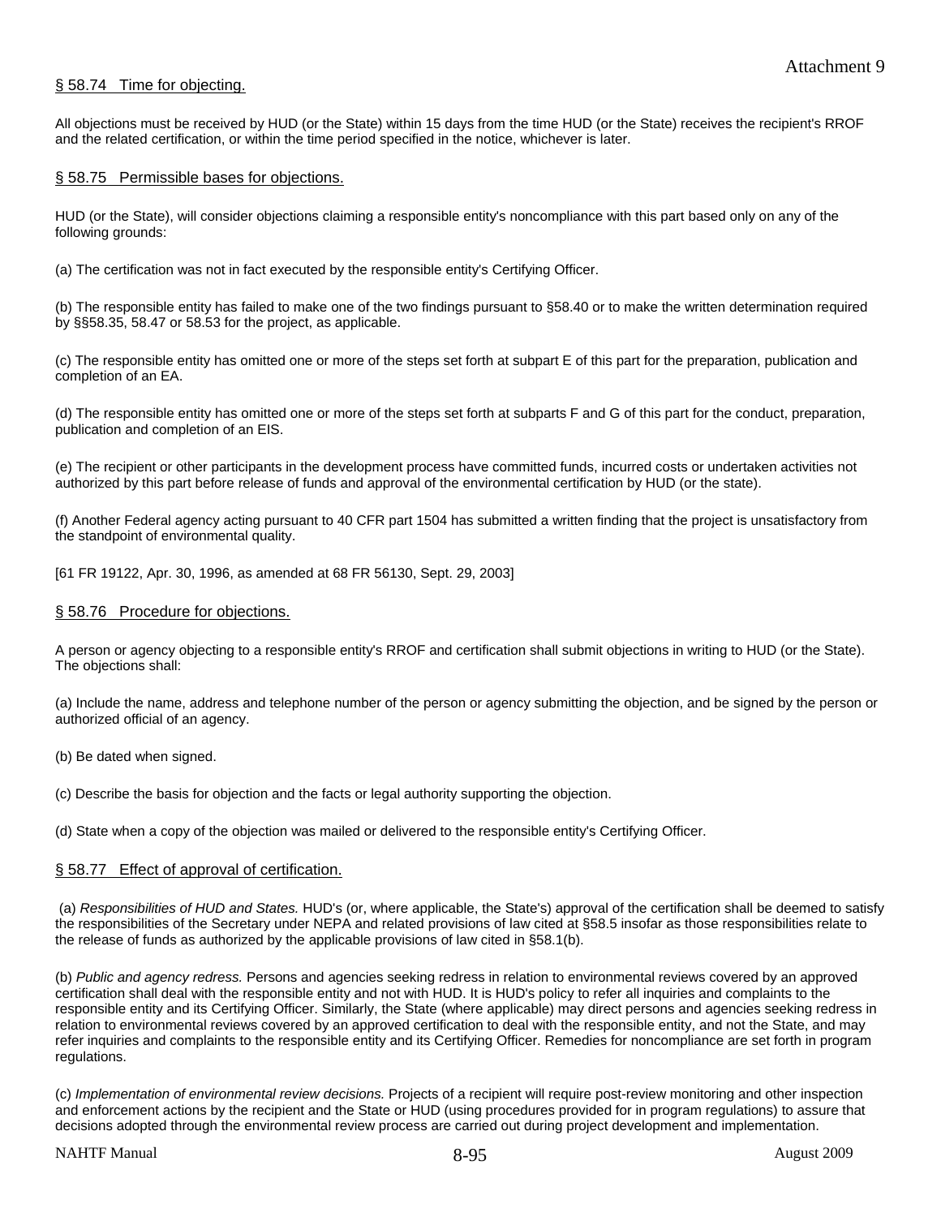## § 58.74 Time for objecting.

All objections must be received by HUD (or the State) within 15 days from the time HUD (or the State) receives the recipient's RROF and the related certification, or within the time period specified in the notice, whichever is later.

## § 58.75 Permissible bases for objections.

HUD (or the State), will consider objections claiming a responsible entity's noncompliance with this part based only on any of the following grounds:

(a) The certification was not in fact executed by the responsible entity's Certifying Officer.

(b) The responsible entity has failed to make one of the two findings pursuant to §58.40 or to make the written determination required by §§58.35, 58.47 or 58.53 for the project, as applicable.

(c) The responsible entity has omitted one or more of the steps set forth at subpart E of this part for the preparation, publication and completion of an EA.

(d) The responsible entity has omitted one or more of the steps set forth at subparts F and G of this part for the conduct, preparation, publication and completion of an EIS.

(e) The recipient or other participants in the development process have committed funds, incurred costs or undertaken activities not authorized by this part before release of funds and approval of the environmental certification by HUD (or the state).

(f) Another Federal agency acting pursuant to 40 CFR part 1504 has submitted a written finding that the project is unsatisfactory from the standpoint of environmental quality.

[61 FR 19122, Apr. 30, 1996, as amended at 68 FR 56130, Sept. 29, 2003]

## § 58.76 Procedure for objections.

A person or agency objecting to a responsible entity's RROF and certification shall submit objections in writing to HUD (or the State). The objections shall:

(a) Include the name, address and telephone number of the person or agency submitting the objection, and be signed by the person or authorized official of an agency.

(b) Be dated when signed.

(c) Describe the basis for objection and the facts or legal authority supporting the objection.

(d) State when a copy of the objection was mailed or delivered to the responsible entity's Certifying Officer.

## § 58.77 Effect of approval of certification.

(a) *Responsibilities of HUD and States.* HUD's (or, where applicable, the State's) approval of the certification shall be deemed to satisfy the responsibilities of the Secretary under NEPA and related provisions of law cited at §58.5 insofar as those responsibilities relate to the release of funds as authorized by the applicable provisions of law cited in §58.1(b).

(b) *Public and agency redress.* Persons and agencies seeking redress in relation to environmental reviews covered by an approved certification shall deal with the responsible entity and not with HUD. It is HUD's policy to refer all inquiries and complaints to the responsible entity and its Certifying Officer. Similarly, the State (where applicable) may direct persons and agencies seeking redress in relation to environmental reviews covered by an approved certification to deal with the responsible entity, and not the State, and may refer inquiries and complaints to the responsible entity and its Certifying Officer. Remedies for noncompliance are set forth in program regulations.

(c) *Implementation of environmental review decisions.* Projects of a recipient will require post-review monitoring and other inspection and enforcement actions by the recipient and the State or HUD (using procedures provided for in program regulations) to assure that decisions adopted through the environmental review process are carried out during project development and implementation.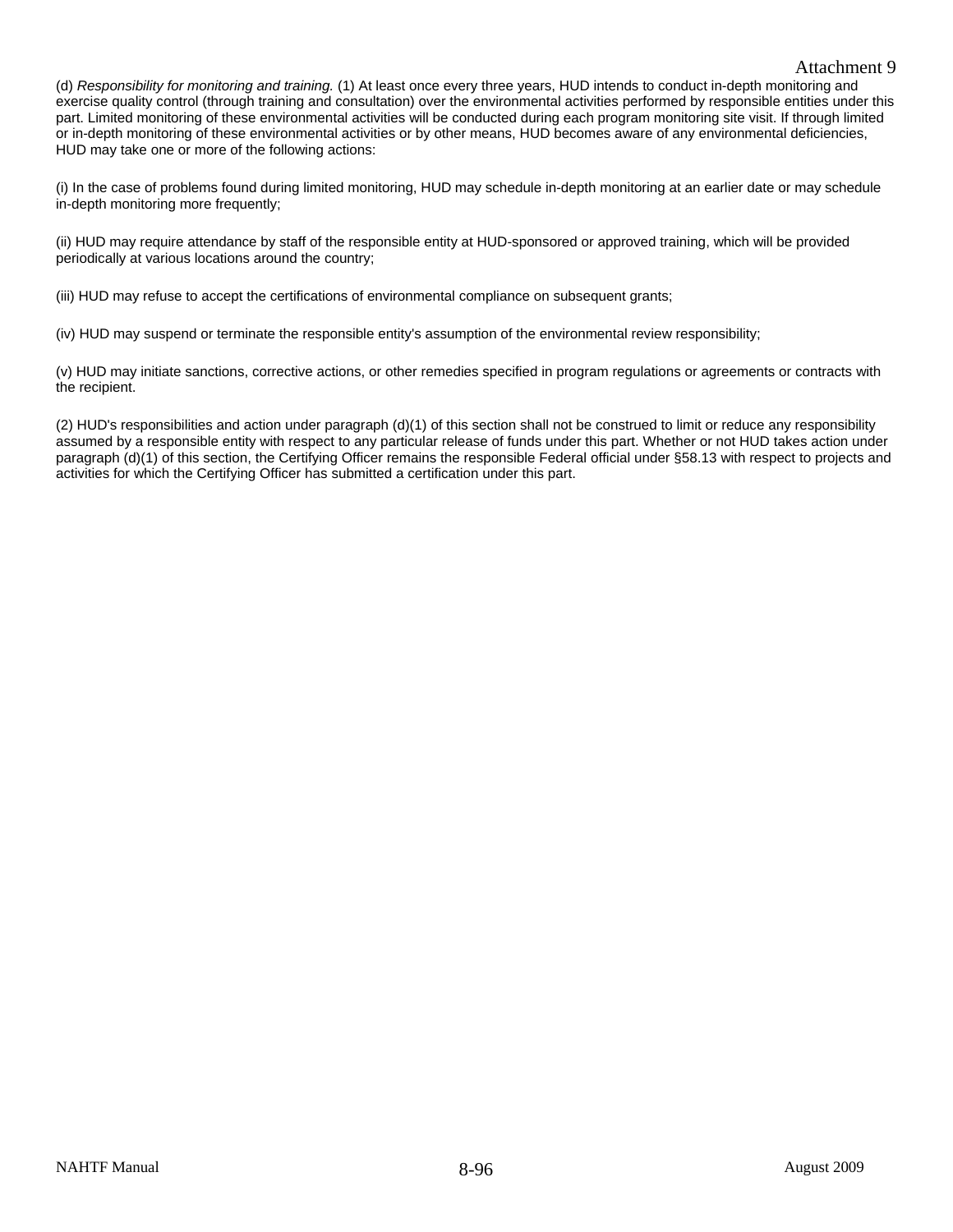(d) *Responsibility for monitoring and training.* (1) At least once every three years, HUD intends to conduct in-depth monitoring and exercise quality control (through training and consultation) over the environmental activities performed by responsible entities under this part. Limited monitoring of these environmental activities will be conducted during each program monitoring site visit. If through limited or in-depth monitoring of these environmental activities or by other means, HUD becomes aware of any environmental deficiencies, HUD may take one or more of the following actions:

(i) In the case of problems found during limited monitoring, HUD may schedule in-depth monitoring at an earlier date or may schedule in-depth monitoring more frequently;

(ii) HUD may require attendance by staff of the responsible entity at HUD-sponsored or approved training, which will be provided periodically at various locations around the country;

(iii) HUD may refuse to accept the certifications of environmental compliance on subsequent grants;

(iv) HUD may suspend or terminate the responsible entity's assumption of the environmental review responsibility;

(v) HUD may initiate sanctions, corrective actions, or other remedies specified in program regulations or agreements or contracts with the recipient.

(2) HUD's responsibilities and action under paragraph (d)(1) of this section shall not be construed to limit or reduce any responsibility assumed by a responsible entity with respect to any particular release of funds under this part. Whether or not HUD takes action under paragraph (d)(1) of this section, the Certifying Officer remains the responsible Federal official under §58.13 with respect to projects and activities for which the Certifying Officer has submitted a certification under this part.